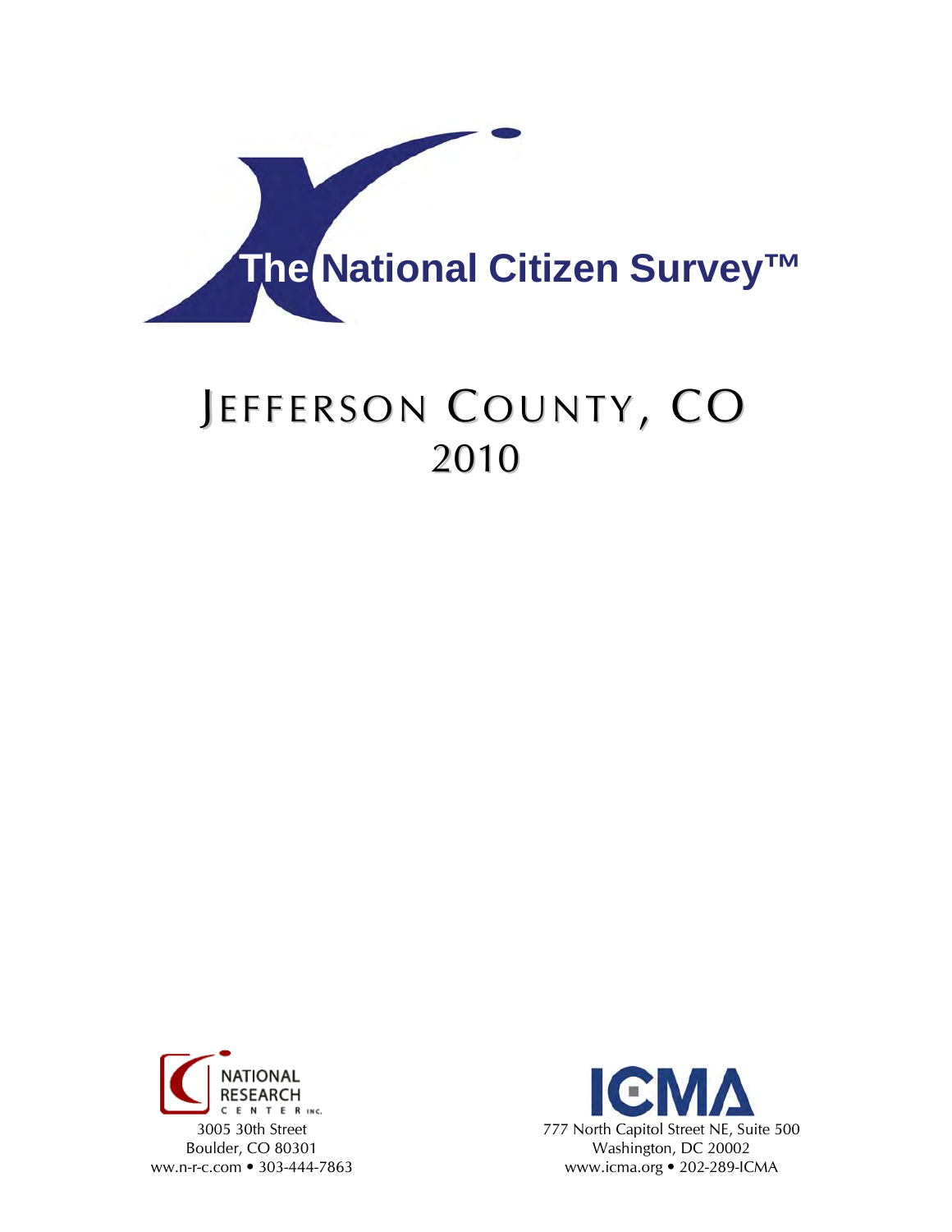# The National Citizen Survey™

# JEFFERSON COUNTY, CO
# 2010

NATIONAL RESEARCH CENTER INC.
3005 30th Street
Boulder, CO 80301
ww.n-r-c.com • 303-444-7863

ICMA
777 North Capitol Street NE, Suite 500
Washington, DC 20002
www.icma.org • 202-289-ICMA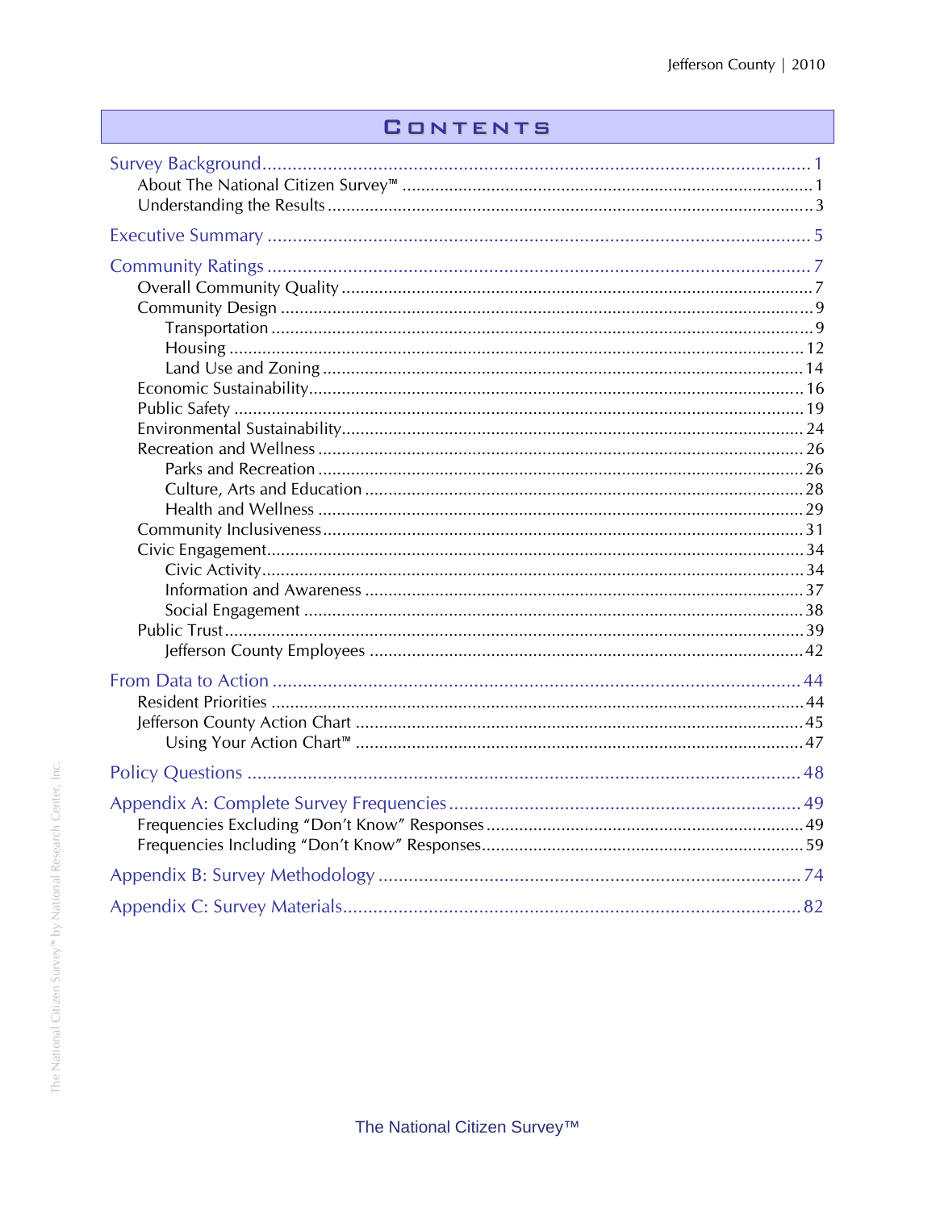# Contents

Survey Background ........ 1
- About The National Citizen Survey™ ........ 1
- Understanding the Results ........ 3

Executive Summary ........ 5

Community Ratings ........ 7
- Overall Community Quality ........ 7
- Community Design ........ 9
  - Transportation ........ 9
  - Housing ........ 12
  - Land Use and Zoning ........ 14
- Economic Sustainability ........ 16
- Public Safety ........ 19
- Environmental Sustainability ........ 24
- Recreation and Wellness ........ 26
  - Parks and Recreation ........ 26
  - Culture, Arts and Education ........ 28
  - Health and Wellness ........ 29
- Community Inclusiveness ........ 31
- Civic Engagement ........ 34
  - Civic Activity ........ 34
  - Information and Awareness ........ 37
  - Social Engagement ........ 38
- Public Trust ........ 39
  - Jefferson County Employees ........ 42

From Data to Action ........ 44
- Resident Priorities ........ 44
- Jefferson County Action Chart ........ 45
  - Using Your Action Chart™ ........ 47

Policy Questions ........ 48

Appendix A: Complete Survey Frequencies ........ 49
- Frequencies Excluding “Don’t Know” Responses ........ 49
- Frequencies Including “Don’t Know” Responses ........ 59

Appendix B: Survey Methodology ........ 74

Appendix C: Survey Materials ........ 82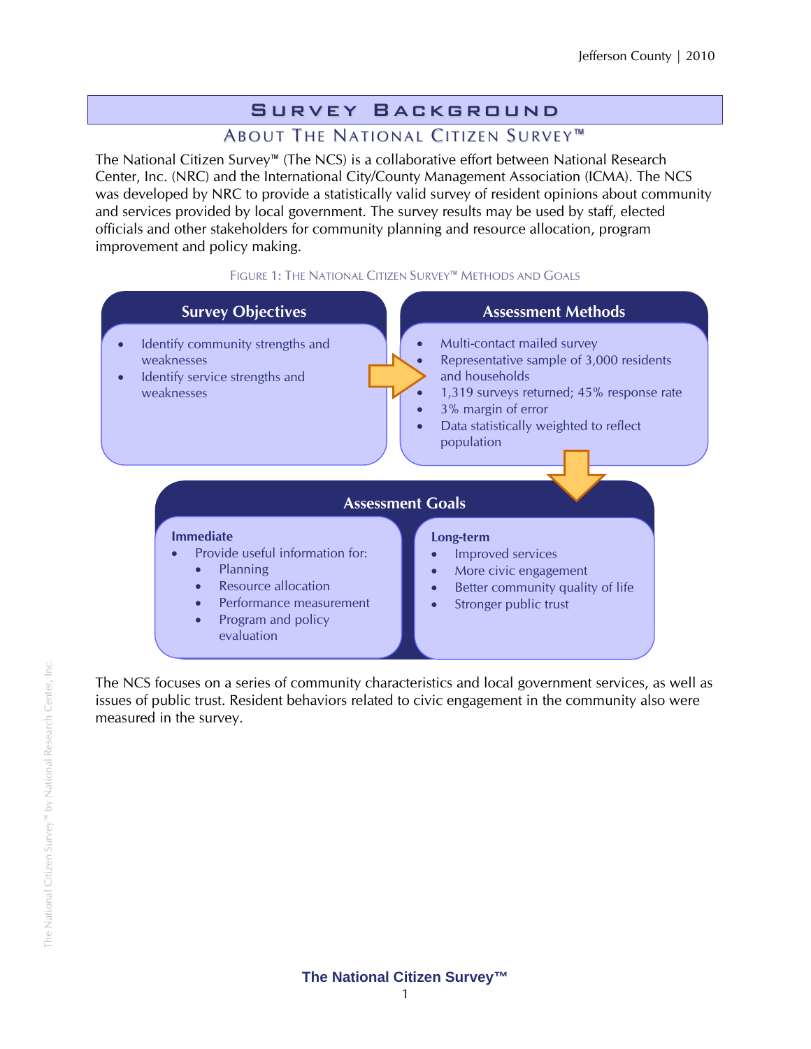# Survey Background

## About The National Citizen Survey™

The National Citizen Survey™ (The NCS) is a collaborative effort between National Research Center, Inc. (NRC) and the International City/County Management Association (ICMA). The NCS was developed by NRC to provide a statistically valid survey of resident opinions about community and services provided by local government. The survey results may be used by staff, elected officials and other stakeholders for community planning and resource allocation, program improvement and policy making.

FIGURE 1: THE NATIONAL CITIZEN SURVEY™ METHODS AND GOALS

**Survey Objectives**

- Identify community strengths and weaknesses
- Identify service strengths and weaknesses

**Assessment Methods**

- Multi-contact mailed survey
- Representative sample of 3,000 residents and households
- 1,319 surveys returned; 45% response rate
- 3% margin of error
- Data statistically weighted to reflect population

**Assessment Goals**

**Immediate**

- Provide useful information for:
  - Planning
  - Resource allocation
  - Performance measurement
  - Program and policy evaluation

**Long-term**

- Improved services
- More civic engagement
- Better community quality of life
- Stronger public trust

The NCS focuses on a series of community characteristics and local government services, as well as issues of public trust. Resident behaviors related to civic engagement in the community also were measured in the survey.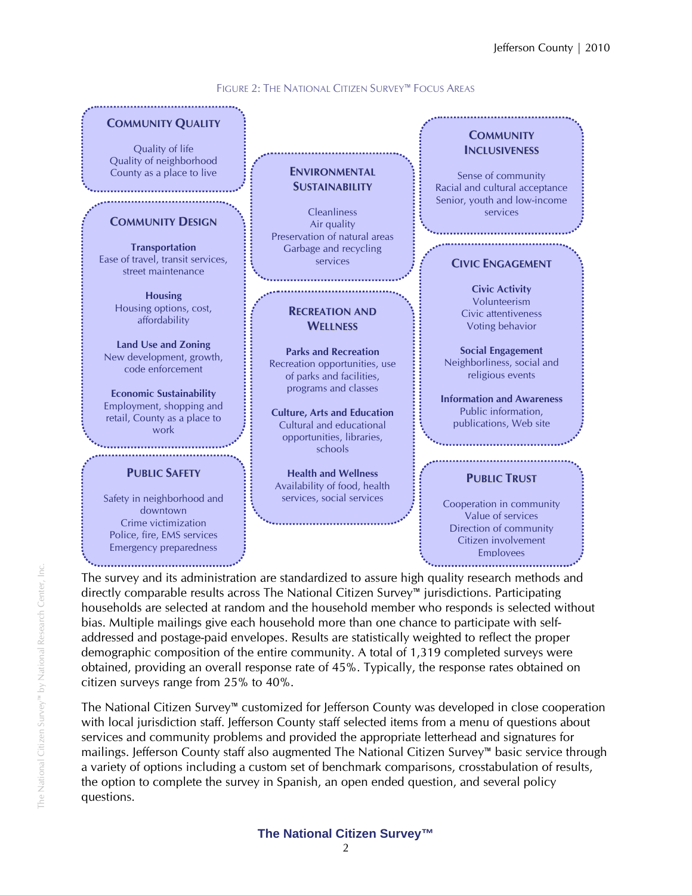FIGURE 2: THE NATIONAL CITIZEN SURVEY™ FOCUS AREAS

**COMMUNITY QUALITY**

Quality of life
Quality of neighborhood
County as a place to live

**COMMUNITY DESIGN**

**Transportation**
Ease of travel, transit services, street maintenance

**Housing**
Housing options, cost, affordability

**Land Use and Zoning**
New development, growth, code enforcement

**Economic Sustainability**
Employment, shopping and retail, County as a place to work

**PUBLIC SAFETY**

Safety in neighborhood and downtown
Crime victimization
Police, fire, EMS services
Emergency preparedness

**ENVIRONMENTAL SUSTAINABILITY**

Cleanliness
Air quality
Preservation of natural areas
Garbage and recycling services

**RECREATION AND WELLNESS**

**Parks and Recreation**
Recreation opportunities, use of parks and facilities, programs and classes

**Culture, Arts and Education**
Cultural and educational opportunities, libraries, schools

**Health and Wellness**
Availability of food, health services, social services

**COMMUNITY INCLUSIVENESS**

Sense of community
Racial and cultural acceptance
Senior, youth and low-income services

**CIVIC ENGAGEMENT**

**Civic Activity**
Volunteerism
Civic attentiveness
Voting behavior

**Social Engagement**
Neighborliness, social and religious events

**Information and Awareness**
Public information, publications, Web site

**PUBLIC TRUST**

Cooperation in community
Value of services
Direction of community
Citizen involvement
Employees

The survey and its administration are standardized to assure high quality research methods and directly comparable results across The National Citizen Survey™ jurisdictions. Participating households are selected at random and the household member who responds is selected without bias. Multiple mailings give each household more than one chance to participate with self-addressed and postage-paid envelopes. Results are statistically weighted to reflect the proper demographic composition of the entire community. A total of 1,319 completed surveys were obtained, providing an overall response rate of 45%. Typically, the response rates obtained on citizen surveys range from 25% to 40%.

The National Citizen Survey™ customized for Jefferson County was developed in close cooperation with local jurisdiction staff. Jefferson County staff selected items from a menu of questions about services and community problems and provided the appropriate letterhead and signatures for mailings. Jefferson County staff also augmented The National Citizen Survey™ basic service through a variety of options including a custom set of benchmark comparisons, crosstabulation of results, the option to complete the survey in Spanish, an open ended question, and several policy questions.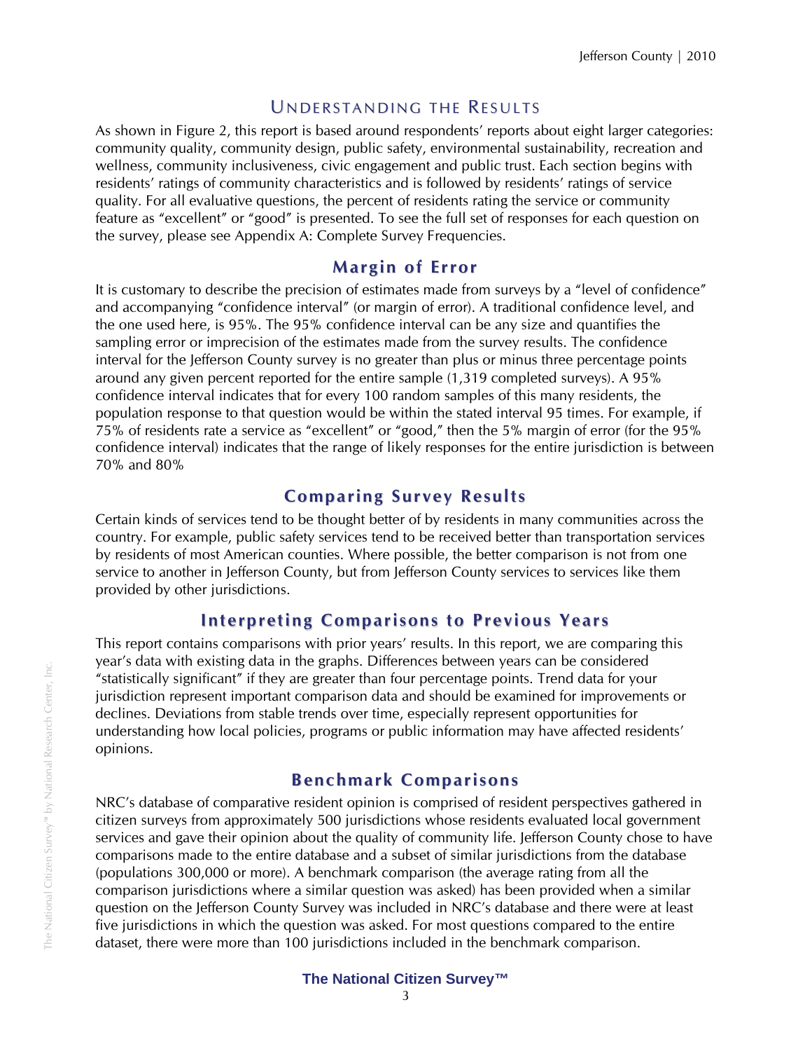## Understanding the Results

As shown in Figure 2, this report is based around respondents' reports about eight larger categories: community quality, community design, public safety, environmental sustainability, recreation and wellness, community inclusiveness, civic engagement and public trust. Each section begins with residents' ratings of community characteristics and is followed by residents' ratings of service quality. For all evaluative questions, the percent of residents rating the service or community feature as "excellent" or "good" is presented. To see the full set of responses for each question on the survey, please see Appendix A: Complete Survey Frequencies.

### Margin of Error

It is customary to describe the precision of estimates made from surveys by a "level of confidence" and accompanying "confidence interval" (or margin of error). A traditional confidence level, and the one used here, is 95%. The 95% confidence interval can be any size and quantifies the sampling error or imprecision of the estimates made from the survey results. The confidence interval for the Jefferson County survey is no greater than plus or minus three percentage points around any given percent reported for the entire sample (1,319 completed surveys). A 95% confidence interval indicates that for every 100 random samples of this many residents, the population response to that question would be within the stated interval 95 times. For example, if 75% of residents rate a service as "excellent" or "good," then the 5% margin of error (for the 95% confidence interval) indicates that the range of likely responses for the entire jurisdiction is between 70% and 80%

### Comparing Survey Results

Certain kinds of services tend to be thought better of by residents in many communities across the country. For example, public safety services tend to be received better than transportation services by residents of most American counties. Where possible, the better comparison is not from one service to another in Jefferson County, but from Jefferson County services to services like them provided by other jurisdictions.

### Interpreting Comparisons to Previous Years

This report contains comparisons with prior years' results. In this report, we are comparing this year's data with existing data in the graphs. Differences between years can be considered "statistically significant" if they are greater than four percentage points. Trend data for your jurisdiction represent important comparison data and should be examined for improvements or declines. Deviations from stable trends over time, especially represent opportunities for understanding how local policies, programs or public information may have affected residents' opinions.

### Benchmark Comparisons

NRC's database of comparative resident opinion is comprised of resident perspectives gathered in citizen surveys from approximately 500 jurisdictions whose residents evaluated local government services and gave their opinion about the quality of community life. Jefferson County chose to have comparisons made to the entire database and a subset of similar jurisdictions from the database (populations 300,000 or more). A benchmark comparison (the average rating from all the comparison jurisdictions where a similar question was asked) has been provided when a similar question on the Jefferson County Survey was included in NRC's database and there were at least five jurisdictions in which the question was asked. For most questions compared to the entire dataset, there were more than 100 jurisdictions included in the benchmark comparison.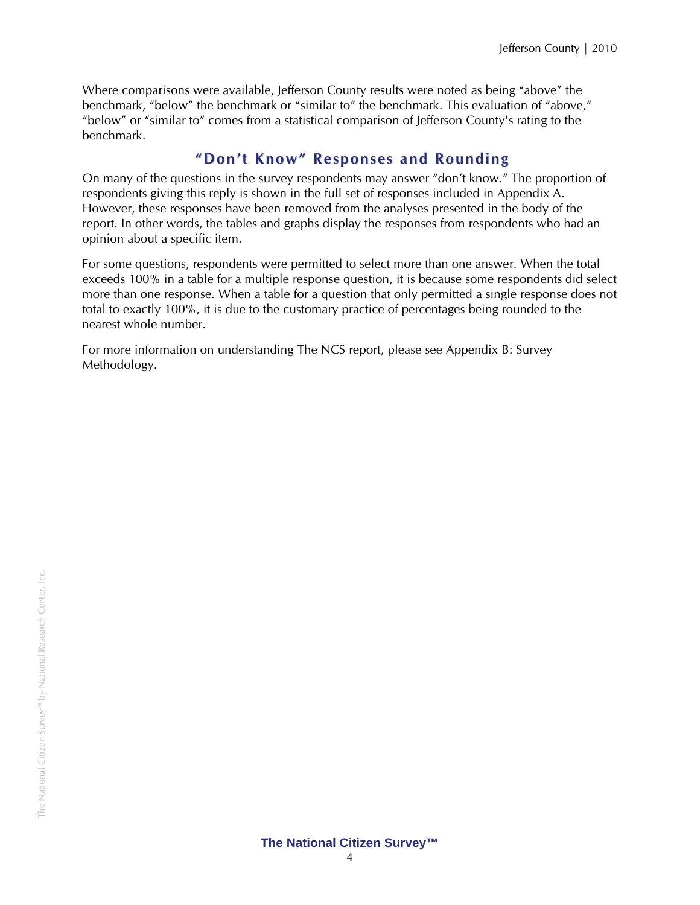Where comparisons were available, Jefferson County results were noted as being “above” the benchmark, “below” the benchmark or “similar to” the benchmark. This evaluation of “above,” “below” or “similar to” comes from a statistical comparison of Jefferson County's rating to the benchmark.

## “Don’t Know” Responses and Rounding

On many of the questions in the survey respondents may answer “don’t know.” The proportion of respondents giving this reply is shown in the full set of responses included in Appendix A. However, these responses have been removed from the analyses presented in the body of the report. In other words, the tables and graphs display the responses from respondents who had an opinion about a specific item.

For some questions, respondents were permitted to select more than one answer. When the total exceeds 100% in a table for a multiple response question, it is because some respondents did select more than one response. When a table for a question that only permitted a single response does not total to exactly 100%, it is due to the customary practice of percentages being rounded to the nearest whole number.

For more information on understanding The NCS report, please see Appendix B: Survey Methodology.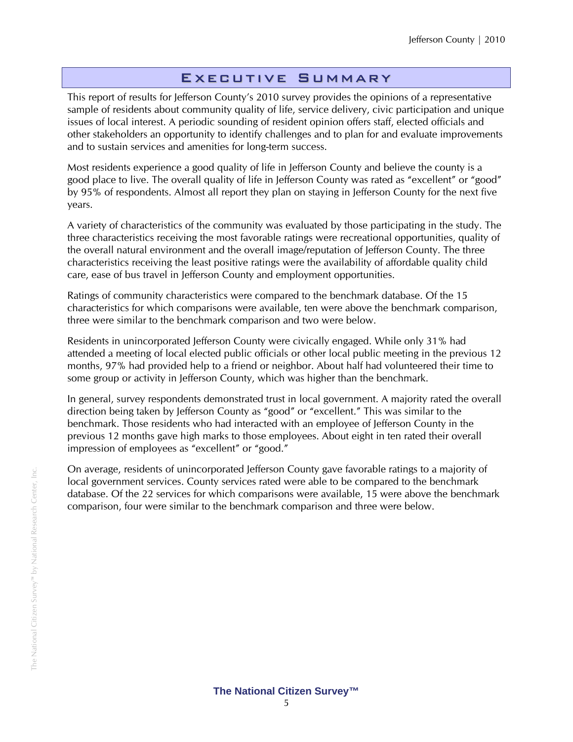# Executive Summary

This report of results for Jefferson County's 2010 survey provides the opinions of a representative sample of residents about community quality of life, service delivery, civic participation and unique issues of local interest. A periodic sounding of resident opinion offers staff, elected officials and other stakeholders an opportunity to identify challenges and to plan for and evaluate improvements and to sustain services and amenities for long-term success.

Most residents experience a good quality of life in Jefferson County and believe the county is a good place to live. The overall quality of life in Jefferson County was rated as "excellent" or "good" by 95% of respondents. Almost all report they plan on staying in Jefferson County for the next five years.

A variety of characteristics of the community was evaluated by those participating in the study. The three characteristics receiving the most favorable ratings were recreational opportunities, quality of the overall natural environment and the overall image/reputation of Jefferson County. The three characteristics receiving the least positive ratings were the availability of affordable quality child care, ease of bus travel in Jefferson County and employment opportunities.

Ratings of community characteristics were compared to the benchmark database. Of the 15 characteristics for which comparisons were available, ten were above the benchmark comparison, three were similar to the benchmark comparison and two were below.

Residents in unincorporated Jefferson County were civically engaged. While only 31% had attended a meeting of local elected public officials or other local public meeting in the previous 12 months, 97% had provided help to a friend or neighbor. About half had volunteered their time to some group or activity in Jefferson County, which was higher than the benchmark.

In general, survey respondents demonstrated trust in local government. A majority rated the overall direction being taken by Jefferson County as "good" or "excellent." This was similar to the benchmark. Those residents who had interacted with an employee of Jefferson County in the previous 12 months gave high marks to those employees. About eight in ten rated their overall impression of employees as "excellent" or "good."

On average, residents of unincorporated Jefferson County gave favorable ratings to a majority of local government services. County services rated were able to be compared to the benchmark database. Of the 22 services for which comparisons were available, 15 were above the benchmark comparison, four were similar to the benchmark comparison and three were below.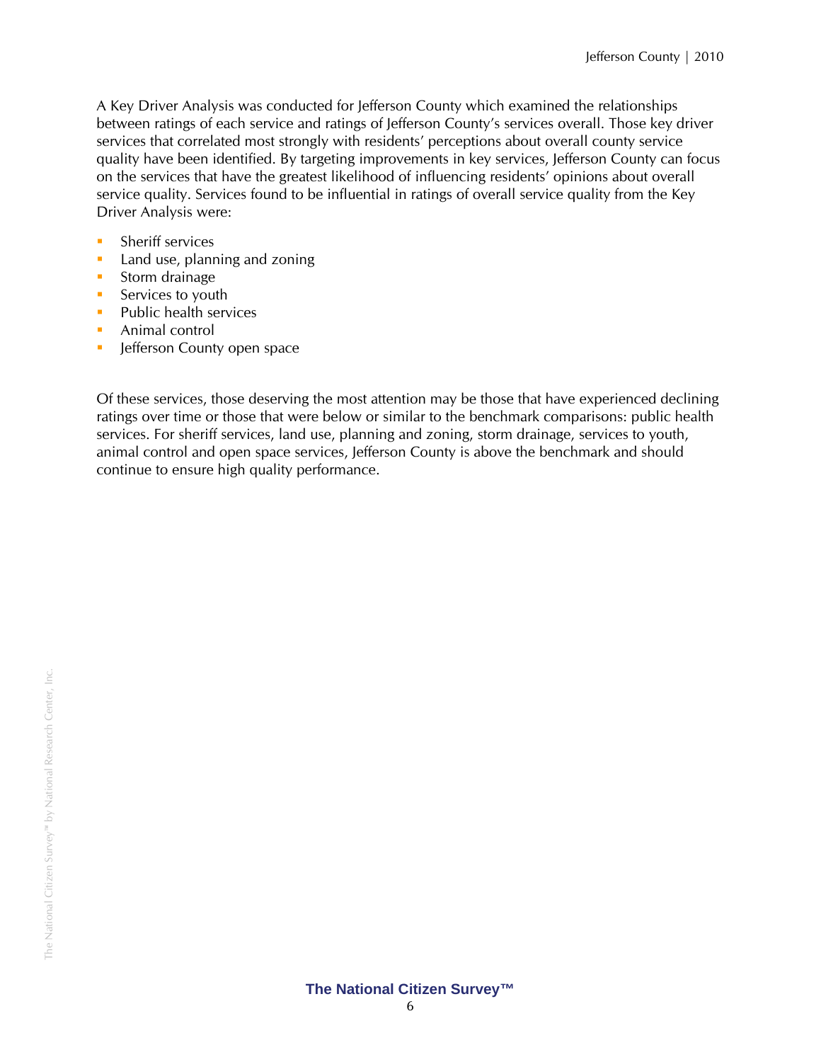A Key Driver Analysis was conducted for Jefferson County which examined the relationships between ratings of each service and ratings of Jefferson County's services overall. Those key driver services that correlated most strongly with residents' perceptions about overall county service quality have been identified. By targeting improvements in key services, Jefferson County can focus on the services that have the greatest likelihood of influencing residents' opinions about overall service quality. Services found to be influential in ratings of overall service quality from the Key Driver Analysis were:

- Sheriff services
- Land use, planning and zoning
- Storm drainage
- Services to youth
- Public health services
- Animal control
- Jefferson County open space

Of these services, those deserving the most attention may be those that have experienced declining ratings over time or those that were below or similar to the benchmark comparisons: public health services. For sheriff services, land use, planning and zoning, storm drainage, services to youth, animal control and open space services, Jefferson County is above the benchmark and should continue to ensure high quality performance.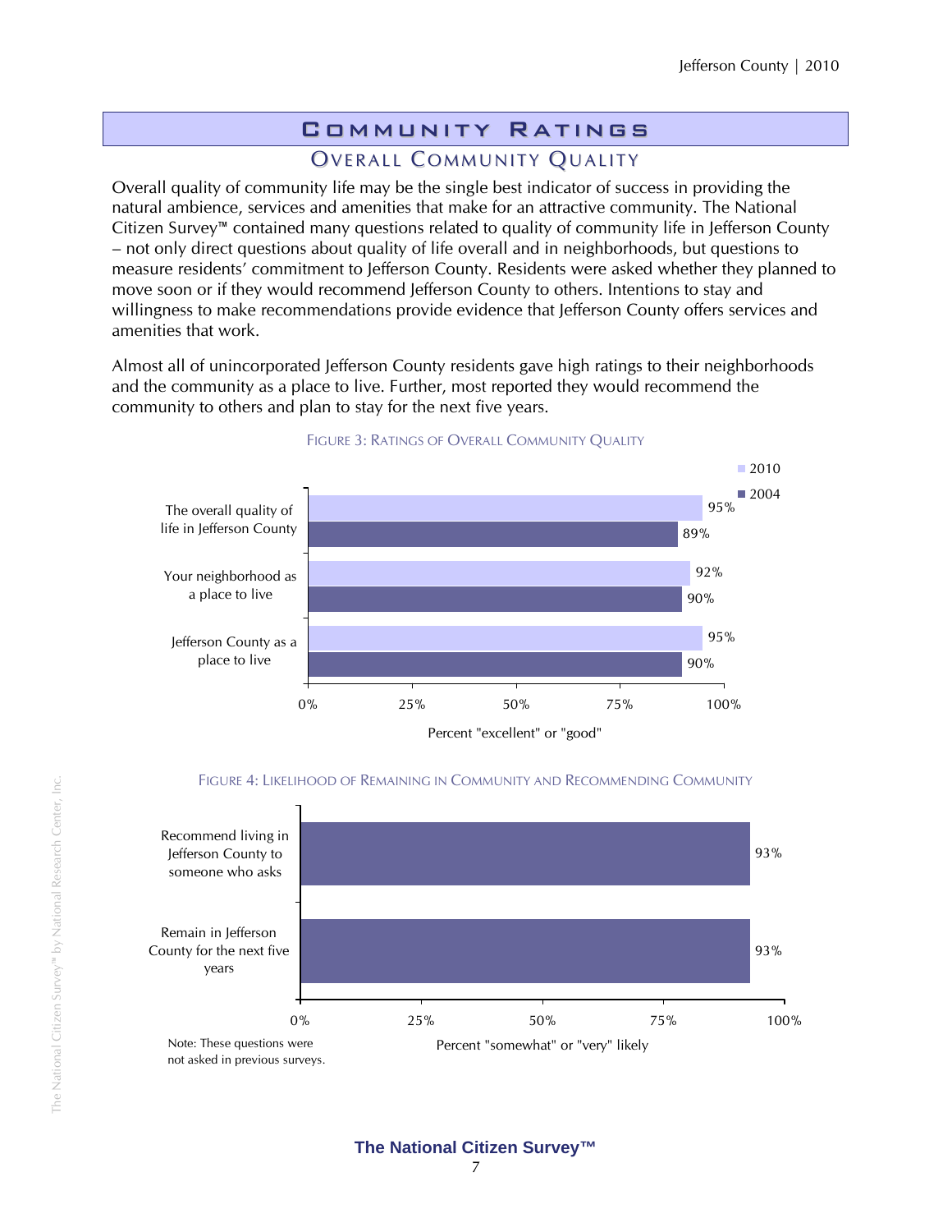# Community Ratings

## Overall Community Quality

Overall quality of community life may be the single best indicator of success in providing the natural ambience, services and amenities that make for an attractive community. The National Citizen Survey™ contained many questions related to quality of community life in Jefferson County – not only direct questions about quality of life overall and in neighborhoods, but questions to measure residents' commitment to Jefferson County. Residents were asked whether they planned to move soon or if they would recommend Jefferson County to others. Intentions to stay and willingness to make recommendations provide evidence that Jefferson County offers services and amenities that work.

Almost all of unincorporated Jefferson County residents gave high ratings to their neighborhoods and the community as a place to live. Further, most reported they would recommend the community to others and plan to stay for the next five years.

FIGURE 3: RATINGS OF OVERALL COMMUNITY QUALITY

| Percent "excellent" or "good" | 2010 | 2004 |
|---|---|---|
| The overall quality of life in Jefferson County | 95% | 89% |
| Your neighborhood as a place to live | 92% | 90% |
| Jefferson County as a place to live | 95% | 90% |

FIGURE 4: LIKELIHOOD OF REMAINING IN COMMUNITY AND RECOMMENDING COMMUNITY

| Percent "somewhat" or "very" likely | |
|---|---|
| Recommend living in Jefferson County to someone who asks | 93% |
| Remain in Jefferson County for the next five years | 93% |

Note: These questions were not asked in previous surveys.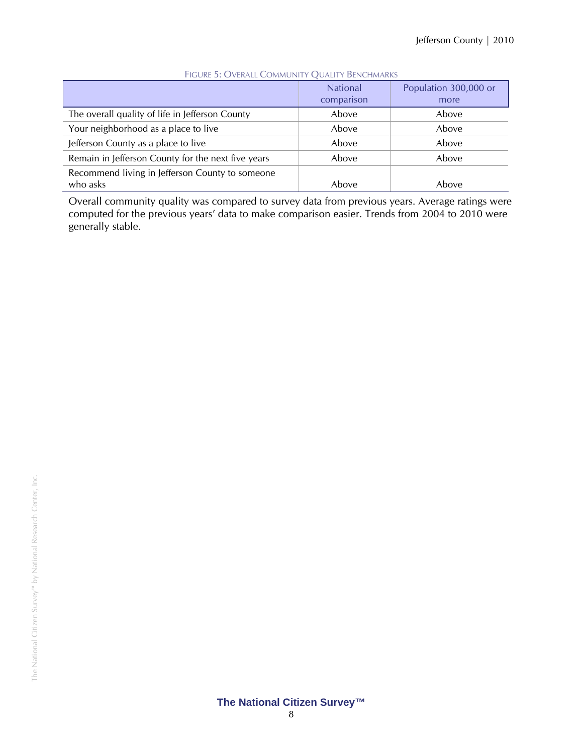FIGURE 5: OVERALL COMMUNITY QUALITY BENCHMARKS

| | National comparison | Population 300,000 or more |
|---|---|---|
| The overall quality of life in Jefferson County | Above | Above |
| Your neighborhood as a place to live | Above | Above |
| Jefferson County as a place to live | Above | Above |
| Remain in Jefferson County for the next five years | Above | Above |
| Recommend living in Jefferson County to someone who asks | Above | Above |

Overall community quality was compared to survey data from previous years. Average ratings were computed for the previous years' data to make comparison easier. Trends from 2004 to 2010 were generally stable.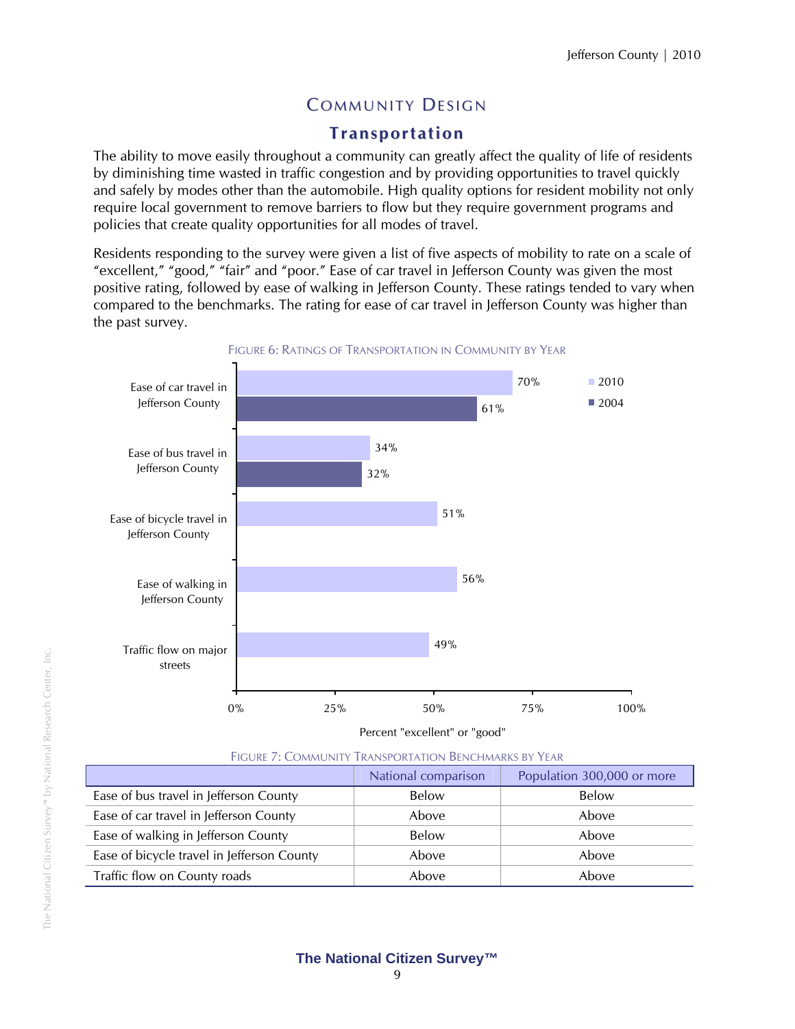# Community Design

## Transportation

The ability to move easily throughout a community can greatly affect the quality of life of residents by diminishing time wasted in traffic congestion and by providing opportunities to travel quickly and safely by modes other than the automobile. High quality options for resident mobility not only require local government to remove barriers to flow but they require government programs and policies that create quality opportunities for all modes of travel.

Residents responding to the survey were given a list of five aspects of mobility to rate on a scale of "excellent," "good," "fair" and "poor." Ease of car travel in Jefferson County was given the most positive rating, followed by ease of walking in Jefferson County. These ratings tended to vary when compared to the benchmarks. The rating for ease of car travel in Jefferson County was higher than the past survey.

FIGURE 6: RATINGS OF TRANSPORTATION IN COMMUNITY BY YEAR

| Percent "excellent" or "good" | 2010 | 2004 |
|---|---|---|
| Ease of car travel in Jefferson County | 70% | 61% |
| Ease of bus travel in Jefferson County | 34% | 32% |
| Ease of bicycle travel in Jefferson County | 51% | |
| Ease of walking in Jefferson County | 56% | |
| Traffic flow on major streets | 49% | |

FIGURE 7: COMMUNITY TRANSPORTATION BENCHMARKS BY YEAR

| | National comparison | Population 300,000 or more |
|---|---|---|
| Ease of bus travel in Jefferson County | Below | Below |
| Ease of car travel in Jefferson County | Above | Above |
| Ease of walking in Jefferson County | Below | Above |
| Ease of bicycle travel in Jefferson County | Above | Above |
| Traffic flow on County roads | Above | Above |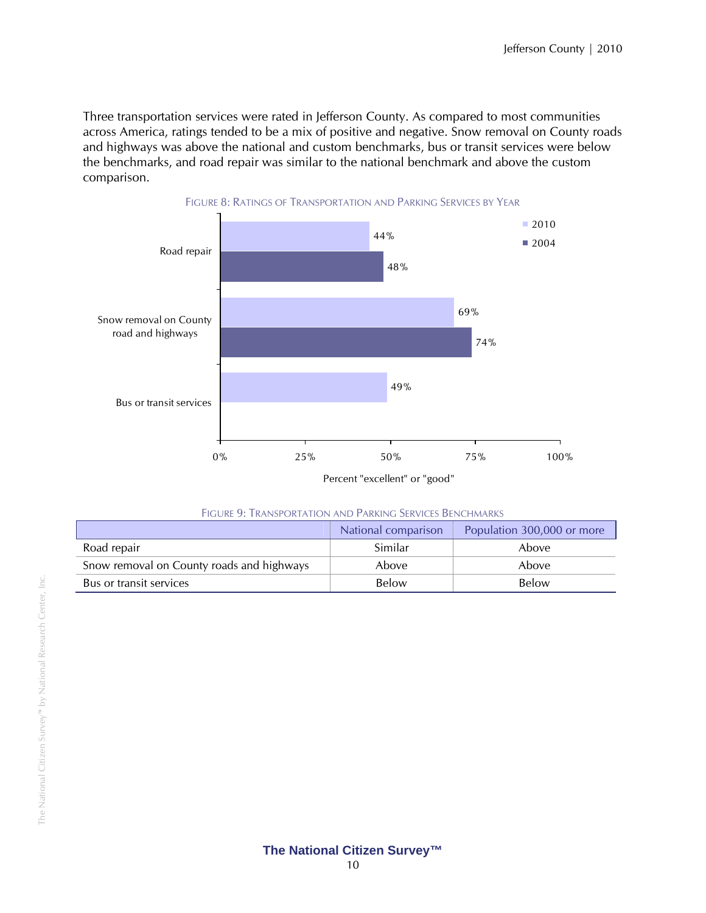Three transportation services were rated in Jefferson County. As compared to most communities across America, ratings tended to be a mix of positive and negative. Snow removal on County roads and highways was above the national and custom benchmarks, bus or transit services were below the benchmarks, and road repair was similar to the national benchmark and above the custom comparison.

FIGURE 8: RATINGS OF TRANSPORTATION AND PARKING SERVICES BY YEAR

| | 2010 | 2004 |
|---|---|---|
| Road repair | 44% | 48% |
| Snow removal on County road and highways | 69% | 74% |
| Bus or transit services | 49% | |

Percent "excellent" or "good"

FIGURE 9: TRANSPORTATION AND PARKING SERVICES BENCHMARKS

| | National comparison | Population 300,000 or more |
|---|---|---|
| Road repair | Similar | Above |
| Snow removal on County roads and highways | Above | Above |
| Bus or transit services | Below | Below |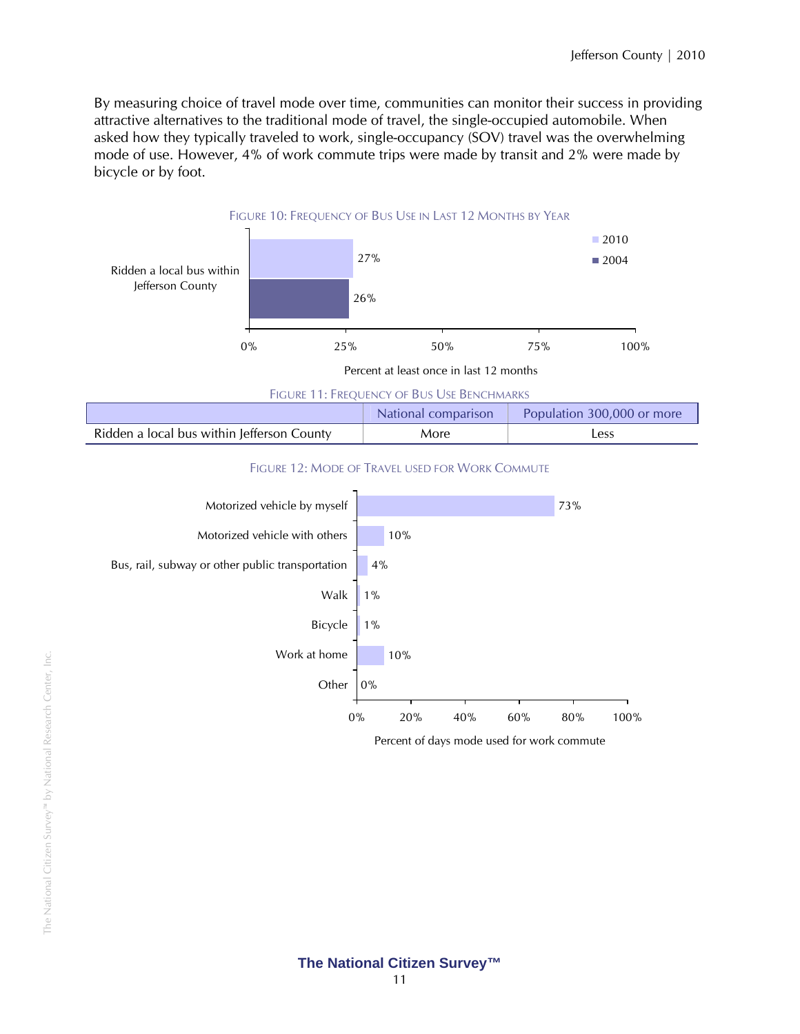By measuring choice of travel mode over time, communities can monitor their success in providing attractive alternatives to the traditional mode of travel, the single-occupied automobile. When asked how they typically traveled to work, single-occupancy (SOV) travel was the overwhelming mode of use. However, 4% of work commute trips were made by transit and 2% were made by bicycle or by foot.

FIGURE 10: FREQUENCY OF BUS USE IN LAST 12 MONTHS BY YEAR

| | 2010 | 2004 |
|---|---|---|
| Ridden a local bus within Jefferson County | 27% | 26% |

Percent at least once in last 12 months

FIGURE 11: FREQUENCY OF BUS USE BENCHMARKS

| | National comparison | Population 300,000 or more |
|---|---|---|
| Ridden a local bus within Jefferson County | More | Less |

FIGURE 12: MODE OF TRAVEL USED FOR WORK COMMUTE

| Mode | Percent |
|---|---|
| Motorized vehicle by myself | 73% |
| Motorized vehicle with others | 10% |
| Bus, rail, subway or other public transportation | 4% |
| Walk | 1% |
| Bicycle | 1% |
| Work at home | 10% |
| Other | 0% |

Percent of days mode used for work commute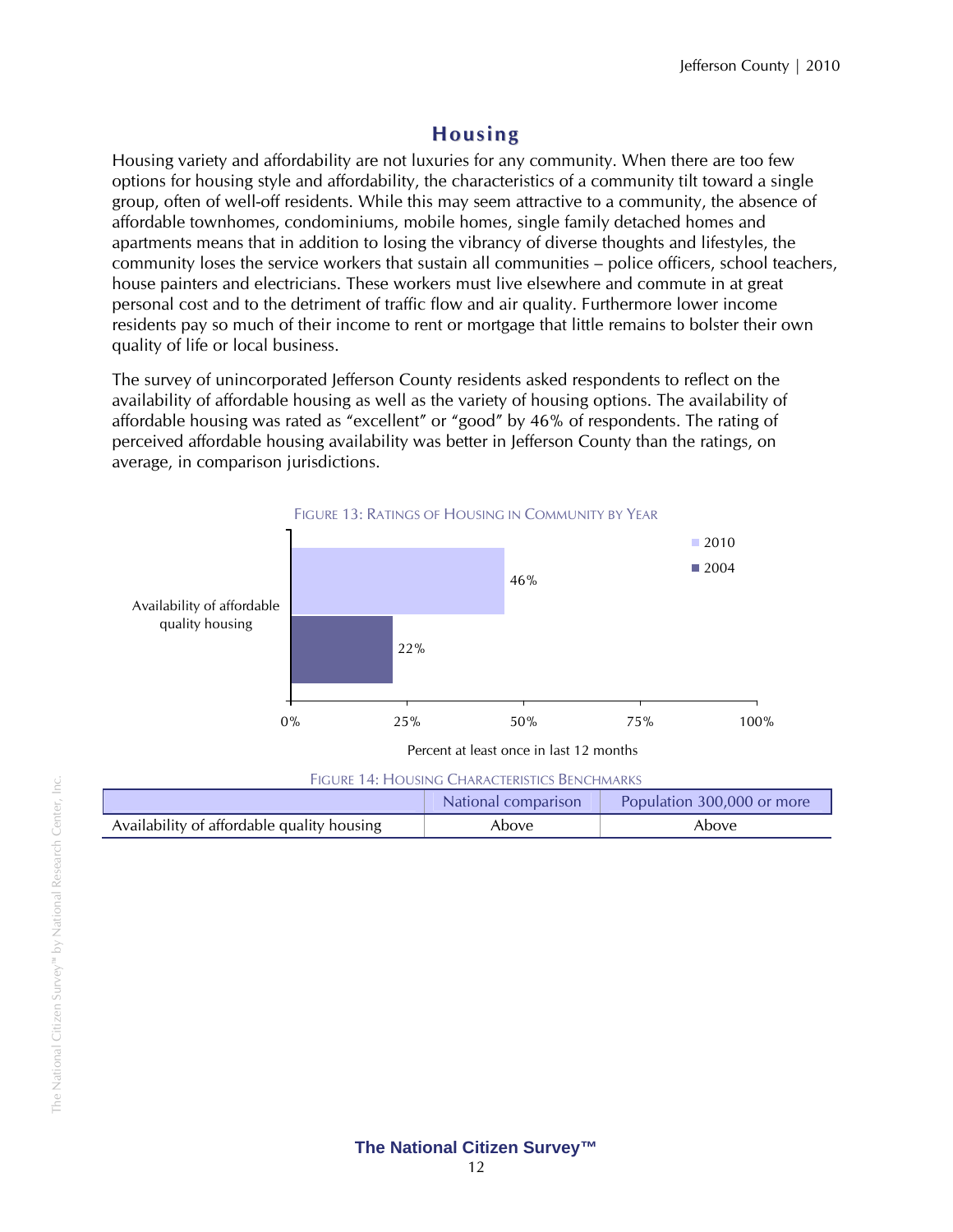## Housing

Housing variety and affordability are not luxuries for any community. When there are too few options for housing style and affordability, the characteristics of a community tilt toward a single group, often of well-off residents. While this may seem attractive to a community, the absence of affordable townhomes, condominiums, mobile homes, single family detached homes and apartments means that in addition to losing the vibrancy of diverse thoughts and lifestyles, the community loses the service workers that sustain all communities – police officers, school teachers, house painters and electricians. These workers must live elsewhere and commute in at great personal cost and to the detriment of traffic flow and air quality. Furthermore lower income residents pay so much of their income to rent or mortgage that little remains to bolster their own quality of life or local business.

The survey of unincorporated Jefferson County residents asked respondents to reflect on the availability of affordable housing as well as the variety of housing options. The availability of affordable housing was rated as "excellent" or "good" by 46% of respondents. The rating of perceived affordable housing availability was better in Jefferson County than the ratings, on average, in comparison jurisdictions.

FIGURE 13: RATINGS OF HOUSING IN COMMUNITY BY YEAR

| | 2010 | 2004 |
|---|---|---|
| Availability of affordable quality housing | 46% | 22% |

Percent at least once in last 12 months

FIGURE 14: HOUSING CHARACTERISTICS BENCHMARKS

| | National comparison | Population 300,000 or more |
|---|---|---|
| Availability of affordable quality housing | Above | Above |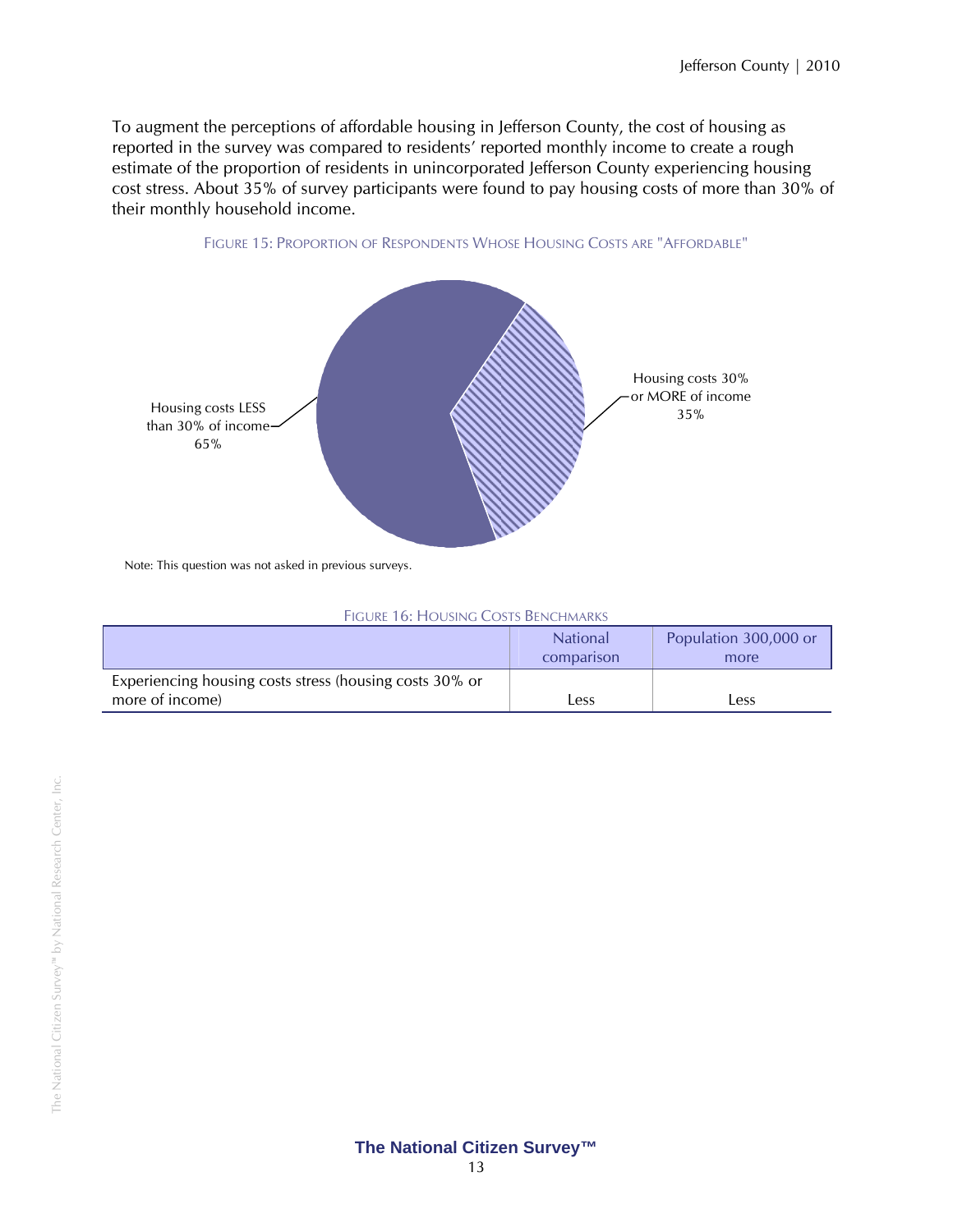To augment the perceptions of affordable housing in Jefferson County, the cost of housing as reported in the survey was compared to residents' reported monthly income to create a rough estimate of the proportion of residents in unincorporated Jefferson County experiencing housing cost stress. About 35% of survey participants were found to pay housing costs of more than 30% of their monthly household income.

FIGURE 15: PROPORTION OF RESPONDENTS WHOSE HOUSING COSTS ARE "AFFORDABLE"

Housing costs LESS than 30% of income 65%

Housing costs 30% or MORE of income 35%

Note: This question was not asked in previous surveys.

FIGURE 16: HOUSING COSTS BENCHMARKS

| | National comparison | Population 300,000 or more |
|---|---|---|
| Experiencing housing costs stress (housing costs 30% or more of income) | Less | Less |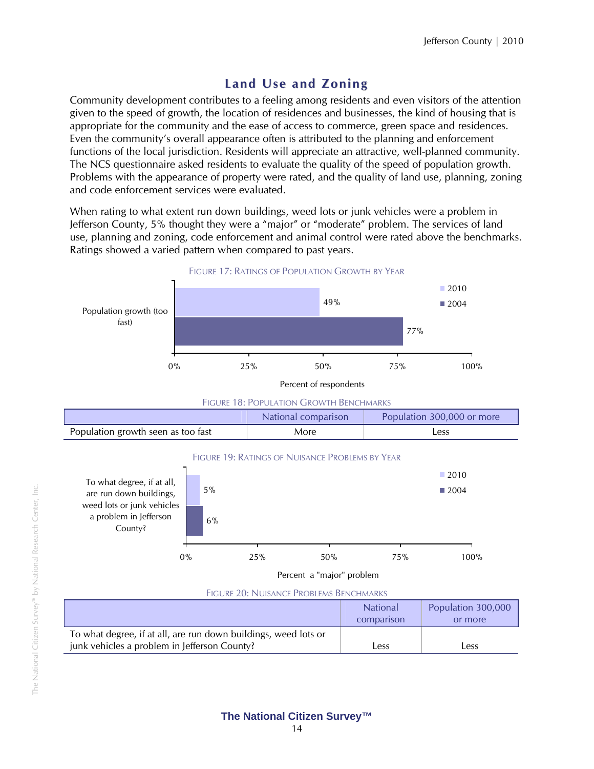## Land Use and Zoning

Community development contributes to a feeling among residents and even visitors of the attention given to the speed of growth, the location of residences and businesses, the kind of housing that is appropriate for the community and the ease of access to commerce, green space and residences. Even the community's overall appearance often is attributed to the planning and enforcement functions of the local jurisdiction. Residents will appreciate an attractive, well-planned community. The NCS questionnaire asked residents to evaluate the quality of the speed of population growth. Problems with the appearance of property were rated, and the quality of land use, planning, zoning and code enforcement services were evaluated.

When rating to what extent run down buildings, weed lots or junk vehicles were a problem in Jefferson County, 5% thought they were a "major" or "moderate" problem. The services of land use, planning and zoning, code enforcement and animal control were rated above the benchmarks. Ratings showed a varied pattern when compared to past years.

FIGURE 17: RATINGS OF POPULATION GROWTH BY YEAR

| | 2010 | 2004 |
|---|---|---|
| Population growth (too fast) | 49% | 77% |

Percent of respondents

FIGURE 18: POPULATION GROWTH BENCHMARKS

| | National comparison | Population 300,000 or more |
|---|---|---|
| Population growth seen as too fast | More | Less |

FIGURE 19: RATINGS OF NUISANCE PROBLEMS BY YEAR

| | 2010 | 2004 |
|---|---|---|
| To what degree, if at all, are run down buildings, weed lots or junk vehicles a problem in Jefferson County? | 5% | 6% |

Percent a "major" problem

FIGURE 20: NUISANCE PROBLEMS BENCHMARKS

| | National comparison | Population 300,000 or more |
|---|---|---|
| To what degree, if at all, are run down buildings, weed lots or junk vehicles a problem in Jefferson County? | Less | Less |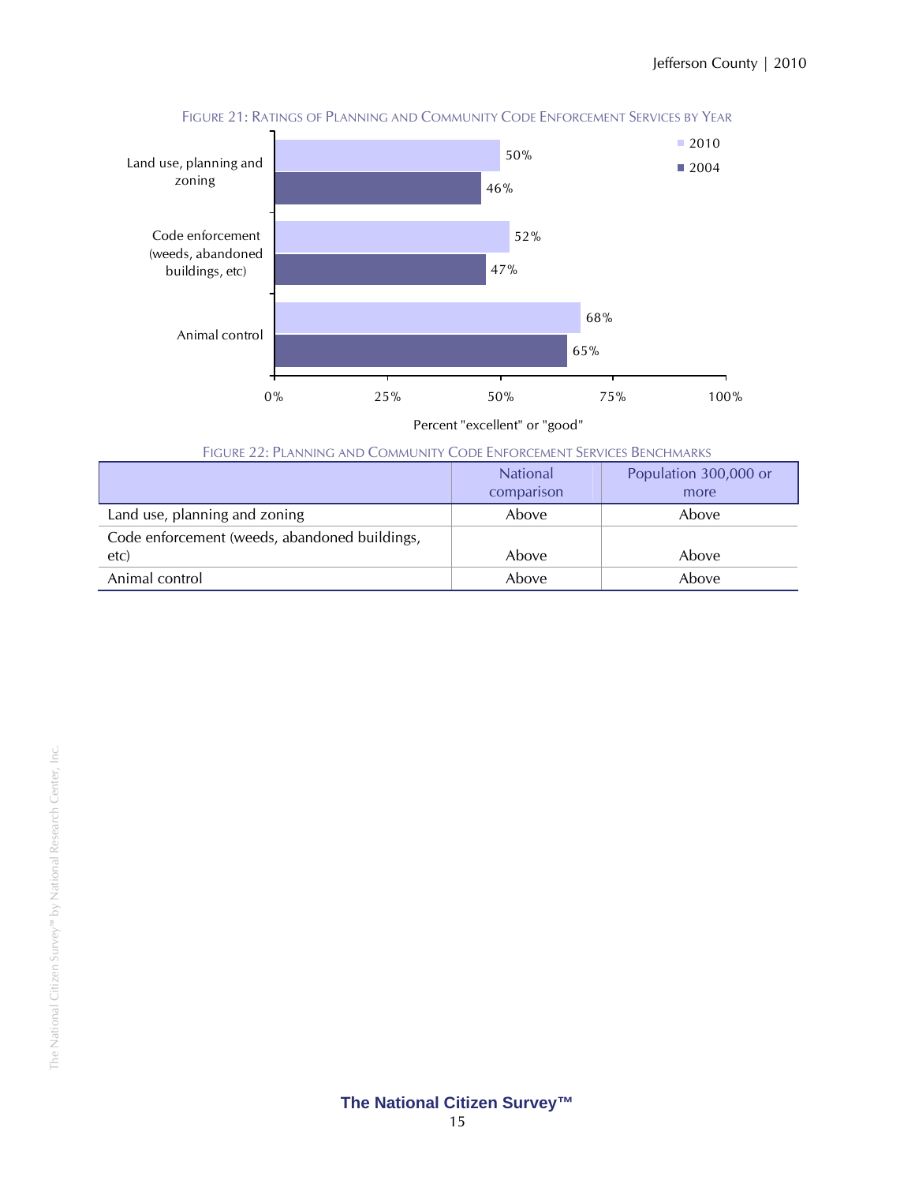FIGURE 21: RATINGS OF PLANNING AND COMMUNITY CODE ENFORCEMENT SERVICES BY YEAR

| | 2010 | 2004 |
|---|---|---|
| Land use, planning and zoning | 50% | 46% |
| Code enforcement (weeds, abandoned buildings, etc) | 52% | 47% |
| Animal control | 68% | 65% |

Percent "excellent" or "good"

FIGURE 22: PLANNING AND COMMUNITY CODE ENFORCEMENT SERVICES BENCHMARKS

| | National comparison | Population 300,000 or more |
|---|---|---|
| Land use, planning and zoning | Above | Above |
| Code enforcement (weeds, abandoned buildings, etc) | Above | Above |
| Animal control | Above | Above |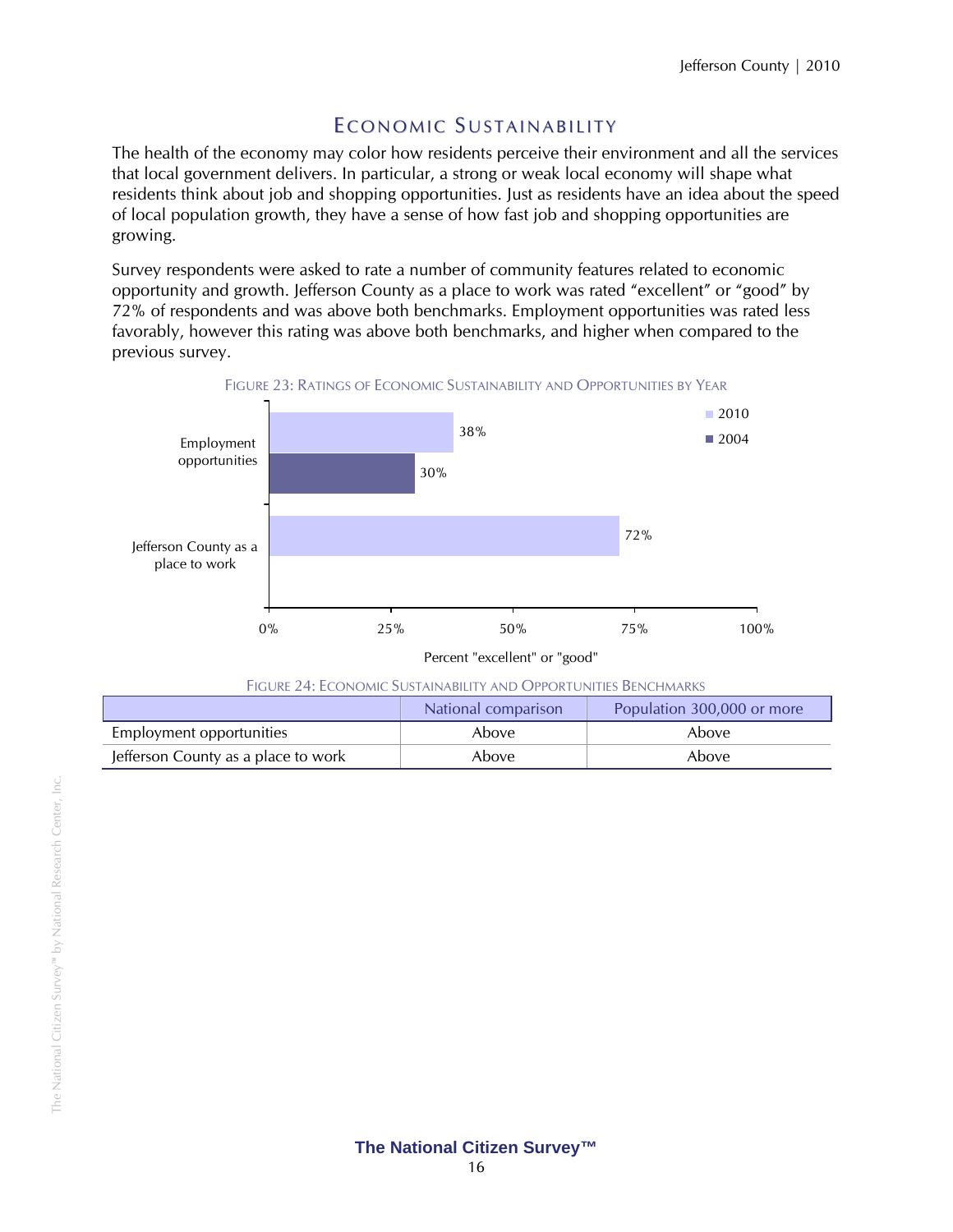# Economic Sustainability

The health of the economy may color how residents perceive their environment and all the services that local government delivers. In particular, a strong or weak local economy will shape what residents think about job and shopping opportunities. Just as residents have an idea about the speed of local population growth, they have a sense of how fast job and shopping opportunities are growing.

Survey respondents were asked to rate a number of community features related to economic opportunity and growth. Jefferson County as a place to work was rated "excellent" or "good" by 72% of respondents and was above both benchmarks. Employment opportunities was rated less favorably, however this rating was above both benchmarks, and higher when compared to the previous survey.

Figure 23: Ratings of Economic Sustainability and Opportunities by Year

| | 2010 | 2004 |
|---|---|---|
| Employment opportunities | 38% | 30% |
| Jefferson County as a place to work | 72% | |

Percent "excellent" or "good"

Figure 24: Economic Sustainability and Opportunities Benchmarks

| | National comparison | Population 300,000 or more |
|---|---|---|
| Employment opportunities | Above | Above |
| Jefferson County as a place to work | Above | Above |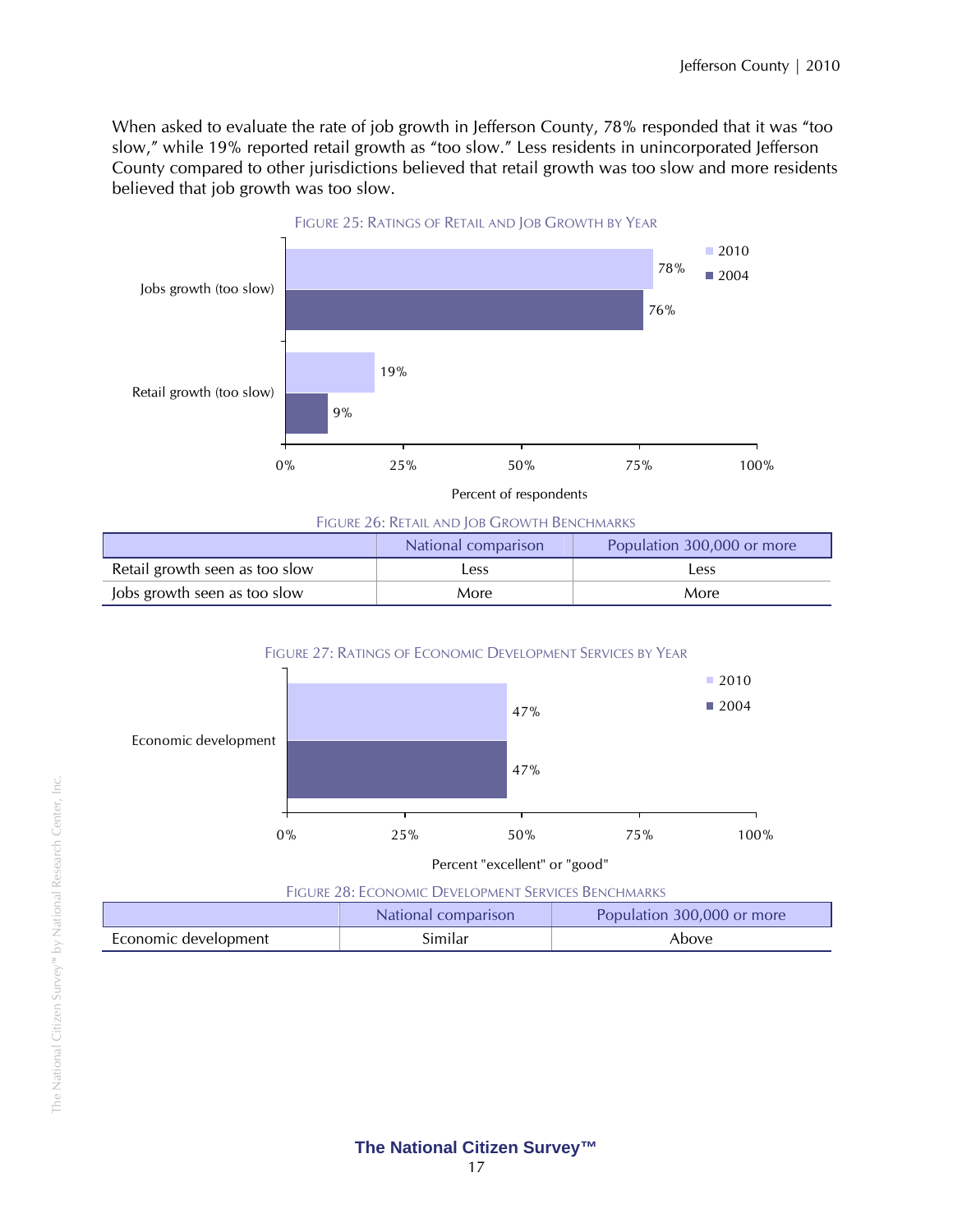When asked to evaluate the rate of job growth in Jefferson County, 78% responded that it was "too slow," while 19% reported retail growth as "too slow." Less residents in unincorporated Jefferson County compared to other jurisdictions believed that retail growth was too slow and more residents believed that job growth was too slow.

FIGURE 25: RATINGS OF RETAIL AND JOB GROWTH BY YEAR

| | 2010 | 2004 |
|---|---|---|
| Jobs growth (too slow) | 78% | 76% |
| Retail growth (too slow) | 19% | 9% |

Percent of respondents

FIGURE 26: RETAIL AND JOB GROWTH BENCHMARKS

| | National comparison | Population 300,000 or more |
|---|---|---|
| Retail growth seen as too slow | Less | Less |
| Jobs growth seen as too slow | More | More |

FIGURE 27: RATINGS OF ECONOMIC DEVELOPMENT SERVICES BY YEAR

| | 2010 | 2004 |
|---|---|---|
| Economic development | 47% | 47% |

Percent "excellent" or "good"

FIGURE 28: ECONOMIC DEVELOPMENT SERVICES BENCHMARKS

| | National comparison | Population 300,000 or more |
|---|---|---|
| Economic development | Similar | Above |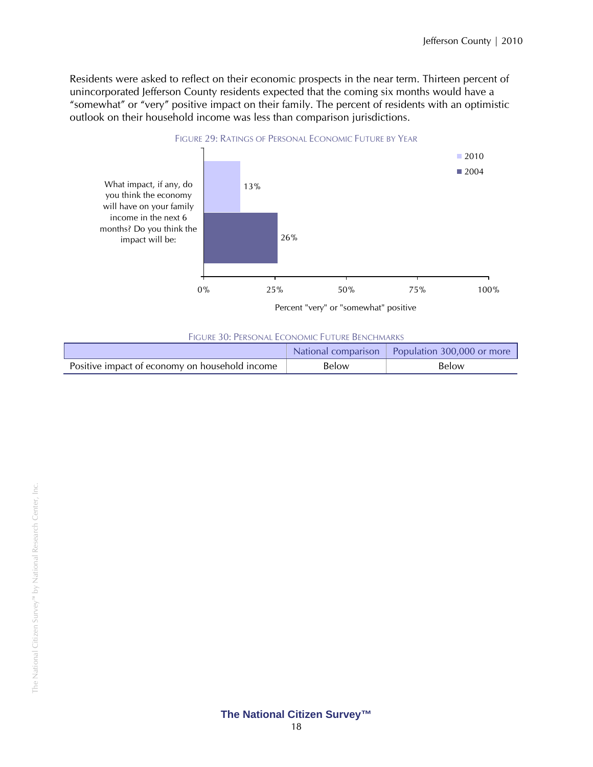Residents were asked to reflect on their economic prospects in the near term. Thirteen percent of unincorporated Jefferson County residents expected that the coming six months would have a "somewhat" or "very" positive impact on their family. The percent of residents with an optimistic outlook on their household income was less than comparison jurisdictions.

FIGURE 29: RATINGS OF PERSONAL ECONOMIC FUTURE BY YEAR

| What impact, if any, do you think the economy will have on your family income in the next 6 months? Do you think the impact will be: | Percent "very" or "somewhat" positive |
|---|---|
| 2010 | 13% |
| 2004 | 26% |

FIGURE 30: PERSONAL ECONOMIC FUTURE BENCHMARKS

| | National comparison | Population 300,000 or more |
|---|---|---|
| Positive impact of economy on household income | Below | Below |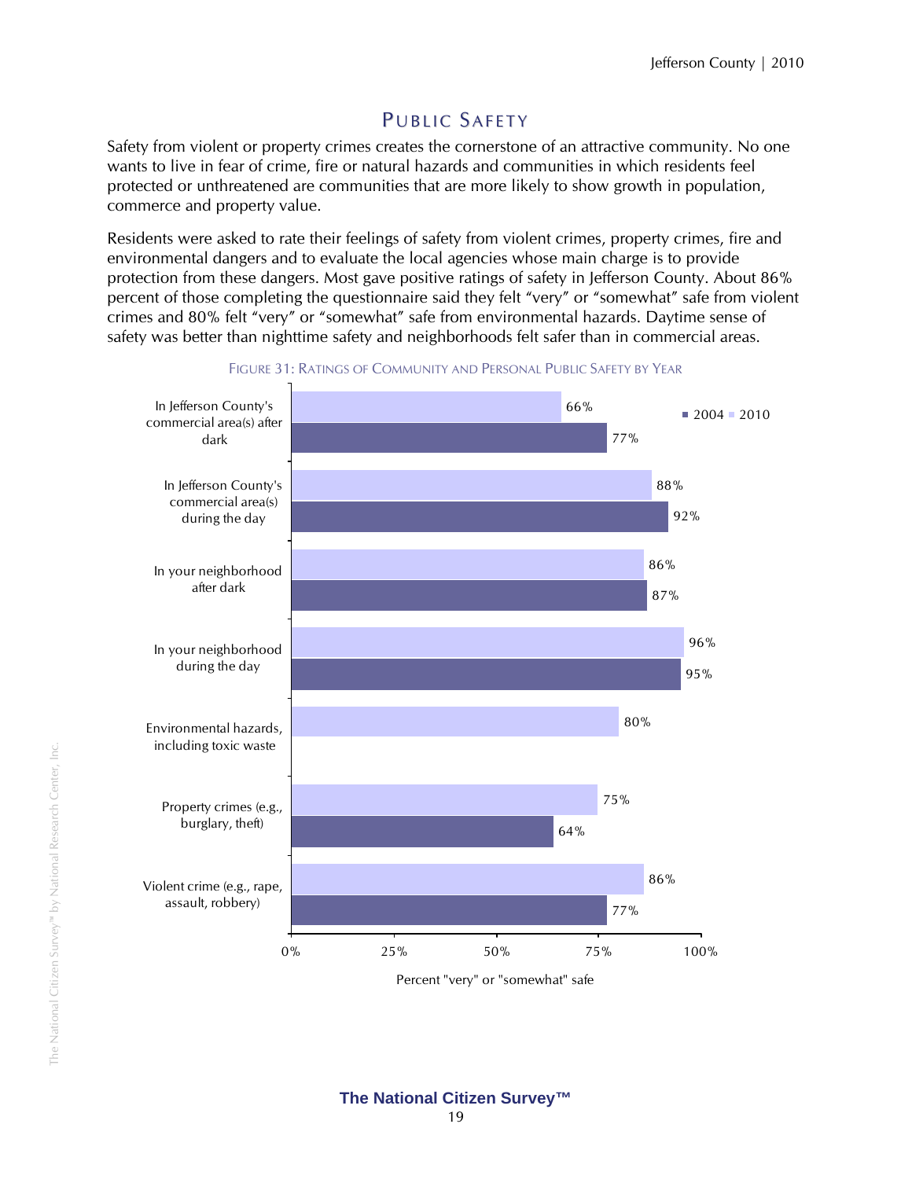## PUBLIC SAFETY

Safety from violent or property crimes creates the cornerstone of an attractive community. No one wants to live in fear of crime, fire or natural hazards and communities in which residents feel protected or unthreatened are communities that are more likely to show growth in population, commerce and property value.

Residents were asked to rate their feelings of safety from violent crimes, property crimes, fire and environmental dangers and to evaluate the local agencies whose main charge is to provide protection from these dangers. Most gave positive ratings of safety in Jefferson County. About 86% percent of those completing the questionnaire said they felt "very" or "somewhat" safe from violent crimes and 80% felt "very" or "somewhat" safe from environmental hazards. Daytime sense of safety was better than nighttime safety and neighborhoods felt safer than in commercial areas.

FIGURE 31: RATINGS OF COMMUNITY AND PERSONAL PUBLIC SAFETY BY YEAR

| Percent "very" or "somewhat" safe | 2010 | 2004 |
|---|---|---|
| In Jefferson County's commercial area(s) after dark | 66% | 77% |
| In Jefferson County's commercial area(s) during the day | 88% | 92% |
| In your neighborhood after dark | 86% | 87% |
| In your neighborhood during the day | 96% | 95% |
| Environmental hazards, including toxic waste | 80% | |
| Property crimes (e.g., burglary, theft) | 75% | 64% |
| Violent crime (e.g., rape, assault, robbery) | 86% | 77% |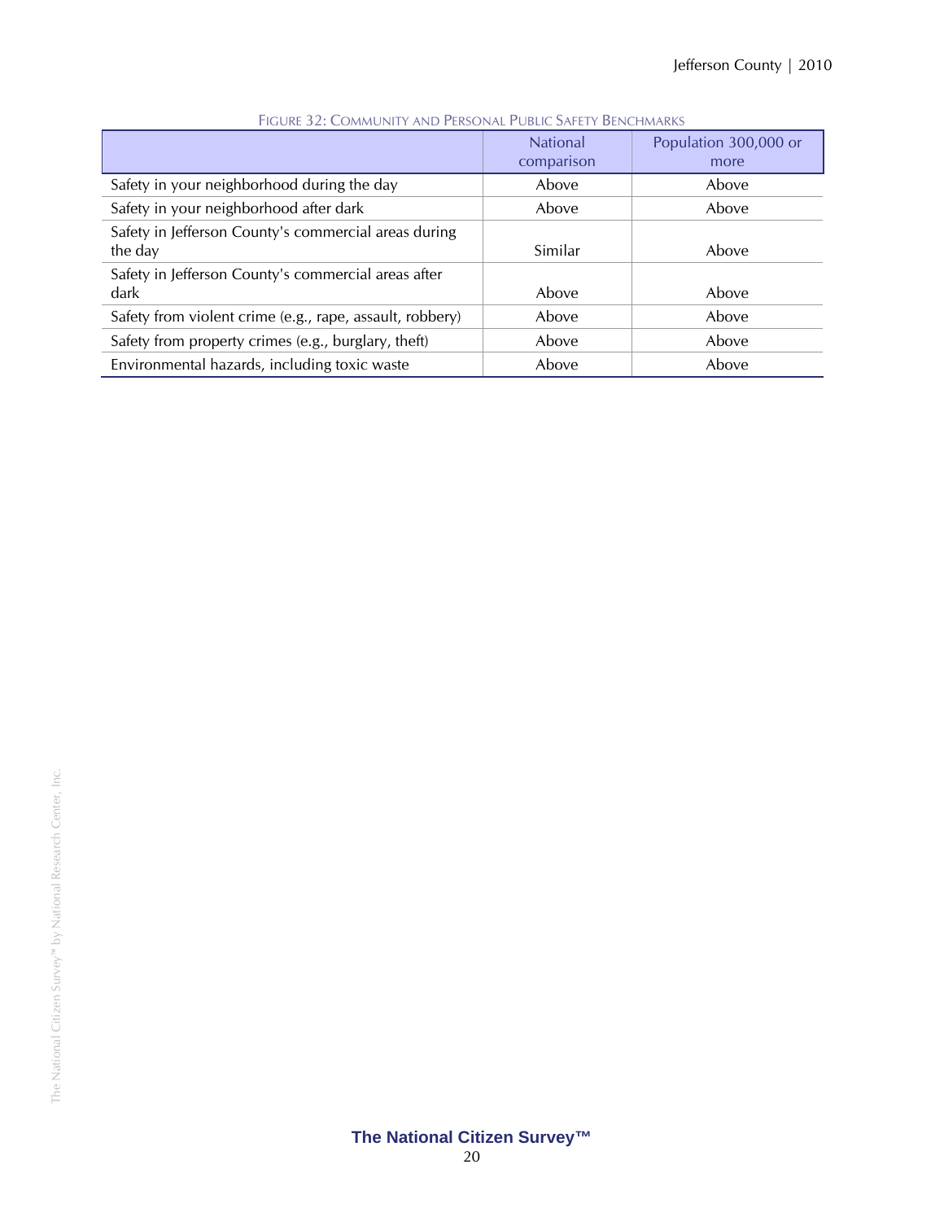FIGURE 32: COMMUNITY AND PERSONAL PUBLIC SAFETY BENCHMARKS

| | National comparison | Population 300,000 or more |
|---|---|---|
| Safety in your neighborhood during the day | Above | Above |
| Safety in your neighborhood after dark | Above | Above |
| Safety in Jefferson County's commercial areas during the day | Similar | Above |
| Safety in Jefferson County's commercial areas after dark | Above | Above |
| Safety from violent crime (e.g., rape, assault, robbery) | Above | Above |
| Safety from property crimes (e.g., burglary, theft) | Above | Above |
| Environmental hazards, including toxic waste | Above | Above |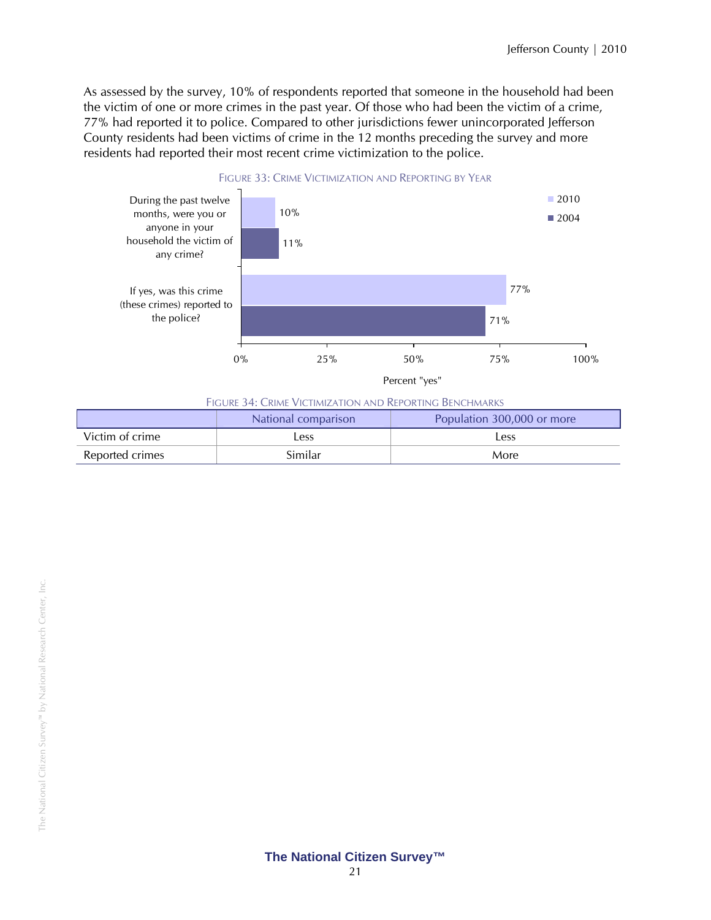As assessed by the survey, 10% of respondents reported that someone in the household had been the victim of one or more crimes in the past year. Of those who had been the victim of a crime, 77% had reported it to police. Compared to other jurisdictions fewer unincorporated Jefferson County residents had been victims of crime in the 12 months preceding the survey and more residents had reported their most recent crime victimization to the police.

FIGURE 33: CRIME VICTIMIZATION AND REPORTING BY YEAR

| | 2010 | 2004 |
|---|---|---|
| During the past twelve months, were you or anyone in your household the victim of any crime? | 10% | 11% |
| If yes, was this crime (these crimes) reported to the police? | 77% | 71% |

Percent "yes"

FIGURE 34: CRIME VICTIMIZATION AND REPORTING BENCHMARKS

| | National comparison | Population 300,000 or more |
|---|---|---|
| Victim of crime | Less | Less |
| Reported crimes | Similar | More |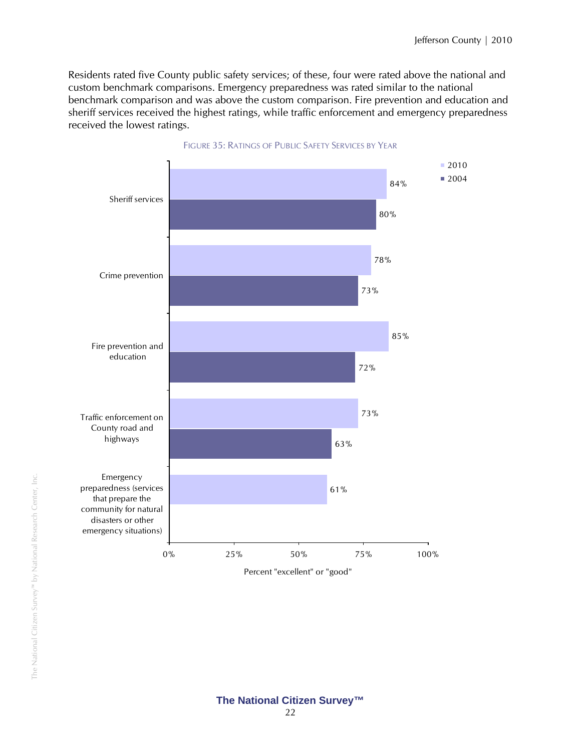Residents rated five County public safety services; of these, four were rated above the national and custom benchmark comparisons. Emergency preparedness was rated similar to the national benchmark comparison and was above the custom comparison. Fire prevention and education and sheriff services received the highest ratings, while traffic enforcement and emergency preparedness received the lowest ratings.

FIGURE 35: RATINGS OF PUBLIC SAFETY SERVICES BY YEAR

| Service | 2010 | 2004 |
|---|---|---|
| Sheriff services | 84% | 80% |
| Crime prevention | 78% | 73% |
| Fire prevention and education | 85% | 72% |
| Traffic enforcement on County road and highways | 73% | 63% |
| Emergency preparedness (services that prepare the community for natural disasters or other emergency situations) | 61% | |

Percent "excellent" or "good"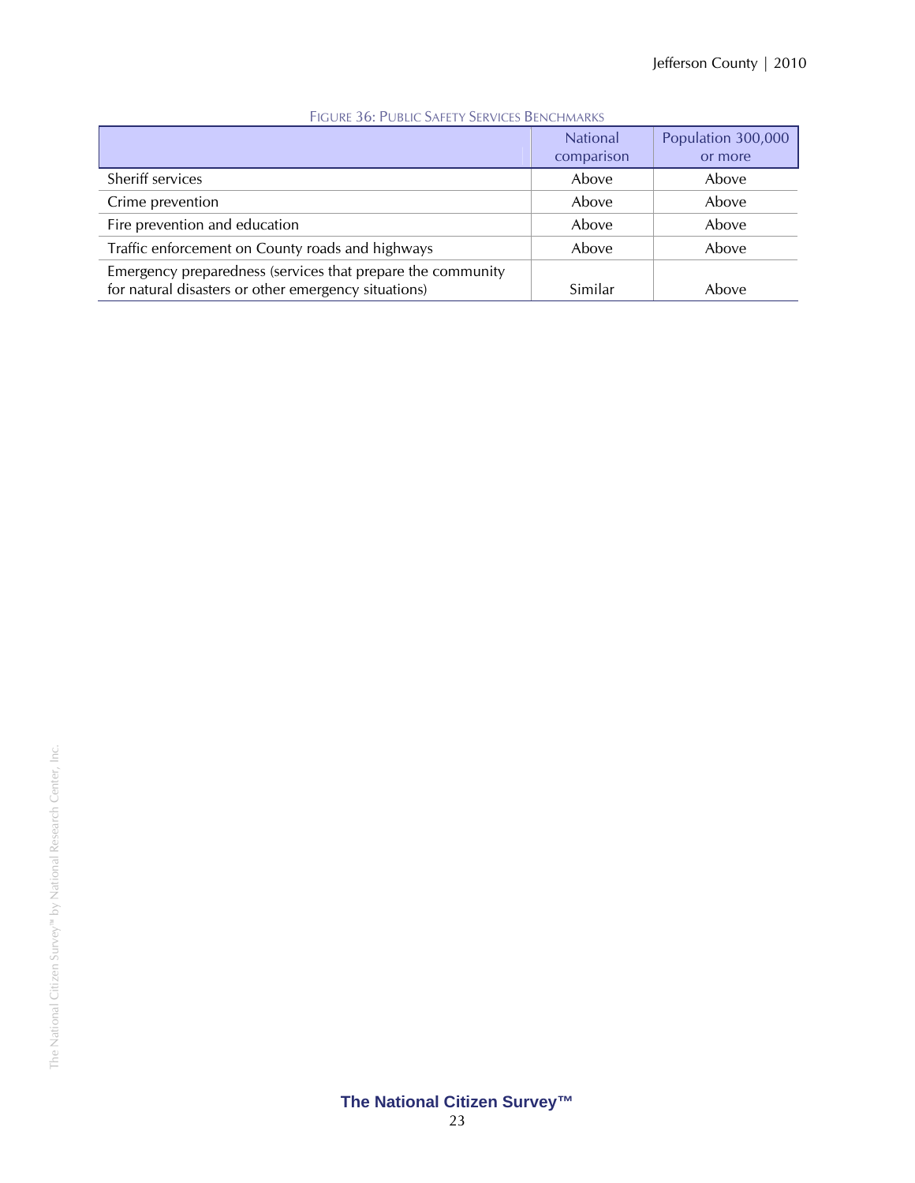FIGURE 36: PUBLIC SAFETY SERVICES BENCHMARKS

| | National comparison | Population 300,000 or more |
|---|---|---|
| Sheriff services | Above | Above |
| Crime prevention | Above | Above |
| Fire prevention and education | Above | Above |
| Traffic enforcement on County roads and highways | Above | Above |
| Emergency preparedness (services that prepare the community for natural disasters or other emergency situations) | Similar | Above |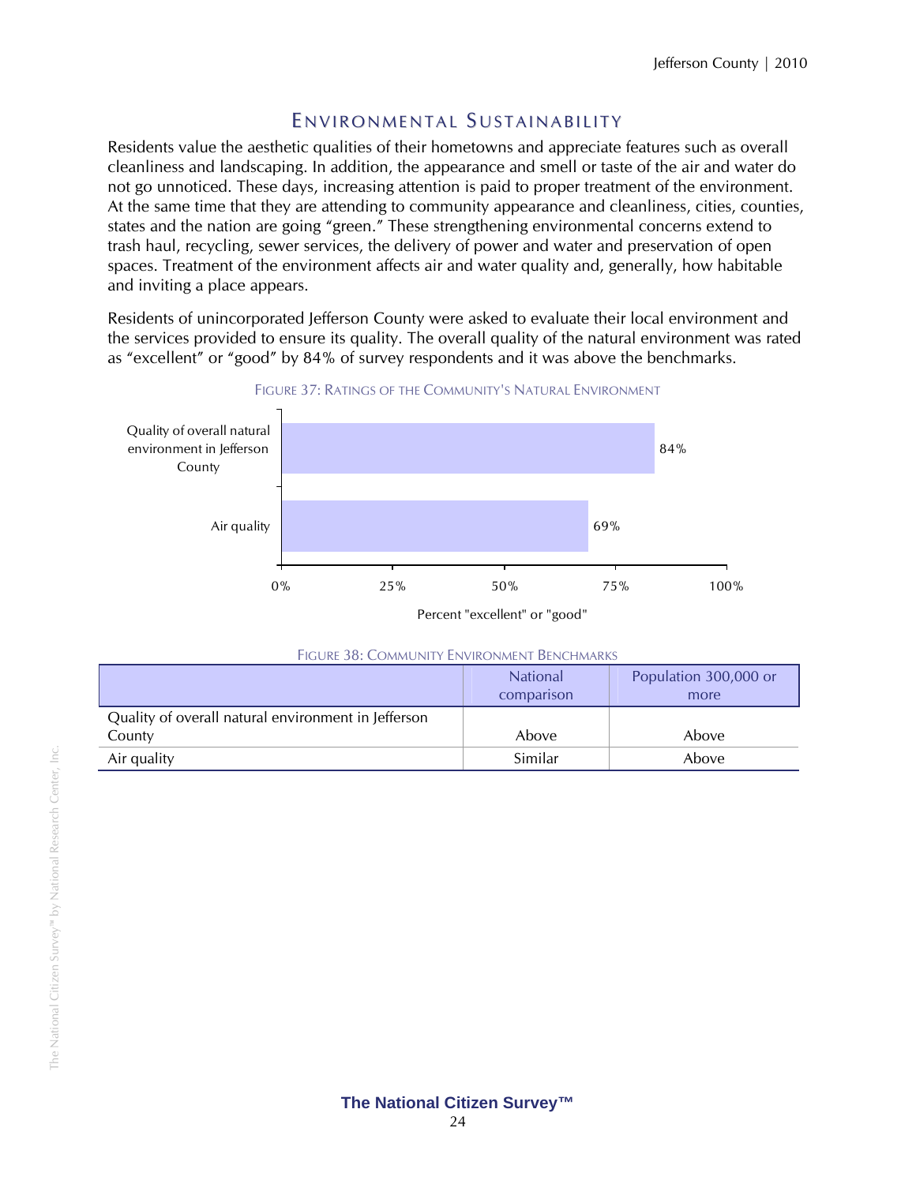## Environmental Sustainability

Residents value the aesthetic qualities of their hometowns and appreciate features such as overall cleanliness and landscaping. In addition, the appearance and smell or taste of the air and water do not go unnoticed. These days, increasing attention is paid to proper treatment of the environment. At the same time that they are attending to community appearance and cleanliness, cities, counties, states and the nation are going "green." These strengthening environmental concerns extend to trash haul, recycling, sewer services, the delivery of power and water and preservation of open spaces. Treatment of the environment affects air and water quality and, generally, how habitable and inviting a place appears.

Residents of unincorporated Jefferson County were asked to evaluate their local environment and the services provided to ensure its quality. The overall quality of the natural environment was rated as "excellent" or "good" by 84% of survey respondents and it was above the benchmarks.

FIGURE 37: RATINGS OF THE COMMUNITY'S NATURAL ENVIRONMENT

| | Percent "excellent" or "good" |
|---|---|
| Quality of overall natural environment in Jefferson County | 84% |
| Air quality | 69% |

FIGURE 38: COMMUNITY ENVIRONMENT BENCHMARKS

| | National comparison | Population 300,000 or more |
|---|---|---|
| Quality of overall natural environment in Jefferson County | Above | Above |
| Air quality | Similar | Above |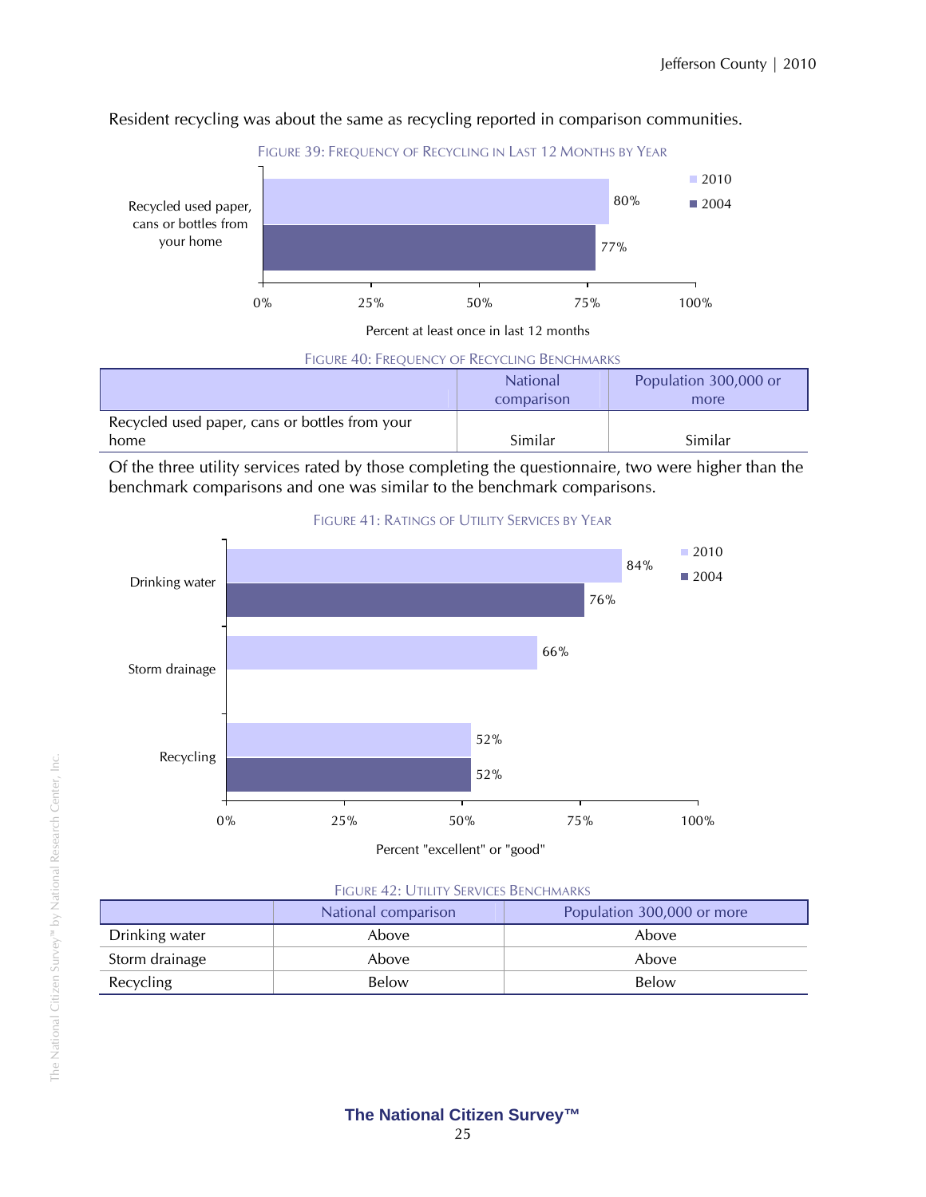Resident recycling was about the same as recycling reported in comparison communities.

FIGURE 39: FREQUENCY OF RECYCLING IN LAST 12 MONTHS BY YEAR

| | 2010 | 2004 |
|---|---|---|
| Recycled used paper, cans or bottles from your home | 80% | 77% |

Percent at least once in last 12 months

FIGURE 40: FREQUENCY OF RECYCLING BENCHMARKS

| | National comparison | Population 300,000 or more |
|---|---|---|
| Recycled used paper, cans or bottles from your home | Similar | Similar |

Of the three utility services rated by those completing the questionnaire, two were higher than the benchmark comparisons and one was similar to the benchmark comparisons.

FIGURE 41: RATINGS OF UTILITY SERVICES BY YEAR

| | 2010 | 2004 |
|---|---|---|
| Drinking water | 84% | 76% |
| Storm drainage | 66% | |
| Recycling | 52% | 52% |

Percent "excellent" or "good"

FIGURE 42: UTILITY SERVICES BENCHMARKS

| | National comparison | Population 300,000 or more |
|---|---|---|
| Drinking water | Above | Above |
| Storm drainage | Above | Above |
| Recycling | Below | Below |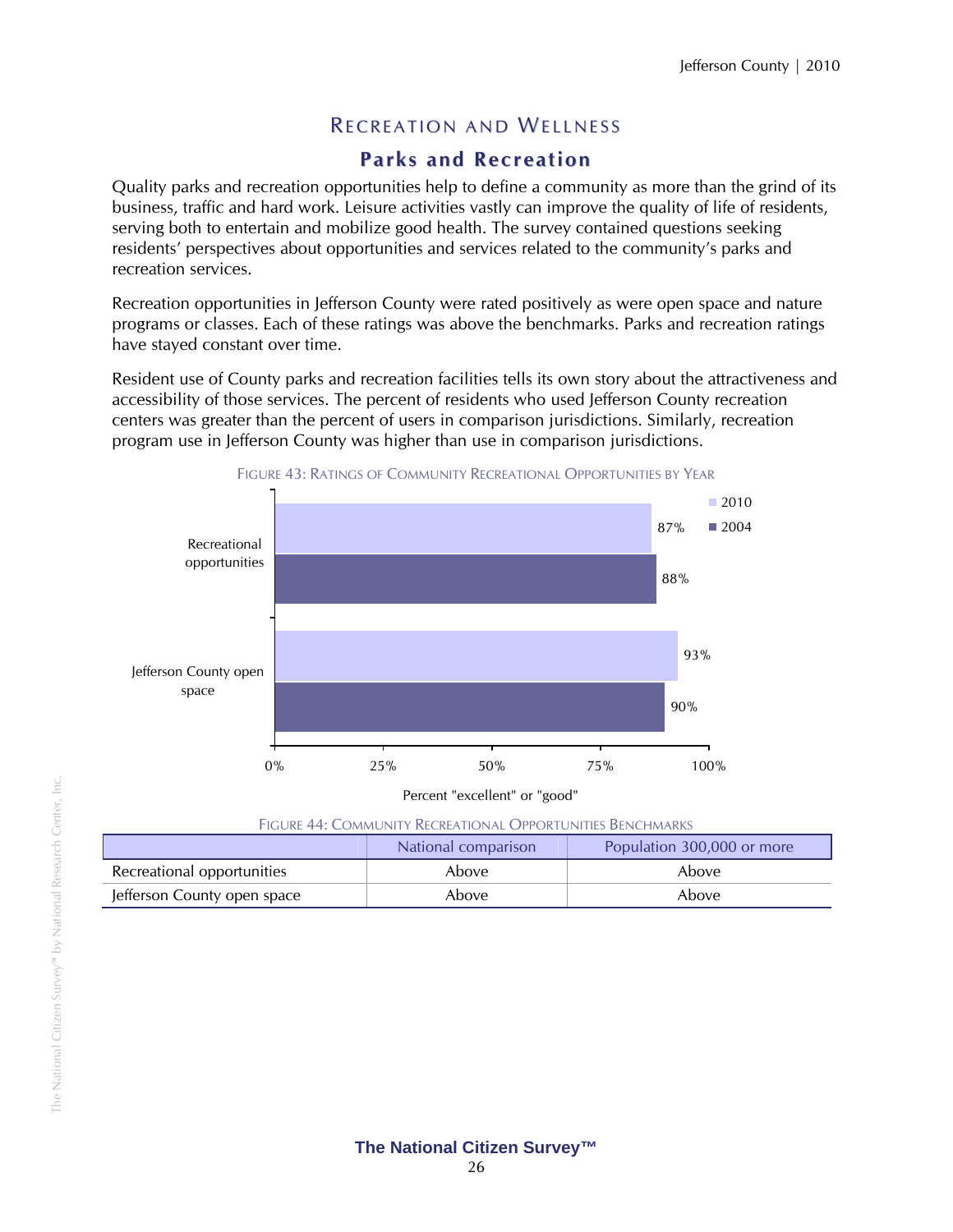# Recreation and Wellness

## Parks and Recreation

Quality parks and recreation opportunities help to define a community as more than the grind of its business, traffic and hard work. Leisure activities vastly can improve the quality of life of residents, serving both to entertain and mobilize good health. The survey contained questions seeking residents' perspectives about opportunities and services related to the community's parks and recreation services.

Recreation opportunities in Jefferson County were rated positively as were open space and nature programs or classes. Each of these ratings was above the benchmarks. Parks and recreation ratings have stayed constant over time.

Resident use of County parks and recreation facilities tells its own story about the attractiveness and accessibility of those services. The percent of residents who used Jefferson County recreation centers was greater than the percent of users in comparison jurisdictions. Similarly, recreation program use in Jefferson County was higher than use in comparison jurisdictions.

FIGURE 43: RATINGS OF COMMUNITY RECREATIONAL OPPORTUNITIES BY YEAR

| | 2010 | 2004 |
|---|---|---|
| Recreational opportunities | 87% | 88% |
| Jefferson County open space | 93% | 90% |

Percent "excellent" or "good"

FIGURE 44: COMMUNITY RECREATIONAL OPPORTUNITIES BENCHMARKS

| | National comparison | Population 300,000 or more |
|---|---|---|
| Recreational opportunities | Above | Above |
| Jefferson County open space | Above | Above |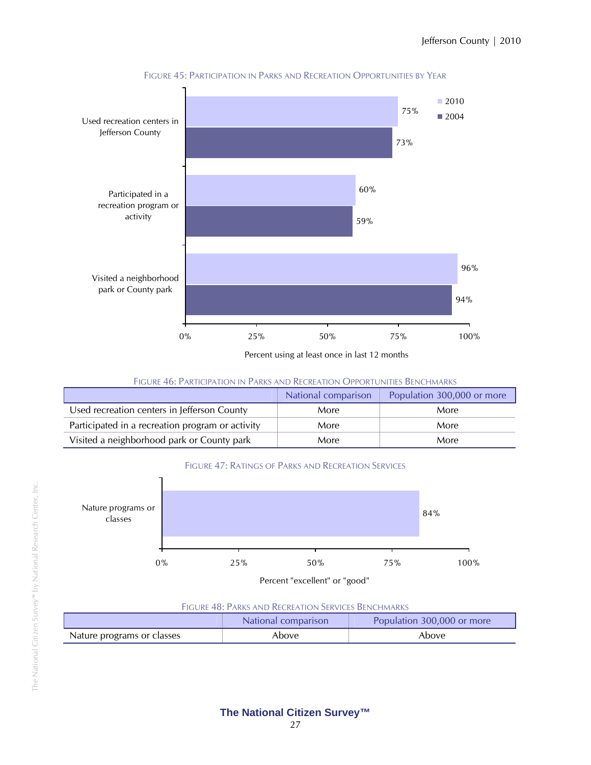FIGURE 45: PARTICIPATION IN PARKS AND RECREATION OPPORTUNITIES BY YEAR

| | 2010 | 2004 |
|---|---|---|
| Used recreation centers in Jefferson County | 75% | 73% |
| Participated in a recreation program or activity | 60% | 59% |
| Visited a neighborhood park or County park | 96% | 94% |

Percent using at least once in last 12 months

FIGURE 46: PARTICIPATION IN PARKS AND RECREATION OPPORTUNITIES BENCHMARKS

| | National comparison | Population 300,000 or more |
|---|---|---|
| Used recreation centers in Jefferson County | More | More |
| Participated in a recreation program or activity | More | More |
| Visited a neighborhood park or County park | More | More |

FIGURE 47: RATINGS OF PARKS AND RECREATION SERVICES

| | Percent "excellent" or "good" |
|---|---|
| Nature programs or classes | 84% |

FIGURE 48: PARKS AND RECREATION SERVICES BENCHMARKS

| | National comparison | Population 300,000 or more |
|---|---|---|
| Nature programs or classes | Above | Above |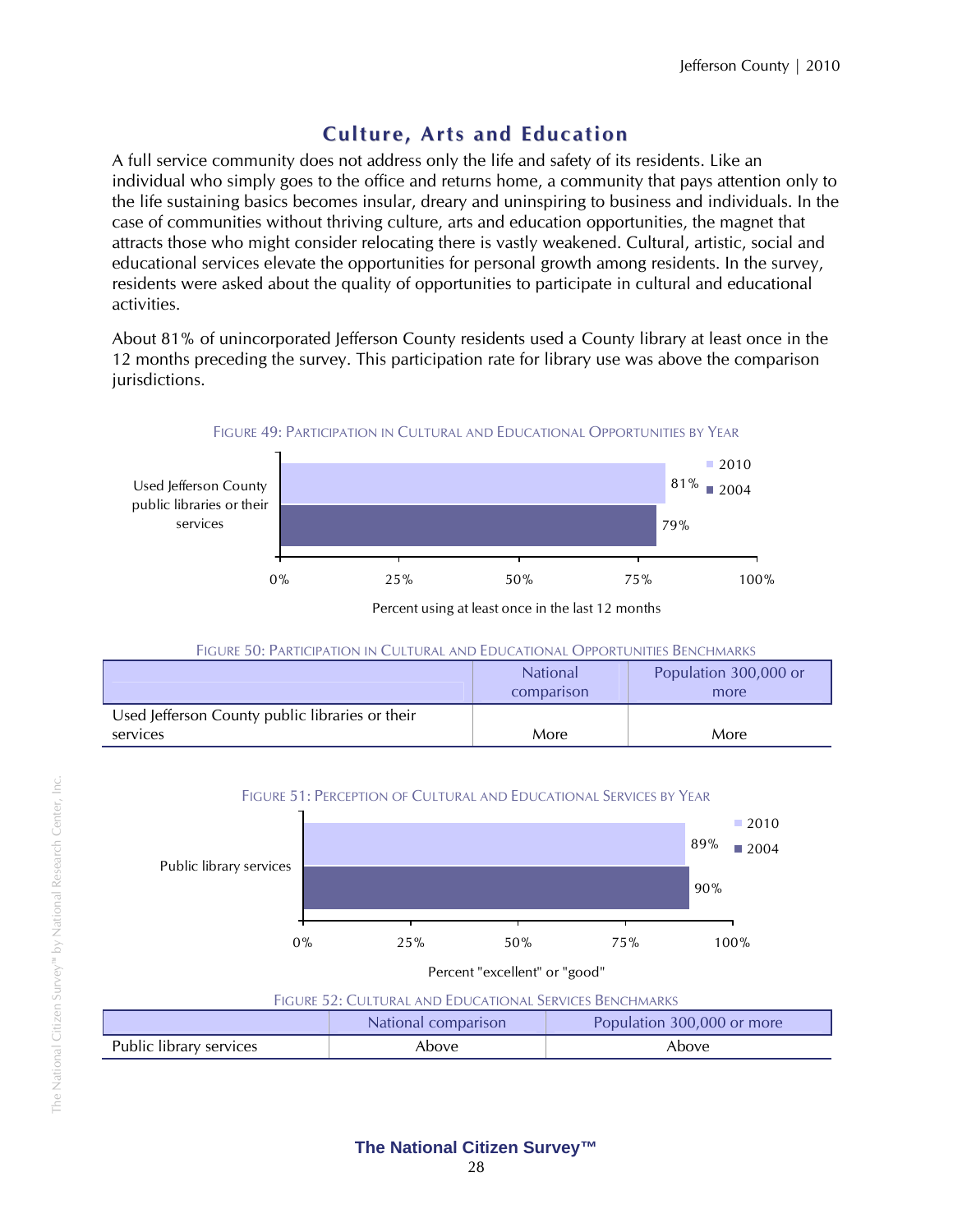# Culture, Arts and Education

A full service community does not address only the life and safety of its residents. Like an individual who simply goes to the office and returns home, a community that pays attention only to the life sustaining basics becomes insular, dreary and uninspiring to business and individuals. In the case of communities without thriving culture, arts and education opportunities, the magnet that attracts those who might consider relocating there is vastly weakened. Cultural, artistic, social and educational services elevate the opportunities for personal growth among residents. In the survey, residents were asked about the quality of opportunities to participate in cultural and educational activities.

About 81% of unincorporated Jefferson County residents used a County library at least once in the 12 months preceding the survey. This participation rate for library use was above the comparison jurisdictions.

FIGURE 49: PARTICIPATION IN CULTURAL AND EDUCATIONAL OPPORTUNITIES BY YEAR

| | 2010 | 2004 |
|---|---|---|
| Used Jefferson County public libraries or their services | 81% | 79% |

Percent using at least once in the last 12 months

FIGURE 50: PARTICIPATION IN CULTURAL AND EDUCATIONAL OPPORTUNITIES BENCHMARKS

| | National comparison | Population 300,000 or more |
|---|---|---|
| Used Jefferson County public libraries or their services | More | More |

FIGURE 51: PERCEPTION OF CULTURAL AND EDUCATIONAL SERVICES BY YEAR

| | 2010 | 2004 |
|---|---|---|
| Public library services | 89% | 90% |

Percent "excellent" or "good"

FIGURE 52: CULTURAL AND EDUCATIONAL SERVICES BENCHMARKS

| | National comparison | Population 300,000 or more |
|---|---|---|
| Public library services | Above | Above |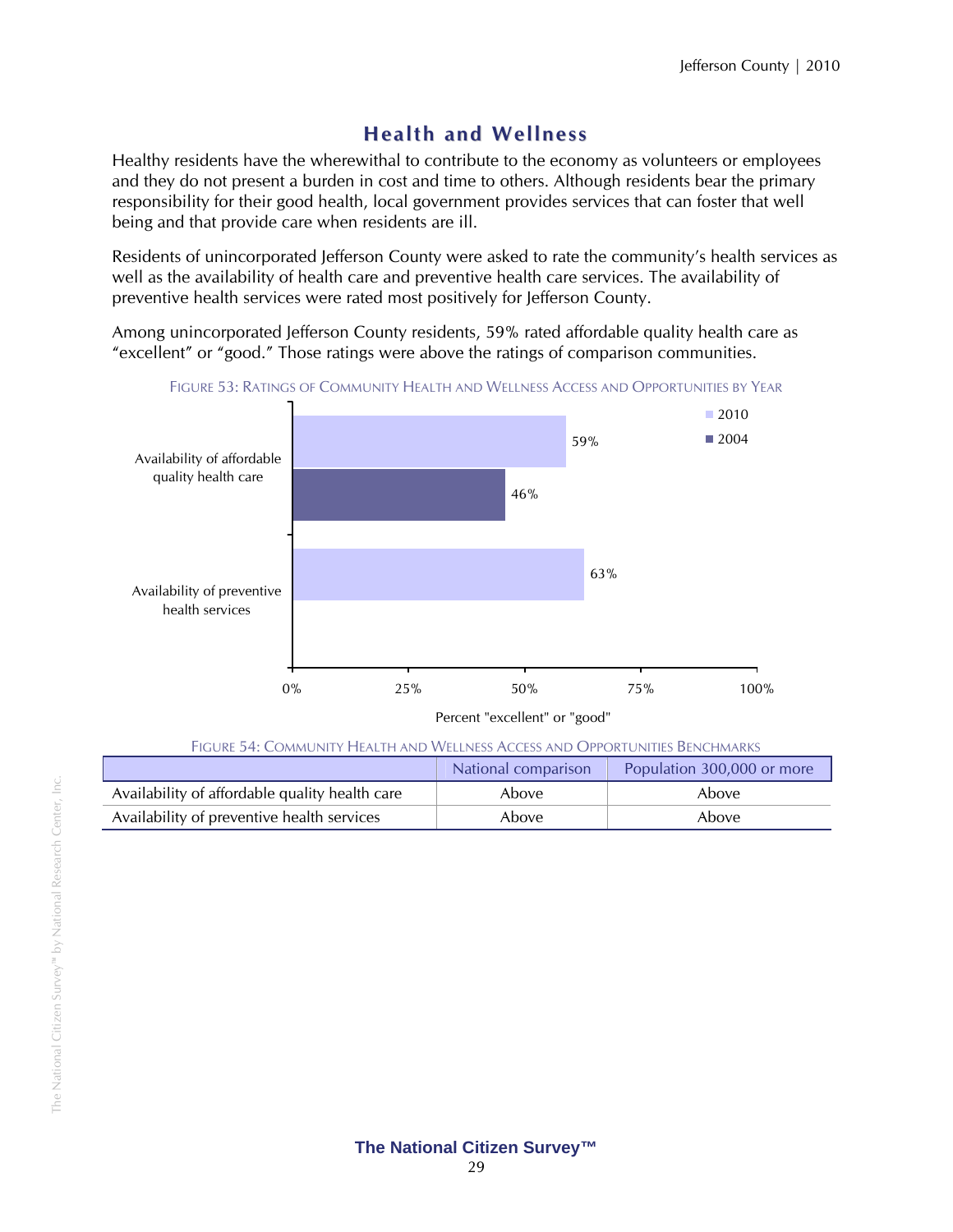# Health and Wellness

Healthy residents have the wherewithal to contribute to the economy as volunteers or employees and they do not present a burden in cost and time to others. Although residents bear the primary responsibility for their good health, local government provides services that can foster that well being and that provide care when residents are ill.

Residents of unincorporated Jefferson County were asked to rate the community's health services as well as the availability of health care and preventive health care services. The availability of preventive health services were rated most positively for Jefferson County.

Among unincorporated Jefferson County residents, 59% rated affordable quality health care as "excellent" or "good." Those ratings were above the ratings of comparison communities.

FIGURE 53: RATINGS OF COMMUNITY HEALTH AND WELLNESS ACCESS AND OPPORTUNITIES BY YEAR

| | 2010 | 2004 |
|---|---|---|
| Availability of affordable quality health care | 59% | 46% |
| Availability of preventive health services | 63% | |

Percent "excellent" or "good"

FIGURE 54: COMMUNITY HEALTH AND WELLNESS ACCESS AND OPPORTUNITIES BENCHMARKS

| | National comparison | Population 300,000 or more |
|---|---|---|
| Availability of affordable quality health care | Above | Above |
| Availability of preventive health services | Above | Above |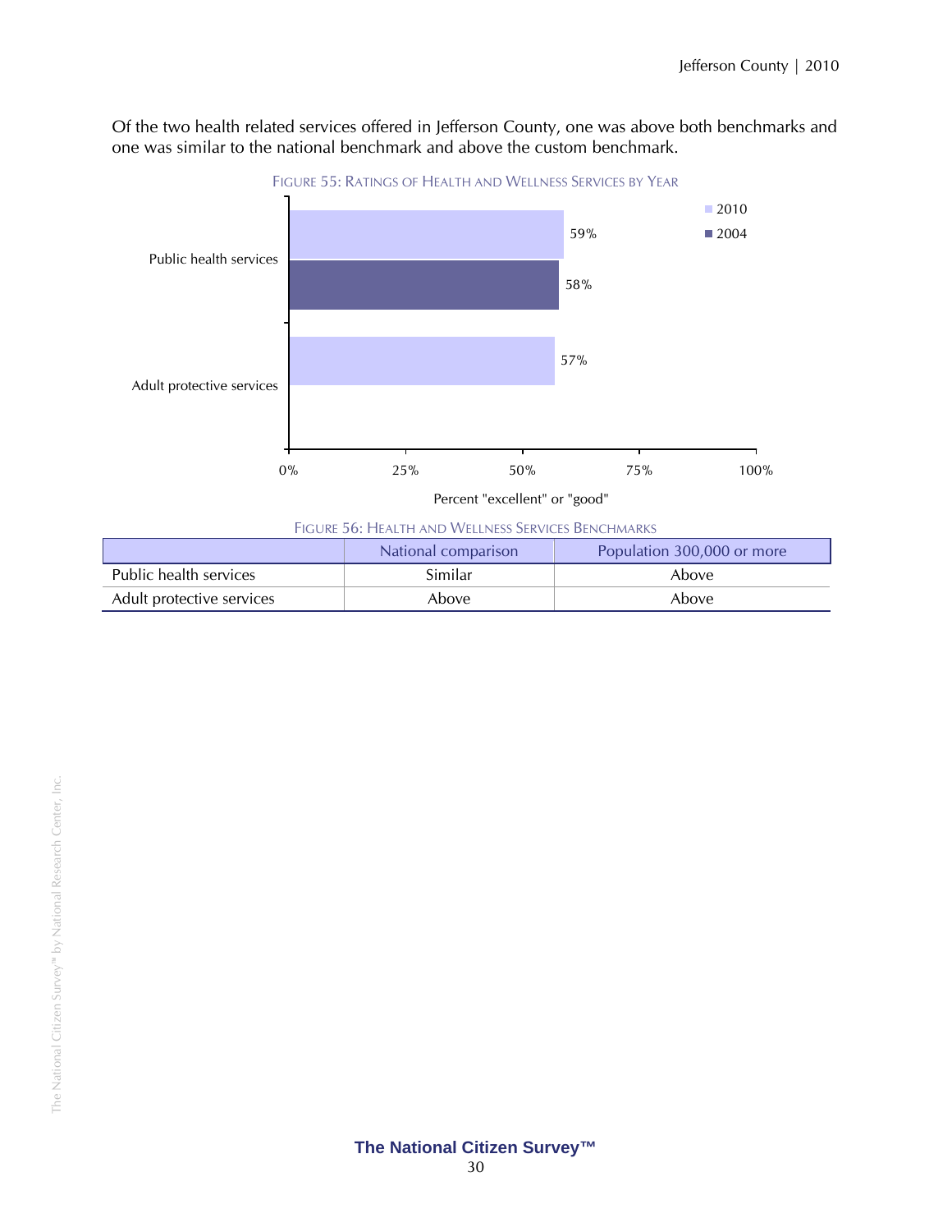Of the two health related services offered in Jefferson County, one was above both benchmarks and one was similar to the national benchmark and above the custom benchmark.

FIGURE 55: RATINGS OF HEALTH AND WELLNESS SERVICES BY YEAR

| | 2010 | 2004 |
|---|---|---|
| Public health services | 59% | 58% |
| Adult protective services | 57% | |

Percent "excellent" or "good"

FIGURE 56: HEALTH AND WELLNESS SERVICES BENCHMARKS

| | National comparison | Population 300,000 or more |
|---|---|---|
| Public health services | Similar | Above |
| Adult protective services | Above | Above |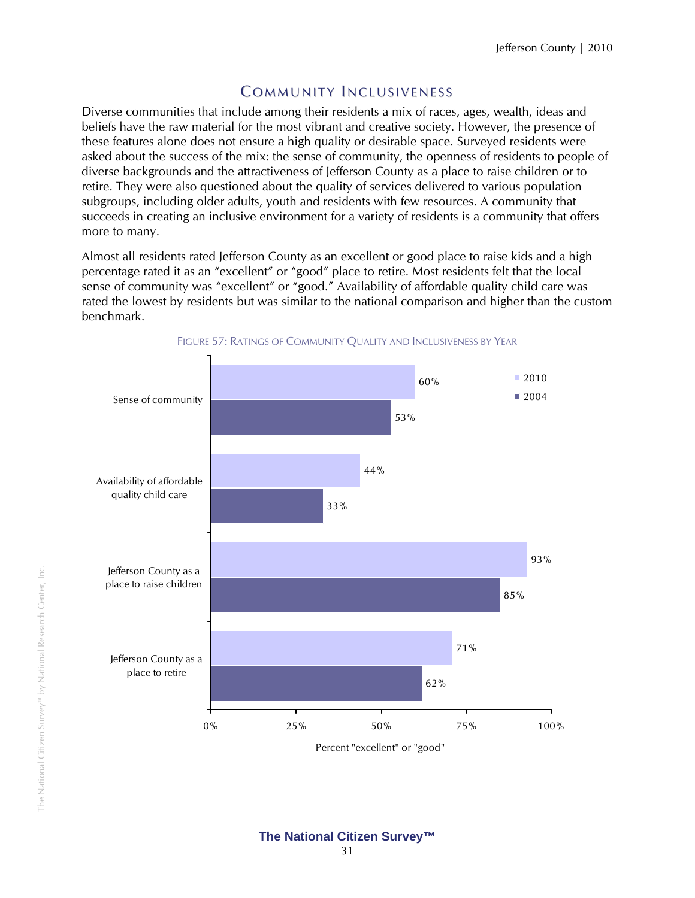## Community Inclusiveness

Diverse communities that include among their residents a mix of races, ages, wealth, ideas and beliefs have the raw material for the most vibrant and creative society. However, the presence of these features alone does not ensure a high quality or desirable space. Surveyed residents were asked about the success of the mix: the sense of community, the openness of residents to people of diverse backgrounds and the attractiveness of Jefferson County as a place to raise children or to retire. They were also questioned about the quality of services delivered to various population subgroups, including older adults, youth and residents with few resources. A community that succeeds in creating an inclusive environment for a variety of residents is a community that offers more to many.

Almost all residents rated Jefferson County as an excellent or good place to raise kids and a high percentage rated it as an "excellent" or "good" place to retire. Most residents felt that the local sense of community was "excellent" or "good." Availability of affordable quality child care was rated the lowest by residents but was similar to the national comparison and higher than the custom benchmark.

Figure 57: Ratings of Community Quality and Inclusiveness by Year

| | 2010 | 2004 |
|---|---|---|
| Sense of community | 60% | 53% |
| Availability of affordable quality child care | 44% | 33% |
| Jefferson County as a place to raise children | 93% | 85% |
| Jefferson County as a place to retire | 71% | 62% |

Percent "excellent" or "good"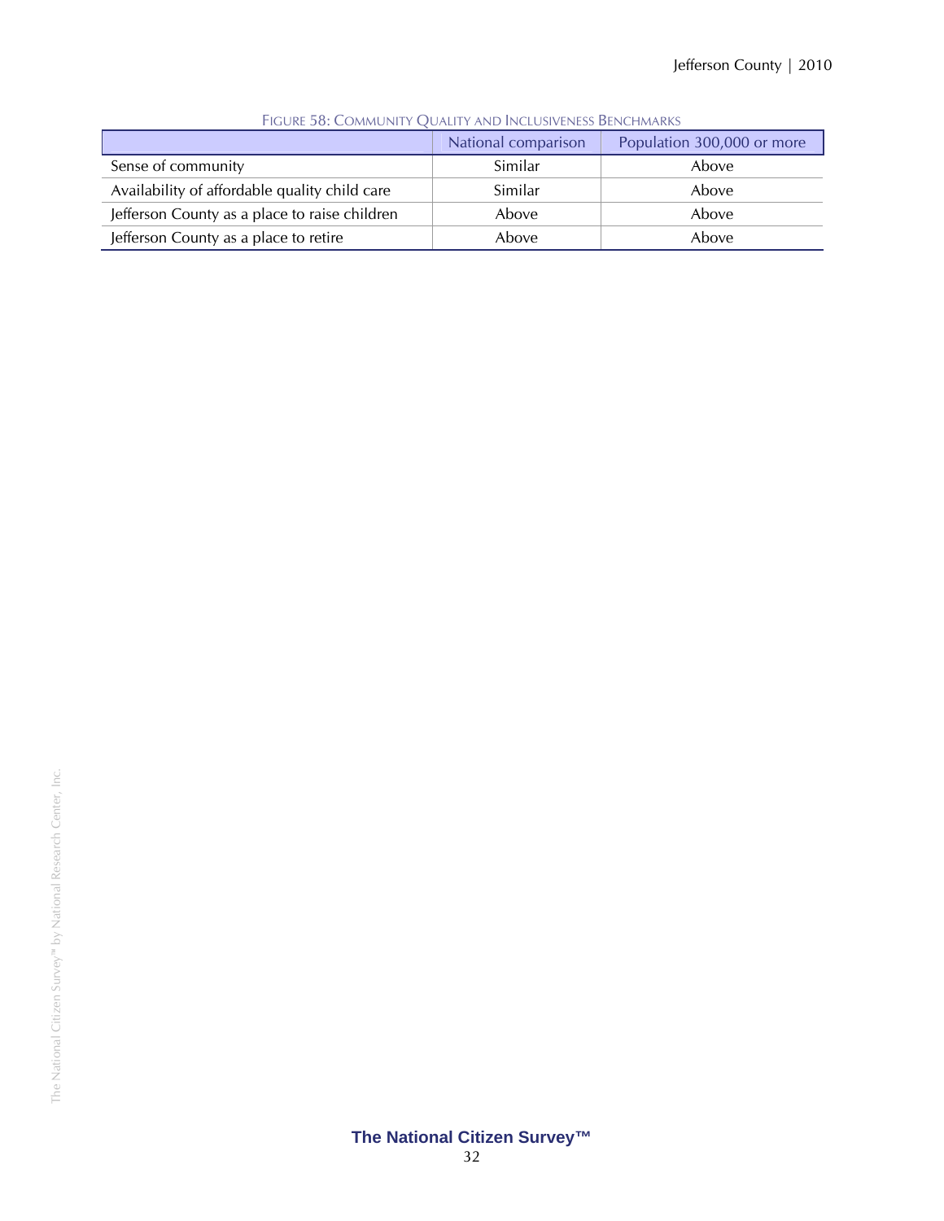FIGURE 58: COMMUNITY QUALITY AND INCLUSIVENESS BENCHMARKS

| | National comparison | Population 300,000 or more |
|---|---|---|
| Sense of community | Similar | Above |
| Availability of affordable quality child care | Similar | Above |
| Jefferson County as a place to raise children | Above | Above |
| Jefferson County as a place to retire | Above | Above |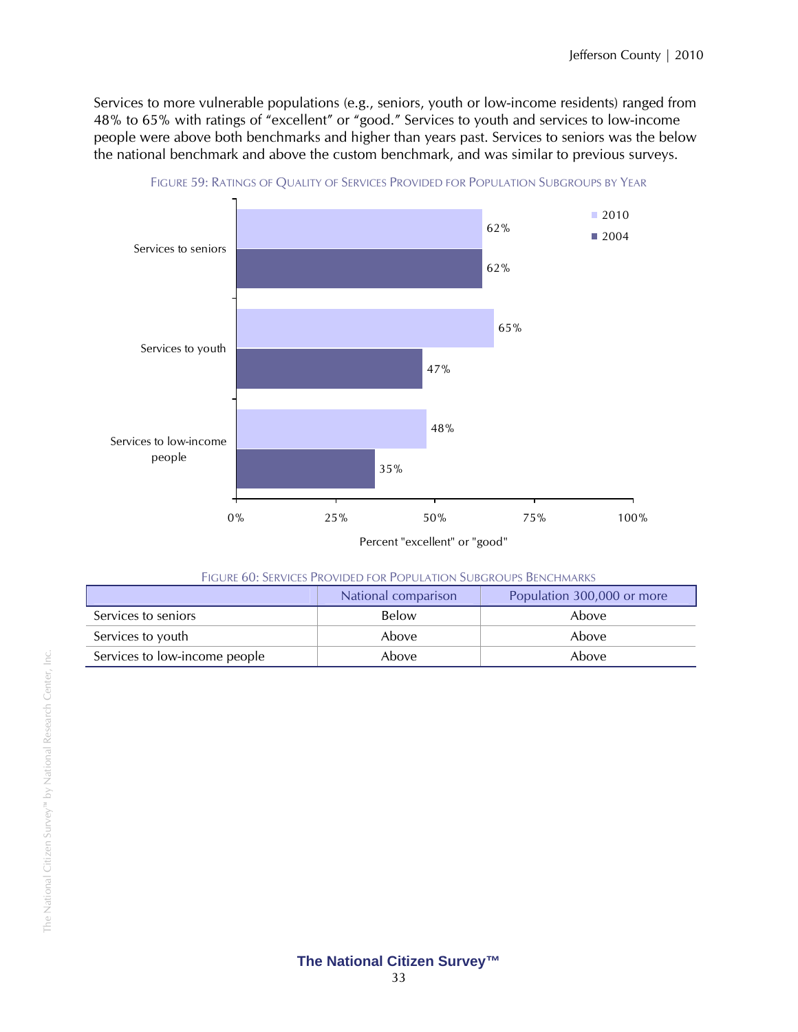Services to more vulnerable populations (e.g., seniors, youth or low-income residents) ranged from 48% to 65% with ratings of "excellent" or "good." Services to youth and services to low-income people were above both benchmarks and higher than years past. Services to seniors was the below the national benchmark and above the custom benchmark, and was similar to previous surveys.

FIGURE 59: RATINGS OF QUALITY OF SERVICES PROVIDED FOR POPULATION SUBGROUPS BY YEAR

| | 2010 | 2004 |
|---|---|---|
| Services to seniors | 62% | 62% |
| Services to youth | 65% | 47% |
| Services to low-income people | 48% | 35% |

Percent "excellent" or "good"

FIGURE 60: SERVICES PROVIDED FOR POPULATION SUBGROUPS BENCHMARKS

| | National comparison | Population 300,000 or more |
|---|---|---|
| Services to seniors | Below | Above |
| Services to youth | Above | Above |
| Services to low-income people | Above | Above |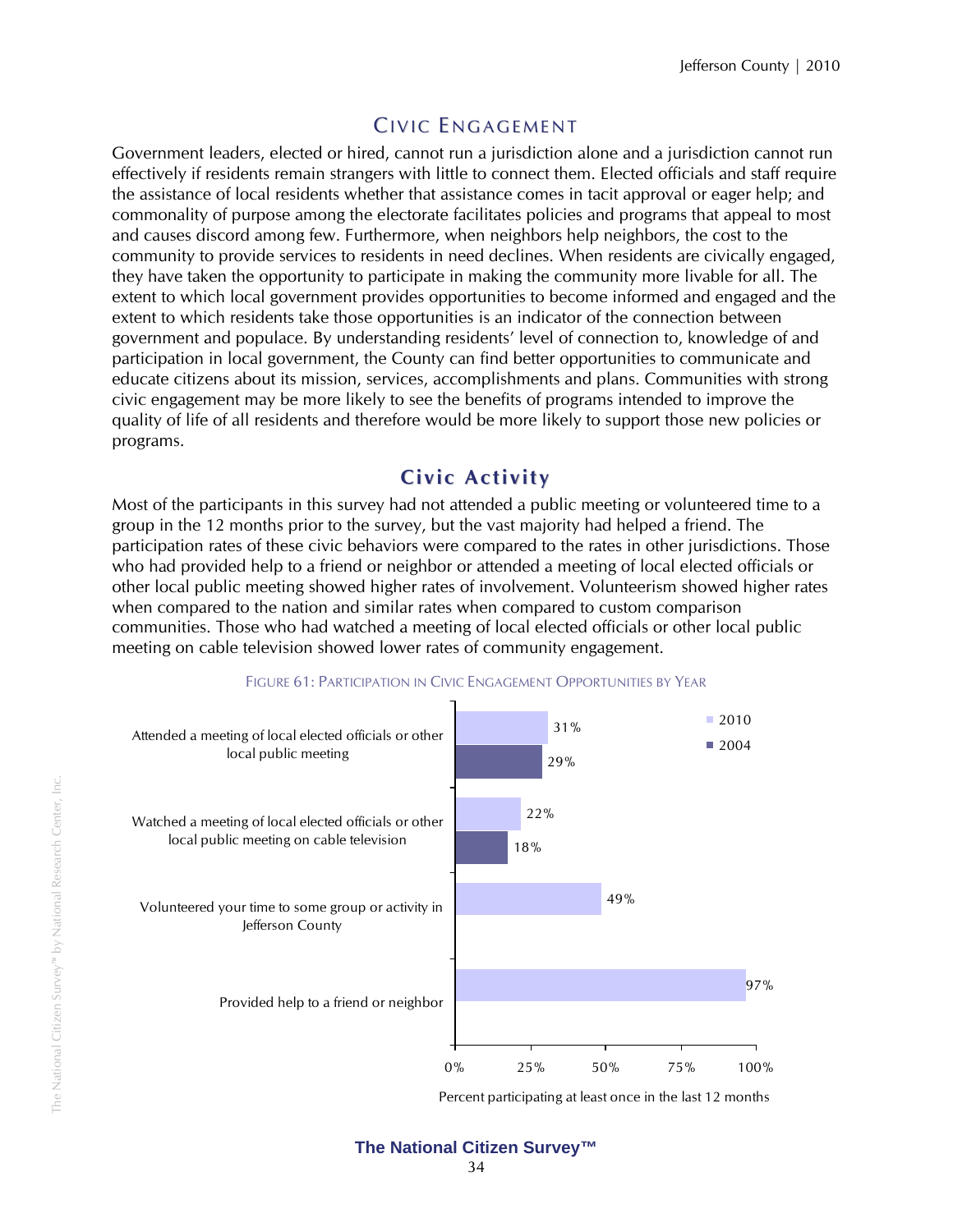# Civic Engagement

Government leaders, elected or hired, cannot run a jurisdiction alone and a jurisdiction cannot run effectively if residents remain strangers with little to connect them. Elected officials and staff require the assistance of local residents whether that assistance comes in tacit approval or eager help; and commonality of purpose among the electorate facilitates policies and programs that appeal to most and causes discord among few. Furthermore, when neighbors help neighbors, the cost to the community to provide services to residents in need declines. When residents are civically engaged, they have taken the opportunity to participate in making the community more livable for all. The extent to which local government provides opportunities to become informed and engaged and the extent to which residents take those opportunities is an indicator of the connection between government and populace. By understanding residents' level of connection to, knowledge of and participation in local government, the County can find better opportunities to communicate and educate citizens about its mission, services, accomplishments and plans. Communities with strong civic engagement may be more likely to see the benefits of programs intended to improve the quality of life of all residents and therefore would be more likely to support those new policies or programs.

## Civic Activity

Most of the participants in this survey had not attended a public meeting or volunteered time to a group in the 12 months prior to the survey, but the vast majority had helped a friend. The participation rates of these civic behaviors were compared to the rates in other jurisdictions. Those who had provided help to a friend or neighbor or attended a meeting of local elected officials or other local public meeting showed higher rates of involvement. Volunteerism showed higher rates when compared to the nation and similar rates when compared to custom comparison communities. Those who had watched a meeting of local elected officials or other local public meeting on cable television showed lower rates of community engagement.

FIGURE 61: PARTICIPATION IN CIVIC ENGAGEMENT OPPORTUNITIES BY YEAR

| | 2010 | 2004 |
|---|---|---|
| Attended a meeting of local elected officials or other local public meeting | 31% | 29% |
| Watched a meeting of local elected officials or other local public meeting on cable television | 22% | 18% |
| Volunteered your time to some group or activity in Jefferson County | 49% | |
| Provided help to a friend or neighbor | 97% | |

Percent participating at least once in the last 12 months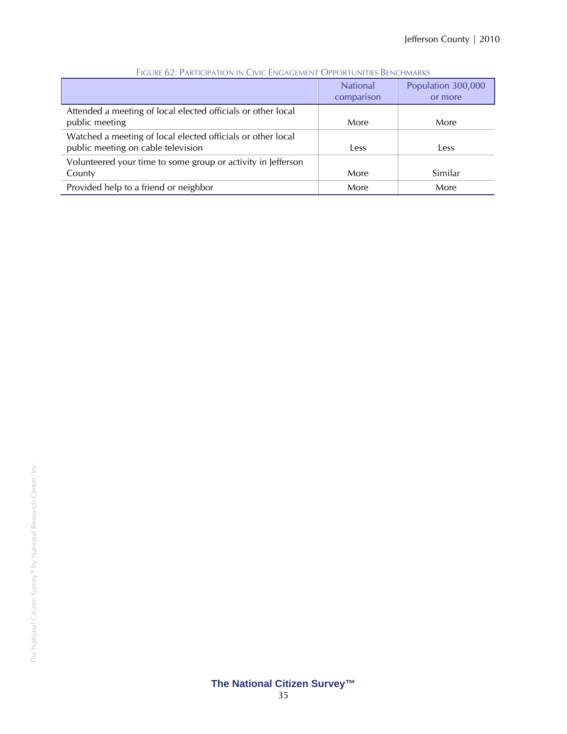FIGURE 62: PARTICIPATION IN CIVIC ENGAGEMENT OPPORTUNITIES BENCHMARKS

| | National comparison | Population 300,000 or more |
|---|---|---|
| Attended a meeting of local elected officials or other local public meeting | More | More |
| Watched a meeting of local elected officials or other local public meeting on cable television | Less | Less |
| Volunteered your time to some group or activity in Jefferson County | More | Similar |
| Provided help to a friend or neighbor | More | More |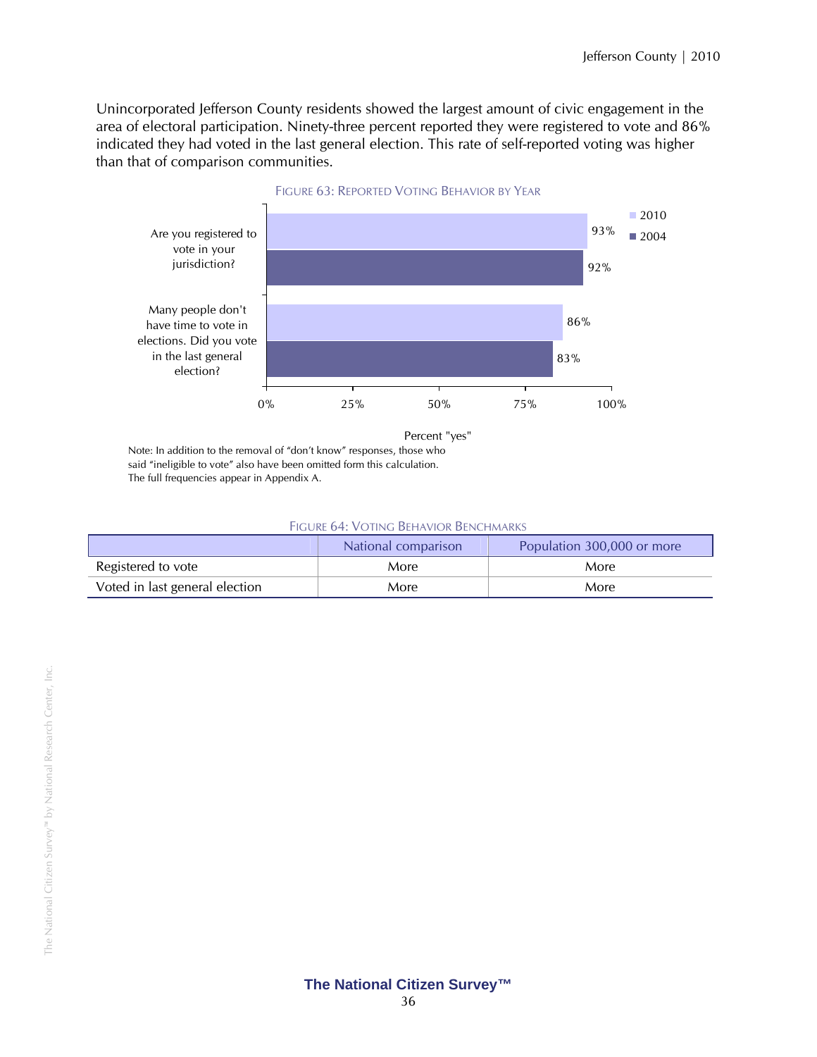Unincorporated Jefferson County residents showed the largest amount of civic engagement in the area of electoral participation. Ninety-three percent reported they were registered to vote and 86% indicated they had voted in the last general election. This rate of self-reported voting was higher than that of comparison communities.

FIGURE 63: REPORTED VOTING BEHAVIOR BY YEAR

| Percent "yes" | 2010 | 2004 |
|---|---|---|
| Are you registered to vote in your jurisdiction? | 93% | 92% |
| Many people don't have time to vote in elections. Did you vote in the last general election? | 86% | 83% |

Note: In addition to the removal of "don't know" responses, those who said "ineligible to vote" also have been omitted form this calculation. The full frequencies appear in Appendix A.

FIGURE 64: VOTING BEHAVIOR BENCHMARKS

| | National comparison | Population 300,000 or more |
|---|---|---|
| Registered to vote | More | More |
| Voted in last general election | More | More |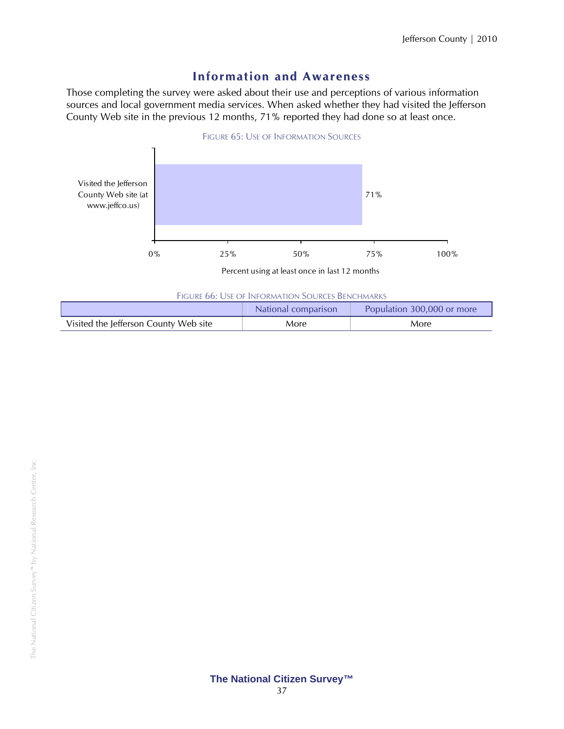## Information and Awareness

Those completing the survey were asked about their use and perceptions of various information sources and local government media services. When asked whether they had visited the Jefferson County Web site in the previous 12 months, 71% reported they had done so at least once.

FIGURE 65: USE OF INFORMATION SOURCES

| | Percent using at least once in last 12 months |
|---|---|
| Visited the Jefferson County Web site (at www.jeffco.us) | 71% |

FIGURE 66: USE OF INFORMATION SOURCES BENCHMARKS

| | National comparison | Population 300,000 or more |
|---|---|---|
| Visited the Jefferson County Web site | More | More |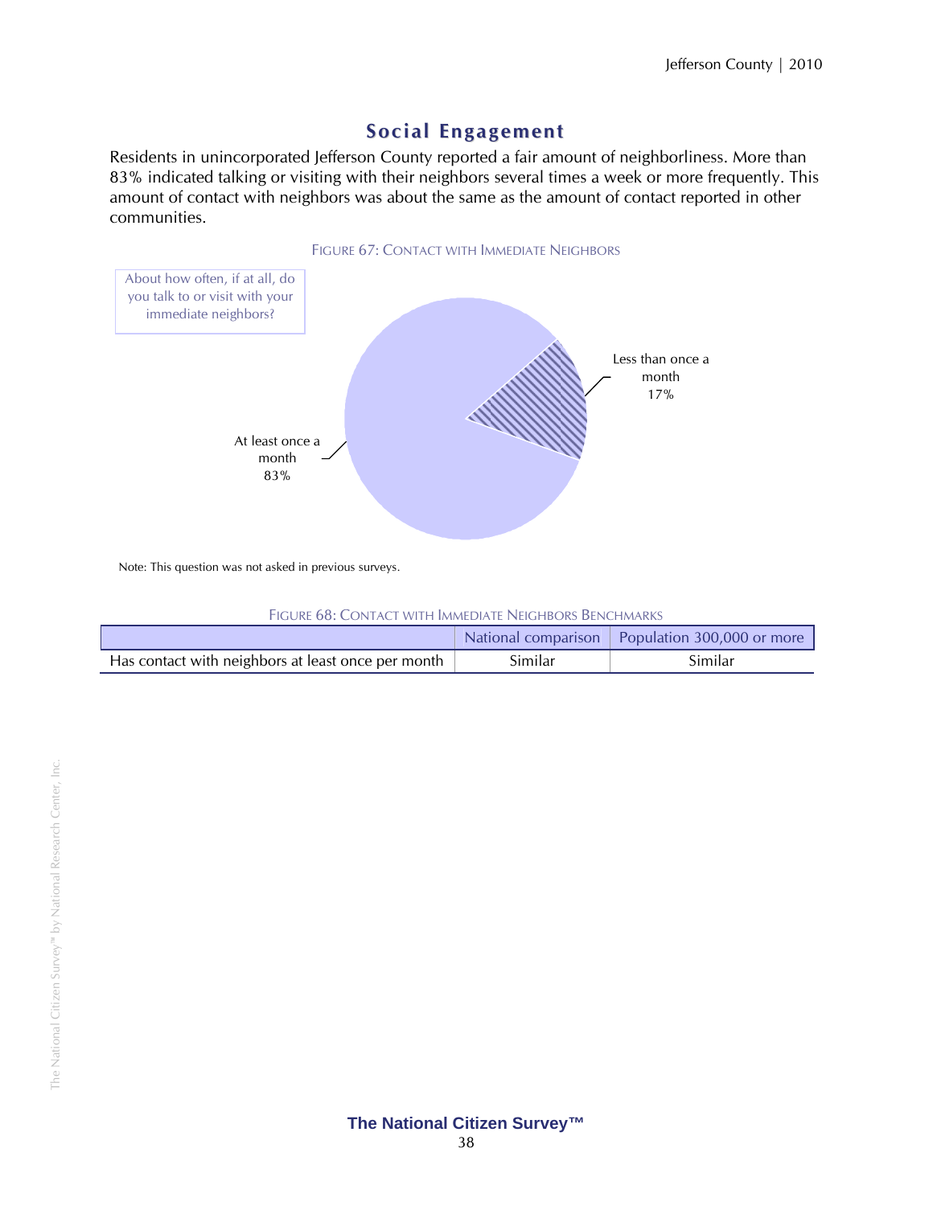## Social Engagement

Residents in unincorporated Jefferson County reported a fair amount of neighborliness. More than 83% indicated talking or visiting with their neighbors several times a week or more frequently. This amount of contact with neighbors was about the same as the amount of contact reported in other communities.

FIGURE 67: CONTACT WITH IMMEDIATE NEIGHBORS

About how often, if at all, do you talk to or visit with your immediate neighbors?

At least once a month 83%

Less than once a month 17%

Note: This question was not asked in previous surveys.

FIGURE 68: CONTACT WITH IMMEDIATE NEIGHBORS BENCHMARKS

| | National comparison | Population 300,000 or more |
|---|---|---|
| Has contact with neighbors at least once per month | Similar | Similar |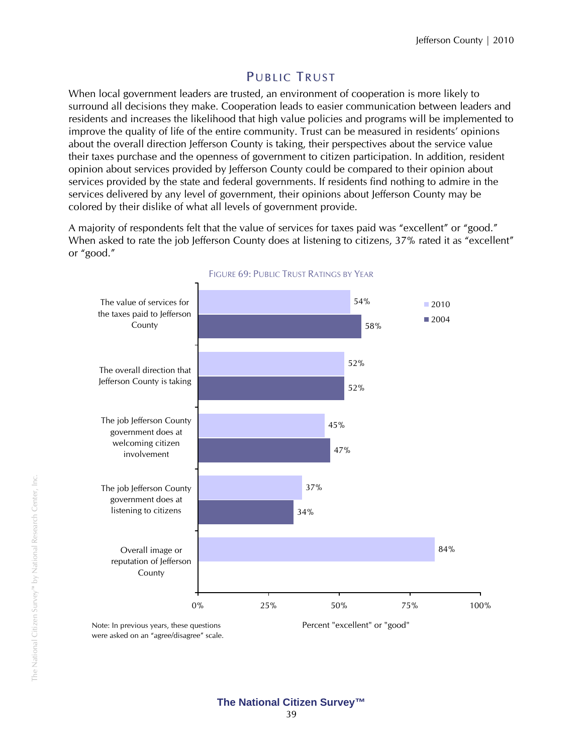## PUBLIC TRUST

When local government leaders are trusted, an environment of cooperation is more likely to surround all decisions they make. Cooperation leads to easier communication between leaders and residents and increases the likelihood that high value policies and programs will be implemented to improve the quality of life of the entire community. Trust can be measured in residents' opinions about the overall direction Jefferson County is taking, their perspectives about the service value their taxes purchase and the openness of government to citizen participation. In addition, resident opinion about services provided by Jefferson County could be compared to their opinion about services provided by the state and federal governments. If residents find nothing to admire in the services delivered by any level of government, their opinions about Jefferson County may be colored by their dislike of what all levels of government provide.

A majority of respondents felt that the value of services for taxes paid was "excellent" or "good." When asked to rate the job Jefferson County does at listening to citizens, 37% rated it as "excellent" or "good."

FIGURE 69: PUBLIC TRUST RATINGS BY YEAR

| Percent "excellent" or "good" | 2010 | 2004 |
|---|---|---|
| The value of services for the taxes paid to Jefferson County | 54% | 58% |
| The overall direction that Jefferson County is taking | 52% | 52% |
| The job Jefferson County government does at welcoming citizen involvement | 45% | 47% |
| The job Jefferson County government does at listening to citizens | 37% | 34% |
| Overall image or reputation of Jefferson County | 84% | |

Note: In previous years, these questions were asked on an "agree/disagree" scale.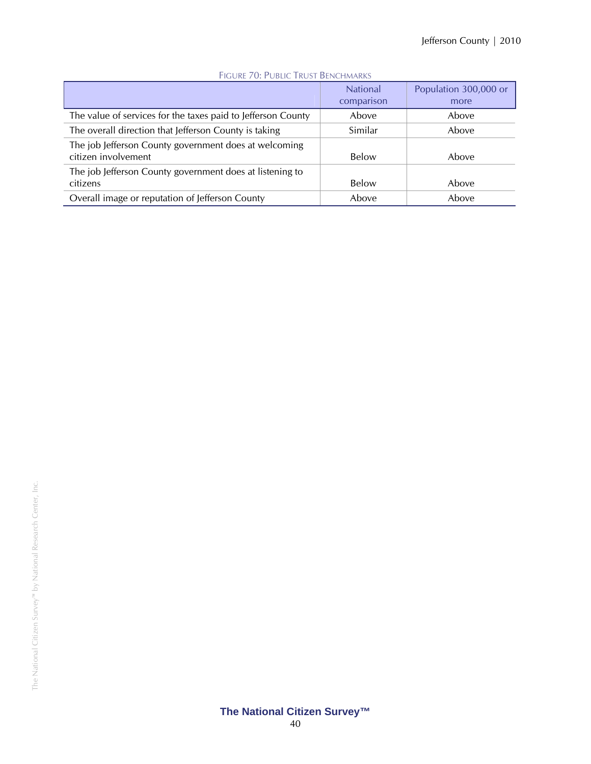FIGURE 70: PUBLIC TRUST BENCHMARKS

| | National comparison | Population 300,000 or more |
|---|---|---|
| The value of services for the taxes paid to Jefferson County | Above | Above |
| The overall direction that Jefferson County is taking | Similar | Above |
| The job Jefferson County government does at welcoming citizen involvement | Below | Above |
| The job Jefferson County government does at listening to citizens | Below | Above |
| Overall image or reputation of Jefferson County | Above | Above |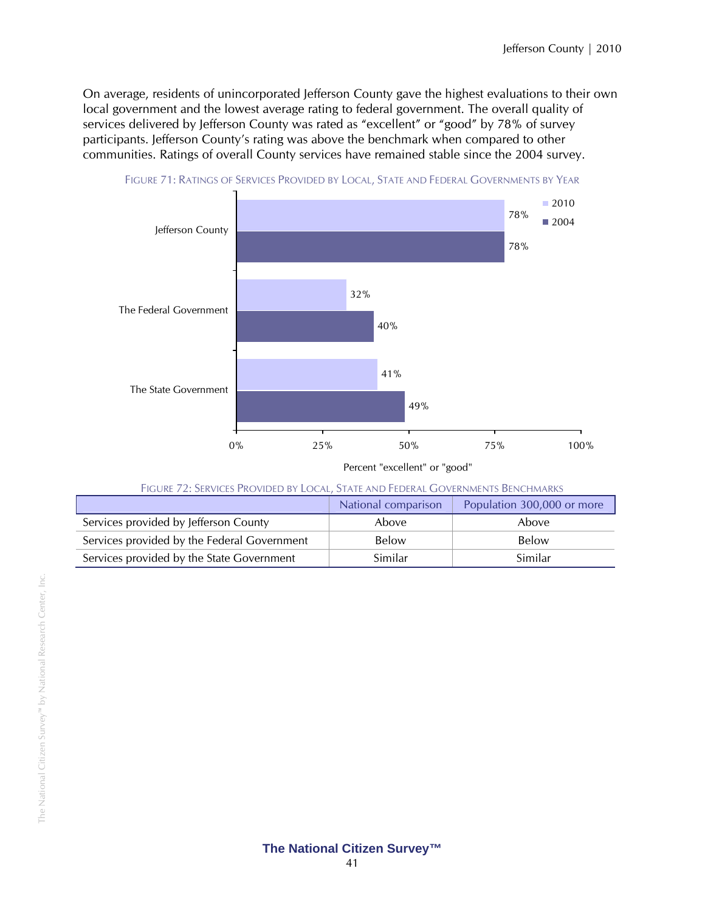On average, residents of unincorporated Jefferson County gave the highest evaluations to their own local government and the lowest average rating to federal government. The overall quality of services delivered by Jefferson County was rated as "excellent" or "good" by 78% of survey participants. Jefferson County's rating was above the benchmark when compared to other communities. Ratings of overall County services have remained stable since the 2004 survey.

FIGURE 71: RATINGS OF SERVICES PROVIDED BY LOCAL, STATE AND FEDERAL GOVERNMENTS BY YEAR

| | 2010 | 2004 |
|---|---|---|
| Jefferson County | 78% | 78% |
| The Federal Government | 32% | 40% |
| The State Government | 41% | 49% |

Percent "excellent" or "good"

FIGURE 72: SERVICES PROVIDED BY LOCAL, STATE AND FEDERAL GOVERNMENTS BENCHMARKS

| | National comparison | Population 300,000 or more |
|---|---|---|
| Services provided by Jefferson County | Above | Above |
| Services provided by the Federal Government | Below | Below |
| Services provided by the State Government | Similar | Similar |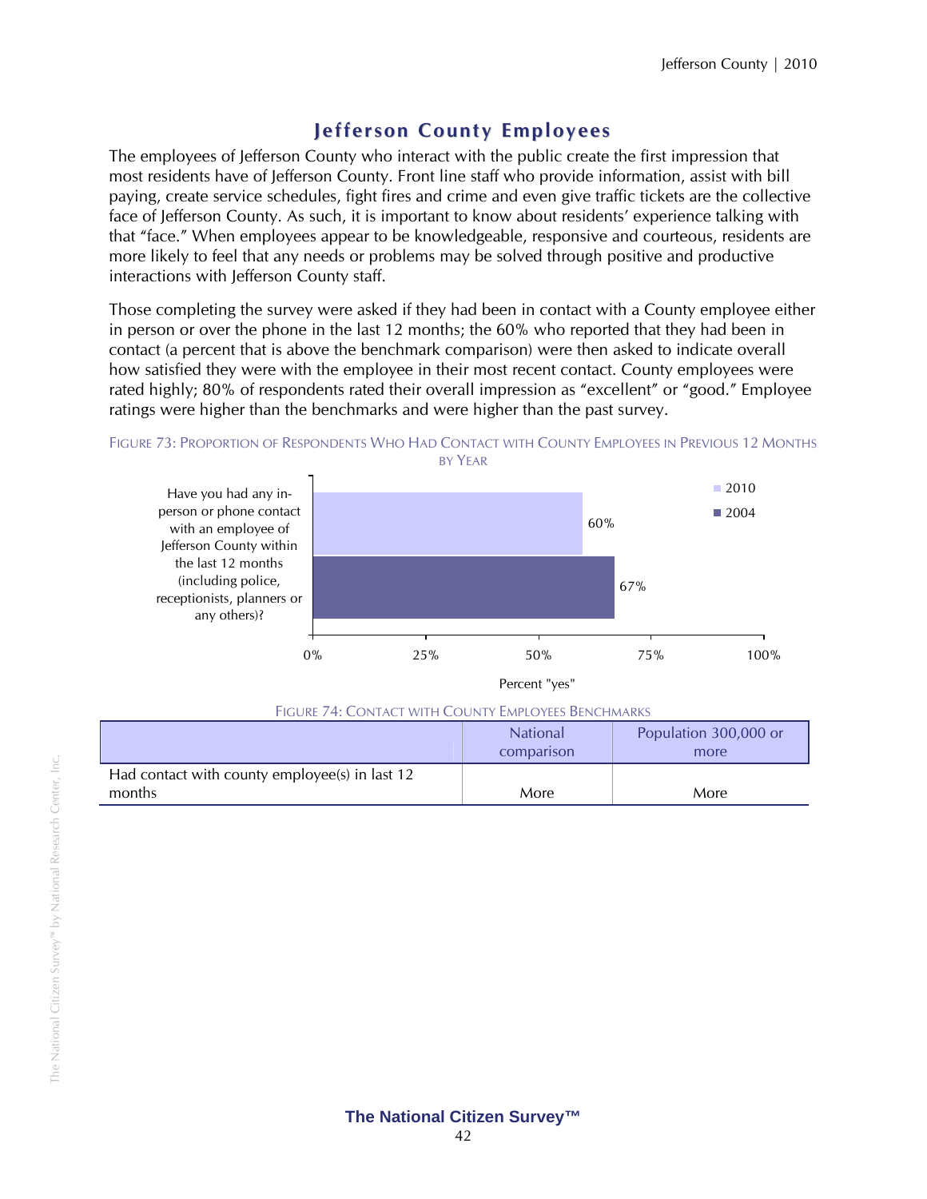## Jefferson County Employees

The employees of Jefferson County who interact with the public create the first impression that most residents have of Jefferson County. Front line staff who provide information, assist with bill paying, create service schedules, fight fires and crime and even give traffic tickets are the collective face of Jefferson County. As such, it is important to know about residents' experience talking with that "face." When employees appear to be knowledgeable, responsive and courteous, residents are more likely to feel that any needs or problems may be solved through positive and productive interactions with Jefferson County staff.

Those completing the survey were asked if they had been in contact with a County employee either in person or over the phone in the last 12 months; the 60% who reported that they had been in contact (a percent that is above the benchmark comparison) were then asked to indicate overall how satisfied they were with the employee in their most recent contact. County employees were rated highly; 80% of respondents rated their overall impression as "excellent" or "good." Employee ratings were higher than the benchmarks and were higher than the past survey.

FIGURE 73: PROPORTION OF RESPONDENTS WHO HAD CONTACT WITH COUNTY EMPLOYEES IN PREVIOUS 12 MONTHS BY YEAR

| Have you had any in-person or phone contact with an employee of Jefferson County within the last 12 months (including police, receptionists, planners or any others)? | Percent "yes" |
|---|---|
| 2010 | 60% |
| 2004 | 67% |

FIGURE 74: CONTACT WITH COUNTY EMPLOYEES BENCHMARKS

| | National comparison | Population 300,000 or more |
|---|---|---|
| Had contact with county employee(s) in last 12 months | More | More |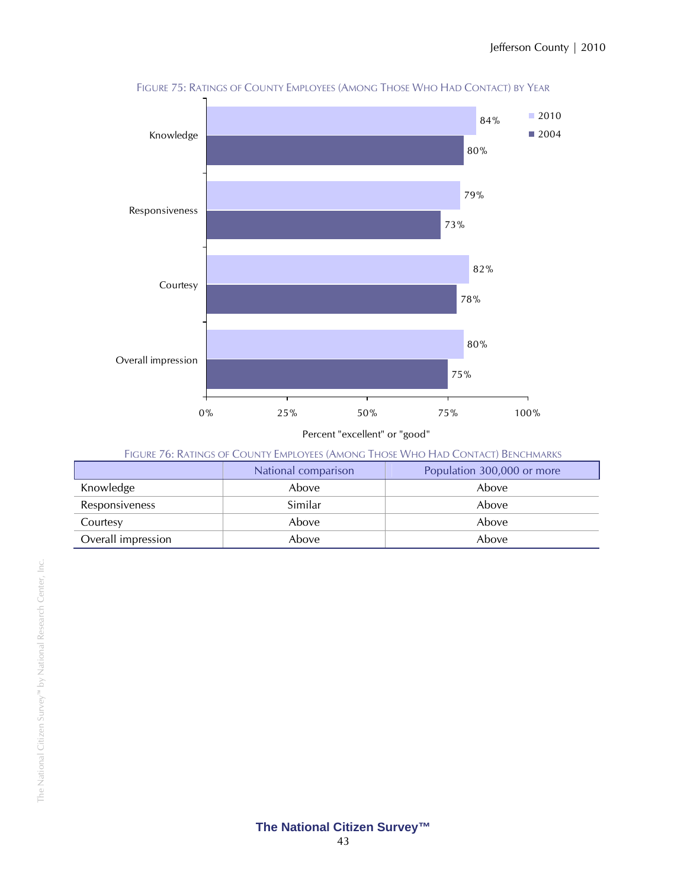FIGURE 75: RATINGS OF COUNTY EMPLOYEES (AMONG THOSE WHO HAD CONTACT) BY YEAR

| | 2010 | 2004 |
|---|---|---|
| Knowledge | 84% | 80% |
| Responsiveness | 79% | 73% |
| Courtesy | 82% | 78% |
| Overall impression | 80% | 75% |

Percent "excellent" or "good"

FIGURE 76: RATINGS OF COUNTY EMPLOYEES (AMONG THOSE WHO HAD CONTACT) BENCHMARKS

| | National comparison | Population 300,000 or more |
|---|---|---|
| Knowledge | Above | Above |
| Responsiveness | Similar | Above |
| Courtesy | Above | Above |
| Overall impression | Above | Above |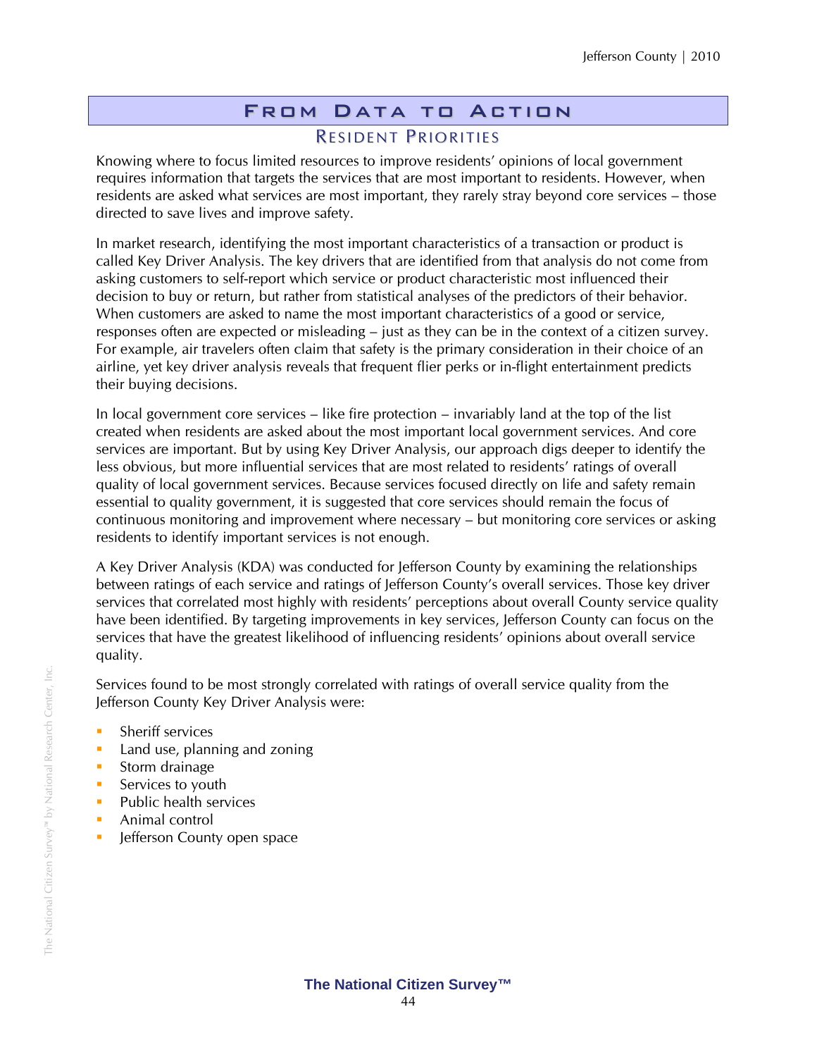# From Data to Action

## Resident Priorities

Knowing where to focus limited resources to improve residents' opinions of local government requires information that targets the services that are most important to residents. However, when residents are asked what services are most important, they rarely stray beyond core services – those directed to save lives and improve safety.

In market research, identifying the most important characteristics of a transaction or product is called Key Driver Analysis. The key drivers that are identified from that analysis do not come from asking customers to self-report which service or product characteristic most influenced their decision to buy or return, but rather from statistical analyses of the predictors of their behavior. When customers are asked to name the most important characteristics of a good or service, responses often are expected or misleading – just as they can be in the context of a citizen survey. For example, air travelers often claim that safety is the primary consideration in their choice of an airline, yet key driver analysis reveals that frequent flier perks or in-flight entertainment predicts their buying decisions.

In local government core services – like fire protection – invariably land at the top of the list created when residents are asked about the most important local government services. And core services are important. But by using Key Driver Analysis, our approach digs deeper to identify the less obvious, but more influential services that are most related to residents' ratings of overall quality of local government services. Because services focused directly on life and safety remain essential to quality government, it is suggested that core services should remain the focus of continuous monitoring and improvement where necessary – but monitoring core services or asking residents to identify important services is not enough.

A Key Driver Analysis (KDA) was conducted for Jefferson County by examining the relationships between ratings of each service and ratings of Jefferson County's overall services. Those key driver services that correlated most highly with residents' perceptions about overall County service quality have been identified. By targeting improvements in key services, Jefferson County can focus on the services that have the greatest likelihood of influencing residents' opinions about overall service quality.

Services found to be most strongly correlated with ratings of overall service quality from the Jefferson County Key Driver Analysis were:

- Sheriff services
- Land use, planning and zoning
- Storm drainage
- Services to youth
- Public health services
- Animal control
- Jefferson County open space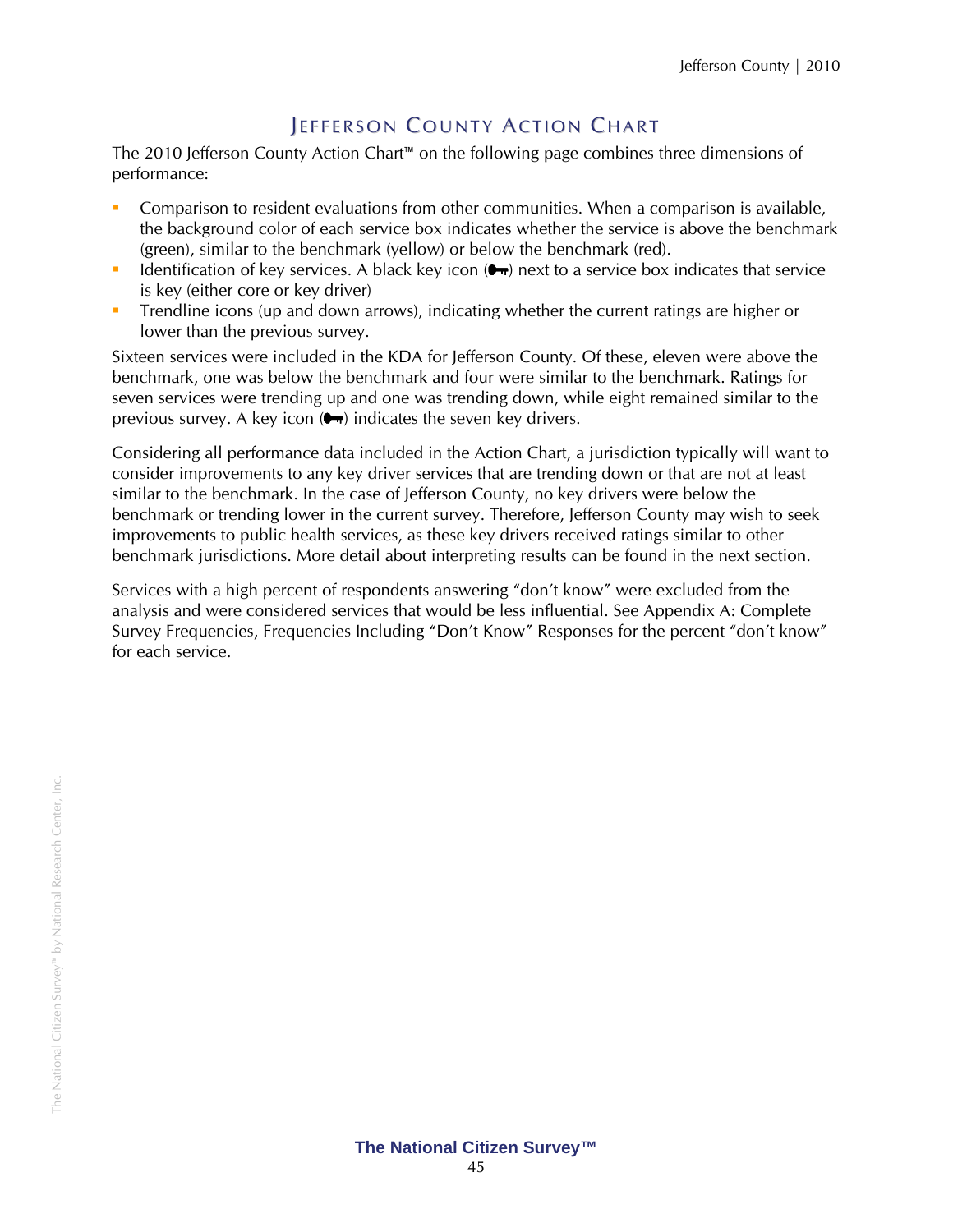# Jefferson County Action Chart

The 2010 Jefferson County Action Chart™ on the following page combines three dimensions of performance:

- Comparison to resident evaluations from other communities. When a comparison is available, the background color of each service box indicates whether the service is above the benchmark (green), similar to the benchmark (yellow) or below the benchmark (red).
- Identification of key services. A black key icon (🔑) next to a service box indicates that service is key (either core or key driver)
- Trendline icons (up and down arrows), indicating whether the current ratings are higher or lower than the previous survey.

Sixteen services were included in the KDA for Jefferson County. Of these, eleven were above the benchmark, one was below the benchmark and four were similar to the benchmark. Ratings for seven services were trending up and one was trending down, while eight remained similar to the previous survey. A key icon (🔑) indicates the seven key drivers.

Considering all performance data included in the Action Chart, a jurisdiction typically will want to consider improvements to any key driver services that are trending down or that are not at least similar to the benchmark. In the case of Jefferson County, no key drivers were below the benchmark or trending lower in the current survey. Therefore, Jefferson County may wish to seek improvements to public health services, as these key drivers received ratings similar to other benchmark jurisdictions. More detail about interpreting results can be found in the next section.

Services with a high percent of respondents answering "don't know" were excluded from the analysis and were considered services that would be less influential. See Appendix A: Complete Survey Frequencies, Frequencies Including "Don't Know" Responses for the percent "don't know" for each service.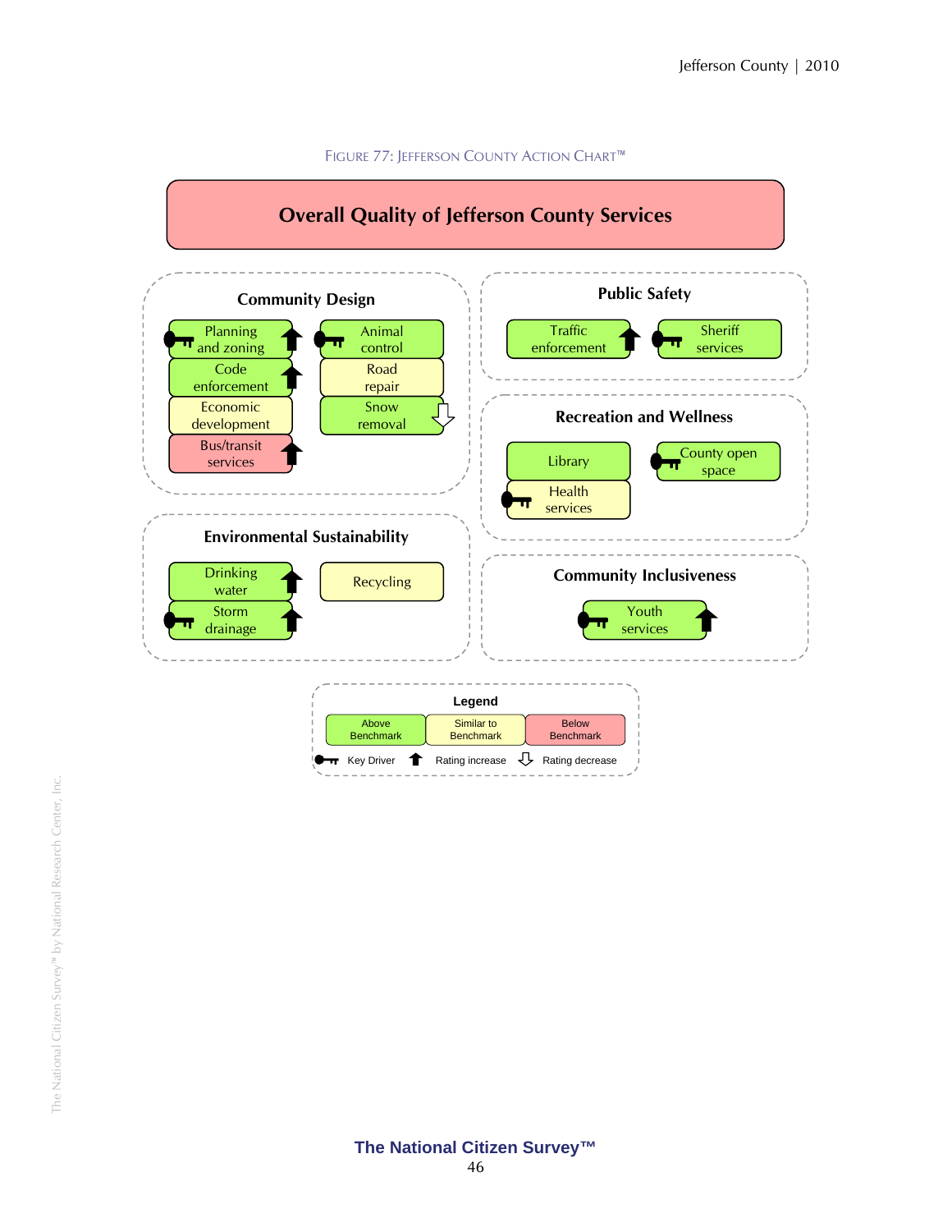Figure 77: Jefferson County Action Chart™

## Overall Quality of Jefferson County Services

### Community Design

| Service | Benchmark | Key Driver | Rating change |
|---|---|---|---|
| Planning and zoning | Above Benchmark | Key Driver | Rating increase |
| Code enforcement | Above Benchmark | | Rating increase |
| Economic development | Similar to Benchmark | | |
| Bus/transit services | Below Benchmark | | Rating increase |
| Animal control | Above Benchmark | Key Driver | |
| Road repair | Similar to Benchmark | | |
| Snow removal | Above Benchmark | | Rating decrease |

### Public Safety

| Service | Benchmark | Key Driver | Rating change |
|---|---|---|---|
| Traffic enforcement | Above Benchmark | | Rating increase |
| Sheriff services | Above Benchmark | Key Driver | |

### Recreation and Wellness

| Service | Benchmark | Key Driver | Rating change |
|---|---|---|---|
| Library | Above Benchmark | | |
| Health services | Similar to Benchmark | Key Driver | |
| County open space | Above Benchmark | Key Driver | |

### Environmental Sustainability

| Service | Benchmark | Key Driver | Rating change |
|---|---|---|---|
| Drinking water | Above Benchmark | | Rating increase |
| Storm drainage | Above Benchmark | Key Driver | Rating increase |
| Recycling | Similar to Benchmark | | |

### Community Inclusiveness

| Service | Benchmark | Key Driver | Rating change |
|---|---|---|---|
| Youth services | Above Benchmark | Key Driver | Rating increase |

**Legend**

Above Benchmark | Similar to Benchmark | Below Benchmark

Key Driver | Rating increase | Rating decrease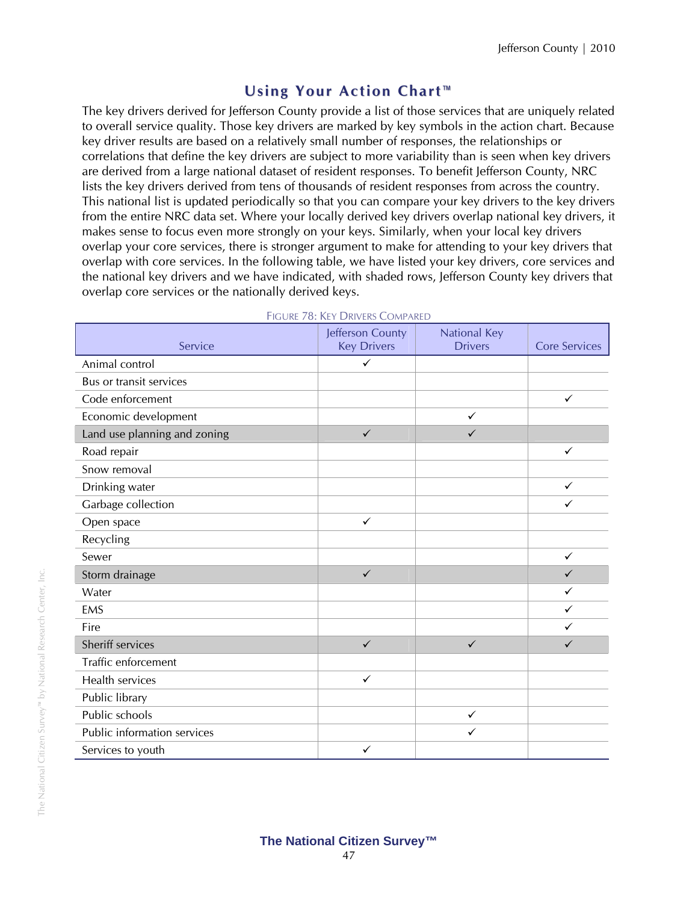## Using Your Action Chart™

The key drivers derived for Jefferson County provide a list of those services that are uniquely related to overall service quality. Those key drivers are marked by key symbols in the action chart. Because key driver results are based on a relatively small number of responses, the relationships or correlations that define the key drivers are subject to more variability than is seen when key drivers are derived from a large national dataset of resident responses. To benefit Jefferson County, NRC lists the key drivers derived from tens of thousands of resident responses from across the country. This national list is updated periodically so that you can compare your key drivers to the key drivers from the entire NRC data set. Where your locally derived key drivers overlap national key drivers, it makes sense to focus even more strongly on your keys. Similarly, when your local key drivers overlap your core services, there is stronger argument to make for attending to your key drivers that overlap with core services. In the following table, we have listed your key drivers, core services and the national key drivers and we have indicated, with shaded rows, Jefferson County key drivers that overlap core services or the nationally derived keys.

FIGURE 78: KEY DRIVERS COMPARED

| Service | Jefferson County Key Drivers | National Key Drivers | Core Services |
|---|---|---|---|
| Animal control | ✓ | | |
| Bus or transit services | | | |
| Code enforcement | | | ✓ |
| Economic development | | ✓ | |
| Land use planning and zoning | ✓ | ✓ | |
| Road repair | | | ✓ |
| Snow removal | | | |
| Drinking water | | | ✓ |
| Garbage collection | | | ✓ |
| Open space | ✓ | | |
| Recycling | | | |
| Sewer | | | ✓ |
| Storm drainage | ✓ | | ✓ |
| Water | | | ✓ |
| EMS | | | ✓ |
| Fire | | | ✓ |
| Sheriff services | ✓ | ✓ | ✓ |
| Traffic enforcement | | | |
| Health services | ✓ | | |
| Public library | | | |
| Public schools | | ✓ | |
| Public information services | | ✓ | |
| Services to youth | ✓ | | |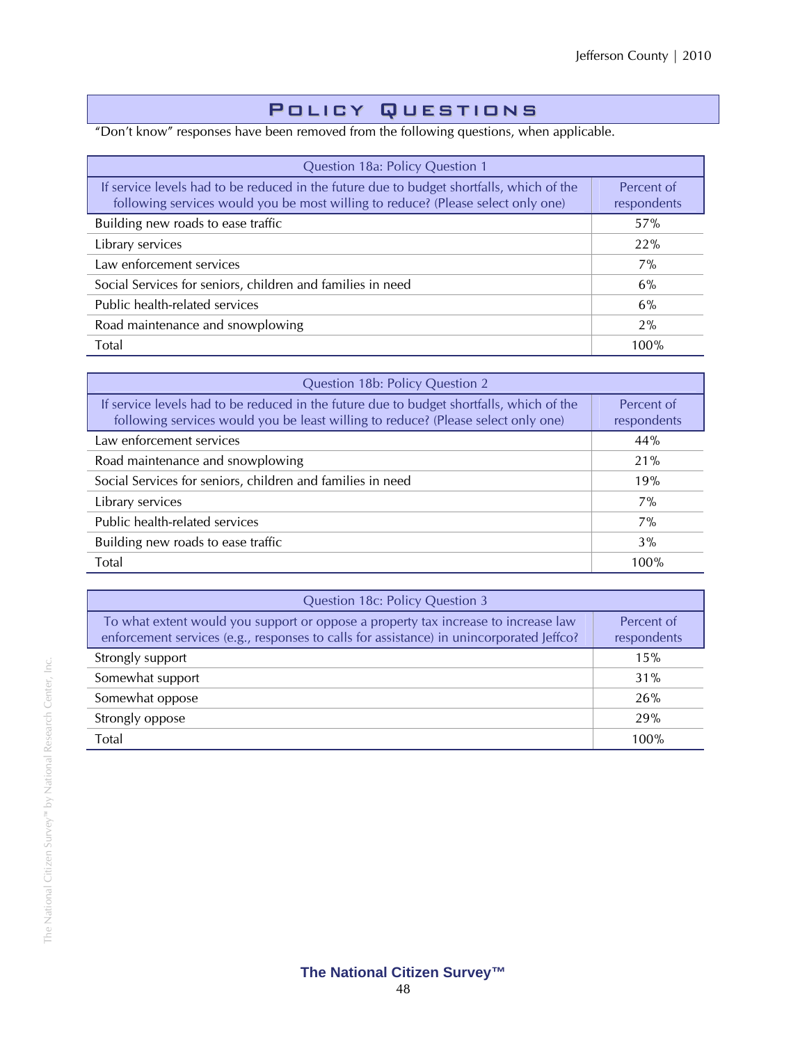# Policy Questions

"Don't know" responses have been removed from the following questions, when applicable.

| Question 18a: Policy Question 1 | |
|---|---|
| If service levels had to be reduced in the future due to budget shortfalls, which of the following services would you be most willing to reduce? (Please select only one) | Percent of respondents |
| Building new roads to ease traffic | 57% |
| Library services | 22% |
| Law enforcement services | 7% |
| Social Services for seniors, children and families in need | 6% |
| Public health-related services | 6% |
| Road maintenance and snowplowing | 2% |
| Total | 100% |

| Question 18b: Policy Question 2 | |
|---|---|
| If service levels had to be reduced in the future due to budget shortfalls, which of the following services would you be least willing to reduce? (Please select only one) | Percent of respondents |
| Law enforcement services | 44% |
| Road maintenance and snowplowing | 21% |
| Social Services for seniors, children and families in need | 19% |
| Library services | 7% |
| Public health-related services | 7% |
| Building new roads to ease traffic | 3% |
| Total | 100% |

| Question 18c: Policy Question 3 | |
|---|---|
| To what extent would you support or oppose a property tax increase to increase law enforcement services (e.g., responses to calls for assistance) in unincorporated Jeffco? | Percent of respondents |
| Strongly support | 15% |
| Somewhat support | 31% |
| Somewhat oppose | 26% |
| Strongly oppose | 29% |
| Total | 100% |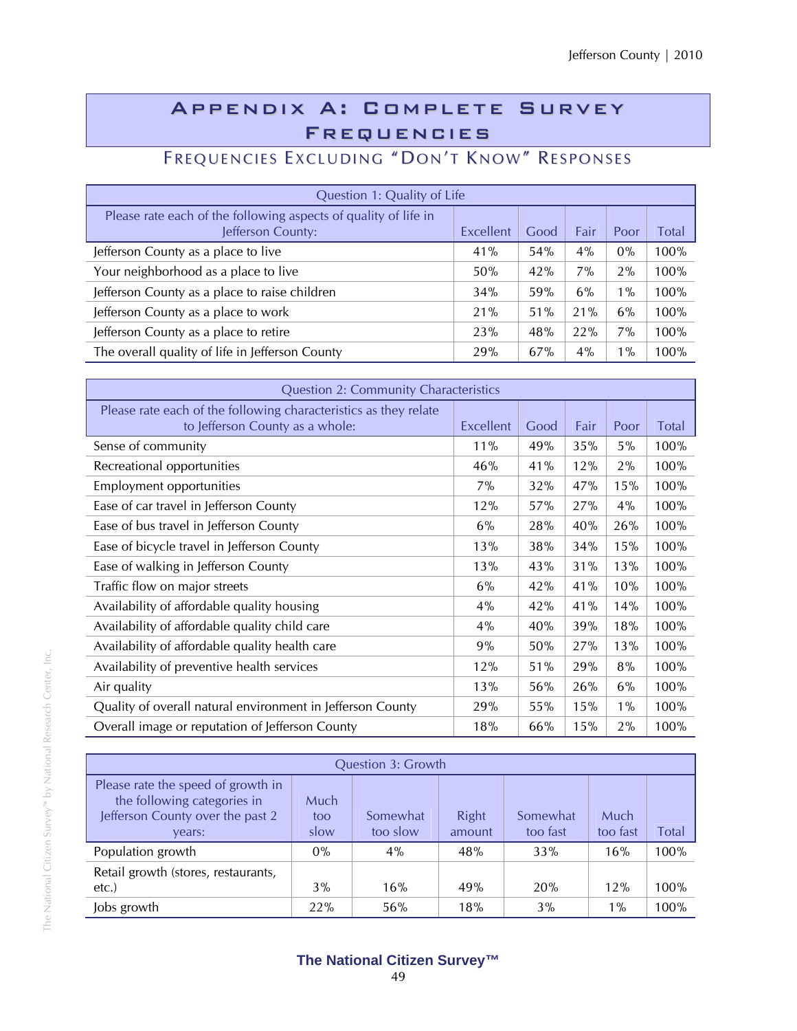# Appendix A: Complete Survey Frequencies

## Frequencies Excluding "Don't Know" Responses

| Question 1: Quality of Life | | | | | |
|---|---|---|---|---|---|
| Please rate each of the following aspects of quality of life in Jefferson County: | Excellent | Good | Fair | Poor | Total |
| Jefferson County as a place to live | 41% | 54% | 4% | 0% | 100% |
| Your neighborhood as a place to live | 50% | 42% | 7% | 2% | 100% |
| Jefferson County as a place to raise children | 34% | 59% | 6% | 1% | 100% |
| Jefferson County as a place to work | 21% | 51% | 21% | 6% | 100% |
| Jefferson County as a place to retire | 23% | 48% | 22% | 7% | 100% |
| The overall quality of life in Jefferson County | 29% | 67% | 4% | 1% | 100% |

| Question 2: Community Characteristics | | | | | |
|---|---|---|---|---|---|
| Please rate each of the following characteristics as they relate to Jefferson County as a whole: | Excellent | Good | Fair | Poor | Total |
| Sense of community | 11% | 49% | 35% | 5% | 100% |
| Recreational opportunities | 46% | 41% | 12% | 2% | 100% |
| Employment opportunities | 7% | 32% | 47% | 15% | 100% |
| Ease of car travel in Jefferson County | 12% | 57% | 27% | 4% | 100% |
| Ease of bus travel in Jefferson County | 6% | 28% | 40% | 26% | 100% |
| Ease of bicycle travel in Jefferson County | 13% | 38% | 34% | 15% | 100% |
| Ease of walking in Jefferson County | 13% | 43% | 31% | 13% | 100% |
| Traffic flow on major streets | 6% | 42% | 41% | 10% | 100% |
| Availability of affordable quality housing | 4% | 42% | 41% | 14% | 100% |
| Availability of affordable quality child care | 4% | 40% | 39% | 18% | 100% |
| Availability of affordable quality health care | 9% | 50% | 27% | 13% | 100% |
| Availability of preventive health services | 12% | 51% | 29% | 8% | 100% |
| Air quality | 13% | 56% | 26% | 6% | 100% |
| Quality of overall natural environment in Jefferson County | 29% | 55% | 15% | 1% | 100% |
| Overall image or reputation of Jefferson County | 18% | 66% | 15% | 2% | 100% |

| Question 3: Growth | | | | | | |
|---|---|---|---|---|---|---|
| Please rate the speed of growth in the following categories in Jefferson County over the past 2 years: | Much too slow | Somewhat too slow | Right amount | Somewhat too fast | Much too fast | Total |
| Population growth | 0% | 4% | 48% | 33% | 16% | 100% |
| Retail growth (stores, restaurants, etc.) | 3% | 16% | 49% | 20% | 12% | 100% |
| Jobs growth | 22% | 56% | 18% | 3% | 1% | 100% |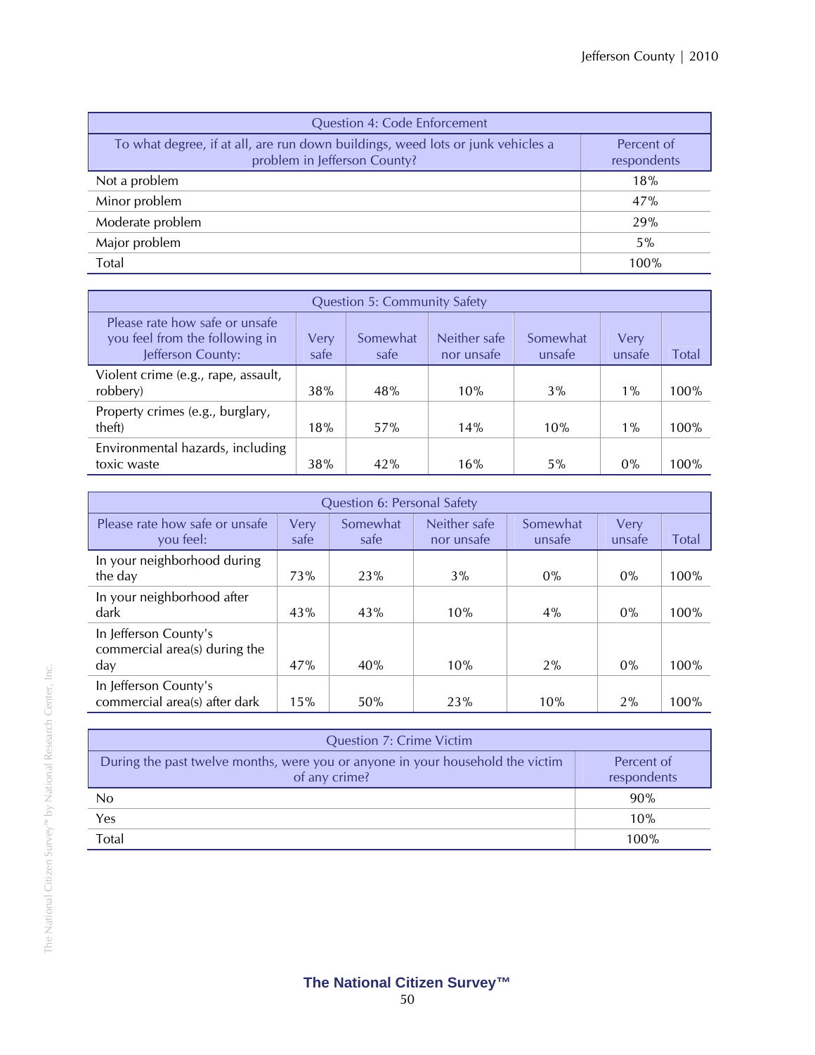| Question 4: Code Enforcement | |
|---|---|
| To what degree, if at all, are run down buildings, weed lots or junk vehicles a problem in Jefferson County? | Percent of respondents |
| Not a problem | 18% |
| Minor problem | 47% |
| Moderate problem | 29% |
| Major problem | 5% |
| Total | 100% |

| Question 5: Community Safety | | | | | | |
|---|---|---|---|---|---|---|
| Please rate how safe or unsafe you feel from the following in Jefferson County: | Very safe | Somewhat safe | Neither safe nor unsafe | Somewhat unsafe | Very unsafe | Total |
| Violent crime (e.g., rape, assault, robbery) | 38% | 48% | 10% | 3% | 1% | 100% |
| Property crimes (e.g., burglary, theft) | 18% | 57% | 14% | 10% | 1% | 100% |
| Environmental hazards, including toxic waste | 38% | 42% | 16% | 5% | 0% | 100% |

| Question 6: Personal Safety | | | | | | |
|---|---|---|---|---|---|---|
| Please rate how safe or unsafe you feel: | Very safe | Somewhat safe | Neither safe nor unsafe | Somewhat unsafe | Very unsafe | Total |
| In your neighborhood during the day | 73% | 23% | 3% | 0% | 0% | 100% |
| In your neighborhood after dark | 43% | 43% | 10% | 4% | 0% | 100% |
| In Jefferson County's commercial area(s) during the day | 47% | 40% | 10% | 2% | 0% | 100% |
| In Jefferson County's commercial area(s) after dark | 15% | 50% | 23% | 10% | 2% | 100% |

| Question 7: Crime Victim | |
|---|---|
| During the past twelve months, were you or anyone in your household the victim of any crime? | Percent of respondents |
| No | 90% |
| Yes | 10% |
| Total | 100% |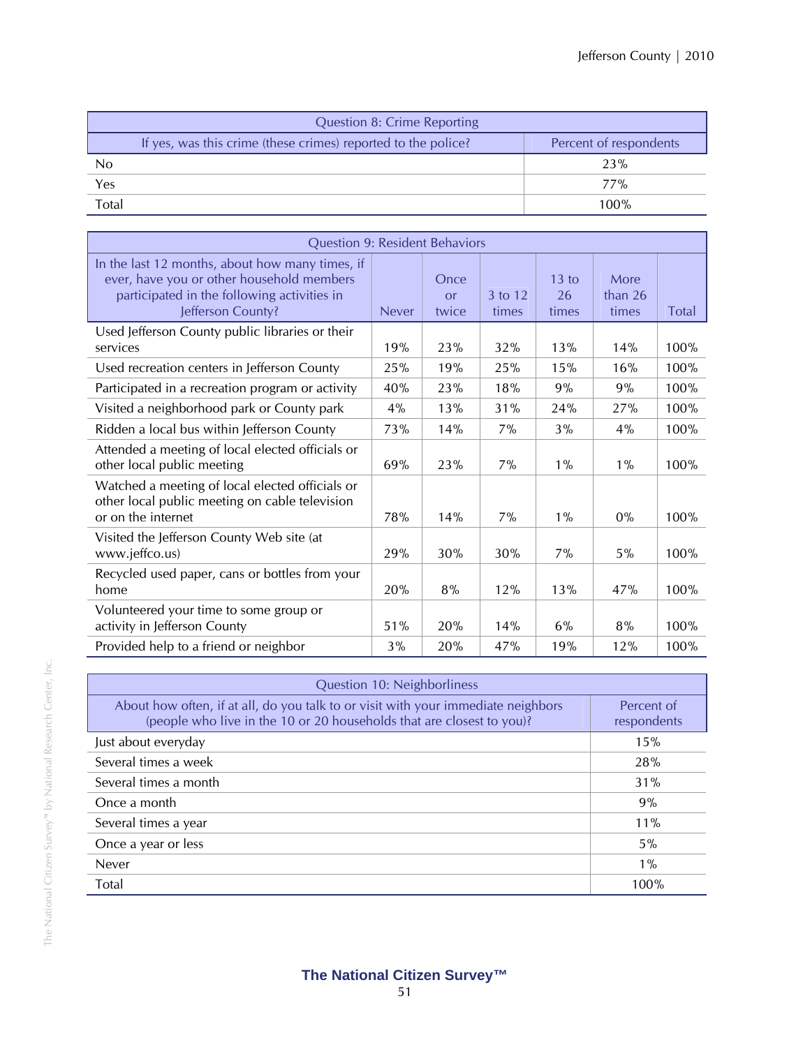| Question 8: Crime Reporting | |
|---|---|
| If yes, was this crime (these crimes) reported to the police? | Percent of respondents |
| No | 23% |
| Yes | 77% |
| Total | 100% |

| Question 9: Resident Behaviors | | | | | | |
|---|---|---|---|---|---|---|
| In the last 12 months, about how many times, if ever, have you or other household members participated in the following activities in Jefferson County? | Never | Once or twice | 3 to 12 times | 13 to 26 times | More than 26 times | Total |
| Used Jefferson County public libraries or their services | 19% | 23% | 32% | 13% | 14% | 100% |
| Used recreation centers in Jefferson County | 25% | 19% | 25% | 15% | 16% | 100% |
| Participated in a recreation program or activity | 40% | 23% | 18% | 9% | 9% | 100% |
| Visited a neighborhood park or County park | 4% | 13% | 31% | 24% | 27% | 100% |
| Ridden a local bus within Jefferson County | 73% | 14% | 7% | 3% | 4% | 100% |
| Attended a meeting of local elected officials or other local public meeting | 69% | 23% | 7% | 1% | 1% | 100% |
| Watched a meeting of local elected officials or other local public meeting on cable television or on the internet | 78% | 14% | 7% | 1% | 0% | 100% |
| Visited the Jefferson County Web site (at www.jeffco.us) | 29% | 30% | 30% | 7% | 5% | 100% |
| Recycled used paper, cans or bottles from your home | 20% | 8% | 12% | 13% | 47% | 100% |
| Volunteered your time to some group or activity in Jefferson County | 51% | 20% | 14% | 6% | 8% | 100% |
| Provided help to a friend or neighbor | 3% | 20% | 47% | 19% | 12% | 100% |

| Question 10: Neighborliness | |
|---|---|
| About how often, if at all, do you talk to or visit with your immediate neighbors (people who live in the 10 or 20 households that are closest to you)? | Percent of respondents |
| Just about everyday | 15% |
| Several times a week | 28% |
| Several times a month | 31% |
| Once a month | 9% |
| Several times a year | 11% |
| Once a year or less | 5% |
| Never | 1% |
| Total | 100% |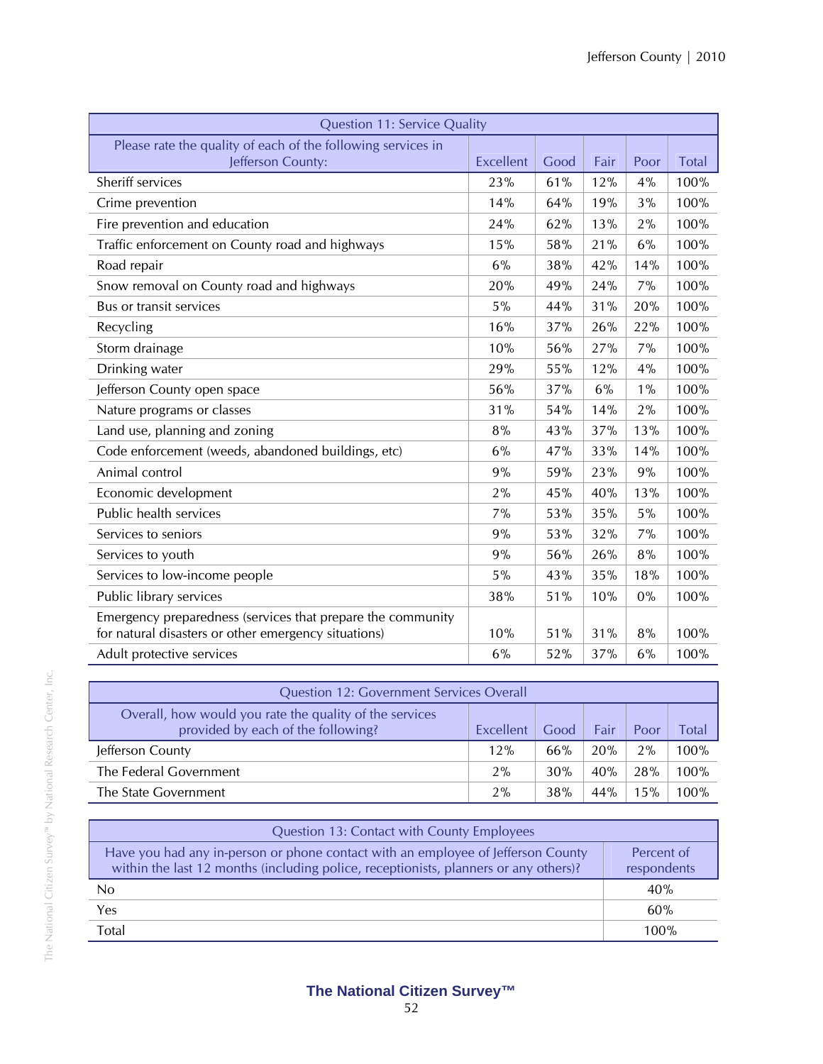| Question 11: Service Quality | | | | | |
|---|---|---|---|---|---|
| Please rate the quality of each of the following services in Jefferson County: | Excellent | Good | Fair | Poor | Total |
| Sheriff services | 23% | 61% | 12% | 4% | 100% |
| Crime prevention | 14% | 64% | 19% | 3% | 100% |
| Fire prevention and education | 24% | 62% | 13% | 2% | 100% |
| Traffic enforcement on County road and highways | 15% | 58% | 21% | 6% | 100% |
| Road repair | 6% | 38% | 42% | 14% | 100% |
| Snow removal on County road and highways | 20% | 49% | 24% | 7% | 100% |
| Bus or transit services | 5% | 44% | 31% | 20% | 100% |
| Recycling | 16% | 37% | 26% | 22% | 100% |
| Storm drainage | 10% | 56% | 27% | 7% | 100% |
| Drinking water | 29% | 55% | 12% | 4% | 100% |
| Jefferson County open space | 56% | 37% | 6% | 1% | 100% |
| Nature programs or classes | 31% | 54% | 14% | 2% | 100% |
| Land use, planning and zoning | 8% | 43% | 37% | 13% | 100% |
| Code enforcement (weeds, abandoned buildings, etc) | 6% | 47% | 33% | 14% | 100% |
| Animal control | 9% | 59% | 23% | 9% | 100% |
| Economic development | 2% | 45% | 40% | 13% | 100% |
| Public health services | 7% | 53% | 35% | 5% | 100% |
| Services to seniors | 9% | 53% | 32% | 7% | 100% |
| Services to youth | 9% | 56% | 26% | 8% | 100% |
| Services to low-income people | 5% | 43% | 35% | 18% | 100% |
| Public library services | 38% | 51% | 10% | 0% | 100% |
| Emergency preparedness (services that prepare the community for natural disasters or other emergency situations) | 10% | 51% | 31% | 8% | 100% |
| Adult protective services | 6% | 52% | 37% | 6% | 100% |

| Question 12: Government Services Overall | | | | | |
|---|---|---|---|---|---|
| Overall, how would you rate the quality of the services provided by each of the following? | Excellent | Good | Fair | Poor | Total |
| Jefferson County | 12% | 66% | 20% | 2% | 100% |
| The Federal Government | 2% | 30% | 40% | 28% | 100% |
| The State Government | 2% | 38% | 44% | 15% | 100% |

| Question 13: Contact with County Employees | |
|---|---|
| Have you had any in-person or phone contact with an employee of Jefferson County within the last 12 months (including police, receptionists, planners or any others)? | Percent of respondents |
| No | 40% |
| Yes | 60% |
| Total | 100% |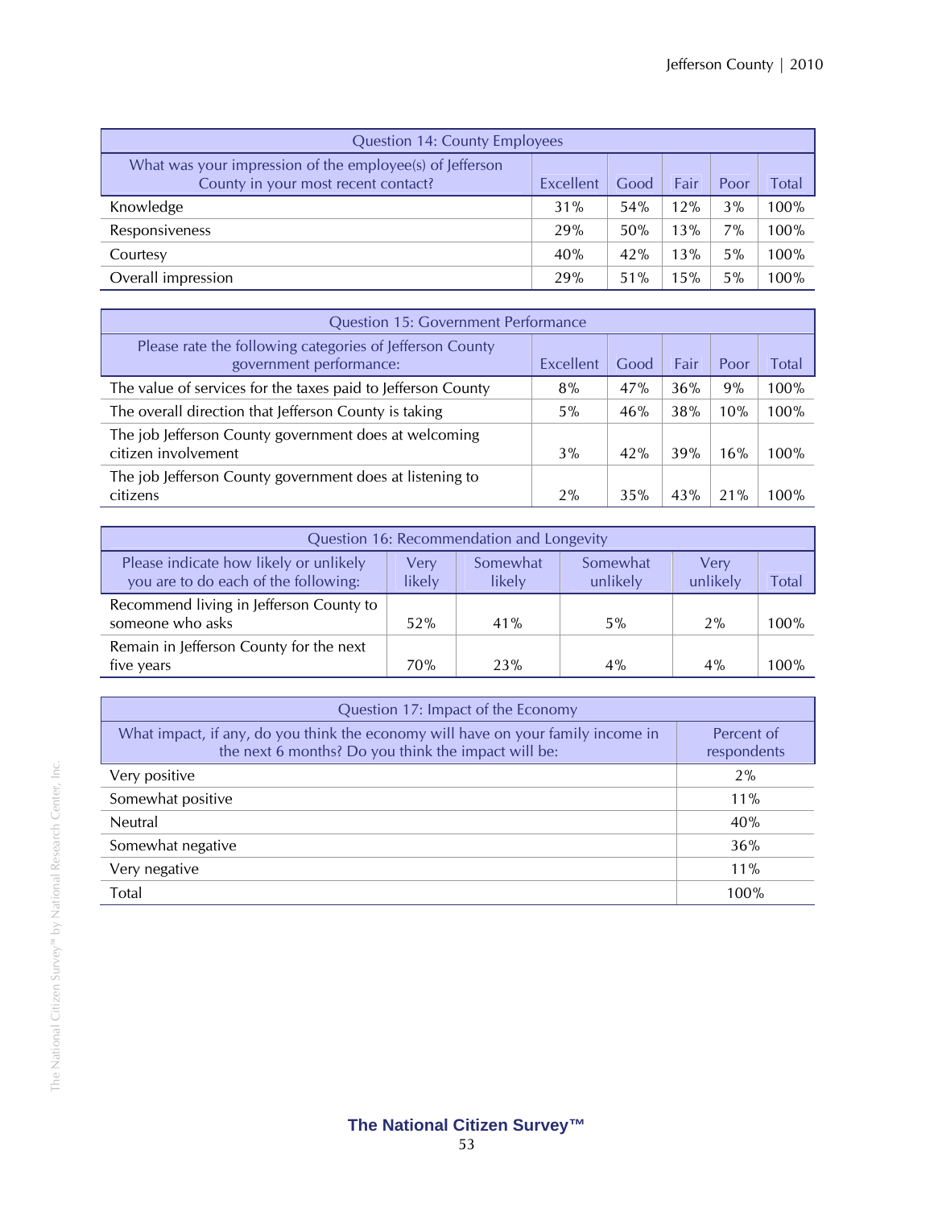| Question 14: County Employees | | | | | |
|---|---|---|---|---|---|
| What was your impression of the employee(s) of Jefferson County in your most recent contact? | Excellent | Good | Fair | Poor | Total |
| Knowledge | 31% | 54% | 12% | 3% | 100% |
| Responsiveness | 29% | 50% | 13% | 7% | 100% |
| Courtesy | 40% | 42% | 13% | 5% | 100% |
| Overall impression | 29% | 51% | 15% | 5% | 100% |

| Question 15: Government Performance | | | | | |
|---|---|---|---|---|---|
| Please rate the following categories of Jefferson County government performance: | Excellent | Good | Fair | Poor | Total |
| The value of services for the taxes paid to Jefferson County | 8% | 47% | 36% | 9% | 100% |
| The overall direction that Jefferson County is taking | 5% | 46% | 38% | 10% | 100% |
| The job Jefferson County government does at welcoming citizen involvement | 3% | 42% | 39% | 16% | 100% |
| The job Jefferson County government does at listening to citizens | 2% | 35% | 43% | 21% | 100% |

| Question 16: Recommendation and Longevity | | | | | |
|---|---|---|---|---|---|
| Please indicate how likely or unlikely you are to do each of the following: | Very likely | Somewhat likely | Somewhat unlikely | Very unlikely | Total |
| Recommend living in Jefferson County to someone who asks | 52% | 41% | 5% | 2% | 100% |
| Remain in Jefferson County for the next five years | 70% | 23% | 4% | 4% | 100% |

| Question 17: Impact of the Economy | |
|---|---|
| What impact, if any, do you think the economy will have on your family income in the next 6 months? Do you think the impact will be: | Percent of respondents |
| Very positive | 2% |
| Somewhat positive | 11% |
| Neutral | 40% |
| Somewhat negative | 36% |
| Very negative | 11% |
| Total | 100% |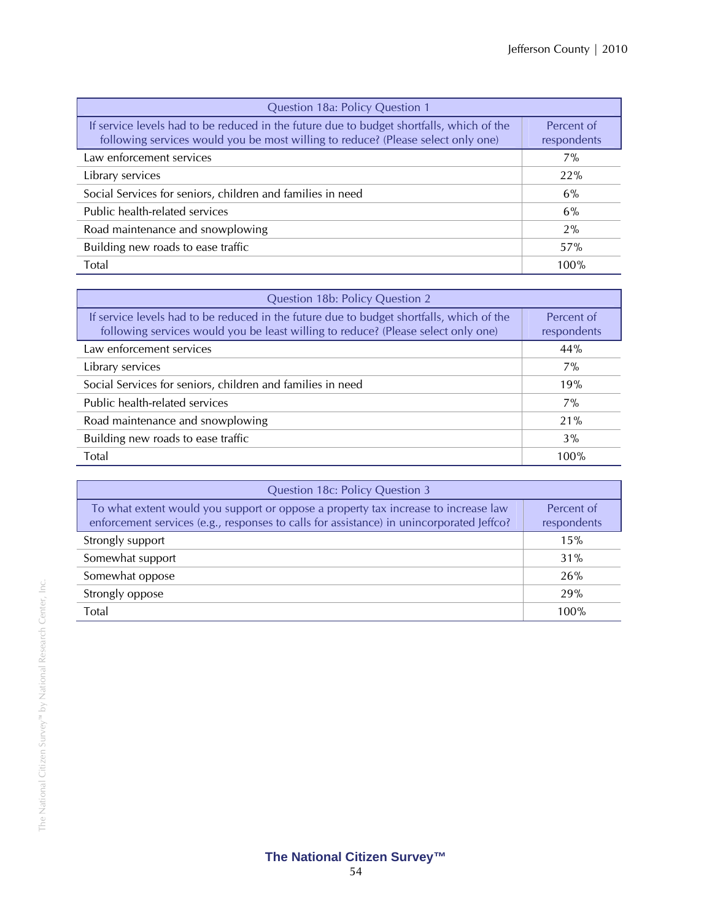| Question 18a: Policy Question 1 | |
|---|---|
| If service levels had to be reduced in the future due to budget shortfalls, which of the following services would you be most willing to reduce? (Please select only one) | Percent of respondents |
| Law enforcement services | 7% |
| Library services | 22% |
| Social Services for seniors, children and families in need | 6% |
| Public health-related services | 6% |
| Road maintenance and snowplowing | 2% |
| Building new roads to ease traffic | 57% |
| Total | 100% |

| Question 18b: Policy Question 2 | |
|---|---|
| If service levels had to be reduced in the future due to budget shortfalls, which of the following services would you be least willing to reduce? (Please select only one) | Percent of respondents |
| Law enforcement services | 44% |
| Library services | 7% |
| Social Services for seniors, children and families in need | 19% |
| Public health-related services | 7% |
| Road maintenance and snowplowing | 21% |
| Building new roads to ease traffic | 3% |
| Total | 100% |

| Question 18c: Policy Question 3 | |
|---|---|
| To what extent would you support or oppose a property tax increase to increase law enforcement services (e.g., responses to calls for assistance) in unincorporated Jeffco? | Percent of respondents |
| Strongly support | 15% |
| Somewhat support | 31% |
| Somewhat oppose | 26% |
| Strongly oppose | 29% |
| Total | 100% |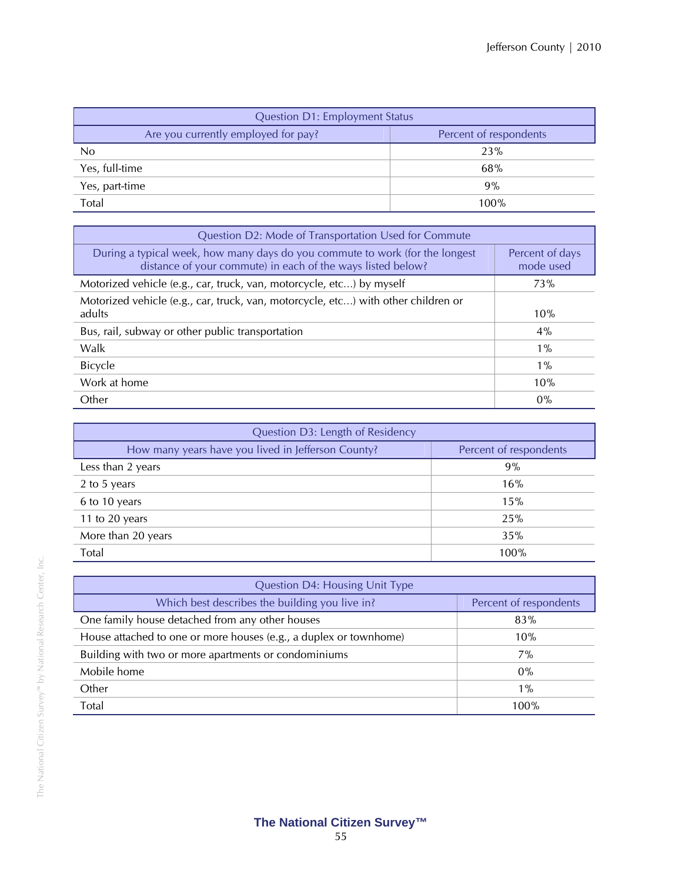| Question D1: Employment Status | |
|---|---|
| Are you currently employed for pay? | Percent of respondents |
| No | 23% |
| Yes, full-time | 68% |
| Yes, part-time | 9% |
| Total | 100% |

| Question D2: Mode of Transportation Used for Commute | |
|---|---|
| During a typical week, how many days do you commute to work (for the longest distance of your commute) in each of the ways listed below? | Percent of days mode used |
| Motorized vehicle (e.g., car, truck, van, motorcycle, etc...) by myself | 73% |
| Motorized vehicle (e.g., car, truck, van, motorcycle, etc...) with other children or adults | 10% |
| Bus, rail, subway or other public transportation | 4% |
| Walk | 1% |
| Bicycle | 1% |
| Work at home | 10% |
| Other | 0% |

| Question D3: Length of Residency | |
|---|---|
| How many years have you lived in Jefferson County? | Percent of respondents |
| Less than 2 years | 9% |
| 2 to 5 years | 16% |
| 6 to 10 years | 15% |
| 11 to 20 years | 25% |
| More than 20 years | 35% |
| Total | 100% |

| Question D4: Housing Unit Type | |
|---|---|
| Which best describes the building you live in? | Percent of respondents |
| One family house detached from any other houses | 83% |
| House attached to one or more houses (e.g., a duplex or townhome) | 10% |
| Building with two or more apartments or condominiums | 7% |
| Mobile home | 0% |
| Other | 1% |
| Total | 100% |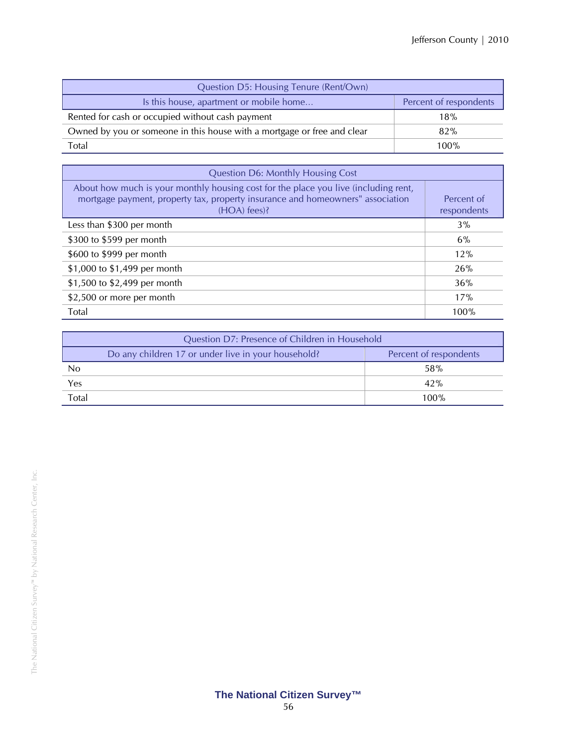| Question D5: Housing Tenure (Rent/Own) | |
|---|---|
| Is this house, apartment or mobile home... | Percent of respondents |
| Rented for cash or occupied without cash payment | 18% |
| Owned by you or someone in this house with a mortgage or free and clear | 82% |
| Total | 100% |

| Question D6: Monthly Housing Cost | |
|---|---|
| About how much is your monthly housing cost for the place you live (including rent, mortgage payment, property tax, property insurance and homeowners" association (HOA) fees)? | Percent of respondents |
| Less than $300 per month | 3% |
| $300 to $599 per month | 6% |
| $600 to $999 per month | 12% |
| $1,000 to $1,499 per month | 26% |
| $1,500 to $2,499 per month | 36% |
| $2,500 or more per month | 17% |
| Total | 100% |

| Question D7: Presence of Children in Household | |
|---|---|
| Do any children 17 or under live in your household? | Percent of respondents |
| No | 58% |
| Yes | 42% |
| Total | 100% |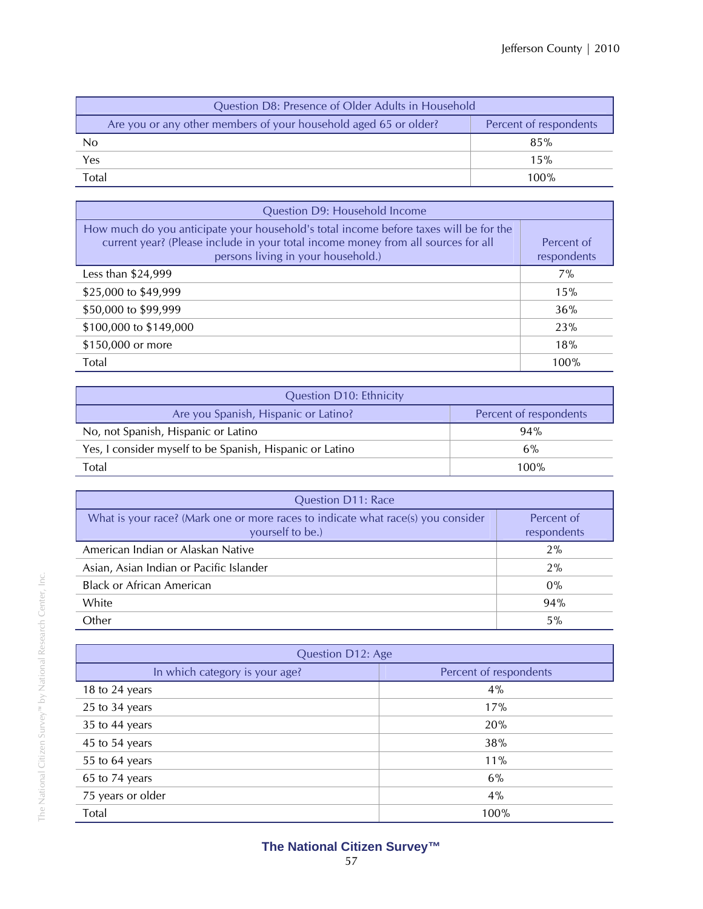| Question D8: Presence of Older Adults in Household | |
|---|---|
| Are you or any other members of your household aged 65 or older? | Percent of respondents |
| No | 85% |
| Yes | 15% |
| Total | 100% |

| Question D9: Household Income | |
|---|---|
| How much do you anticipate your household's total income before taxes will be for the current year? (Please include in your total income money from all sources for all persons living in your household.) | Percent of respondents |
| Less than $24,999 | 7% |
| $25,000 to $49,999 | 15% |
| $50,000 to $99,999 | 36% |
| $100,000 to $149,000 | 23% |
| $150,000 or more | 18% |
| Total | 100% |

| Question D10: Ethnicity | |
|---|---|
| Are you Spanish, Hispanic or Latino? | Percent of respondents |
| No, not Spanish, Hispanic or Latino | 94% |
| Yes, I consider myself to be Spanish, Hispanic or Latino | 6% |
| Total | 100% |

| Question D11: Race | |
|---|---|
| What is your race? (Mark one or more races to indicate what race(s) you consider yourself to be.) | Percent of respondents |
| American Indian or Alaskan Native | 2% |
| Asian, Asian Indian or Pacific Islander | 2% |
| Black or African American | 0% |
| White | 94% |
| Other | 5% |

| Question D12: Age | |
|---|---|
| In which category is your age? | Percent of respondents |
| 18 to 24 years | 4% |
| 25 to 34 years | 17% |
| 35 to 44 years | 20% |
| 45 to 54 years | 38% |
| 55 to 64 years | 11% |
| 65 to 74 years | 6% |
| 75 years or older | 4% |
| Total | 100% |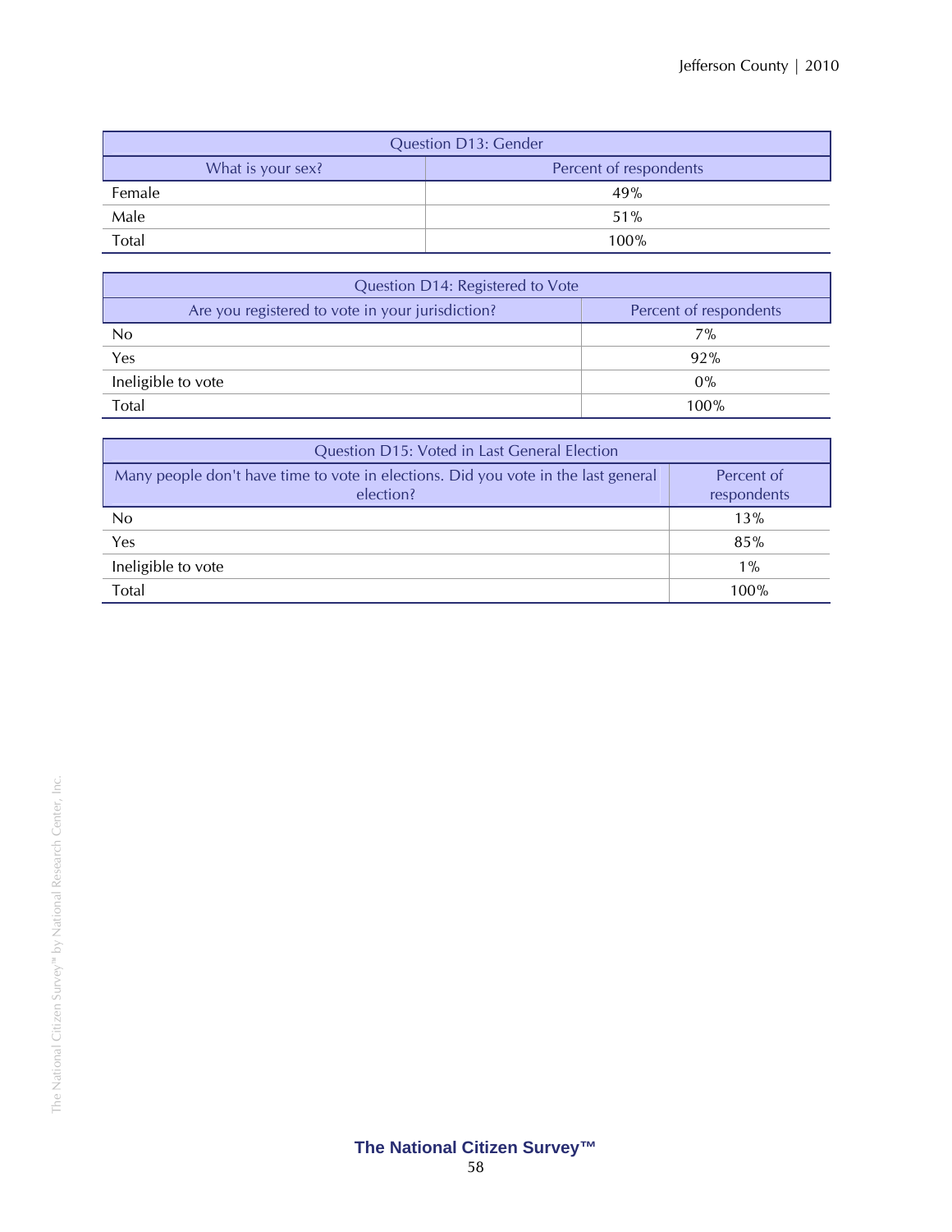| Question D13: Gender | |
|---|---|
| What is your sex? | Percent of respondents |
| Female | 49% |
| Male | 51% |
| Total | 100% |

| Question D14: Registered to Vote | |
|---|---|
| Are you registered to vote in your jurisdiction? | Percent of respondents |
| No | 7% |
| Yes | 92% |
| Ineligible to vote | 0% |
| Total | 100% |

| Question D15: Voted in Last General Election | |
|---|---|
| Many people don't have time to vote in elections. Did you vote in the last general election? | Percent of respondents |
| No | 13% |
| Yes | 85% |
| Ineligible to vote | 1% |
| Total | 100% |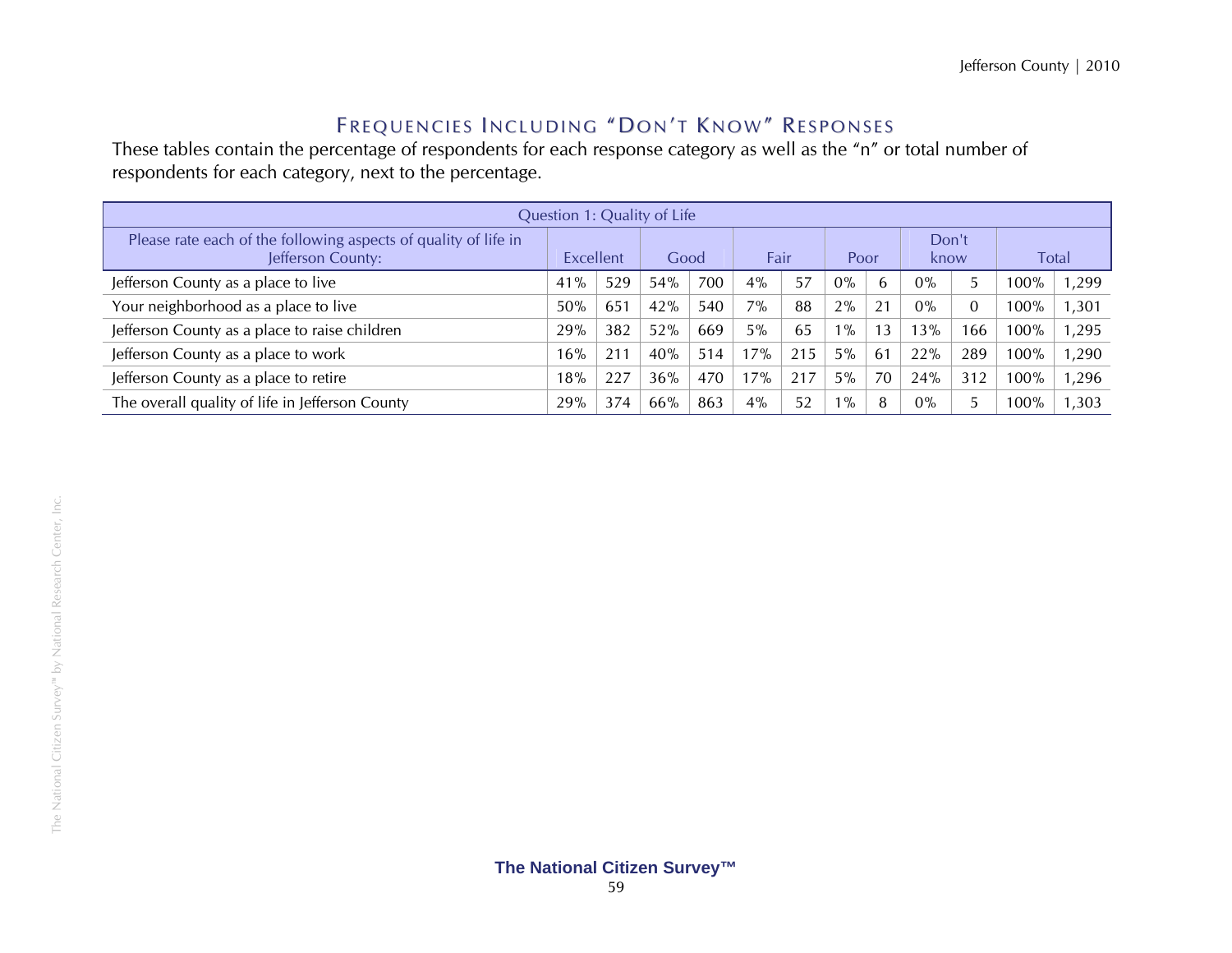## Frequencies Including "Don't Know" Responses

These tables contain the percentage of respondents for each response category as well as the "n" or total number of respondents for each category, next to the percentage.

| Question 1: Quality of Life | | | | | | | | | | | | |
|---|---|---|---|---|---|---|---|---|---|---|---|---|
| Please rate each of the following aspects of quality of life in Jefferson County: | Excellent | | Good | | Fair | | Poor | | Don't know | | Total | |
| Jefferson County as a place to live | 41% | 529 | 54% | 700 | 4% | 57 | 0% | 6 | 0% | 5 | 100% | 1,299 |
| Your neighborhood as a place to live | 50% | 651 | 42% | 540 | 7% | 88 | 2% | 21 | 0% | 0 | 100% | 1,301 |
| Jefferson County as a place to raise children | 29% | 382 | 52% | 669 | 5% | 65 | 1% | 13 | 13% | 166 | 100% | 1,295 |
| Jefferson County as a place to work | 16% | 211 | 40% | 514 | 17% | 215 | 5% | 61 | 22% | 289 | 100% | 1,290 |
| Jefferson County as a place to retire | 18% | 227 | 36% | 470 | 17% | 217 | 5% | 70 | 24% | 312 | 100% | 1,296 |
| The overall quality of life in Jefferson County | 29% | 374 | 66% | 863 | 4% | 52 | 1% | 8 | 0% | 5 | 100% | 1,303 |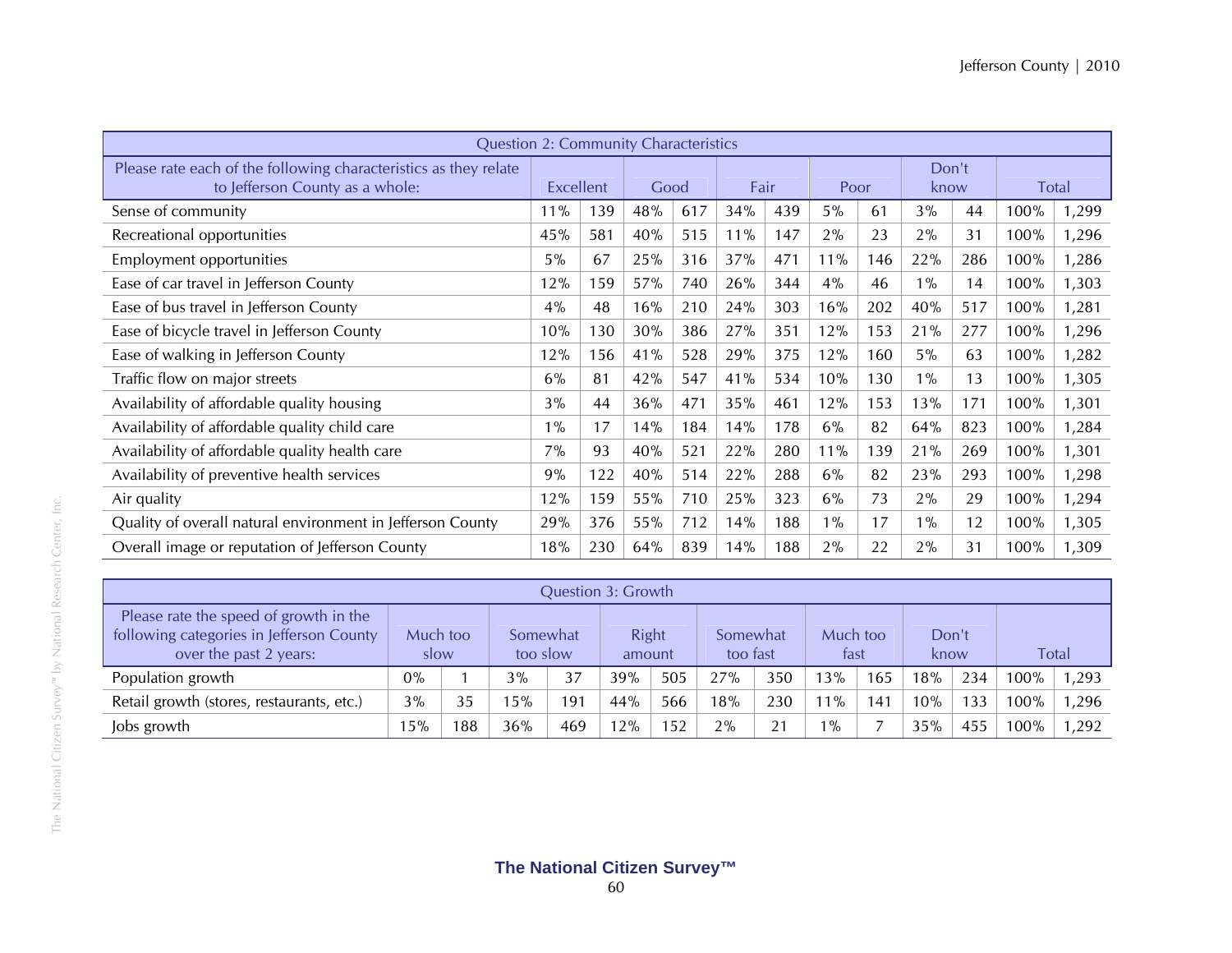| Question 2: Community Characteristics | | | | | | | | | | | | |
|---|---|---|---|---|---|---|---|---|---|---|---|---|
| Please rate each of the following characteristics as they relate to Jefferson County as a whole: | Excellent | | Good | | Fair | | Poor | | Don't know | | Total | |
| Sense of community | 11% | 139 | 48% | 617 | 34% | 439 | 5% | 61 | 3% | 44 | 100% | 1,299 |
| Recreational opportunities | 45% | 581 | 40% | 515 | 11% | 147 | 2% | 23 | 2% | 31 | 100% | 1,296 |
| Employment opportunities | 5% | 67 | 25% | 316 | 37% | 471 | 11% | 146 | 22% | 286 | 100% | 1,286 |
| Ease of car travel in Jefferson County | 12% | 159 | 57% | 740 | 26% | 344 | 4% | 46 | 1% | 14 | 100% | 1,303 |
| Ease of bus travel in Jefferson County | 4% | 48 | 16% | 210 | 24% | 303 | 16% | 202 | 40% | 517 | 100% | 1,281 |
| Ease of bicycle travel in Jefferson County | 10% | 130 | 30% | 386 | 27% | 351 | 12% | 153 | 21% | 277 | 100% | 1,296 |
| Ease of walking in Jefferson County | 12% | 156 | 41% | 528 | 29% | 375 | 12% | 160 | 5% | 63 | 100% | 1,282 |
| Traffic flow on major streets | 6% | 81 | 42% | 547 | 41% | 534 | 10% | 130 | 1% | 13 | 100% | 1,305 |
| Availability of affordable quality housing | 3% | 44 | 36% | 471 | 35% | 461 | 12% | 153 | 13% | 171 | 100% | 1,301 |
| Availability of affordable quality child care | 1% | 17 | 14% | 184 | 14% | 178 | 6% | 82 | 64% | 823 | 100% | 1,284 |
| Availability of affordable quality health care | 7% | 93 | 40% | 521 | 22% | 280 | 11% | 139 | 21% | 269 | 100% | 1,301 |
| Availability of preventive health services | 9% | 122 | 40% | 514 | 22% | 288 | 6% | 82 | 23% | 293 | 100% | 1,298 |
| Air quality | 12% | 159 | 55% | 710 | 25% | 323 | 6% | 73 | 2% | 29 | 100% | 1,294 |
| Quality of overall natural environment in Jefferson County | 29% | 376 | 55% | 712 | 14% | 188 | 1% | 17 | 1% | 12 | 100% | 1,305 |
| Overall image or reputation of Jefferson County | 18% | 230 | 64% | 839 | 14% | 188 | 2% | 22 | 2% | 31 | 100% | 1,309 |

| Question 3: Growth | | | | | | | | | | | | | | |
|---|---|---|---|---|---|---|---|---|---|---|---|---|---|---|
| Please rate the speed of growth in the following categories in Jefferson County over the past 2 years: | Much too slow | | Somewhat too slow | | Right amount | | Somewhat too fast | | Much too fast | | Don't know | | Total | |
| Population growth | 0% | 1 | 3% | 37 | 39% | 505 | 27% | 350 | 13% | 165 | 18% | 234 | 100% | 1,293 |
| Retail growth (stores, restaurants, etc.) | 3% | 35 | 15% | 191 | 44% | 566 | 18% | 230 | 11% | 141 | 10% | 133 | 100% | 1,296 |
| Jobs growth | 15% | 188 | 36% | 469 | 12% | 152 | 2% | 21 | 1% | 7 | 35% | 455 | 100% | 1,292 |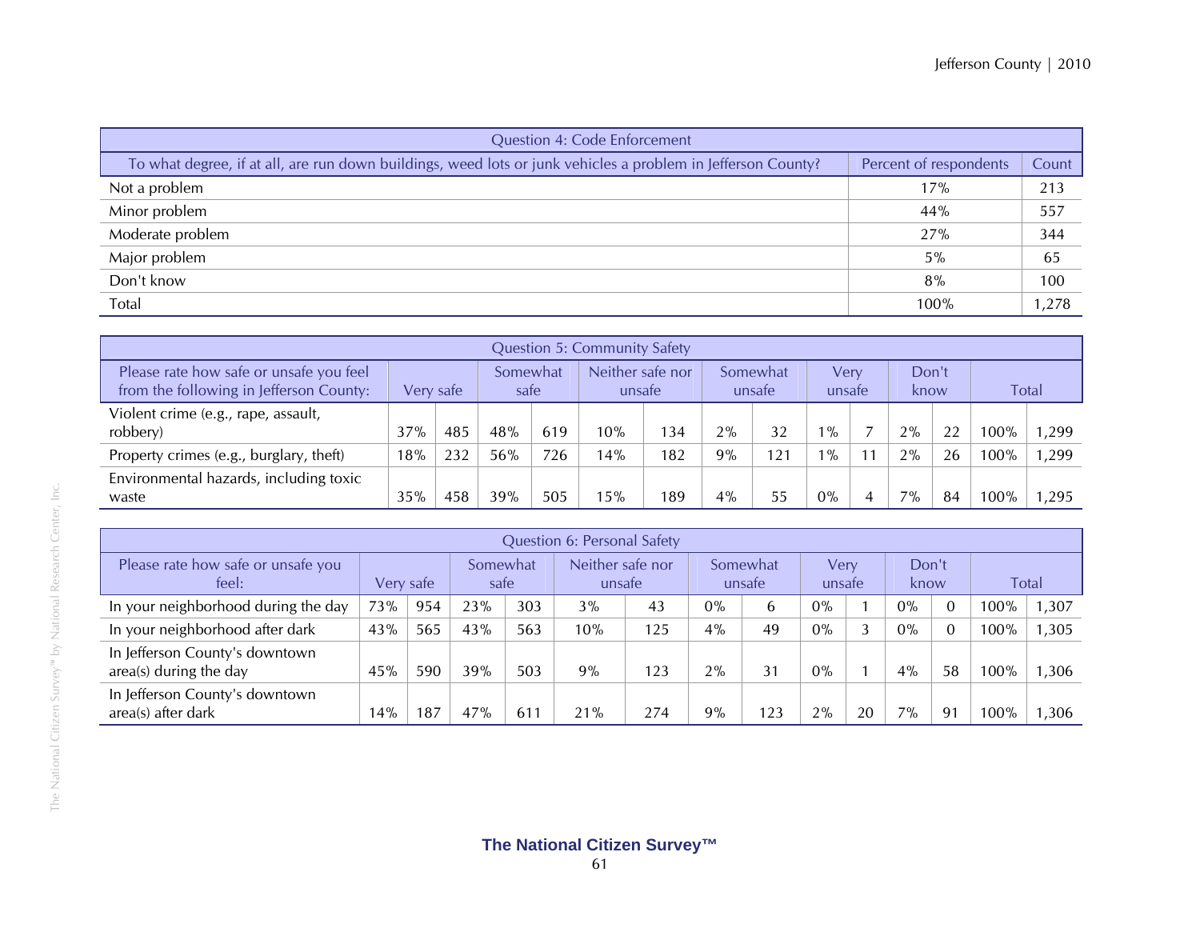| Question 4: Code Enforcement | | |
|---|---|---|
| To what degree, if at all, are run down buildings, weed lots or junk vehicles a problem in Jefferson County? | Percent of respondents | Count |
| Not a problem | 17% | 213 |
| Minor problem | 44% | 557 |
| Moderate problem | 27% | 344 |
| Major problem | 5% | 65 |
| Don't know | 8% | 100 |
| Total | 100% | 1,278 |

| Question 5: Community Safety | | | | | | | | | | | | | | |
|---|---|---|---|---|---|---|---|---|---|---|---|---|---|---|
| Please rate how safe or unsafe you feel from the following in Jefferson County: | Very safe | | Somewhat safe | | Neither safe nor unsafe | | Somewhat unsafe | | Very unsafe | | Don't know | | Total | |
| Violent crime (e.g., rape, assault, robbery) | 37% | 485 | 48% | 619 | 10% | 134 | 2% | 32 | 1% | 7 | 2% | 22 | 100% | 1,299 |
| Property crimes (e.g., burglary, theft) | 18% | 232 | 56% | 726 | 14% | 182 | 9% | 121 | 1% | 11 | 2% | 26 | 100% | 1,299 |
| Environmental hazards, including toxic waste | 35% | 458 | 39% | 505 | 15% | 189 | 4% | 55 | 0% | 4 | 7% | 84 | 100% | 1,295 |

| Question 6: Personal Safety | | | | | | | | | | | | | | |
|---|---|---|---|---|---|---|---|---|---|---|---|---|---|---|
| Please rate how safe or unsafe you feel: | Very safe | | Somewhat safe | | Neither safe nor unsafe | | Somewhat unsafe | | Very unsafe | | Don't know | | Total | |
| In your neighborhood during the day | 73% | 954 | 23% | 303 | 3% | 43 | 0% | 6 | 0% | 1 | 0% | 0 | 100% | 1,307 |
| In your neighborhood after dark | 43% | 565 | 43% | 563 | 10% | 125 | 4% | 49 | 0% | 3 | 0% | 0 | 100% | 1,305 |
| In Jefferson County's downtown area(s) during the day | 45% | 590 | 39% | 503 | 9% | 123 | 2% | 31 | 0% | 1 | 4% | 58 | 100% | 1,306 |
| In Jefferson County's downtown area(s) after dark | 14% | 187 | 47% | 611 | 21% | 274 | 9% | 123 | 2% | 20 | 7% | 91 | 100% | 1,306 |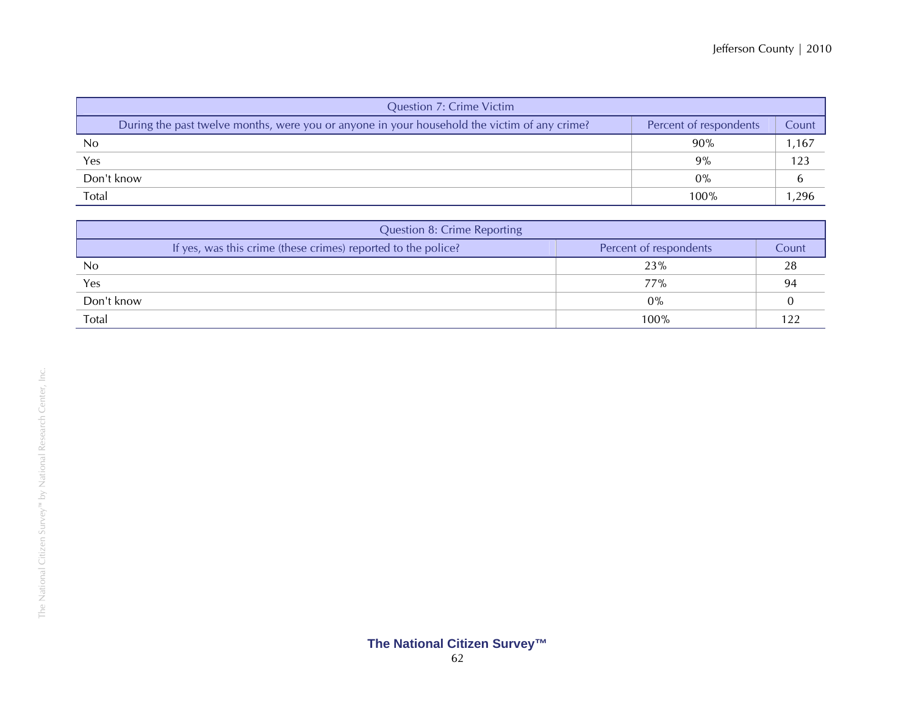| Question 7: Crime Victim | | |
|---|---|---|
| During the past twelve months, were you or anyone in your household the victim of any crime? | Percent of respondents | Count |
| No | 90% | 1,167 |
| Yes | 9% | 123 |
| Don't know | 0% | 6 |
| Total | 100% | 1,296 |

| Question 8: Crime Reporting | | |
|---|---|---|
| If yes, was this crime (these crimes) reported to the police? | Percent of respondents | Count |
| No | 23% | 28 |
| Yes | 77% | 94 |
| Don't know | 0% | 0 |
| Total | 100% | 122 |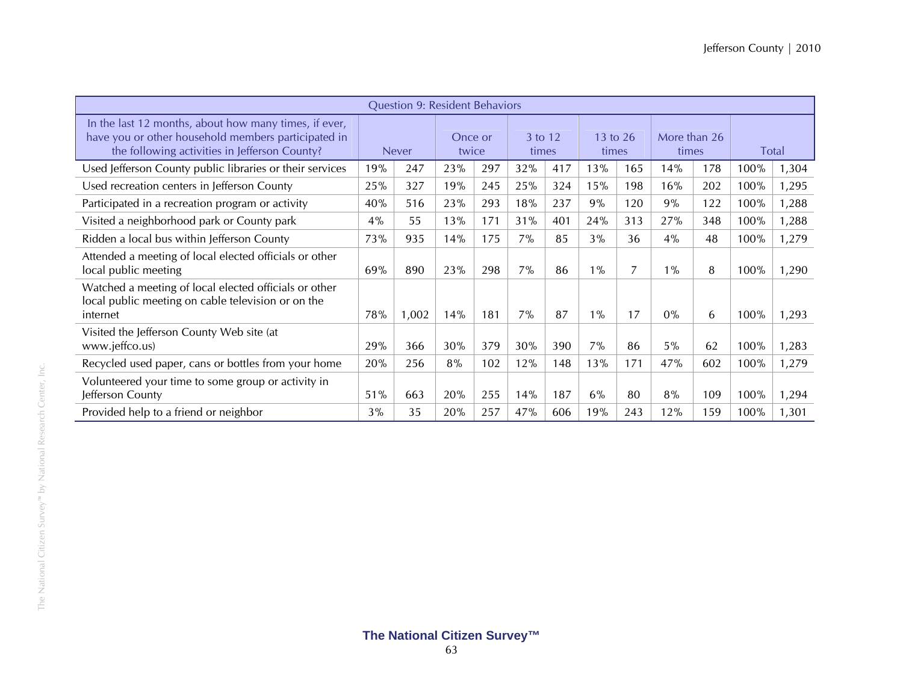| Question 9: Resident Behaviors | | | | | | | | | | | | |
|---|---|---|---|---|---|---|---|---|---|---|---|---|
| In the last 12 months, about how many times, if ever, have you or other household members participated in the following activities in Jefferson County? | Never | | Once or twice | | 3 to 12 times | | 13 to 26 times | | More than 26 times | | Total | |
| Used Jefferson County public libraries or their services | 19% | 247 | 23% | 297 | 32% | 417 | 13% | 165 | 14% | 178 | 100% | 1,304 |
| Used recreation centers in Jefferson County | 25% | 327 | 19% | 245 | 25% | 324 | 15% | 198 | 16% | 202 | 100% | 1,295 |
| Participated in a recreation program or activity | 40% | 516 | 23% | 293 | 18% | 237 | 9% | 120 | 9% | 122 | 100% | 1,288 |
| Visited a neighborhood park or County park | 4% | 55 | 13% | 171 | 31% | 401 | 24% | 313 | 27% | 348 | 100% | 1,288 |
| Ridden a local bus within Jefferson County | 73% | 935 | 14% | 175 | 7% | 85 | 3% | 36 | 4% | 48 | 100% | 1,279 |
| Attended a meeting of local elected officials or other local public meeting | 69% | 890 | 23% | 298 | 7% | 86 | 1% | 7 | 1% | 8 | 100% | 1,290 |
| Watched a meeting of local elected officials or other local public meeting on cable television or on the internet | 78% | 1,002 | 14% | 181 | 7% | 87 | 1% | 17 | 0% | 6 | 100% | 1,293 |
| Visited the Jefferson County Web site (at www.jeffco.us) | 29% | 366 | 30% | 379 | 30% | 390 | 7% | 86 | 5% | 62 | 100% | 1,283 |
| Recycled used paper, cans or bottles from your home | 20% | 256 | 8% | 102 | 12% | 148 | 13% | 171 | 47% | 602 | 100% | 1,279 |
| Volunteered your time to some group or activity in Jefferson County | 51% | 663 | 20% | 255 | 14% | 187 | 6% | 80 | 8% | 109 | 100% | 1,294 |
| Provided help to a friend or neighbor | 3% | 35 | 20% | 257 | 47% | 606 | 19% | 243 | 12% | 159 | 100% | 1,301 |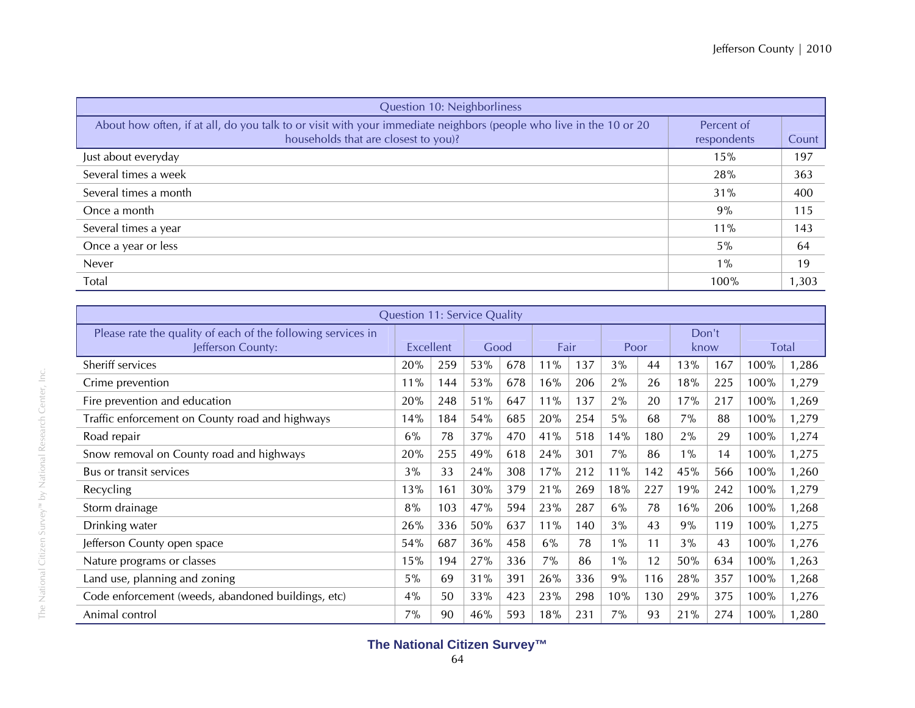| Question 10: Neighborliness | | |
|---|---|---|
| About how often, if at all, do you talk to or visit with your immediate neighbors (people who live in the 10 or 20 households that are closest to you)? | Percent of respondents | Count |
| Just about everyday | 15% | 197 |
| Several times a week | 28% | 363 |
| Several times a month | 31% | 400 |
| Once a month | 9% | 115 |
| Several times a year | 11% | 143 |
| Once a year or less | 5% | 64 |
| Never | 1% | 19 |
| Total | 100% | 1,303 |

| Question 11: Service Quality | | | | | | | | | | | | |
|---|---|---|---|---|---|---|---|---|---|---|---|---|
| Please rate the quality of each of the following services in Jefferson County: | Excellent | | Good | | Fair | | Poor | | Don't know | | Total | |
| Sheriff services | 20% | 259 | 53% | 678 | 11% | 137 | 3% | 44 | 13% | 167 | 100% | 1,286 |
| Crime prevention | 11% | 144 | 53% | 678 | 16% | 206 | 2% | 26 | 18% | 225 | 100% | 1,279 |
| Fire prevention and education | 20% | 248 | 51% | 647 | 11% | 137 | 2% | 20 | 17% | 217 | 100% | 1,269 |
| Traffic enforcement on County road and highways | 14% | 184 | 54% | 685 | 20% | 254 | 5% | 68 | 7% | 88 | 100% | 1,279 |
| Road repair | 6% | 78 | 37% | 470 | 41% | 518 | 14% | 180 | 2% | 29 | 100% | 1,274 |
| Snow removal on County road and highways | 20% | 255 | 49% | 618 | 24% | 301 | 7% | 86 | 1% | 14 | 100% | 1,275 |
| Bus or transit services | 3% | 33 | 24% | 308 | 17% | 212 | 11% | 142 | 45% | 566 | 100% | 1,260 |
| Recycling | 13% | 161 | 30% | 379 | 21% | 269 | 18% | 227 | 19% | 242 | 100% | 1,279 |
| Storm drainage | 8% | 103 | 47% | 594 | 23% | 287 | 6% | 78 | 16% | 206 | 100% | 1,268 |
| Drinking water | 26% | 336 | 50% | 637 | 11% | 140 | 3% | 43 | 9% | 119 | 100% | 1,275 |
| Jefferson County open space | 54% | 687 | 36% | 458 | 6% | 78 | 1% | 11 | 3% | 43 | 100% | 1,276 |
| Nature programs or classes | 15% | 194 | 27% | 336 | 7% | 86 | 1% | 12 | 50% | 634 | 100% | 1,263 |
| Land use, planning and zoning | 5% | 69 | 31% | 391 | 26% | 336 | 9% | 116 | 28% | 357 | 100% | 1,268 |
| Code enforcement (weeds, abandoned buildings, etc) | 4% | 50 | 33% | 423 | 23% | 298 | 10% | 130 | 29% | 375 | 100% | 1,276 |
| Animal control | 7% | 90 | 46% | 593 | 18% | 231 | 7% | 93 | 21% | 274 | 100% | 1,280 |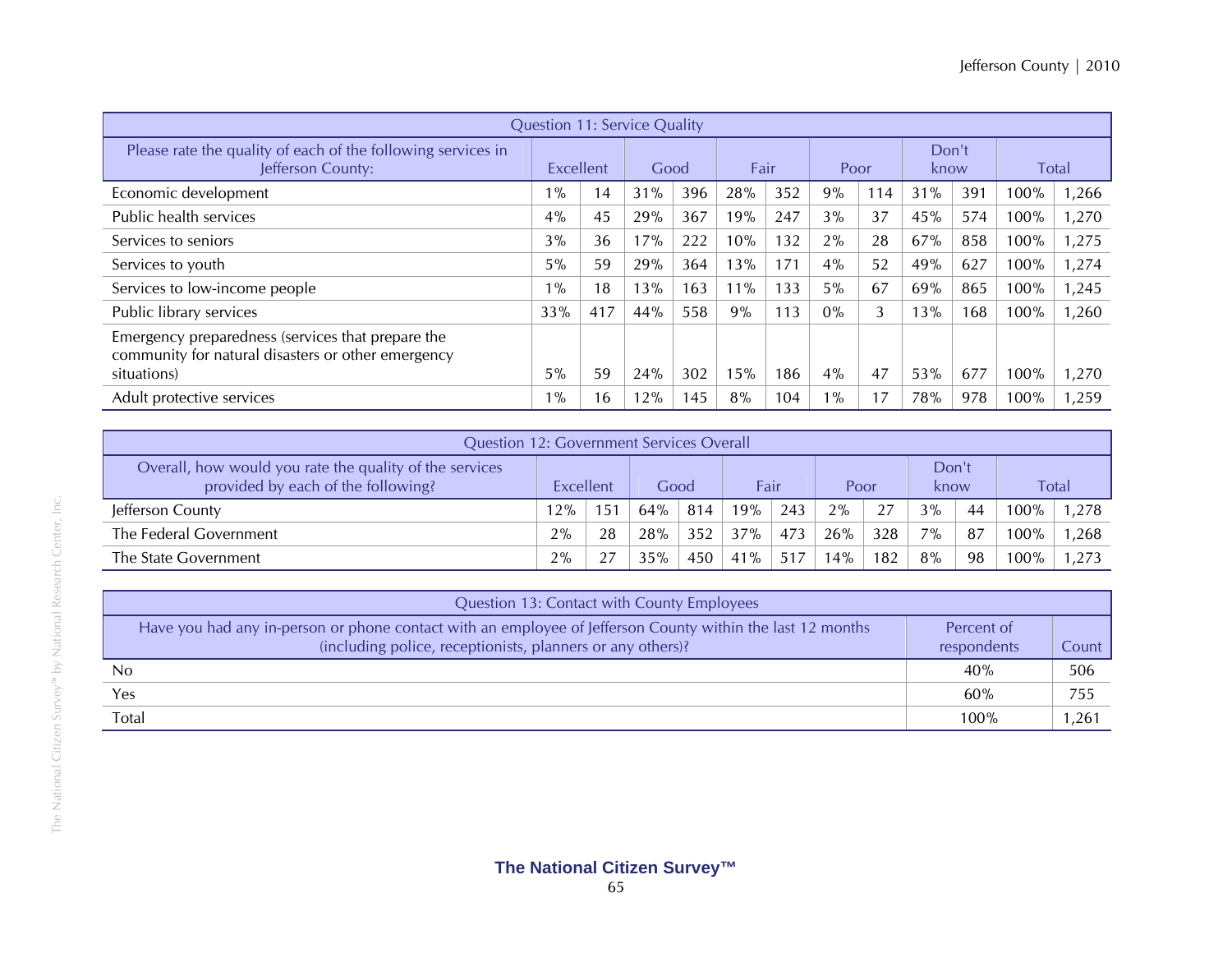| Question 11: Service Quality | | | | | | | | | | | | |
|---|---|---|---|---|---|---|---|---|---|---|---|---|
| Please rate the quality of each of the following services in Jefferson County: | Excellent | | Good | | Fair | | Poor | | Don't know | | Total | |
| Economic development | 1% | 14 | 31% | 396 | 28% | 352 | 9% | 114 | 31% | 391 | 100% | 1,266 |
| Public health services | 4% | 45 | 29% | 367 | 19% | 247 | 3% | 37 | 45% | 574 | 100% | 1,270 |
| Services to seniors | 3% | 36 | 17% | 222 | 10% | 132 | 2% | 28 | 67% | 858 | 100% | 1,275 |
| Services to youth | 5% | 59 | 29% | 364 | 13% | 171 | 4% | 52 | 49% | 627 | 100% | 1,274 |
| Services to low-income people | 1% | 18 | 13% | 163 | 11% | 133 | 5% | 67 | 69% | 865 | 100% | 1,245 |
| Public library services | 33% | 417 | 44% | 558 | 9% | 113 | 0% | 3 | 13% | 168 | 100% | 1,260 |
| Emergency preparedness (services that prepare the community for natural disasters or other emergency situations) | 5% | 59 | 24% | 302 | 15% | 186 | 4% | 47 | 53% | 677 | 100% | 1,270 |
| Adult protective services | 1% | 16 | 12% | 145 | 8% | 104 | 1% | 17 | 78% | 978 | 100% | 1,259 |

| Question 12: Government Services Overall | | | | | | | | | | | | |
|---|---|---|---|---|---|---|---|---|---|---|---|---|
| Overall, how would you rate the quality of the services provided by each of the following? | Excellent | | Good | | Fair | | Poor | | Don't know | | Total | |
| Jefferson County | 12% | 151 | 64% | 814 | 19% | 243 | 2% | 27 | 3% | 44 | 100% | 1,278 |
| The Federal Government | 2% | 28 | 28% | 352 | 37% | 473 | 26% | 328 | 7% | 87 | 100% | 1,268 |
| The State Government | 2% | 27 | 35% | 450 | 41% | 517 | 14% | 182 | 8% | 98 | 100% | 1,273 |

| Question 13: Contact with County Employees | | |
|---|---|---|
| Have you had any in-person or phone contact with an employee of Jefferson County within the last 12 months (including police, receptionists, planners or any others)? | Percent of respondents | Count |
| No | 40% | 506 |
| Yes | 60% | 755 |
| Total | 100% | 1,261 |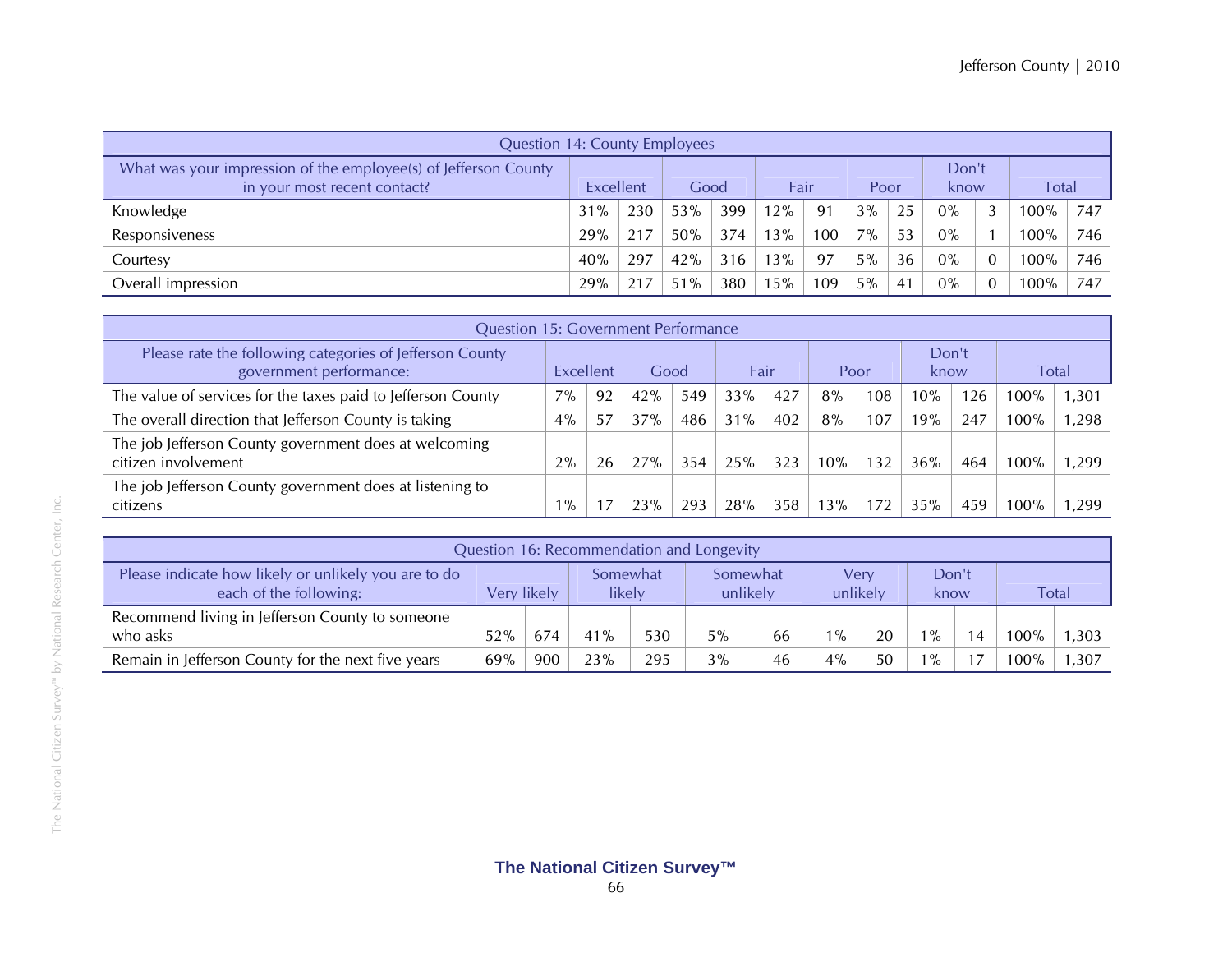| Question 14: County Employees | | | | | | | | | | | | |
|---|---|---|---|---|---|---|---|---|---|---|---|---|
| What was your impression of the employee(s) of Jefferson County in your most recent contact? | Excellent | | Good | | Fair | | Poor | | Don't know | | Total | |
| Knowledge | 31% | 230 | 53% | 399 | 12% | 91 | 3% | 25 | 0% | 3 | 100% | 747 |
| Responsiveness | 29% | 217 | 50% | 374 | 13% | 100 | 7% | 53 | 0% | 1 | 100% | 746 |
| Courtesy | 40% | 297 | 42% | 316 | 13% | 97 | 5% | 36 | 0% | 0 | 100% | 746 |
| Overall impression | 29% | 217 | 51% | 380 | 15% | 109 | 5% | 41 | 0% | 0 | 100% | 747 |

| Question 15: Government Performance | | | | | | | | | | | | |
|---|---|---|---|---|---|---|---|---|---|---|---|---|
| Please rate the following categories of Jefferson County government performance: | Excellent | | Good | | Fair | | Poor | | Don't know | | Total | |
| The value of services for the taxes paid to Jefferson County | 7% | 92 | 42% | 549 | 33% | 427 | 8% | 108 | 10% | 126 | 100% | 1,301 |
| The overall direction that Jefferson County is taking | 4% | 57 | 37% | 486 | 31% | 402 | 8% | 107 | 19% | 247 | 100% | 1,298 |
| The job Jefferson County government does at welcoming citizen involvement | 2% | 26 | 27% | 354 | 25% | 323 | 10% | 132 | 36% | 464 | 100% | 1,299 |
| The job Jefferson County government does at listening to citizens | 1% | 17 | 23% | 293 | 28% | 358 | 13% | 172 | 35% | 459 | 100% | 1,299 |

| Question 16: Recommendation and Longevity | | | | | | | | | | | | |
|---|---|---|---|---|---|---|---|---|---|---|---|---|
| Please indicate how likely or unlikely you are to do each of the following: | Very likely | | Somewhat likely | | Somewhat unlikely | | Very unlikely | | Don't know | | Total | |
| Recommend living in Jefferson County to someone who asks | 52% | 674 | 41% | 530 | 5% | 66 | 1% | 20 | 1% | 14 | 100% | 1,303 |
| Remain in Jefferson County for the next five years | 69% | 900 | 23% | 295 | 3% | 46 | 4% | 50 | 1% | 17 | 100% | 1,307 |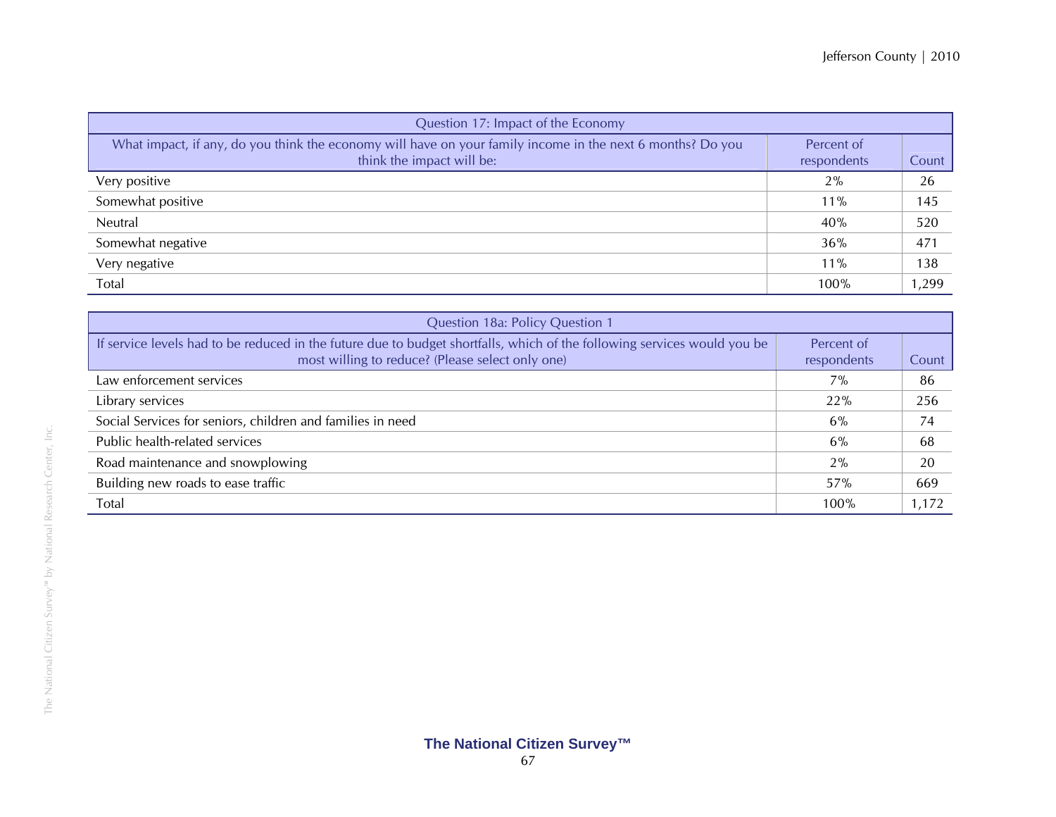| Question 17: Impact of the Economy | | |
|---|---|---|
| What impact, if any, do you think the economy will have on your family income in the next 6 months? Do you think the impact will be: | Percent of respondents | Count |
| Very positive | 2% | 26 |
| Somewhat positive | 11% | 145 |
| Neutral | 40% | 520 |
| Somewhat negative | 36% | 471 |
| Very negative | 11% | 138 |
| Total | 100% | 1,299 |

| Question 18a: Policy Question 1 | | |
|---|---|---|
| If service levels had to be reduced in the future due to budget shortfalls, which of the following services would you be most willing to reduce? (Please select only one) | Percent of respondents | Count |
| Law enforcement services | 7% | 86 |
| Library services | 22% | 256 |
| Social Services for seniors, children and families in need | 6% | 74 |
| Public health-related services | 6% | 68 |
| Road maintenance and snowplowing | 2% | 20 |
| Building new roads to ease traffic | 57% | 669 |
| Total | 100% | 1,172 |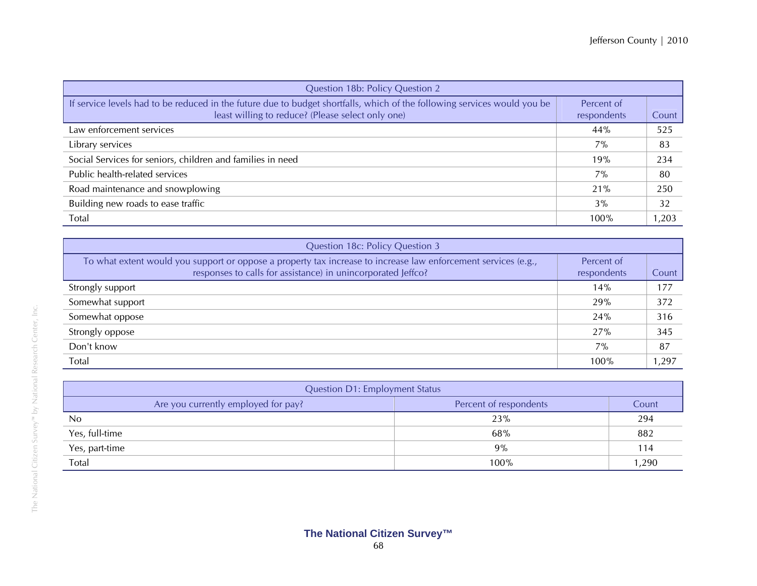| Question 18b: Policy Question 2 | | |
|---|---|---|
| If service levels had to be reduced in the future due to budget shortfalls, which of the following services would you be least willing to reduce? (Please select only one) | Percent of respondents | Count |
| Law enforcement services | 44% | 525 |
| Library services | 7% | 83 |
| Social Services for seniors, children and families in need | 19% | 234 |
| Public health-related services | 7% | 80 |
| Road maintenance and snowplowing | 21% | 250 |
| Building new roads to ease traffic | 3% | 32 |
| Total | 100% | 1,203 |

| Question 18c: Policy Question 3 | | |
|---|---|---|
| To what extent would you support or oppose a property tax increase to increase law enforcement services (e.g., responses to calls for assistance) in unincorporated Jeffco? | Percent of respondents | Count |
| Strongly support | 14% | 177 |
| Somewhat support | 29% | 372 |
| Somewhat oppose | 24% | 316 |
| Strongly oppose | 27% | 345 |
| Don't know | 7% | 87 |
| Total | 100% | 1,297 |

| Question D1: Employment Status | | |
|---|---|---|
| Are you currently employed for pay? | Percent of respondents | Count |
| No | 23% | 294 |
| Yes, full-time | 68% | 882 |
| Yes, part-time | 9% | 114 |
| Total | 100% | 1,290 |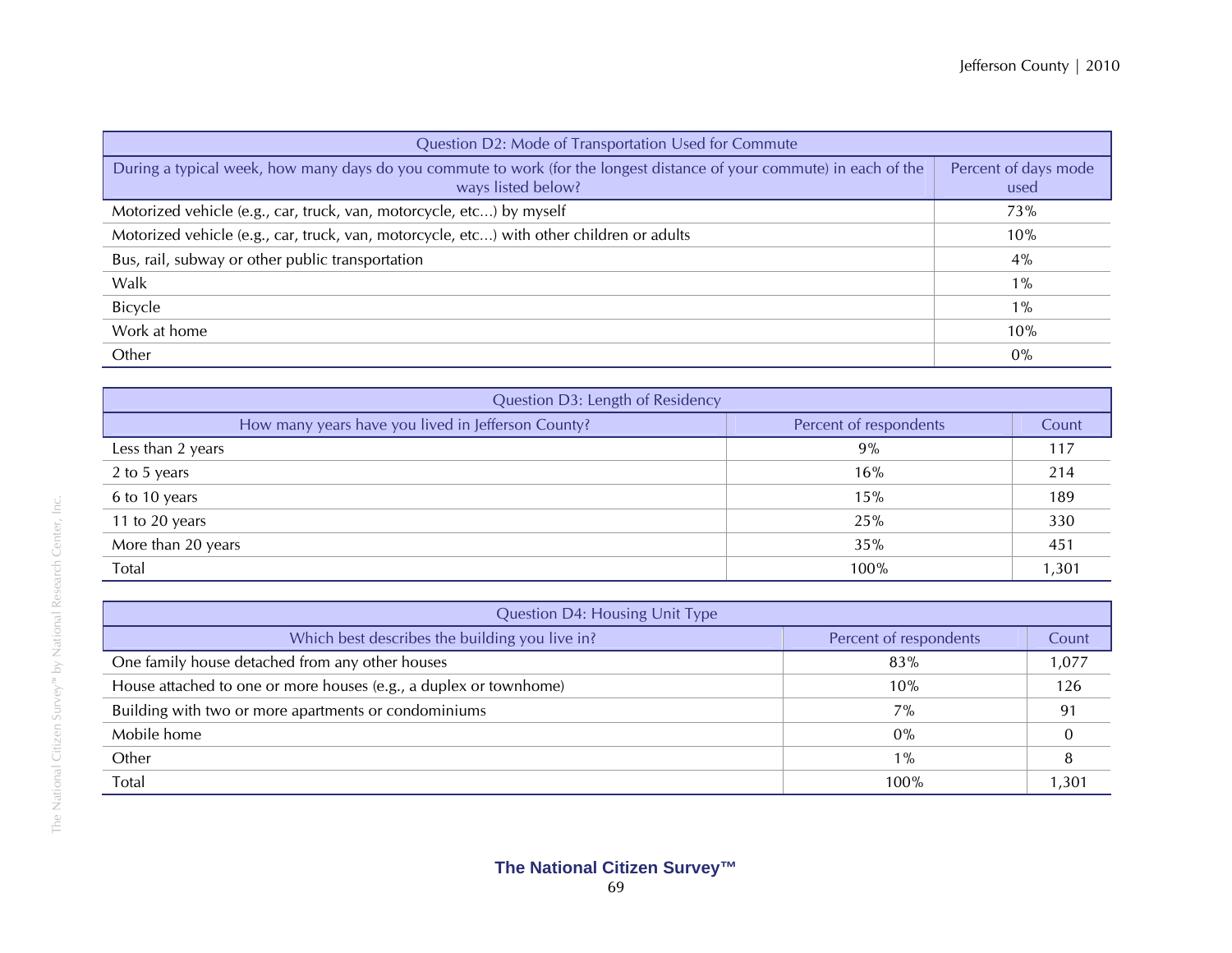| Question D2: Mode of Transportation Used for Commute | |
|---|---|
| During a typical week, how many days do you commute to work (for the longest distance of your commute) in each of the ways listed below? | Percent of days mode used |
| Motorized vehicle (e.g., car, truck, van, motorcycle, etc...) by myself | 73% |
| Motorized vehicle (e.g., car, truck, van, motorcycle, etc...) with other children or adults | 10% |
| Bus, rail, subway or other public transportation | 4% |
| Walk | 1% |
| Bicycle | 1% |
| Work at home | 10% |
| Other | 0% |

| Question D3: Length of Residency | | |
|---|---|---|
| How many years have you lived in Jefferson County? | Percent of respondents | Count |
| Less than 2 years | 9% | 117 |
| 2 to 5 years | 16% | 214 |
| 6 to 10 years | 15% | 189 |
| 11 to 20 years | 25% | 330 |
| More than 20 years | 35% | 451 |
| Total | 100% | 1,301 |

| Question D4: Housing Unit Type | | |
|---|---|---|
| Which best describes the building you live in? | Percent of respondents | Count |
| One family house detached from any other houses | 83% | 1,077 |
| House attached to one or more houses (e.g., a duplex or townhome) | 10% | 126 |
| Building with two or more apartments or condominiums | 7% | 91 |
| Mobile home | 0% | 0 |
| Other | 1% | 8 |
| Total | 100% | 1,301 |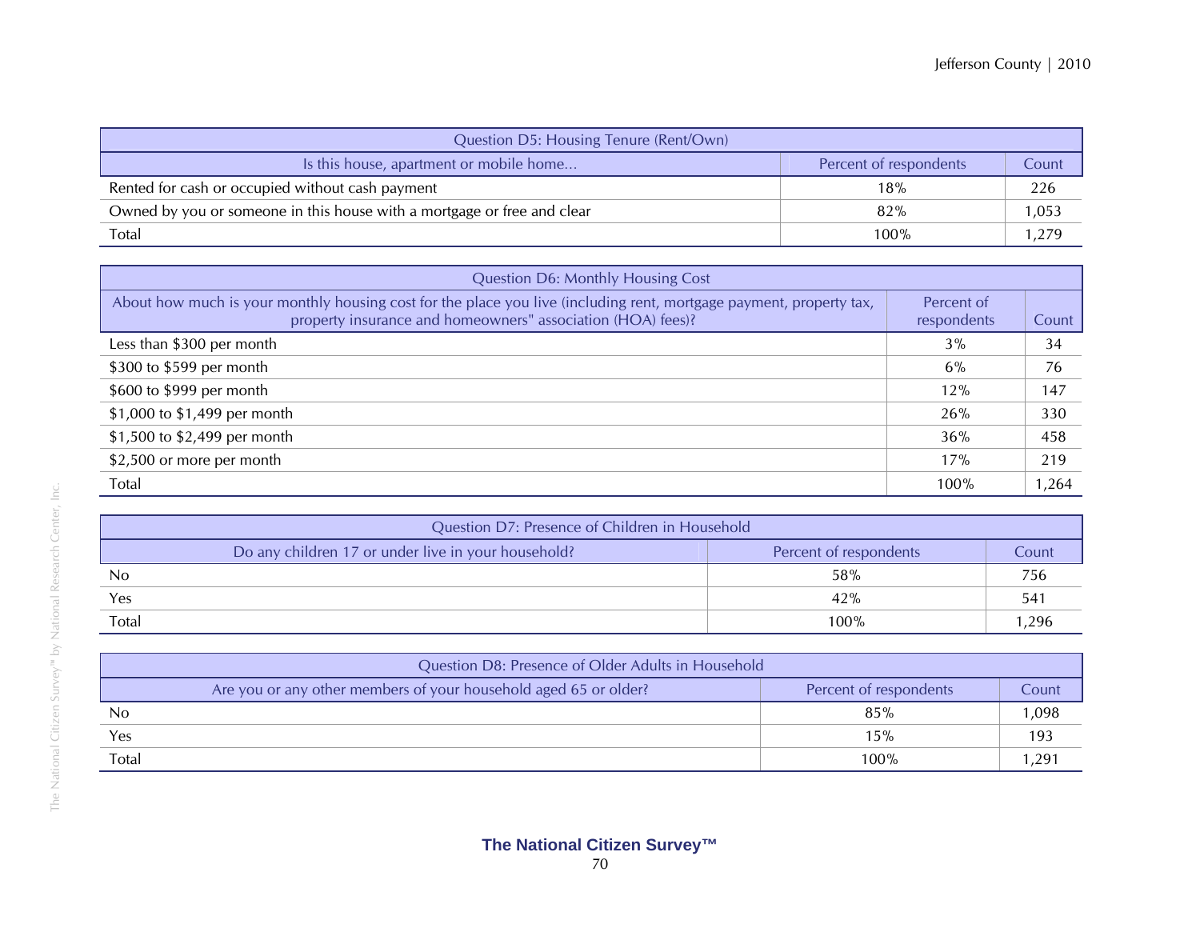| Question D5: Housing Tenure (Rent/Own) | | |
|---|---|---|
| Is this house, apartment or mobile home... | Percent of respondents | Count |
| Rented for cash or occupied without cash payment | 18% | 226 |
| Owned by you or someone in this house with a mortgage or free and clear | 82% | 1,053 |
| Total | 100% | 1,279 |

| Question D6: Monthly Housing Cost | | |
|---|---|---|
| About how much is your monthly housing cost for the place you live (including rent, mortgage payment, property tax, property insurance and homeowners" association (HOA) fees)? | Percent of respondents | Count |
| Less than $300 per month | 3% | 34 |
| $300 to $599 per month | 6% | 76 |
| $600 to $999 per month | 12% | 147 |
| $1,000 to $1,499 per month | 26% | 330 |
| $1,500 to $2,499 per month | 36% | 458 |
| $2,500 or more per month | 17% | 219 |
| Total | 100% | 1,264 |

| Question D7: Presence of Children in Household | | |
|---|---|---|
| Do any children 17 or under live in your household? | Percent of respondents | Count |
| No | 58% | 756 |
| Yes | 42% | 541 |
| Total | 100% | 1,296 |

| Question D8: Presence of Older Adults in Household | | |
|---|---|---|
| Are you or any other members of your household aged 65 or older? | Percent of respondents | Count |
| No | 85% | 1,098 |
| Yes | 15% | 193 |
| Total | 100% | 1,291 |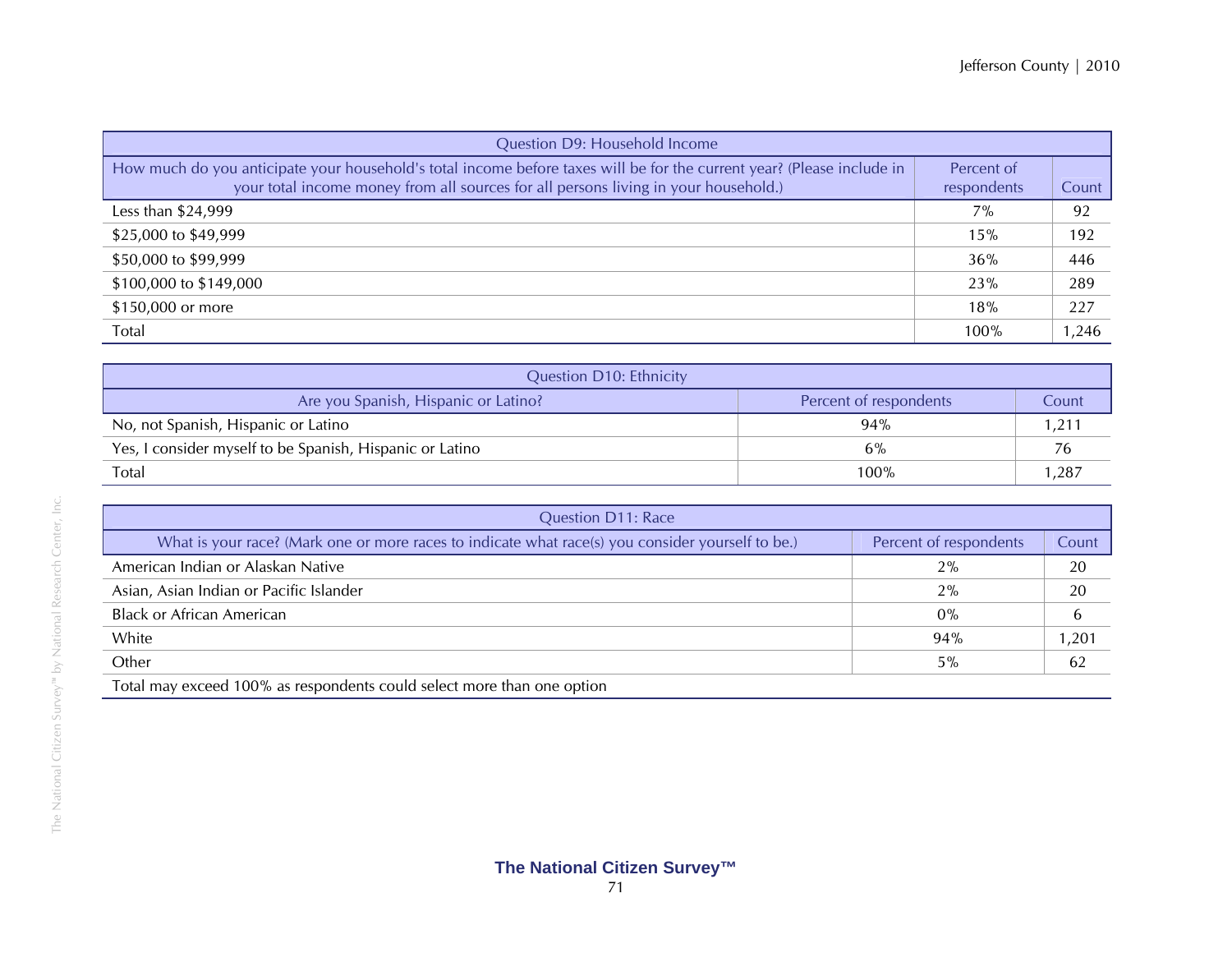| Question D9: Household Income | | |
|---|---|---|
| How much do you anticipate your household's total income before taxes will be for the current year? (Please include in your total income money from all sources for all persons living in your household.) | Percent of respondents | Count |
| Less than $24,999 | 7% | 92 |
| $25,000 to $49,999 | 15% | 192 |
| $50,000 to $99,999 | 36% | 446 |
| $100,000 to $149,000 | 23% | 289 |
| $150,000 or more | 18% | 227 |
| Total | 100% | 1,246 |

| Question D10: Ethnicity | | |
|---|---|---|
| Are you Spanish, Hispanic or Latino? | Percent of respondents | Count |
| No, not Spanish, Hispanic or Latino | 94% | 1,211 |
| Yes, I consider myself to be Spanish, Hispanic or Latino | 6% | 76 |
| Total | 100% | 1,287 |

| Question D11: Race | | |
|---|---|---|
| What is your race? (Mark one or more races to indicate what race(s) you consider yourself to be.) | Percent of respondents | Count |
| American Indian or Alaskan Native | 2% | 20 |
| Asian, Asian Indian or Pacific Islander | 2% | 20 |
| Black or African American | 0% | 6 |
| White | 94% | 1,201 |
| Other | 5% | 62 |
| Total may exceed 100% as respondents could select more than one option | | |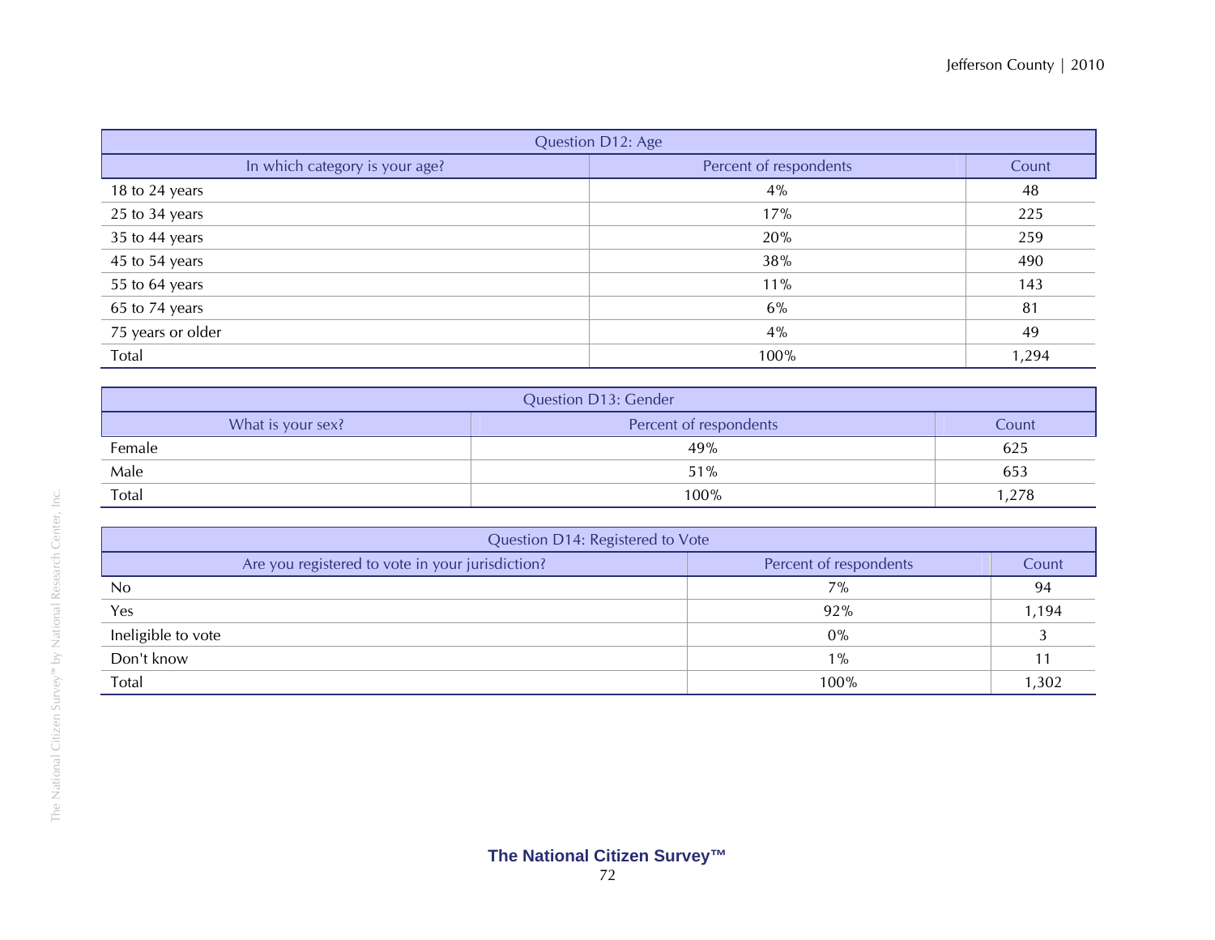| Question D12: Age | | |
|---|---|---|
| In which category is your age? | Percent of respondents | Count |
| 18 to 24 years | 4% | 48 |
| 25 to 34 years | 17% | 225 |
| 35 to 44 years | 20% | 259 |
| 45 to 54 years | 38% | 490 |
| 55 to 64 years | 11% | 143 |
| 65 to 74 years | 6% | 81 |
| 75 years or older | 4% | 49 |
| Total | 100% | 1,294 |

| Question D13: Gender | | |
|---|---|---|
| What is your sex? | Percent of respondents | Count |
| Female | 49% | 625 |
| Male | 51% | 653 |
| Total | 100% | 1,278 |

| Question D14: Registered to Vote | | |
|---|---|---|
| Are you registered to vote in your jurisdiction? | Percent of respondents | Count |
| No | 7% | 94 |
| Yes | 92% | 1,194 |
| Ineligible to vote | 0% | 3 |
| Don't know | 1% | 11 |
| Total | 100% | 1,302 |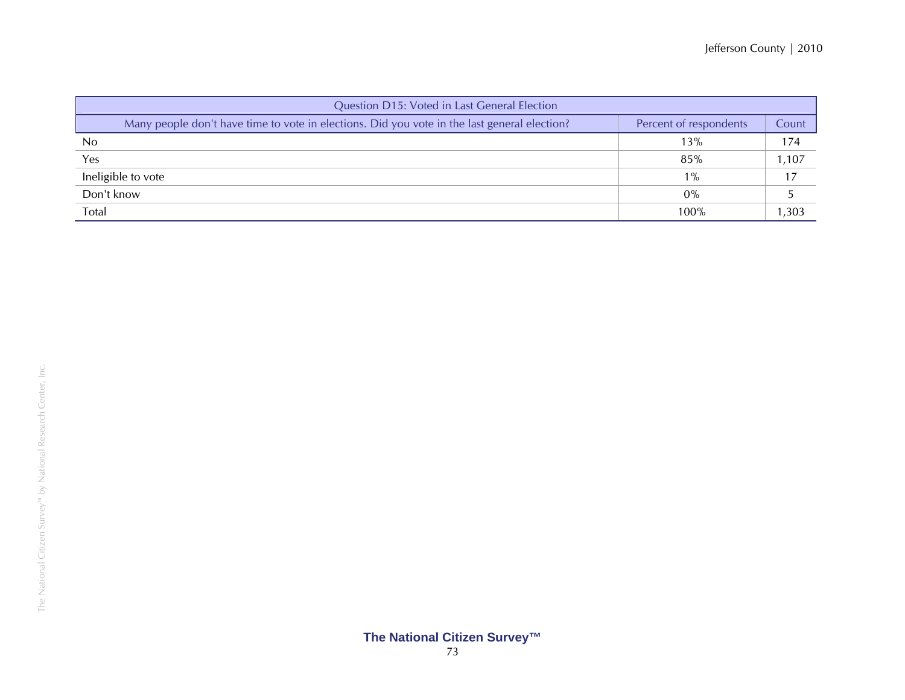| Question D15: Voted in Last General Election | | |
|---|---|---|
| Many people don't have time to vote in elections. Did you vote in the last general election? | Percent of respondents | Count |
| No | 13% | 174 |
| Yes | 85% | 1,107 |
| Ineligible to vote | 1% | 17 |
| Don't know | 0% | 5 |
| Total | 100% | 1,303 |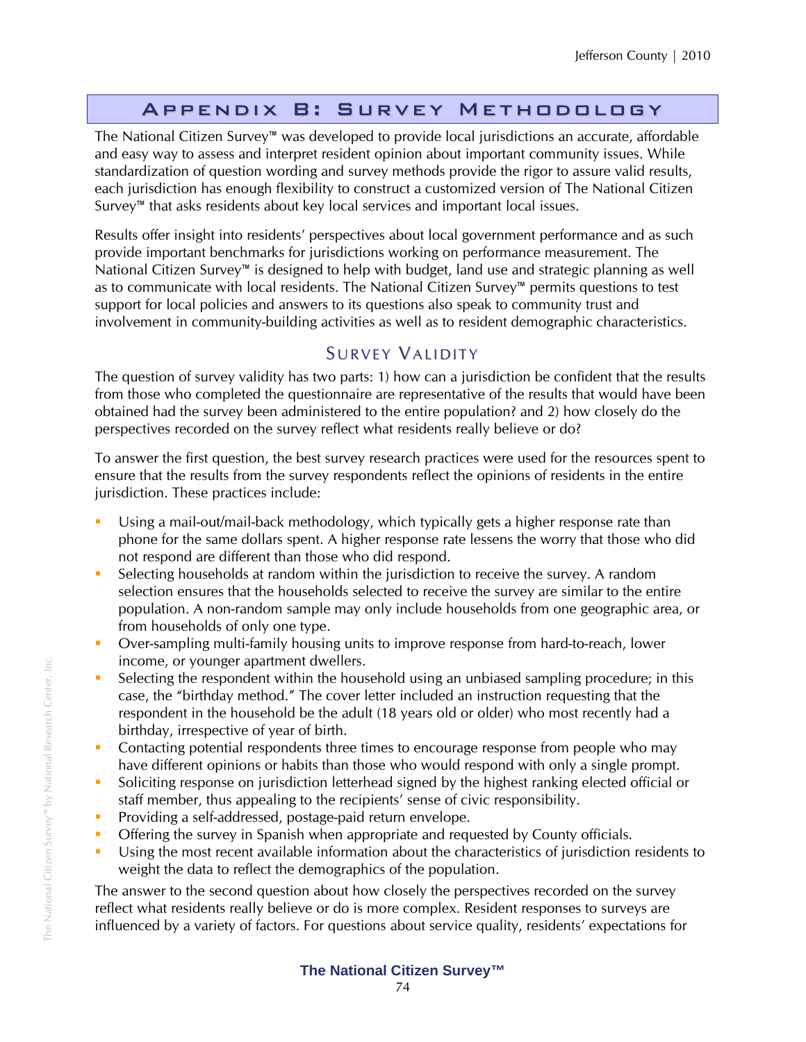# Appendix B: Survey Methodology

The National Citizen Survey™ was developed to provide local jurisdictions an accurate, affordable and easy way to assess and interpret resident opinion about important community issues. While standardization of question wording and survey methods provide the rigor to assure valid results, each jurisdiction has enough flexibility to construct a customized version of The National Citizen Survey™ that asks residents about key local services and important local issues.

Results offer insight into residents' perspectives about local government performance and as such provide important benchmarks for jurisdictions working on performance measurement. The National Citizen Survey™ is designed to help with budget, land use and strategic planning as well as to communicate with local residents. The National Citizen Survey™ permits questions to test support for local policies and answers to its questions also speak to community trust and involvement in community-building activities as well as to resident demographic characteristics.

## Survey Validity

The question of survey validity has two parts: 1) how can a jurisdiction be confident that the results from those who completed the questionnaire are representative of the results that would have been obtained had the survey been administered to the entire population? and 2) how closely do the perspectives recorded on the survey reflect what residents really believe or do?

To answer the first question, the best survey research practices were used for the resources spent to ensure that the results from the survey respondents reflect the opinions of residents in the entire jurisdiction. These practices include:

- Using a mail-out/mail-back methodology, which typically gets a higher response rate than phone for the same dollars spent. A higher response rate lessens the worry that those who did not respond are different than those who did respond.
- Selecting households at random within the jurisdiction to receive the survey. A random selection ensures that the households selected to receive the survey are similar to the entire population. A non-random sample may only include households from one geographic area, or from households of only one type.
- Over-sampling multi-family housing units to improve response from hard-to-reach, lower income, or younger apartment dwellers.
- Selecting the respondent within the household using an unbiased sampling procedure; in this case, the "birthday method." The cover letter included an instruction requesting that the respondent in the household be the adult (18 years old or older) who most recently had a birthday, irrespective of year of birth.
- Contacting potential respondents three times to encourage response from people who may have different opinions or habits than those who would respond with only a single prompt.
- Soliciting response on jurisdiction letterhead signed by the highest ranking elected official or staff member, thus appealing to the recipients' sense of civic responsibility.
- Providing a self-addressed, postage-paid return envelope.
- Offering the survey in Spanish when appropriate and requested by County officials.
- Using the most recent available information about the characteristics of jurisdiction residents to weight the data to reflect the demographics of the population.

The answer to the second question about how closely the perspectives recorded on the survey reflect what residents really believe or do is more complex. Resident responses to surveys are influenced by a variety of factors. For questions about service quality, residents' expectations for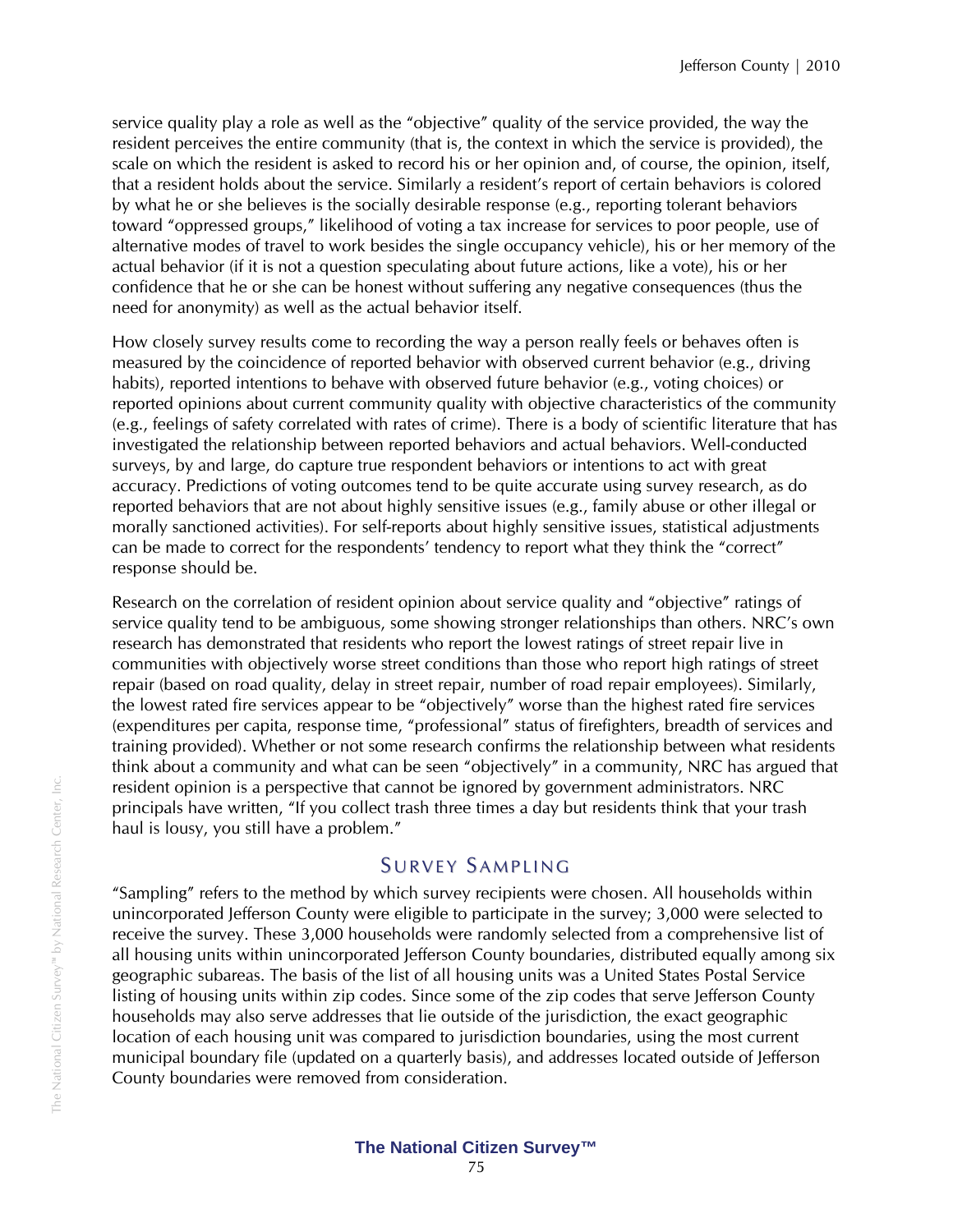service quality play a role as well as the "objective" quality of the service provided, the way the resident perceives the entire community (that is, the context in which the service is provided), the scale on which the resident is asked to record his or her opinion and, of course, the opinion, itself, that a resident holds about the service. Similarly a resident's report of certain behaviors is colored by what he or she believes is the socially desirable response (e.g., reporting tolerant behaviors toward "oppressed groups," likelihood of voting a tax increase for services to poor people, use of alternative modes of travel to work besides the single occupancy vehicle), his or her memory of the actual behavior (if it is not a question speculating about future actions, like a vote), his or her confidence that he or she can be honest without suffering any negative consequences (thus the need for anonymity) as well as the actual behavior itself.

How closely survey results come to recording the way a person really feels or behaves often is measured by the coincidence of reported behavior with observed current behavior (e.g., driving habits), reported intentions to behave with observed future behavior (e.g., voting choices) or reported opinions about current community quality with objective characteristics of the community (e.g., feelings of safety correlated with rates of crime). There is a body of scientific literature that has investigated the relationship between reported behaviors and actual behaviors. Well-conducted surveys, by and large, do capture true respondent behaviors or intentions to act with great accuracy. Predictions of voting outcomes tend to be quite accurate using survey research, as do reported behaviors that are not about highly sensitive issues (e.g., family abuse or other illegal or morally sanctioned activities). For self-reports about highly sensitive issues, statistical adjustments can be made to correct for the respondents' tendency to report what they think the "correct" response should be.

Research on the correlation of resident opinion about service quality and "objective" ratings of service quality tend to be ambiguous, some showing stronger relationships than others. NRC's own research has demonstrated that residents who report the lowest ratings of street repair live in communities with objectively worse street conditions than those who report high ratings of street repair (based on road quality, delay in street repair, number of road repair employees). Similarly, the lowest rated fire services appear to be "objectively" worse than the highest rated fire services (expenditures per capita, response time, "professional" status of firefighters, breadth of services and training provided). Whether or not some research confirms the relationship between what residents think about a community and what can be seen "objectively" in a community, NRC has argued that resident opinion is a perspective that cannot be ignored by government administrators. NRC principals have written, "If you collect trash three times a day but residents think that your trash haul is lousy, you still have a problem."

## Survey Sampling

"Sampling" refers to the method by which survey recipients were chosen. All households within unincorporated Jefferson County were eligible to participate in the survey; 3,000 were selected to receive the survey. These 3,000 households were randomly selected from a comprehensive list of all housing units within unincorporated Jefferson County boundaries, distributed equally among six geographic subareas. The basis of the list of all housing units was a United States Postal Service listing of housing units within zip codes. Since some of the zip codes that serve Jefferson County households may also serve addresses that lie outside of the jurisdiction, the exact geographic location of each housing unit was compared to jurisdiction boundaries, using the most current municipal boundary file (updated on a quarterly basis), and addresses located outside of Jefferson County boundaries were removed from consideration.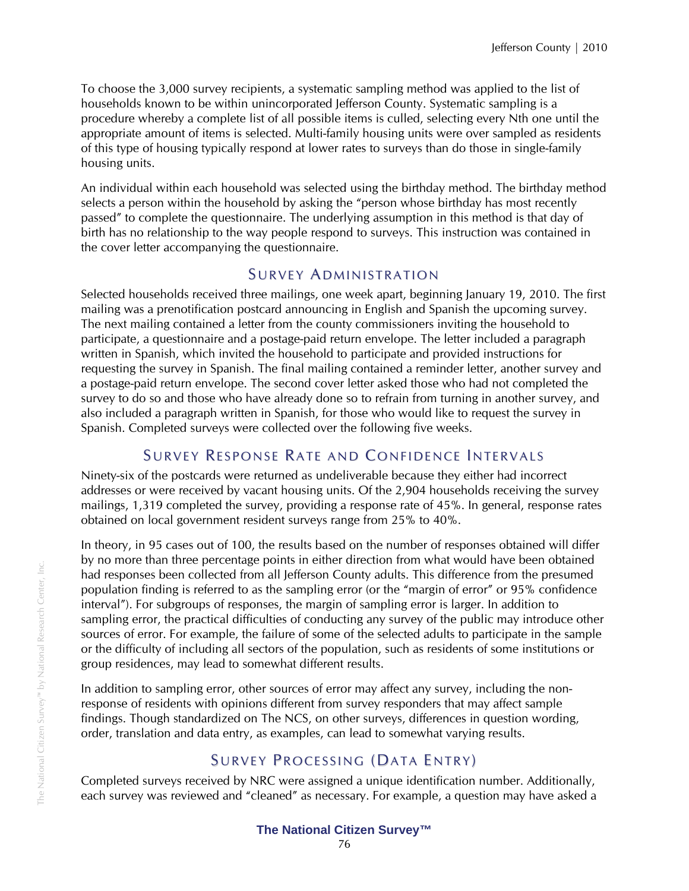To choose the 3,000 survey recipients, a systematic sampling method was applied to the list of households known to be within unincorporated Jefferson County. Systematic sampling is a procedure whereby a complete list of all possible items is culled, selecting every Nth one until the appropriate amount of items is selected. Multi-family housing units were over sampled as residents of this type of housing typically respond at lower rates to surveys than do those in single-family housing units.

An individual within each household was selected using the birthday method. The birthday method selects a person within the household by asking the "person whose birthday has most recently passed" to complete the questionnaire. The underlying assumption in this method is that day of birth has no relationship to the way people respond to surveys. This instruction was contained in the cover letter accompanying the questionnaire.

## Survey Administration

Selected households received three mailings, one week apart, beginning January 19, 2010. The first mailing was a prenotification postcard announcing in English and Spanish the upcoming survey. The next mailing contained a letter from the county commissioners inviting the household to participate, a questionnaire and a postage-paid return envelope. The letter included a paragraph written in Spanish, which invited the household to participate and provided instructions for requesting the survey in Spanish. The final mailing contained a reminder letter, another survey and a postage-paid return envelope. The second cover letter asked those who had not completed the survey to do so and those who have already done so to refrain from turning in another survey, and also included a paragraph written in Spanish, for those who would like to request the survey in Spanish. Completed surveys were collected over the following five weeks.

## Survey Response Rate and Confidence Intervals

Ninety-six of the postcards were returned as undeliverable because they either had incorrect addresses or were received by vacant housing units. Of the 2,904 households receiving the survey mailings, 1,319 completed the survey, providing a response rate of 45%. In general, response rates obtained on local government resident surveys range from 25% to 40%.

In theory, in 95 cases out of 100, the results based on the number of responses obtained will differ by no more than three percentage points in either direction from what would have been obtained had responses been collected from all Jefferson County adults. This difference from the presumed population finding is referred to as the sampling error (or the "margin of error" or 95% confidence interval"). For subgroups of responses, the margin of sampling error is larger. In addition to sampling error, the practical difficulties of conducting any survey of the public may introduce other sources of error. For example, the failure of some of the selected adults to participate in the sample or the difficulty of including all sectors of the population, such as residents of some institutions or group residences, may lead to somewhat different results.

In addition to sampling error, other sources of error may affect any survey, including the non-response of residents with opinions different from survey responders that may affect sample findings. Though standardized on The NCS, on other surveys, differences in question wording, order, translation and data entry, as examples, can lead to somewhat varying results.

## Survey Processing (Data Entry)

Completed surveys received by NRC were assigned a unique identification number. Additionally, each survey was reviewed and "cleaned" as necessary. For example, a question may have asked a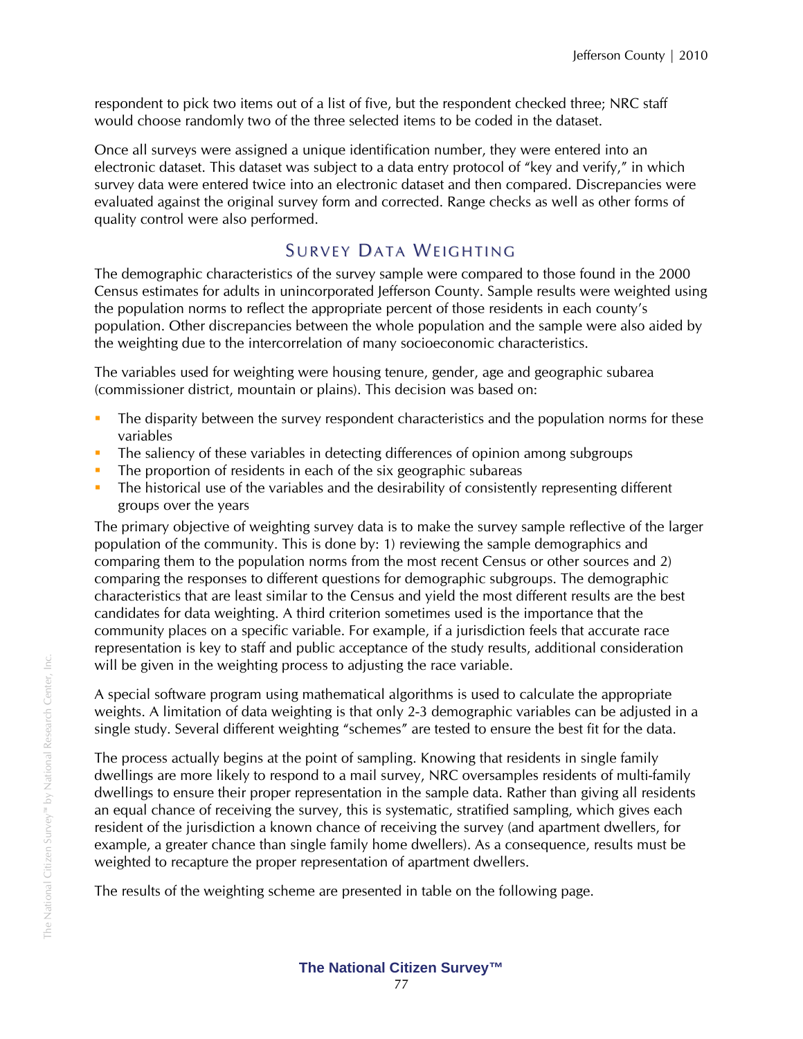respondent to pick two items out of a list of five, but the respondent checked three; NRC staff would choose randomly two of the three selected items to be coded in the dataset.

Once all surveys were assigned a unique identification number, they were entered into an electronic dataset. This dataset was subject to a data entry protocol of "key and verify," in which survey data were entered twice into an electronic dataset and then compared. Discrepancies were evaluated against the original survey form and corrected. Range checks as well as other forms of quality control were also performed.

## Survey Data Weighting

The demographic characteristics of the survey sample were compared to those found in the 2000 Census estimates for adults in unincorporated Jefferson County. Sample results were weighted using the population norms to reflect the appropriate percent of those residents in each county's population. Other discrepancies between the whole population and the sample were also aided by the weighting due to the intercorrelation of many socioeconomic characteristics.

The variables used for weighting were housing tenure, gender, age and geographic subarea (commissioner district, mountain or plains). This decision was based on:

- The disparity between the survey respondent characteristics and the population norms for these variables
- The saliency of these variables in detecting differences of opinion among subgroups
- The proportion of residents in each of the six geographic subareas
- The historical use of the variables and the desirability of consistently representing different groups over the years

The primary objective of weighting survey data is to make the survey sample reflective of the larger population of the community. This is done by: 1) reviewing the sample demographics and comparing them to the population norms from the most recent Census or other sources and 2) comparing the responses to different questions for demographic subgroups. The demographic characteristics that are least similar to the Census and yield the most different results are the best candidates for data weighting. A third criterion sometimes used is the importance that the community places on a specific variable. For example, if a jurisdiction feels that accurate race representation is key to staff and public acceptance of the study results, additional consideration will be given in the weighting process to adjusting the race variable.

A special software program using mathematical algorithms is used to calculate the appropriate weights. A limitation of data weighting is that only 2-3 demographic variables can be adjusted in a single study. Several different weighting "schemes" are tested to ensure the best fit for the data.

The process actually begins at the point of sampling. Knowing that residents in single family dwellings are more likely to respond to a mail survey, NRC oversamples residents of multi-family dwellings to ensure their proper representation in the sample data. Rather than giving all residents an equal chance of receiving the survey, this is systematic, stratified sampling, which gives each resident of the jurisdiction a known chance of receiving the survey (and apartment dwellers, for example, a greater chance than single family home dwellers). As a consequence, results must be weighted to recapture the proper representation of apartment dwellers.

The results of the weighting scheme are presented in table on the following page.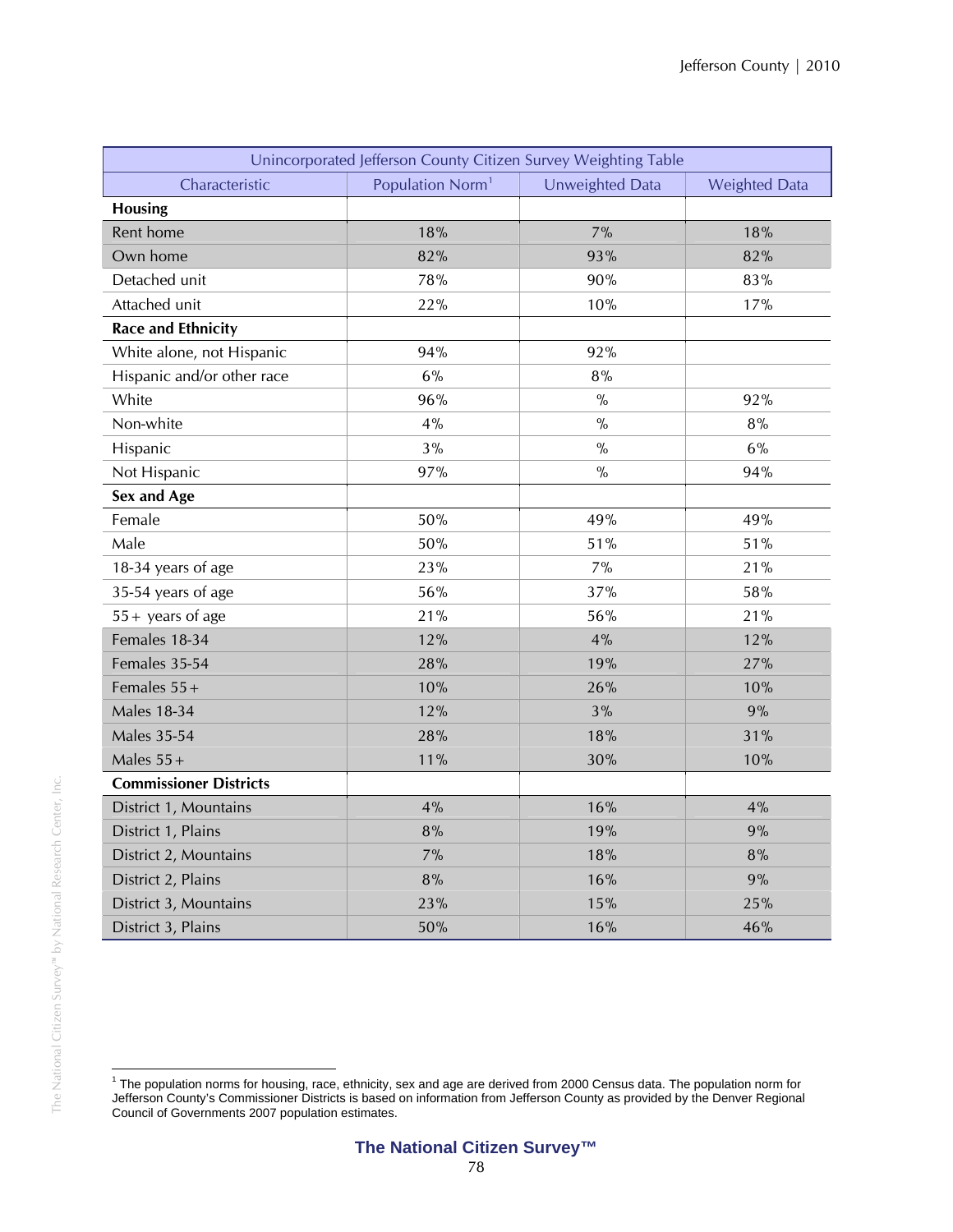| Unincorporated Jefferson County Citizen Survey Weighting Table | | | |
|---|---|---|---|
| Characteristic | Population Norm[1] | Unweighted Data | Weighted Data |
| **Housing** | | | |
| Rent home | 18% | 7% | 18% |
| Own home | 82% | 93% | 82% |
| Detached unit | 78% | 90% | 83% |
| Attached unit | 22% | 10% | 17% |
| **Race and Ethnicity** | | | |
| White alone, not Hispanic | 94% | 92% | |
| Hispanic and/or other race | 6% | 8% | |
| White | 96% | % | 92% |
| Non-white | 4% | % | 8% |
| Hispanic | 3% | % | 6% |
| Not Hispanic | 97% | % | 94% |
| **Sex and Age** | | | |
| Female | 50% | 49% | 49% |
| Male | 50% | 51% | 51% |
| 18-34 years of age | 23% | 7% | 21% |
| 35-54 years of age | 56% | 37% | 58% |
| 55+ years of age | 21% | 56% | 21% |
| Females 18-34 | 12% | 4% | 12% |
| Females 35-54 | 28% | 19% | 27% |
| Females 55+ | 10% | 26% | 10% |
| Males 18-34 | 12% | 3% | 9% |
| Males 35-54 | 28% | 18% | 31% |
| Males 55+ | 11% | 30% | 10% |
| **Commissioner Districts** | | | |
| District 1, Mountains | 4% | 16% | 4% |
| District 1, Plains | 8% | 19% | 9% |
| District 2, Mountains | 7% | 18% | 8% |
| District 2, Plains | 8% | 16% | 9% |
| District 3, Mountains | 23% | 15% | 25% |
| District 3, Plains | 50% | 16% | 46% |

[1] The population norms for housing, race, ethnicity, sex and age are derived from 2000 Census data. The population norm for Jefferson County's Commissioner Districts is based on information from Jefferson County as provided by the Denver Regional Council of Governments 2007 population estimates.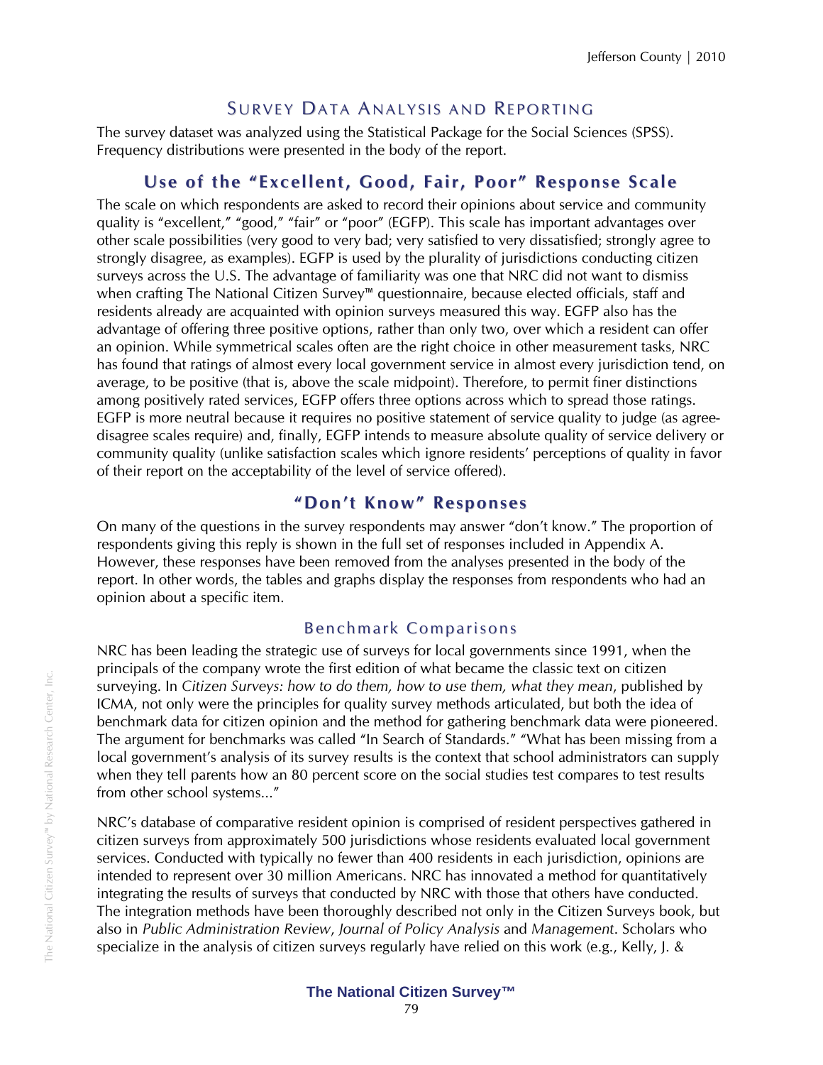## Survey Data Analysis and Reporting

The survey dataset was analyzed using the Statistical Package for the Social Sciences (SPSS). Frequency distributions were presented in the body of the report.

### Use of the "Excellent, Good, Fair, Poor" Response Scale

The scale on which respondents are asked to record their opinions about service and community quality is "excellent," "good," "fair" or "poor" (EGFP). This scale has important advantages over other scale possibilities (very good to very bad; very satisfied to very dissatisfied; strongly agree to strongly disagree, as examples). EGFP is used by the plurality of jurisdictions conducting citizen surveys across the U.S. The advantage of familiarity was one that NRC did not want to dismiss when crafting The National Citizen Survey™ questionnaire, because elected officials, staff and residents already are acquainted with opinion surveys measured this way. EGFP also has the advantage of offering three positive options, rather than only two, over which a resident can offer an opinion. While symmetrical scales often are the right choice in other measurement tasks, NRC has found that ratings of almost every local government service in almost every jurisdiction tend, on average, to be positive (that is, above the scale midpoint). Therefore, to permit finer distinctions among positively rated services, EGFP offers three options across which to spread those ratings. EGFP is more neutral because it requires no positive statement of service quality to judge (as agree-disagree scales require) and, finally, EGFP intends to measure absolute quality of service delivery or community quality (unlike satisfaction scales which ignore residents' perceptions of quality in favor of their report on the acceptability of the level of service offered).

### "Don't Know" Responses

On many of the questions in the survey respondents may answer "don't know." The proportion of respondents giving this reply is shown in the full set of responses included in Appendix A. However, these responses have been removed from the analyses presented in the body of the report. In other words, the tables and graphs display the responses from respondents who had an opinion about a specific item.

### Benchmark Comparisons

NRC has been leading the strategic use of surveys for local governments since 1991, when the principals of the company wrote the first edition of what became the classic text on citizen surveying. In *Citizen Surveys: how to do them, how to use them, what they mean*, published by ICMA, not only were the principles for quality survey methods articulated, but both the idea of benchmark data for citizen opinion and the method for gathering benchmark data were pioneered. The argument for benchmarks was called "In Search of Standards." "What has been missing from a local government's analysis of its survey results is the context that school administrators can supply when they tell parents how an 80 percent score on the social studies test compares to test results from other school systems..."

NRC's database of comparative resident opinion is comprised of resident perspectives gathered in citizen surveys from approximately 500 jurisdictions whose residents evaluated local government services. Conducted with typically no fewer than 400 residents in each jurisdiction, opinions are intended to represent over 30 million Americans. NRC has innovated a method for quantitatively integrating the results of surveys that conducted by NRC with those that others have conducted. The integration methods have been thoroughly described not only in the Citizen Surveys book, but also in *Public Administration Review*, *Journal of Policy Analysis* and *Management*. Scholars who specialize in the analysis of citizen surveys regularly have relied on this work (e.g., Kelly, J. &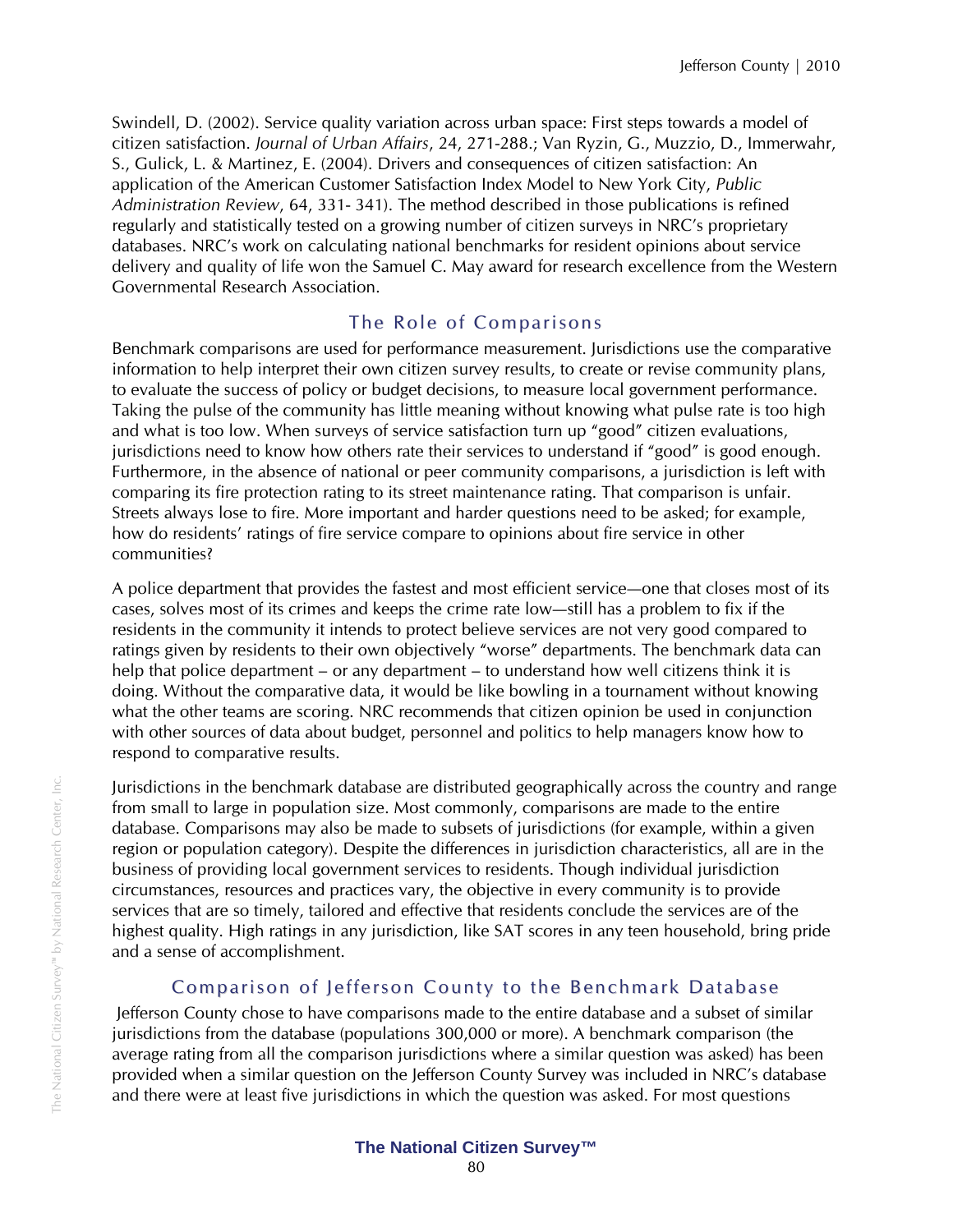Swindell, D. (2002). Service quality variation across urban space: First steps towards a model of citizen satisfaction. *Journal of Urban Affairs*, 24, 271-288.; Van Ryzin, G., Muzzio, D., Immerwahr, S., Gulick, L. & Martinez, E. (2004). Drivers and consequences of citizen satisfaction: An application of the American Customer Satisfaction Index Model to New York City, *Public Administration Review*, 64, 331- 341). The method described in those publications is refined regularly and statistically tested on a growing number of citizen surveys in NRC's proprietary databases. NRC's work on calculating national benchmarks for resident opinions about service delivery and quality of life won the Samuel C. May award for research excellence from the Western Governmental Research Association.

## The Role of Comparisons

Benchmark comparisons are used for performance measurement. Jurisdictions use the comparative information to help interpret their own citizen survey results, to create or revise community plans, to evaluate the success of policy or budget decisions, to measure local government performance. Taking the pulse of the community has little meaning without knowing what pulse rate is too high and what is too low. When surveys of service satisfaction turn up "good" citizen evaluations, jurisdictions need to know how others rate their services to understand if "good" is good enough. Furthermore, in the absence of national or peer community comparisons, a jurisdiction is left with comparing its fire protection rating to its street maintenance rating. That comparison is unfair. Streets always lose to fire. More important and harder questions need to be asked; for example, how do residents' ratings of fire service compare to opinions about fire service in other communities?

A police department that provides the fastest and most efficient service—one that closes most of its cases, solves most of its crimes and keeps the crime rate low—still has a problem to fix if the residents in the community it intends to protect believe services are not very good compared to ratings given by residents to their own objectively "worse" departments. The benchmark data can help that police department – or any department – to understand how well citizens think it is doing. Without the comparative data, it would be like bowling in a tournament without knowing what the other teams are scoring. NRC recommends that citizen opinion be used in conjunction with other sources of data about budget, personnel and politics to help managers know how to respond to comparative results.

Jurisdictions in the benchmark database are distributed geographically across the country and range from small to large in population size. Most commonly, comparisons are made to the entire database. Comparisons may also be made to subsets of jurisdictions (for example, within a given region or population category). Despite the differences in jurisdiction characteristics, all are in the business of providing local government services to residents. Though individual jurisdiction circumstances, resources and practices vary, the objective in every community is to provide services that are so timely, tailored and effective that residents conclude the services are of the highest quality. High ratings in any jurisdiction, like SAT scores in any teen household, bring pride and a sense of accomplishment.

## Comparison of Jefferson County to the Benchmark Database

Jefferson County chose to have comparisons made to the entire database and a subset of similar jurisdictions from the database (populations 300,000 or more). A benchmark comparison (the average rating from all the comparison jurisdictions where a similar question was asked) has been provided when a similar question on the Jefferson County Survey was included in NRC's database and there were at least five jurisdictions in which the question was asked. For most questions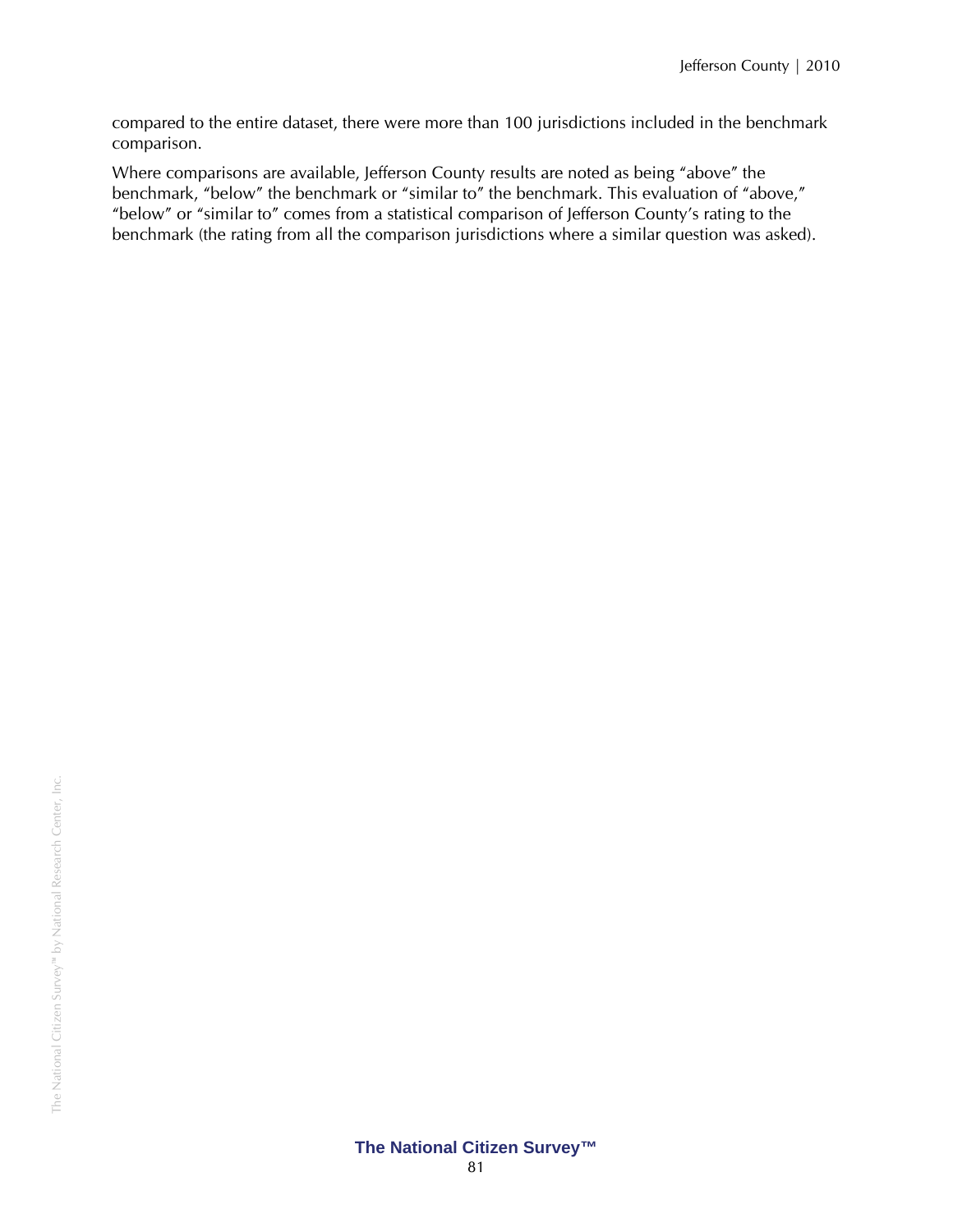compared to the entire dataset, there were more than 100 jurisdictions included in the benchmark comparison.

Where comparisons are available, Jefferson County results are noted as being "above" the benchmark, "below" the benchmark or "similar to" the benchmark. This evaluation of "above," "below" or "similar to" comes from a statistical comparison of Jefferson County's rating to the benchmark (the rating from all the comparison jurisdictions where a similar question was asked).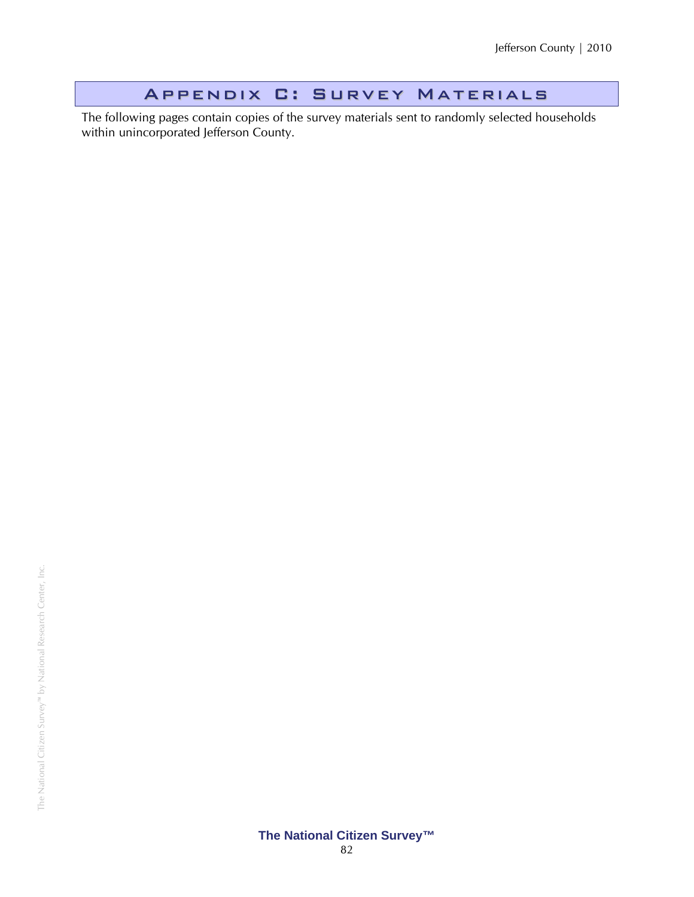# Appendix C: Survey Materials

The following pages contain copies of the survey materials sent to randomly selected households within unincorporated Jefferson County.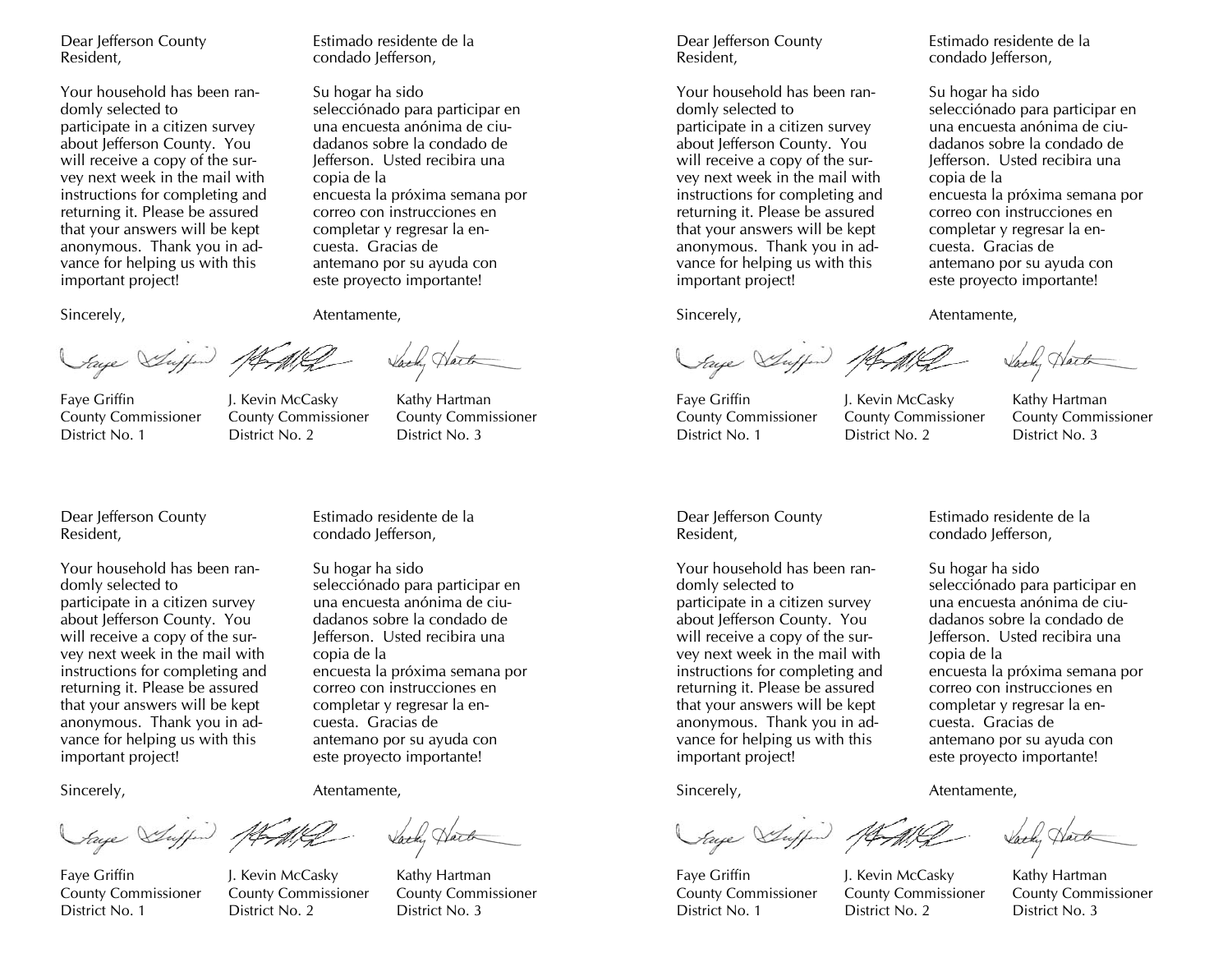Dear Jefferson County Resident,

Your household has been randomly selected to participate in a citizen survey about Jefferson County. You will receive a copy of the survey next week in the mail with instructions for completing and returning it. Please be assured that your answers will be kept anonymous. Thank you in advance for helping us with this important project!

Sincerely,

Estimado residente de la condado Jefferson,

Su hogar ha sido selecciónado para participar en una encuesta anónima de ciudadanos sobre la condado de Jefferson. Usted recibira una copia de la encuesta la próxima semana por correo con instrucciones en completar y regresar la encuesta. Gracias de antemano por su ayuda con este proyecto importante!

Atentamente,

Faye Griffin
County Commissioner
District No. 1

J. Kevin McCasky
County Commissioner
District No. 2

Kathy Hartman
County Commissioner
District No. 3

---

Dear Jefferson County Resident,

Your household has been randomly selected to participate in a citizen survey about Jefferson County. You will receive a copy of the survey next week in the mail with instructions for completing and returning it. Please be assured that your answers will be kept anonymous. Thank you in advance for helping us with this important project!

Sincerely,

Estimado residente de la condado Jefferson,

Su hogar ha sido selecciónado para participar en una encuesta anónima de ciudadanos sobre la condado de Jefferson. Usted recibira una copia de la encuesta la próxima semana por correo con instrucciones en completar y regresar la encuesta. Gracias de antemano por su ayuda con este proyecto importante!

Atentamente,

Faye Griffin
County Commissioner
District No. 1

J. Kevin McCasky
County Commissioner
District No. 2

Kathy Hartman
County Commissioner
District No. 3

---

Dear Jefferson County Resident,

Your household has been randomly selected to participate in a citizen survey about Jefferson County. You will receive a copy of the survey next week in the mail with instructions for completing and returning it. Please be assured that your answers will be kept anonymous. Thank you in advance for helping us with this important project!

Sincerely,

Estimado residente de la condado Jefferson,

Su hogar ha sido selecciónado para participar en una encuesta anónima de ciudadanos sobre la condado de Jefferson. Usted recibira una copia de la encuesta la próxima semana por correo con instrucciones en completar y regresar la encuesta. Gracias de antemano por su ayuda con este proyecto importante!

Atentamente,

Faye Griffin
County Commissioner
District No. 1

J. Kevin McCasky
County Commissioner
District No. 2

Kathy Hartman
County Commissioner
District No. 3

---

Dear Jefferson County Resident,

Your household has been randomly selected to participate in a citizen survey about Jefferson County. You will receive a copy of the survey next week in the mail with instructions for completing and returning it. Please be assured that your answers will be kept anonymous. Thank you in advance for helping us with this important project!

Sincerely,

Estimado residente de la condado Jefferson,

Su hogar ha sido selecciónado para participar en una encuesta anónima de ciudadanos sobre la condado de Jefferson. Usted recibira una copia de la encuesta la próxima semana por correo con instrucciones en completar y regresar la encuesta. Gracias de antemano por su ayuda con este proyecto importante!

Atentamente,

Faye Griffin
County Commissioner
District No. 1

J. Kevin McCasky
County Commissioner
District No. 2

Kathy Hartman
County Commissioner
District No. 3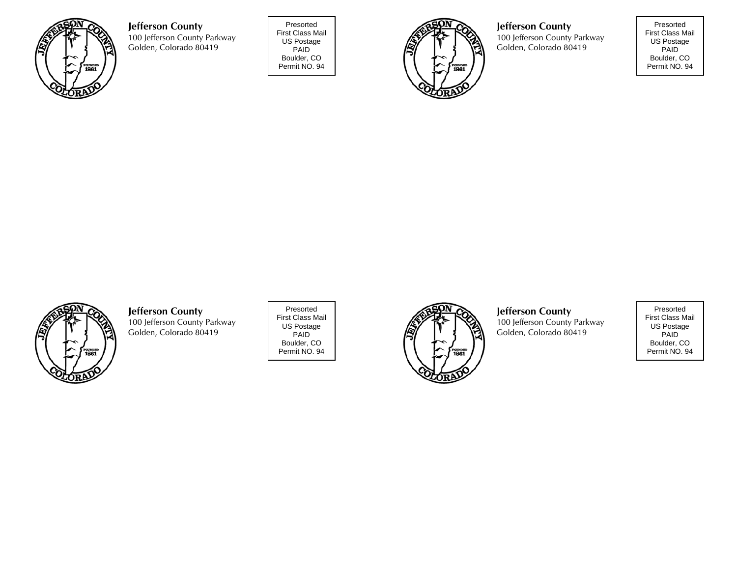**Jefferson County**
100 Jefferson County Parkway
Golden, Colorado 80419

Presorted
First Class Mail
US Postage
PAID
Boulder, CO
Permit NO. 94

**Jefferson County**
100 Jefferson County Parkway
Golden, Colorado 80419

Presorted
First Class Mail
US Postage
PAID
Boulder, CO
Permit NO. 94

**Jefferson County**
100 Jefferson County Parkway
Golden, Colorado 80419

Presorted
First Class Mail
US Postage
PAID
Boulder, CO
Permit NO. 94

**Jefferson County**
100 Jefferson County Parkway
Golden, Colorado 80419

Presorted
First Class Mail
US Postage
PAID
Boulder, CO
Permit NO. 94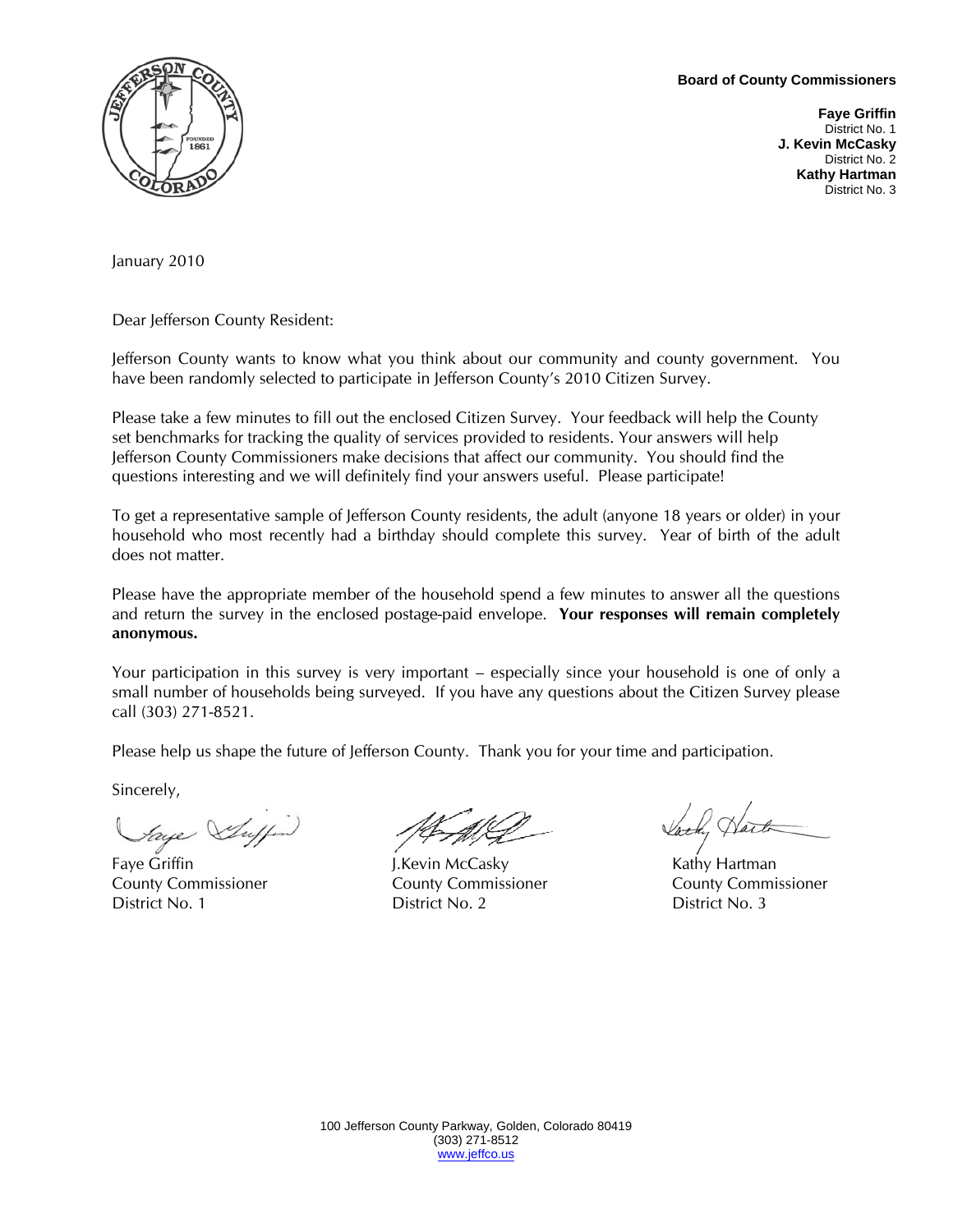**Board of County Commissioners**

**Faye Griffin**
District No. 1
**J. Kevin McCasky**
District No. 2
**Kathy Hartman**
District No. 3

January 2010

Dear Jefferson County Resident:

Jefferson County wants to know what you think about our community and county government. You have been randomly selected to participate in Jefferson County's 2010 Citizen Survey.

Please take a few minutes to fill out the enclosed Citizen Survey. Your feedback will help the County set benchmarks for tracking the quality of services provided to residents. Your answers will help Jefferson County Commissioners make decisions that affect our community. You should find the questions interesting and we will definitely find your answers useful. Please participate!

To get a representative sample of Jefferson County residents, the adult (anyone 18 years or older) in your household who most recently had a birthday should complete this survey. Year of birth of the adult does not matter.

Please have the appropriate member of the household spend a few minutes to answer all the questions and return the survey in the enclosed postage-paid envelope. **Your responses will remain completely anonymous.**

Your participation in this survey is very important – especially since your household is one of only a small number of households being surveyed. If you have any questions about the Citizen Survey please call (303) 271-8521.

Please help us shape the future of Jefferson County. Thank you for your time and participation.

Sincerely,

| Faye Griffin | J.Kevin McCasky | Kathy Hartman |
|---|---|---|
| County Commissioner | County Commissioner | County Commissioner |
| District No. 1 | District No. 2 | District No. 3 |

100 Jefferson County Parkway, Golden, Colorado 80419
(303) 271-8512
www.jeffco.us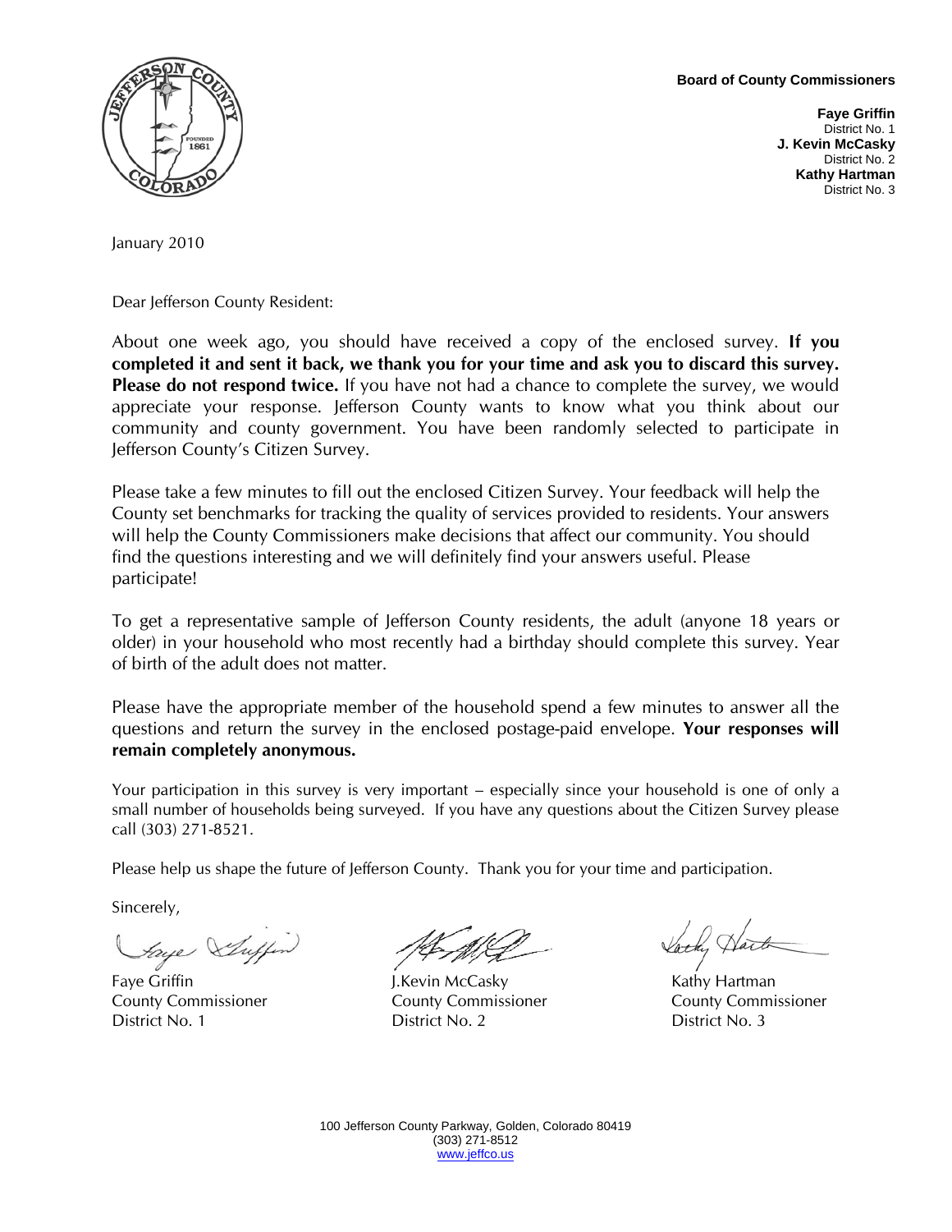**Board of County Commissioners**

**Faye Griffin**
District No. 1
**J. Kevin McCasky**
District No. 2
**Kathy Hartman**
District No. 3

January 2010

Dear Jefferson County Resident:

About one week ago, you should have received a copy of the enclosed survey. **If you completed it and sent it back, we thank you for your time and ask you to discard this survey. Please do not respond twice.** If you have not had a chance to complete the survey, we would appreciate your response. Jefferson County wants to know what you think about our community and county government. You have been randomly selected to participate in Jefferson County's Citizen Survey.

Please take a few minutes to fill out the enclosed Citizen Survey. Your feedback will help the County set benchmarks for tracking the quality of services provided to residents. Your answers will help the County Commissioners make decisions that affect our community. You should find the questions interesting and we will definitely find your answers useful. Please participate!

To get a representative sample of Jefferson County residents, the adult (anyone 18 years or older) in your household who most recently had a birthday should complete this survey. Year of birth of the adult does not matter.

Please have the appropriate member of the household spend a few minutes to answer all the questions and return the survey in the enclosed postage-paid envelope. **Your responses will remain completely anonymous.**

Your participation in this survey is very important – especially since your household is one of only a small number of households being surveyed. If you have any questions about the Citizen Survey please call (303) 271-8521.

Please help us shape the future of Jefferson County. Thank you for your time and participation.

Sincerely,

| Faye Griffin | J.Kevin McCasky | Kathy Hartman |
|---|---|---|
| County Commissioner | County Commissioner | County Commissioner |
| District No. 1 | District No. 2 | District No. 3 |

100 Jefferson County Parkway, Golden, Colorado 80419
(303) 271-8512
www.jeffco.us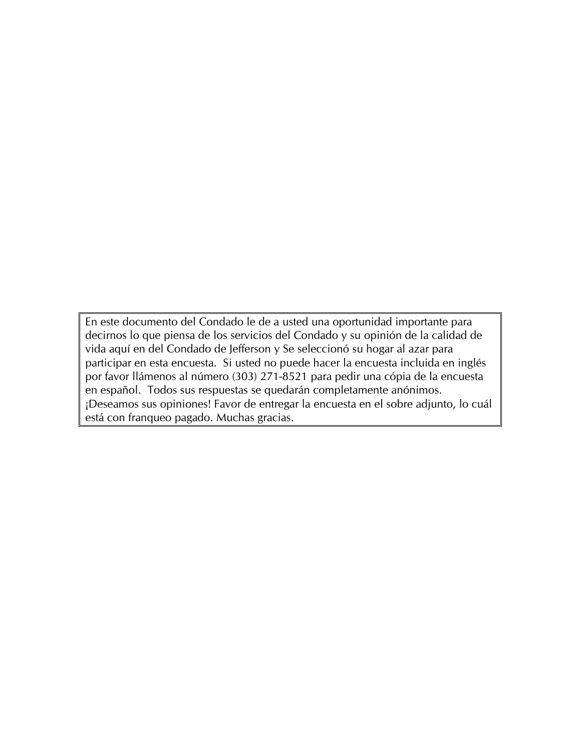En este documento del Condado le de a usted una oportunidad importante para decirnos lo que piensa de los servicios del Condado y su opinión de la calidad de vida aquí en del Condado de Jefferson y Se seleccionó su hogar al azar para participar en esta encuesta. Si usted no puede hacer la encuesta incluida en inglés por favor llámenos al número (303) 271-8521 para pedir una cópia de la encuesta en español. Todos sus respuestas se quedarán completamente anónimos. ¡Deseamos sus opiniones! Favor de entregar la encuesta en el sobre adjunto, lo cuál está con franqueo pagado. Muchas gracias.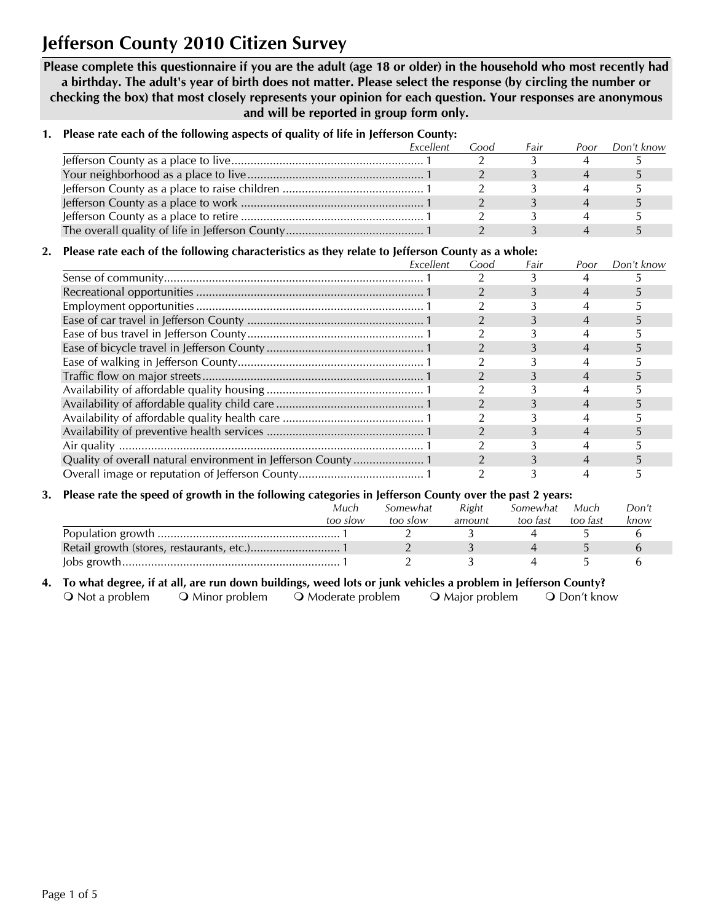# Jefferson County 2010 Citizen Survey

**Please complete this questionnaire if you are the adult (age 18 or older) in the household who most recently had a birthday. The adult's year of birth does not matter. Please select the response (by circling the number or checking the box) that most closely represents your opinion for each question. Your responses are anonymous and will be reported in group form only.**

**1. Please rate each of the following aspects of quality of life in Jefferson County:**

| | *Excellent* | *Good* | *Fair* | *Poor* | *Don't know* |
|---|---|---|---|---|---|
| Jefferson County as a place to live | 1 | 2 | 3 | 4 | 5 |
| Your neighborhood as a place to live | 1 | 2 | 3 | 4 | 5 |
| Jefferson County as a place to raise children | 1 | 2 | 3 | 4 | 5 |
| Jefferson County as a place to work | 1 | 2 | 3 | 4 | 5 |
| Jefferson County as a place to retire | 1 | 2 | 3 | 4 | 5 |
| The overall quality of life in Jefferson County | 1 | 2 | 3 | 4 | 5 |

**2. Please rate each of the following characteristics as they relate to Jefferson County as a whole:**

| | *Excellent* | *Good* | *Fair* | *Poor* | *Don't know* |
|---|---|---|---|---|---|
| Sense of community | 1 | 2 | 3 | 4 | 5 |
| Recreational opportunities | 1 | 2 | 3 | 4 | 5 |
| Employment opportunities | 1 | 2 | 3 | 4 | 5 |
| Ease of car travel in Jefferson County | 1 | 2 | 3 | 4 | 5 |
| Ease of bus travel in Jefferson County | 1 | 2 | 3 | 4 | 5 |
| Ease of bicycle travel in Jefferson County | 1 | 2 | 3 | 4 | 5 |
| Ease of walking in Jefferson County | 1 | 2 | 3 | 4 | 5 |
| Traffic flow on major streets | 1 | 2 | 3 | 4 | 5 |
| Availability of affordable quality housing | 1 | 2 | 3 | 4 | 5 |
| Availability of affordable quality child care | 1 | 2 | 3 | 4 | 5 |
| Availability of affordable quality health care | 1 | 2 | 3 | 4 | 5 |
| Availability of preventive health services | 1 | 2 | 3 | 4 | 5 |
| Air quality | 1 | 2 | 3 | 4 | 5 |
| Quality of overall natural environment in Jefferson County | 1 | 2 | 3 | 4 | 5 |
| Overall image or reputation of Jefferson County | 1 | 2 | 3 | 4 | 5 |

**3. Please rate the speed of growth in the following categories in Jefferson County over the past 2 years:**

| | *Much too slow* | *Somewhat too slow* | *Right amount* | *Somewhat too fast* | *Much too fast* | *Don't know* |
|---|---|---|---|---|---|---|
| Population growth | 1 | 2 | 3 | 4 | 5 | 6 |
| Retail growth (stores, restaurants, etc.) | 1 | 2 | 3 | 4 | 5 | 6 |
| Jobs growth | 1 | 2 | 3 | 4 | 5 | 6 |

**4. To what degree, if at all, are run down buildings, weed lots or junk vehicles a problem in Jefferson County?**

❍ Not a problem ❍ Minor problem ❍ Moderate problem ❍ Major problem ❍ Don't know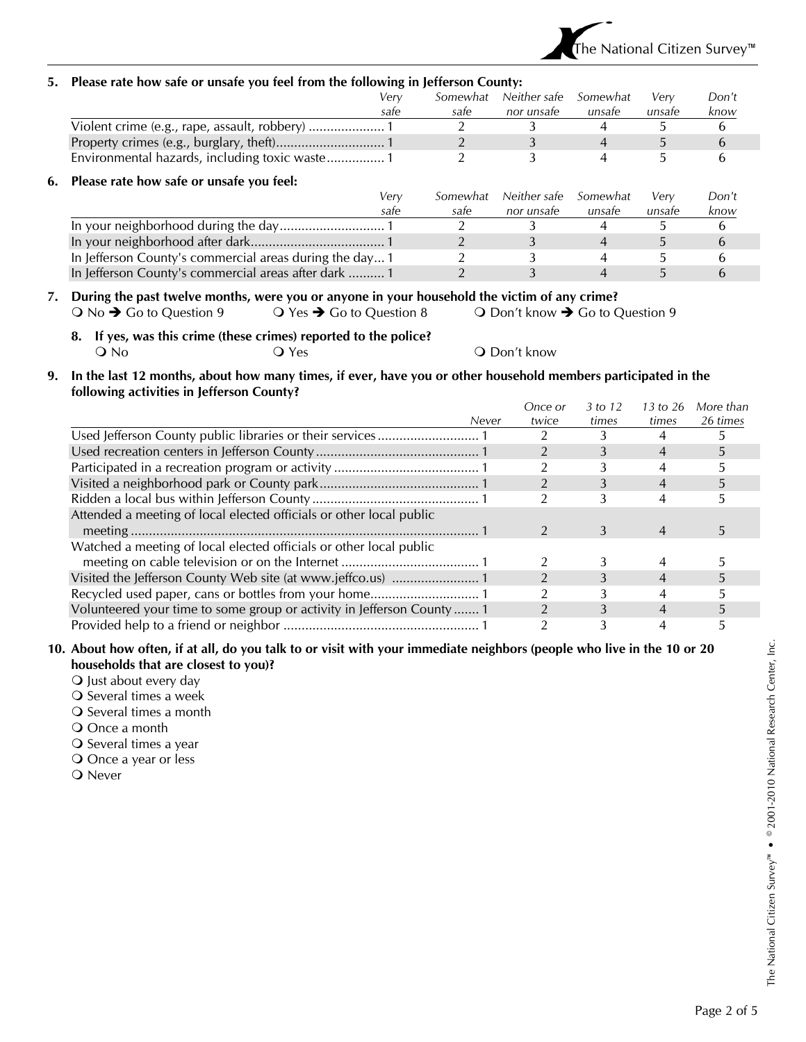**5. Please rate how safe or unsafe you feel from the following in Jefferson County:**

| | *Very safe* | *Somewhat safe* | *Neither safe nor unsafe* | *Somewhat unsafe* | *Very unsafe* | *Don't know* |
|---|---|---|---|---|---|---|
| Violent crime (e.g., rape, assault, robbery) | 1 | 2 | 3 | 4 | 5 | 6 |
| Property crimes (e.g., burglary, theft) | 1 | 2 | 3 | 4 | 5 | 6 |
| Environmental hazards, including toxic waste | 1 | 2 | 3 | 4 | 5 | 6 |

**6. Please rate how safe or unsafe you feel:**

| | *Very safe* | *Somewhat safe* | *Neither safe nor unsafe* | *Somewhat unsafe* | *Very unsafe* | *Don't know* |
|---|---|---|---|---|---|---|
| In your neighborhood during the day | 1 | 2 | 3 | 4 | 5 | 6 |
| In your neighborhood after dark | 1 | 2 | 3 | 4 | 5 | 6 |
| In Jefferson County's commercial areas during the day | 1 | 2 | 3 | 4 | 5 | 6 |
| In Jefferson County's commercial areas after dark | 1 | 2 | 3 | 4 | 5 | 6 |

**7. During the past twelve months, were you or anyone in your household the victim of any crime?**

○ No ➔ Go to Question 9 ○ Yes ➔ Go to Question 8 ○ Don't know ➔ Go to Question 9

**8. If yes, was this crime (these crimes) reported to the police?**

○ No ○ Yes ○ Don't know

**9. In the last 12 months, about how many times, if ever, have you or other household members participated in the following activities in Jefferson County?**

| | *Never* | *Once or twice* | *3 to 12 times* | *13 to 26 times* | *More than 26 times* |
|---|---|---|---|---|---|
| Used Jefferson County public libraries or their services | 1 | 2 | 3 | 4 | 5 |
| Used recreation centers in Jefferson County | 1 | 2 | 3 | 4 | 5 |
| Participated in a recreation program or activity | 1 | 2 | 3 | 4 | 5 |
| Visited a neighborhood park or County park | 1 | 2 | 3 | 4 | 5 |
| Ridden a local bus within Jefferson County | 1 | 2 | 3 | 4 | 5 |
| Attended a meeting of local elected officials or other local public meeting | 1 | 2 | 3 | 4 | 5 |
| Watched a meeting of local elected officials or other local public meeting on cable television or on the Internet | 1 | 2 | 3 | 4 | 5 |
| Visited the Jefferson County Web site (at www.jeffco.us) | 1 | 2 | 3 | 4 | 5 |
| Recycled used paper, cans or bottles from your home | 1 | 2 | 3 | 4 | 5 |
| Volunteered your time to some group or activity in Jefferson County | 1 | 2 | 3 | 4 | 5 |
| Provided help to a friend or neighbor | 1 | 2 | 3 | 4 | 5 |

**10. About how often, if at all, do you talk to or visit with your immediate neighbors (people who live in the 10 or 20 households that are closest to you)?**

○ Just about every day
○ Several times a week
○ Several times a month
○ Once a month
○ Several times a year
○ Once a year or less
○ Never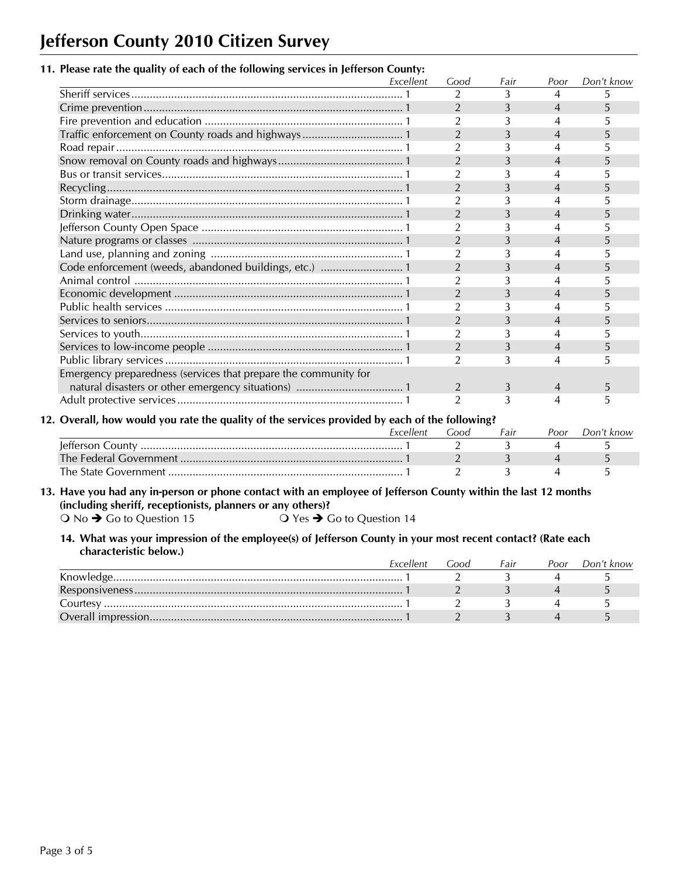# Jefferson County 2010 Citizen Survey

**11. Please rate the quality of each of the following services in Jefferson County:**

| | Excellent | Good | Fair | Poor | Don't know |
|---|---|---|---|---|---|
| Sheriff services | 1 | 2 | 3 | 4 | 5 |
| Crime prevention | 1 | 2 | 3 | 4 | 5 |
| Fire prevention and education | 1 | 2 | 3 | 4 | 5 |
| Traffic enforcement on County roads and highways | 1 | 2 | 3 | 4 | 5 |
| Road repair | 1 | 2 | 3 | 4 | 5 |
| Snow removal on County roads and highways | 1 | 2 | 3 | 4 | 5 |
| Bus or transit services | 1 | 2 | 3 | 4 | 5 |
| Recycling | 1 | 2 | 3 | 4 | 5 |
| Storm drainage | 1 | 2 | 3 | 4 | 5 |
| Drinking water | 1 | 2 | 3 | 4 | 5 |
| Jefferson County Open Space | 1 | 2 | 3 | 4 | 5 |
| Nature programs or classes | 1 | 2 | 3 | 4 | 5 |
| Land use, planning and zoning | 1 | 2 | 3 | 4 | 5 |
| Code enforcement (weeds, abandoned buildings, etc.) | 1 | 2 | 3 | 4 | 5 |
| Animal control | 1 | 2 | 3 | 4 | 5 |
| Economic development | 1 | 2 | 3 | 4 | 5 |
| Public health services | 1 | 2 | 3 | 4 | 5 |
| Services to seniors | 1 | 2 | 3 | 4 | 5 |
| Services to youth | 1 | 2 | 3 | 4 | 5 |
| Services to low-income people | 1 | 2 | 3 | 4 | 5 |
| Public library services | 1 | 2 | 3 | 4 | 5 |
| Emergency preparedness (services that prepare the community for natural disasters or other emergency situations) | 1 | 2 | 3 | 4 | 5 |
| Adult protective services | 1 | 2 | 3 | 4 | 5 |

**12. Overall, how would you rate the quality of the services provided by each of the following?**

| | Excellent | Good | Fair | Poor | Don't know |
|---|---|---|---|---|---|
| Jefferson County | 1 | 2 | 3 | 4 | 5 |
| The Federal Government | 1 | 2 | 3 | 4 | 5 |
| The State Government | 1 | 2 | 3 | 4 | 5 |

**13. Have you had any in-person or phone contact with an employee of Jefferson County within the last 12 months (including sheriff, receptionists, planners or any others)?**

❍ No ➔ Go to Question 15 ❍ Yes ➔ Go to Question 14

**14. What was your impression of the employee(s) of Jefferson County in your most recent contact? (Rate each characteristic below.)**

| | Excellent | Good | Fair | Poor | Don't know |
|---|---|---|---|---|---|
| Knowledge | 1 | 2 | 3 | 4 | 5 |
| Responsiveness | 1 | 2 | 3 | 4 | 5 |
| Courtesy | 1 | 2 | 3 | 4 | 5 |
| Overall impression | 1 | 2 | 3 | 4 | 5 |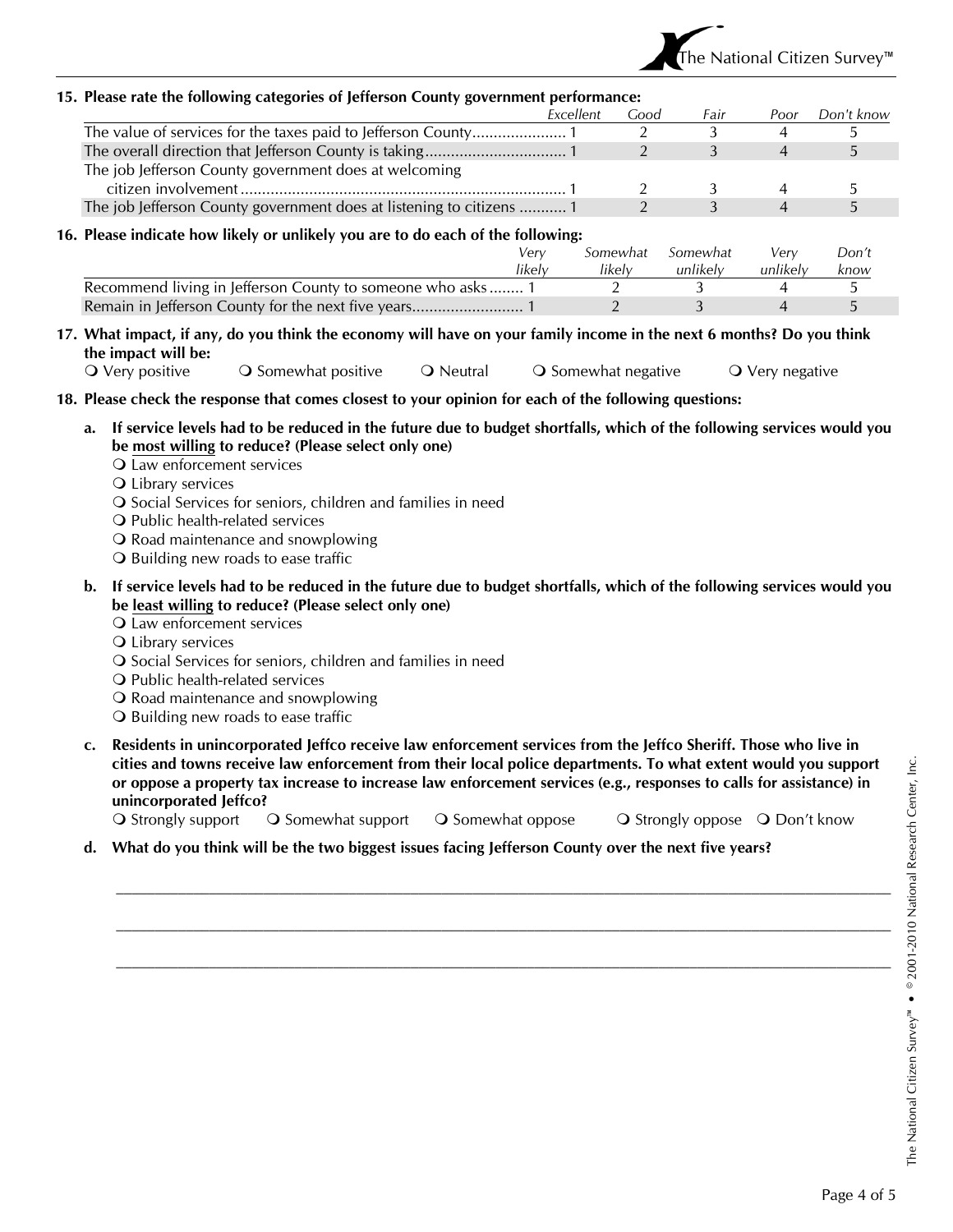**15. Please rate the following categories of Jefferson County government performance:**

| | *Excellent* | *Good* | *Fair* | *Poor* | *Don't know* |
|---|---|---|---|---|---|
| The value of services for the taxes paid to Jefferson County | 1 | 2 | 3 | 4 | 5 |
| The overall direction that Jefferson County is taking | 1 | 2 | 3 | 4 | 5 |
| The job Jefferson County government does at welcoming citizen involvement | 1 | 2 | 3 | 4 | 5 |
| The job Jefferson County government does at listening to citizens | 1 | 2 | 3 | 4 | 5 |

**16. Please indicate how likely or unlikely you are to do each of the following:**

| | *Very likely* | *Somewhat likely* | *Somewhat unlikely* | *Very unlikely* | *Don't know* |
|---|---|---|---|---|---|
| Recommend living in Jefferson County to someone who asks | 1 | 2 | 3 | 4 | 5 |
| Remain in Jefferson County for the next five years | 1 | 2 | 3 | 4 | 5 |

**17. What impact, if any, do you think the economy will have on your family income in the next 6 months? Do you think the impact will be:**

❍ Very positive ❍ Somewhat positive ❍ Neutral ❍ Somewhat negative ❍ Very negative

**18. Please check the response that comes closest to your opinion for each of the following questions:**

**a. If service levels had to be reduced in the future due to budget shortfalls, which of the following services would you be <u>most willing</u> to reduce? (Please select only one)**

- ❍ Law enforcement services
- ❍ Library services
- ❍ Social Services for seniors, children and families in need
- ❍ Public health-related services
- ❍ Road maintenance and snowplowing
- ❍ Building new roads to ease traffic

**b. If service levels had to be reduced in the future due to budget shortfalls, which of the following services would you be <u>least willing</u> to reduce? (Please select only one)**

- ❍ Law enforcement services
- ❍ Library services
- ❍ Social Services for seniors, children and families in need
- ❍ Public health-related services
- ❍ Road maintenance and snowplowing
- ❍ Building new roads to ease traffic

**c. Residents in unincorporated Jeffco receive law enforcement services from the Jeffco Sheriff. Those who live in cities and towns receive law enforcement from their local police departments. To what extent would you support or oppose a property tax increase to increase law enforcement services (e.g., responses to calls for assistance) in unincorporated Jeffco?**

❍ Strongly support ❍ Somewhat support ❍ Somewhat oppose ❍ Strongly oppose ❍ Don't know

**d. What do you think will be the two biggest issues facing Jefferson County over the next five years?**

\_\_\_\_\_\_\_\_\_\_\_\_\_\_\_\_\_\_\_\_\_\_\_\_\_\_\_\_\_\_\_\_\_\_\_\_\_\_\_\_\_\_\_\_\_\_\_\_\_\_\_\_\_\_\_\_\_\_\_\_\_\_\_\_\_\_\_\_\_\_\_\_\_\_\_\_\_\_

\_\_\_\_\_\_\_\_\_\_\_\_\_\_\_\_\_\_\_\_\_\_\_\_\_\_\_\_\_\_\_\_\_\_\_\_\_\_\_\_\_\_\_\_\_\_\_\_\_\_\_\_\_\_\_\_\_\_\_\_\_\_\_\_\_\_\_\_\_\_\_\_\_\_\_\_\_\_

\_\_\_\_\_\_\_\_\_\_\_\_\_\_\_\_\_\_\_\_\_\_\_\_\_\_\_\_\_\_\_\_\_\_\_\_\_\_\_\_\_\_\_\_\_\_\_\_\_\_\_\_\_\_\_\_\_\_\_\_\_\_\_\_\_\_\_\_\_\_\_\_\_\_\_\_\_\_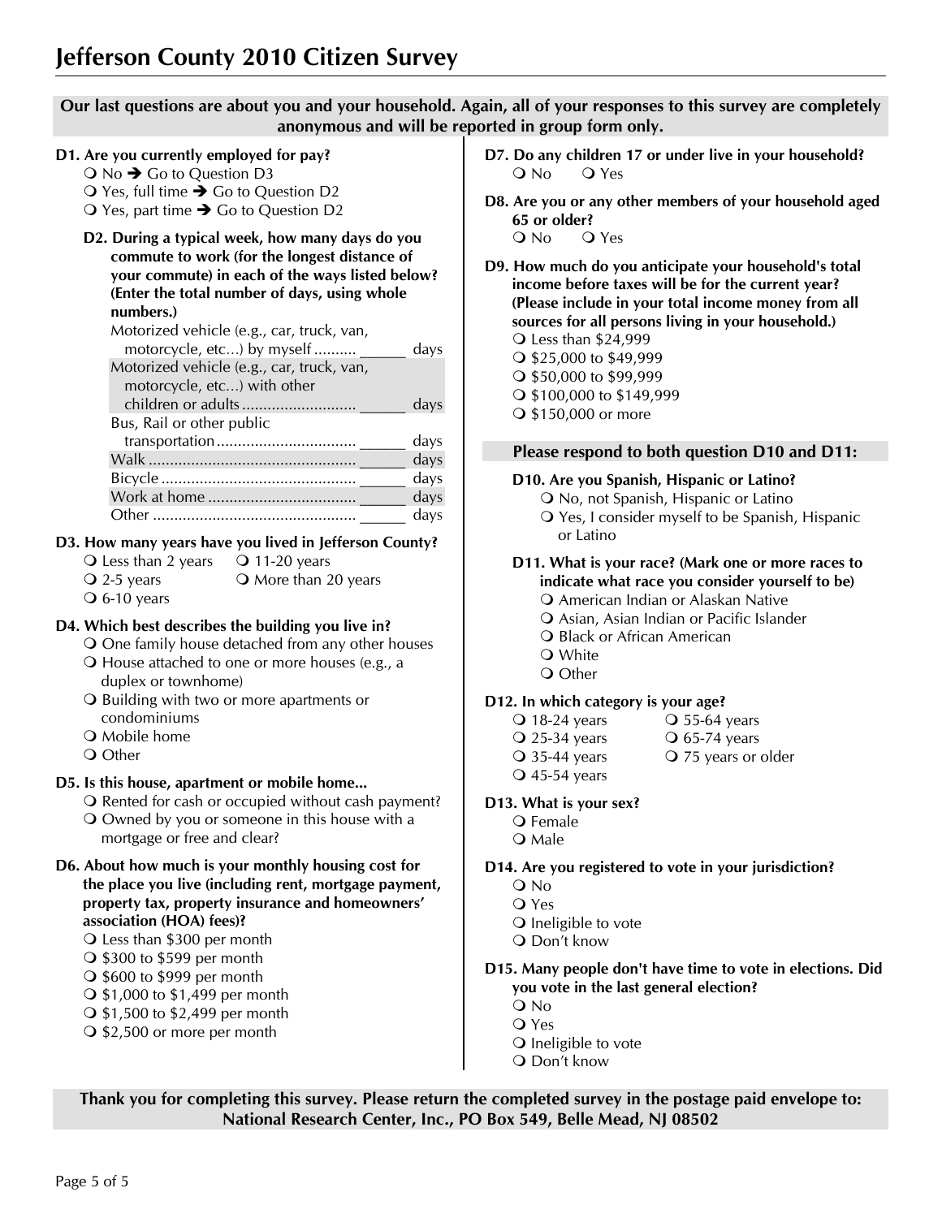# Jefferson County 2010 Citizen Survey

**Our last questions are about you and your household. Again, all of your responses to this survey are completely anonymous and will be reported in group form only.**

**D1. Are you currently employed for pay?**

- ❍ No ➔ Go to Question D3
- ❍ Yes, full time ➔ Go to Question D2
- ❍ Yes, part time ➔ Go to Question D2

**D2. During a typical week, how many days do you commute to work (for the longest distance of your commute) in each of the ways listed below? (Enter the total number of days, using whole numbers.)**

| | | |
|---|---|---|
| Motorized vehicle (e.g., car, truck, van, motorcycle, etc...) by myself | ______ | days |
| Motorized vehicle (e.g., car, truck, van, motorcycle, etc...) with other children or adults | ______ | days |
| Bus, Rail or other public transportation | ______ | days |
| Walk | ______ | days |
| Bicycle | ______ | days |
| Work at home | ______ | days |
| Other | ______ | days |

**D3. How many years have you lived in Jefferson County?**

- ❍ Less than 2 years
- ❍ 2-5 years
- ❍ 6-10 years
- ❍ 11-20 years
- ❍ More than 20 years

**D4. Which best describes the building you live in?**

- ❍ One family house detached from any other houses
- ❍ House attached to one or more houses (e.g., a duplex or townhome)
- ❍ Building with two or more apartments or condominiums
- ❍ Mobile home
- ❍ Other

**D5. Is this house, apartment or mobile home...**

- ❍ Rented for cash or occupied without cash payment?
- ❍ Owned by you or someone in this house with a mortgage or free and clear?

**D6. About how much is your monthly housing cost for the place you live (including rent, mortgage payment, property tax, property insurance and homeowners' association (HOA) fees)?**

- ❍ Less than $300 per month
- ❍ $300 to $599 per month
- ❍ $600 to $999 per month
- ❍ $1,000 to $1,499 per month
- ❍ $1,500 to $2,499 per month
- ❍ $2,500 or more per month

**D7. Do any children 17 or under live in your household?**

❍ No ❍ Yes

**D8. Are you or any other members of your household aged 65 or older?**

❍ No ❍ Yes

**D9. How much do you anticipate your household's total income before taxes will be for the current year? (Please include in your total income money from all sources for all persons living in your household.)**

- ❍ Less than $24,999
- ❍ $25,000 to $49,999
- ❍ $50,000 to $99,999
- ❍ $100,000 to $149,999
- ❍ $150,000 or more

**Please respond to both question D10 and D11:**

**D10. Are you Spanish, Hispanic or Latino?**

- ❍ No, not Spanish, Hispanic or Latino
- ❍ Yes, I consider myself to be Spanish, Hispanic or Latino

**D11. What is your race? (Mark one or more races to indicate what race you consider yourself to be)**

- ❍ American Indian or Alaskan Native
- ❍ Asian, Asian Indian or Pacific Islander
- ❍ Black or African American
- ❍ White
- ❍ Other

**D12. In which category is your age?**

- ❍ 18-24 years
- ❍ 25-34 years
- ❍ 35-44 years
- ❍ 45-54 years
- ❍ 55-64 years
- ❍ 65-74 years
- ❍ 75 years or older

**D13. What is your sex?**

- ❍ Female
- ❍ Male

**D14. Are you registered to vote in your jurisdiction?**

- ❍ No
- ❍ Yes
- ❍ Ineligible to vote
- ❍ Don't know

**D15. Many people don't have time to vote in elections. Did you vote in the last general election?**

- ❍ No
- ❍ Yes
- ❍ Ineligible to vote
- ❍ Don't know

**Thank you for completing this survey. Please return the completed survey in the postage paid envelope to: National Research Center, Inc., PO Box 549, Belle Mead, NJ 08502**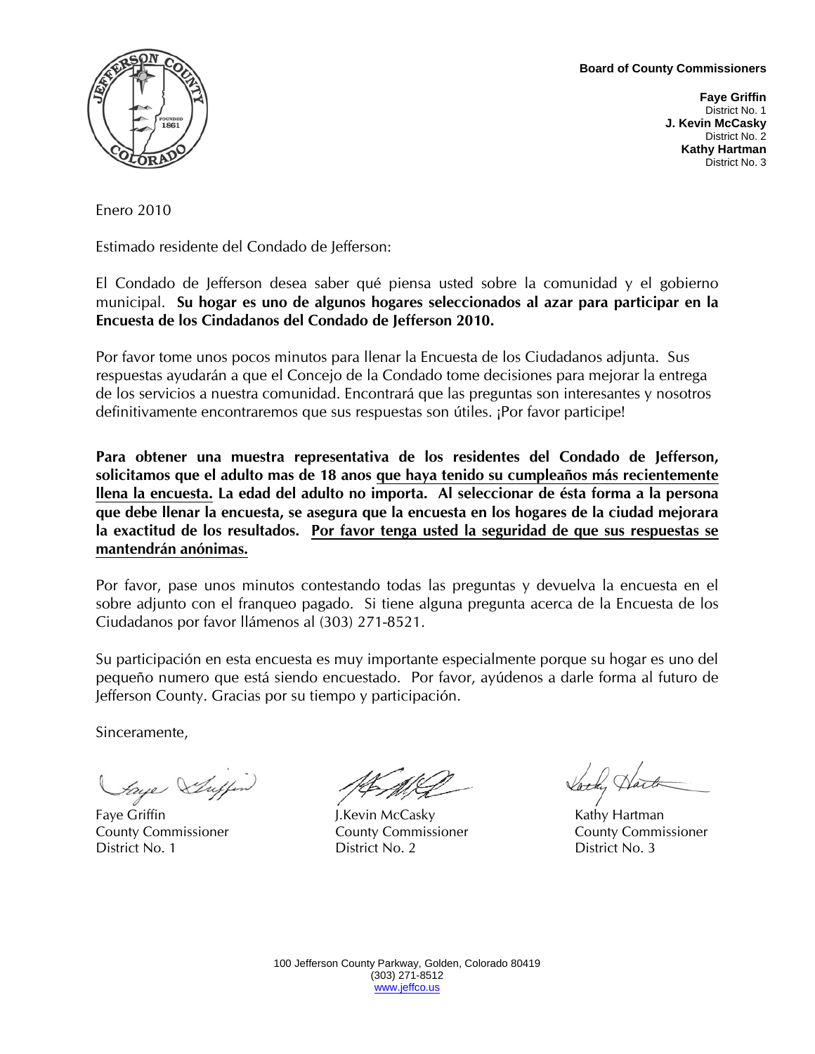**Board of County Commissioners**

**Faye Griffin**
District No. 1
**J. Kevin McCasky**
District No. 2
**Kathy Hartman**
District No. 3

Enero 2010

Estimado residente del Condado de Jefferson:

El Condado de Jefferson desea saber qué piensa usted sobre la comunidad y el gobierno municipal. **Su hogar es uno de algunos hogares seleccionados al azar para participar en la Encuesta de los Cindadanos del Condado de Jefferson 2010.**

Por favor tome unos pocos minutos para llenar la Encuesta de los Ciudadanos adjunta. Sus respuestas ayudarán a que el Concejo de la Condado tome decisiones para mejorar la entrega de los servicios a nuestra comunidad. Encontrará que las preguntas son interesantes y nosotros definitivamente encontraremos que sus respuestas son útiles. ¡Por favor participe!

**Para obtener una muestra representativa de los residentes del Condado de Jefferson, solicitamos que el adulto mas de 18 anos que haya tenido su cumpleaños más recientemente llena la encuesta. La edad del adulto no importa. Al seleccionar de ésta forma a la persona que debe llenar la encuesta, se asegura que la encuesta en los hogares de la ciudad mejorara la exactitud de los resultados. Por favor tenga usted la seguridad de que sus respuestas se mantendrán anónimas.**

Por favor, pase unos minutos contestando todas las preguntas y devuelva la encuesta en el sobre adjunto con el franqueo pagado. Si tiene alguna pregunta acerca de la Encuesta de los Ciudadanos por favor llámenos al (303) 271-8521.

Su participación en esta encuesta es muy importante especialmente porque su hogar es uno del pequeño numero que está siendo encuestado. Por favor, ayúdenos a darle forma al futuro de Jefferson County. Gracias por su tiempo y participación.

Sinceramente,

Faye Griffin
County Commissioner
District No. 1

J.Kevin McCasky
County Commissioner
District No. 2

Kathy Hartman
County Commissioner
District No. 3

100 Jefferson County Parkway, Golden, Colorado 80419
(303) 271-8512
www.jeffco.us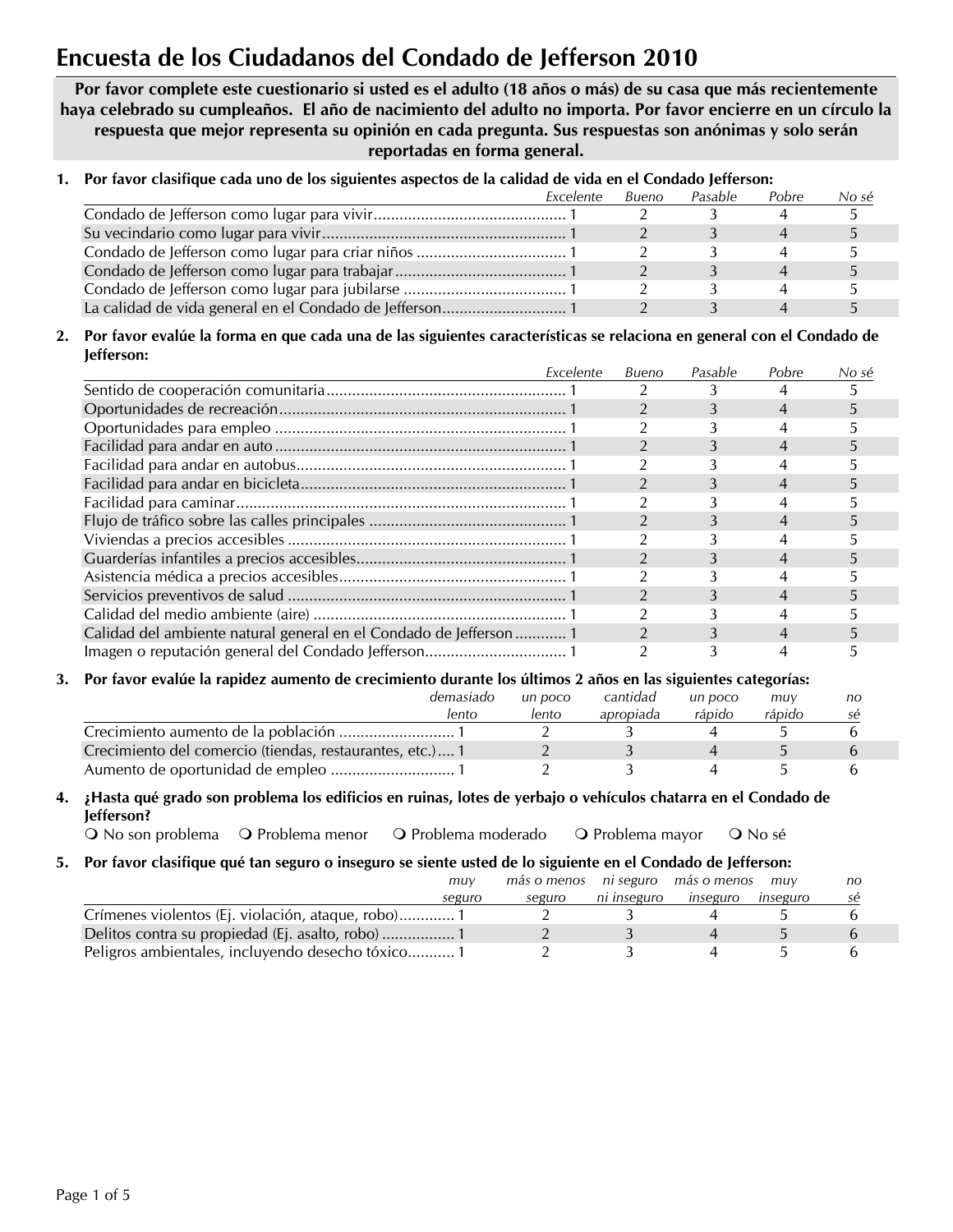# Encuesta de los Ciudadanos del Condado de Jefferson 2010

**Por favor complete este cuestionario si usted es el adulto (18 años o más) de su casa que más recientemente haya celebrado su cumpleaños. El año de nacimiento del adulto no importa. Por favor encierre en un círculo la respuesta que mejor representa su opinión en cada pregunta. Sus respuestas son anónimas y solo serán reportadas en forma general.**

**1. Por favor clasifique cada uno de los siguientes aspectos de la calidad de vida en el Condado Jefferson:**

| | *Excelente* | *Bueno* | *Pasable* | *Pobre* | *No sé* |
|---|---|---|---|---|---|
| Condado de Jefferson como lugar para vivir | 1 | 2 | 3 | 4 | 5 |
| Su vecindario como lugar para vivir | 1 | 2 | 3 | 4 | 5 |
| Condado de Jefferson como lugar para criar niños | 1 | 2 | 3 | 4 | 5 |
| Condado de Jefferson como lugar para trabajar | 1 | 2 | 3 | 4 | 5 |
| Condado de Jefferson como lugar para jubilarse | 1 | 2 | 3 | 4 | 5 |
| La calidad de vida general en el Condado de Jefferson | 1 | 2 | 3 | 4 | 5 |

**2. Por favor evalúe la forma en que cada una de las siguientes características se relaciona en general con el Condado de Jefferson:**

| | *Excelente* | *Bueno* | *Pasable* | *Pobre* | *No sé* |
|---|---|---|---|---|---|
| Sentido de cooperación comunitaria | 1 | 2 | 3 | 4 | 5 |
| Oportunidades de recreación | 1 | 2 | 3 | 4 | 5 |
| Oportunidades para empleo | 1 | 2 | 3 | 4 | 5 |
| Facilidad para andar en auto | 1 | 2 | 3 | 4 | 5 |
| Facilidad para andar en autobus | 1 | 2 | 3 | 4 | 5 |
| Facilidad para andar en bicicleta | 1 | 2 | 3 | 4 | 5 |
| Facilidad para caminar | 1 | 2 | 3 | 4 | 5 |
| Flujo de tráfico sobre las calles principales | 1 | 2 | 3 | 4 | 5 |
| Viviendas a precios accesibles | 1 | 2 | 3 | 4 | 5 |
| Guarderías infantiles a precios accesibles | 1 | 2 | 3 | 4 | 5 |
| Asistencia médica a precios accesibles | 1 | 2 | 3 | 4 | 5 |
| Servicios preventivos de salud | 1 | 2 | 3 | 4 | 5 |
| Calidad del medio ambiente (aire) | 1 | 2 | 3 | 4 | 5 |
| Calidad del ambiente natural general en el Condado de Jefferson | 1 | 2 | 3 | 4 | 5 |
| Imagen o reputación general del Condado Jefferson | 1 | 2 | 3 | 4 | 5 |

**3. Por favor evalúe la rapidez aumento de crecimiento durante los últimos 2 años en las siguientes categorías:**

| | *demasiado lento* | *un poco lento* | *cantidad apropiada* | *un poco rápido* | *muy rápido* | *no sé* |
|---|---|---|---|---|---|---|
| Crecimiento aumento de la población | 1 | 2 | 3 | 4 | 5 | 6 |
| Crecimiento del comercio (tiendas, restaurantes, etc.) | 1 | 2 | 3 | 4 | 5 | 6 |
| Aumento de oportunidad de empleo | 1 | 2 | 3 | 4 | 5 | 6 |

**4. ¿Hasta qué grado son problema los edificios en ruinas, lotes de yerbajo o vehículos chatarra en el Condado de Jefferson?**

❍ No son problema ❍ Problema menor ❍ Problema moderado ❍ Problema mayor ❍ No sé

**5. Por favor clasifique qué tan seguro o inseguro se siente usted de lo siguiente en el Condado de Jefferson:**

| | *muy seguro* | *más o menos seguro* | *ni seguro ni inseguro* | *más o menos inseguro* | *muy inseguro* | *no sé* |
|---|---|---|---|---|---|---|
| Crímenes violentos (Ej. violación, ataque, robo) | 1 | 2 | 3 | 4 | 5 | 6 |
| Delitos contra su propiedad (Ej. asalto, robo) | 1 | 2 | 3 | 4 | 5 | 6 |
| Peligros ambientales, incluyendo desecho tóxico | 1 | 2 | 3 | 4 | 5 | 6 |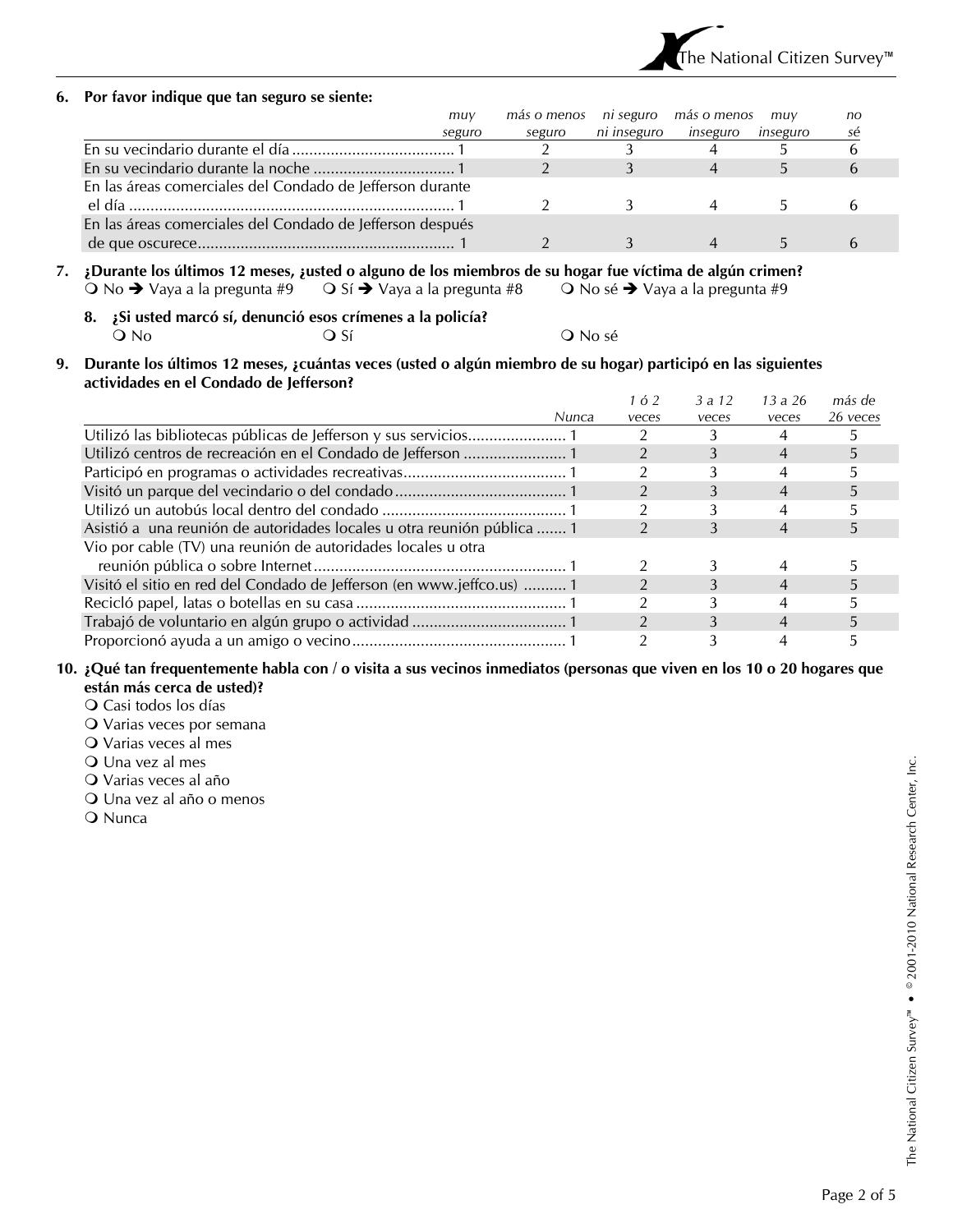**6. Por favor indique que tan seguro se siente:**

| | *muy seguro* | *más o menos seguro* | *ni seguro ni inseguro* | *más o menos inseguro* | *muy inseguro* | *no sé* |
|---|---|---|---|---|---|---|
| En su vecindario durante el día | 1 | 2 | 3 | 4 | 5 | 6 |
| En su vecindario durante la noche | 1 | 2 | 3 | 4 | 5 | 6 |
| En las áreas comerciales del Condado de Jefferson durante el día | 1 | 2 | 3 | 4 | 5 | 6 |
| En las áreas comerciales del Condado de Jefferson después de que oscurece | 1 | 2 | 3 | 4 | 5 | 6 |

**7. ¿Durante los últimos 12 meses, ¿usted o alguno de los miembros de su hogar fue víctima de algún crimen?**
❍ No ➔ Vaya a la pregunta #9 ❍ Sí ➔ Vaya a la pregunta #8 ❍ No sé ➔ Vaya a la pregunta #9

**8. ¿Si usted marcó sí, denunció esos crímenes a la policía?**
❍ No ❍ Sí ❍ No sé

**9. Durante los últimos 12 meses, ¿cuántas veces (usted o algún miembro de su hogar) participó en las siguientes actividades en el Condado de Jefferson?**

| | *Nunca* | *1 ó 2 veces* | *3 a 12 veces* | *13 a 26 veces* | *más de 26 veces* |
|---|---|---|---|---|---|
| Utilizó las bibliotecas públicas de Jefferson y sus servicios | 1 | 2 | 3 | 4 | 5 |
| Utilizó centros de recreación en el Condado de Jefferson | 1 | 2 | 3 | 4 | 5 |
| Participó en programas o actividades recreativas | 1 | 2 | 3 | 4 | 5 |
| Visitó un parque del vecindario o del condado | 1 | 2 | 3 | 4 | 5 |
| Utilizó un autobús local dentro del condado | 1 | 2 | 3 | 4 | 5 |
| Asistió a una reunión de autoridades locales u otra reunión pública | 1 | 2 | 3 | 4 | 5 |
| Vio por cable (TV) una reunión de autoridades locales u otra reunión pública o sobre Internet | 1 | 2 | 3 | 4 | 5 |
| Visitó el sitio en red del Condado de Jefferson (en www.jeffco.us) | 1 | 2 | 3 | 4 | 5 |
| Recicló papel, latas o botellas en su casa | 1 | 2 | 3 | 4 | 5 |
| Trabajó de voluntario en algún grupo o actividad | 1 | 2 | 3 | 4 | 5 |
| Proporcionó ayuda a un amigo o vecino | 1 | 2 | 3 | 4 | 5 |

**10. ¿Qué tan frequentemente habla con / o visita a sus vecinos inmediatos (personas que viven en los 10 o 20 hogares que están más cerca de usted)?**

❍ Casi todos los días
❍ Varias veces por semana
❍ Varias veces al mes
❍ Una vez al mes
❍ Varias veces al año
❍ Una vez al año o menos
❍ Nunca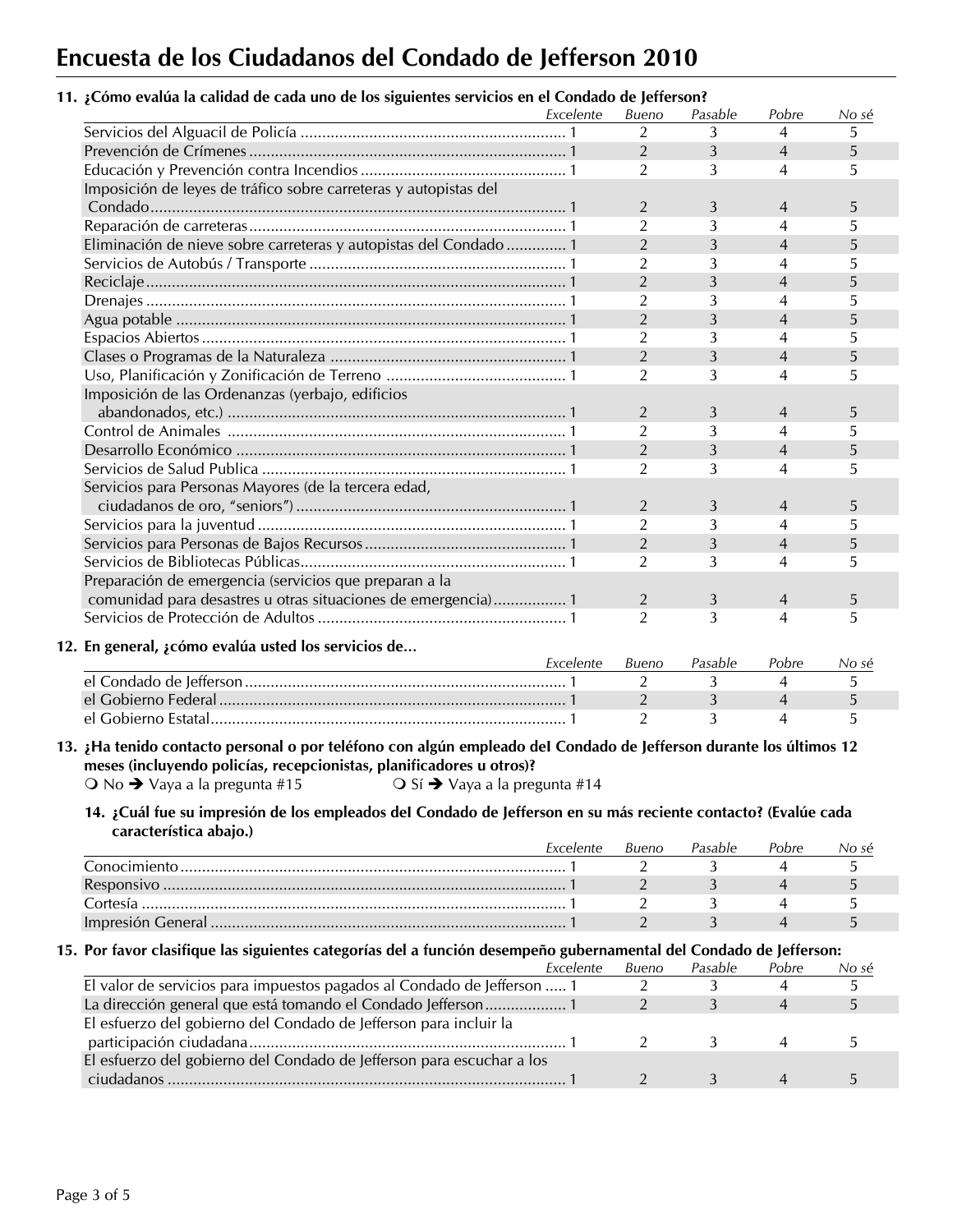# Encuesta de los Ciudadanos del Condado de Jefferson 2010

**11. ¿Cómo evalúa la calidad de cada uno de los siguientes servicios en el Condado de Jefferson?**

| | *Excelente* | *Bueno* | *Pasable* | *Pobre* | *No sé* |
|---|---|---|---|---|---|
| Servicios del Alguacil de Policía | 1 | 2 | 3 | 4 | 5 |
| Prevención de Crímenes | 1 | 2 | 3 | 4 | 5 |
| Educación y Prevención contra Incendios | 1 | 2 | 3 | 4 | 5 |
| Imposición de leyes de tráfico sobre carreteras y autopistas del Condado | 1 | 2 | 3 | 4 | 5 |
| Reparación de carreteras | 1 | 2 | 3 | 4 | 5 |
| Eliminación de nieve sobre carreteras y autopistas del Condado | 1 | 2 | 3 | 4 | 5 |
| Servicios de Autobús / Transporte | 1 | 2 | 3 | 4 | 5 |
| Reciclaje | 1 | 2 | 3 | 4 | 5 |
| Drenajes | 1 | 2 | 3 | 4 | 5 |
| Agua potable | 1 | 2 | 3 | 4 | 5 |
| Espacios Abiertos | 1 | 2 | 3 | 4 | 5 |
| Clases o Programas de la Naturaleza | 1 | 2 | 3 | 4 | 5 |
| Uso, Planificación y Zonificación de Terreno | 1 | 2 | 3 | 4 | 5 |
| Imposición de las Ordenanzas (yerbajo, edificios abandonados, etc.) | 1 | 2 | 3 | 4 | 5 |
| Control de Animales | 1 | 2 | 3 | 4 | 5 |
| Desarrollo Económico | 1 | 2 | 3 | 4 | 5 |
| Servicios de Salud Publica | 1 | 2 | 3 | 4 | 5 |
| Servicios para Personas Mayores (de la tercera edad, ciudadanos de oro, "seniors") | 1 | 2 | 3 | 4 | 5 |
| Servicios para la juventud | 1 | 2 | 3 | 4 | 5 |
| Servicios para Personas de Bajos Recursos | 1 | 2 | 3 | 4 | 5 |
| Servicios de Bibliotecas Públicas | 1 | 2 | 3 | 4 | 5 |
| Preparación de emergencia (servicios que preparan a la comunidad para desastres u otras situaciones de emergencia) | 1 | 2 | 3 | 4 | 5 |
| Servicios de Protección de Adultos | 1 | 2 | 3 | 4 | 5 |

**12. En general, ¿cómo evalúa usted los servicios de…**

| | *Excelente* | *Bueno* | *Pasable* | *Pobre* | *No sé* |
|---|---|---|---|---|---|
| el Condado de Jefferson | 1 | 2 | 3 | 4 | 5 |
| el Gobierno Federal | 1 | 2 | 3 | 4 | 5 |
| el Gobierno Estatal | 1 | 2 | 3 | 4 | 5 |

**13. ¿Ha tenido contacto personal o por teléfono con algún empleado del Condado de Jefferson durante los últimos 12 meses (incluyendo policías, recepcionistas, planificadores u otros)?**

❍ No ➔ Vaya a la pregunta #15 ❍ Sí ➔ Vaya a la pregunta #14

**14. ¿Cuál fue su impresión de los empleados del Condado de Jefferson en su más reciente contacto? (Evalúe cada característica abajo.)**

| | *Excelente* | *Bueno* | *Pasable* | *Pobre* | *No sé* |
|---|---|---|---|---|---|
| Conocimiento | 1 | 2 | 3 | 4 | 5 |
| Responsivo | 1 | 2 | 3 | 4 | 5 |
| Cortesía | 1 | 2 | 3 | 4 | 5 |
| Impresión General | 1 | 2 | 3 | 4 | 5 |

**15. Por favor clasifique las siguientes categorías del a función desempeño gubernamental del Condado de Jefferson:**

| | *Excelente* | *Bueno* | *Pasable* | *Pobre* | *No sé* |
|---|---|---|---|---|---|
| El valor de servicios para impuestos pagados al Condado de Jefferson | 1 | 2 | 3 | 4 | 5 |
| La dirección general que está tomando el Condado Jefferson | 1 | 2 | 3 | 4 | 5 |
| El esfuerzo del gobierno del Condado de Jefferson para incluir la participación ciudadana | 1 | 2 | 3 | 4 | 5 |
| El esfuerzo del gobierno del Condado de Jefferson para escuchar a los ciudadanos | 1 | 2 | 3 | 4 | 5 |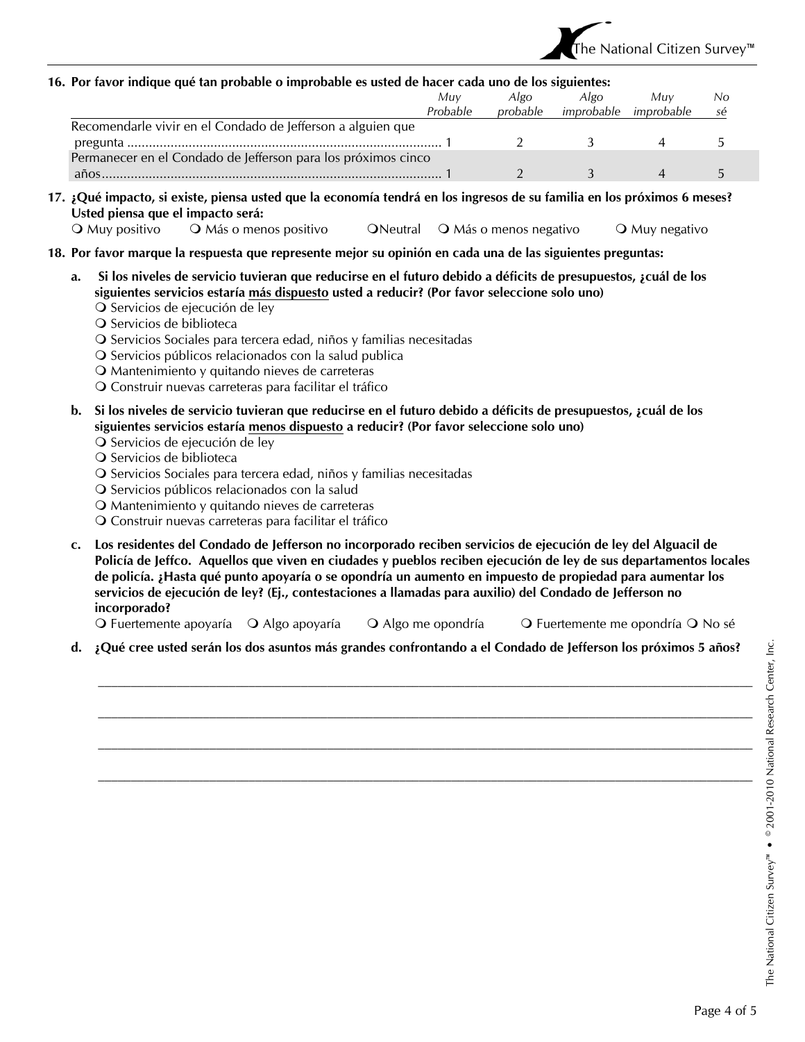**16. Por favor indique qué tan probable o improbable es usted de hacer cada uno de los siguientes:**

| | *Muy Probable* | *Algo probable* | *Algo improbable* | *Muy improbable* | *No sé* |
|---|---|---|---|---|---|
| Recomendarle vivir en el Condado de Jefferson a alguien que pregunta | 1 | 2 | 3 | 4 | 5 |
| Permanecer en el Condado de Jefferson para los próximos cinco años | 1 | 2 | 3 | 4 | 5 |

**17. ¿Qué impacto, si existe, piensa usted que la economía tendrá en los ingresos de su familia en los próximos 6 meses? Usted piensa que el impacto será:**

❍ Muy positivo ❍ Más o menos positivo ❍ Neutral ❍ Más o menos negativo ❍ Muy negativo

**18. Por favor marque la respuesta que represente mejor su opinión en cada una de las siguientes preguntas:**

**a. Si los niveles de servicio tuvieran que reducirse en el futuro debido a déficits de presupuestos, ¿cuál de los siguientes servicios estaría más dispuesto usted a reducir? (Por favor seleccione solo uno)**

❍ Servicios de ejecución de ley
❍ Servicios de biblioteca
❍ Servicios Sociales para tercera edad, niños y familias necesitadas
❍ Servicios públicos relacionados con la salud publica
❍ Mantenimiento y quitando nieves de carreteras
❍ Construir nuevas carreteras para facilitar el tráfico

**b. Si los niveles de servicio tuvieran que reducirse en el futuro debido a déficits de presupuestos, ¿cuál de los siguientes servicios estaría menos dispuesto a reducir? (Por favor seleccione solo uno)**

❍ Servicios de ejecución de ley
❍ Servicios de biblioteca
❍ Servicios Sociales para tercera edad, niños y familias necesitadas
❍ Servicios públicos relacionados con la salud
❍ Mantenimiento y quitando nieves de carreteras
❍ Construir nuevas carreteras para facilitar el tráfico

**c. Los residentes del Condado de Jefferson no incorporado reciben servicios de ejecución de ley del Alguacil de Policía de Jeffco. Aquellos que viven en ciudades y pueblos reciben ejecución de ley de sus departamentos locales de policía. ¿Hasta qué punto apoyaría o se opondría un aumento en impuesto de propiedad para aumentar los servicios de ejecución de ley? (Ej., contestaciones a llamadas para auxilio) del Condado de Jefferson no incorporado?**

❍ Fuertemente apoyaría ❍ Algo apoyaría ❍ Algo me opondría ❍ Fuertemente me opondría ❍ No sé

**d. ¿Qué cree usted serán los dos asuntos más grandes confrontando a el Condado de Jefferson los próximos 5 años?**

______________________________________________________________________________

______________________________________________________________________________

______________________________________________________________________________

______________________________________________________________________________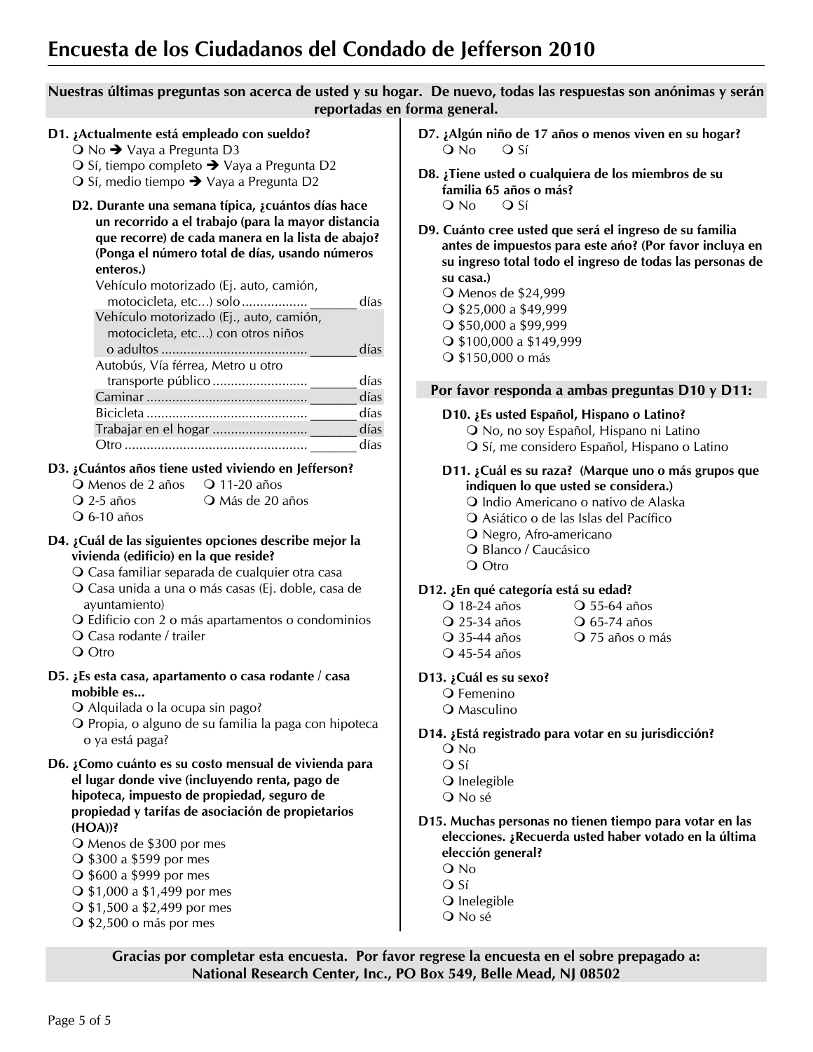# Encuesta de los Ciudadanos del Condado de Jefferson 2010

**Nuestras últimas preguntas son acerca de usted y su hogar. De nuevo, todas las respuestas son anónimas y serán reportadas en forma general.**

**D1. ¿Actualmente está empleado con sueldo?**
- ❍ No ➔ Vaya a Pregunta D3
- ❍ Sí, tiempo completo ➔ Vaya a Pregunta D2
- ❍ Sí, medio tiempo ➔ Vaya a Pregunta D2

**D2. Durante una semana típica, ¿cuántos días hace un recorrido a el trabajo (para la mayor distancia que recorre) de cada manera en la lista de abajo? (Ponga el número total de días, usando números enteros.)**

| | |
|---|---|
| Vehículo motorizado (Ej. auto, camión, motocicleta, etc...) solo | _______ días |
| Vehículo motorizado (Ej., auto, camión, motocicleta, etc...) con otros niños o adultos | _______ días |
| Autobús, Vía férrea, Metro u otro transporte público | _______ días |
| Caminar | _______ días |
| Bicicleta | _______ días |
| Trabajar en el hogar | _______ días |
| Otro | _______ días |

**D3. ¿Cuántos años tiene usted viviendo en Jefferson?**
- ❍ Menos de 2 años
- ❍ 2-5 años
- ❍ 6-10 años
- ❍ 11-20 años
- ❍ Más de 20 años

**D4. ¿Cuál de las siguientes opciones describe mejor la vivienda (edificio) en la que reside?**
- ❍ Casa familiar separada de cualquier otra casa
- ❍ Casa unida a una o más casas (Ej. doble, casa de ayuntamiento)
- ❍ Edificio con 2 o más apartamentos o condominios
- ❍ Casa rodante / trailer
- ❍ Otro

**D5. ¿Es esta casa, apartamento o casa rodante / casa mobile es...**
- ❍ Alquilada o la ocupa sin pago?
- ❍ Propia, o alguno de su familia la paga con hipoteca o ya está paga?

**D6. ¿Como cuánto es su costo mensual de vivienda para el lugar donde vive (incluyendo renta, pago de hipoteca, impuesto de propiedad, seguro de propiedad y tarifas de asociación de propietarios (HOA))?**
- ❍ Menos de $300 por mes
- ❍ $300 a $599 por mes
- ❍ $600 a $999 por mes
- ❍ $1,000 a $1,499 por mes
- ❍ $1,500 a $2,499 por mes
- ❍ $2,500 o más por mes

**D7. ¿Algún niño de 17 años o menos viven en su hogar?**
- ❍ No
- ❍ Sí

**D8. ¿Tiene usted o cualquiera de los miembros de su familia 65 años o más?**
- ❍ No
- ❍ Sí

**D9. Cuánto cree usted que será el ingreso de su familia antes de impuestos para este año? (Por favor incluya en su ingreso total todo el ingreso de todas las personas de su casa.)**
- ❍ Menos de $24,999
- ❍ $25,000 a $49,999
- ❍ $50,000 a $99,999
- ❍ $100,000 a $149,999
- ❍ $150,000 o más

**Por favor responda a ambas preguntas D10 y D11:**

**D10. ¿Es usted Español, Hispano o Latino?**
- ❍ No, no soy Español, Hispano ni Latino
- ❍ Sí, me considero Español, Hispano o Latino

**D11. ¿Cuál es su raza? (Marque uno o más grupos que indiquen lo que usted se considera.)**
- ❍ Indio Americano o nativo de Alaska
- ❍ Asiático o de las Islas del Pacífico
- ❍ Negro, Afro-americano
- ❍ Blanco / Caucásico
- ❍ Otro

**D12. ¿En qué categoría está su edad?**
- ❍ 18-24 años
- ❍ 25-34 años
- ❍ 35-44 años
- ❍ 45-54 años
- ❍ 55-64 años
- ❍ 65-74 años
- ❍ 75 años o más

**D13. ¿Cuál es su sexo?**
- ❍ Femenino
- ❍ Masculino

**D14. ¿Está registrado para votar en su jurisdicción?**
- ❍ No
- ❍ Sí
- ❍ Inelegible
- ❍ No sé

**D15. Muchas personas no tienen tiempo para votar en las elecciones. ¿Recuerda usted haber votado en la última elección general?**
- ❍ No
- ❍ Sí
- ❍ Inelegible
- ❍ No sé

**Gracias por completar esta encuesta. Por favor regrese la encuesta en el sobre prepagado a: National Research Center, Inc., PO Box 549, Belle Mead, NJ 08502**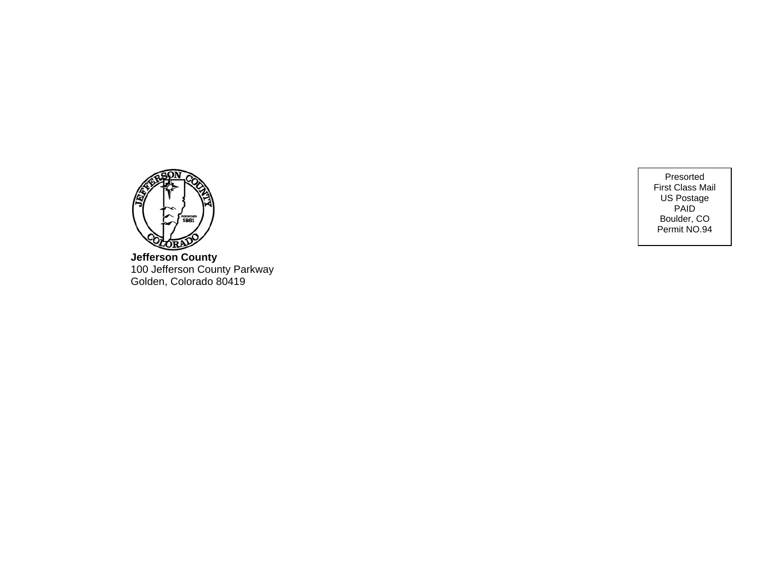**Jefferson County**
100 Jefferson County Parkway
Golden, Colorado 80419

Presorted
First Class Mail
US Postage
PAID
Boulder, CO
Permit NO.94